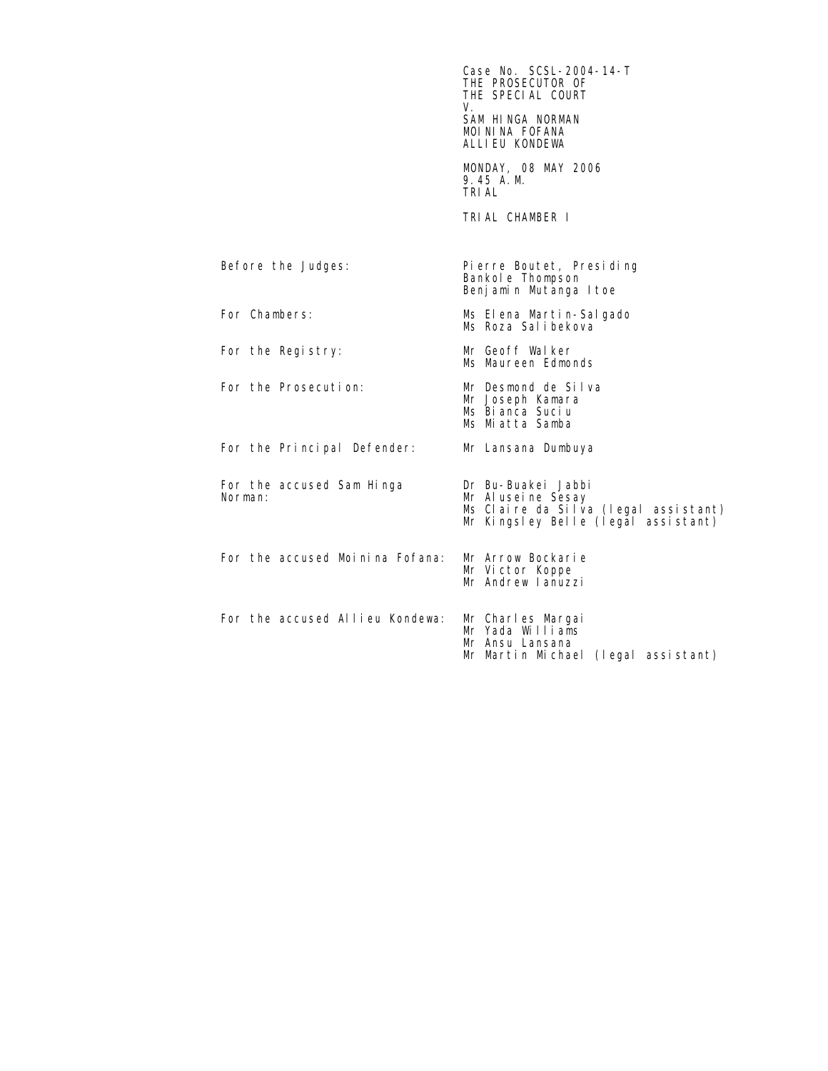Case No. SCSL-2004-14-T
THE PROSECUTOR OF
THE SPECIAL COURT
V.
SAM HINGA NORMAN
MOININA FOFANA
ALLIEU KONDEWA

MONDAY, 08 MAY 2006
9.45 A.M.
TRIAL

TRIAL CHAMBER I

| | |
|---|---|
| Before the Judges: | Pierre Boutet, Presiding<br>Bankole Thompson<br>Benjamin Mutanga Itoe |
| For Chambers: | Ms Elena Martin-Salgado<br>Ms Roza Salibekova |
| For the Registry: | Mr Geoff Walker<br>Ms Maureen Edmonds |
| For the Prosecution: | Mr Desmond de Silva<br>Mr Joseph Kamara<br>Ms Bianca Suciu<br>Ms Miatta Samba |
| For the Principal Defender: | Mr Lansana Dumbuya |
| For the accused Sam Hinga Norman: | Dr Bu-Buakei Jabbi<br>Mr Aluseine Sesay<br>Ms Claire da Silva (legal assistant)<br>Mr Kingsley Belle (legal assistant) |
| For the accused Moinina Fofana: | Mr Arrow Bockarie<br>Mr Victor Koppe<br>Mr Andrew Ianuzzi |
| For the accused Allieu Kondewa: | Mr Charles Margai<br>Mr Yada Williams<br>Mr Ansu Lansana<br>Mr Martin Michael (legal assistant) |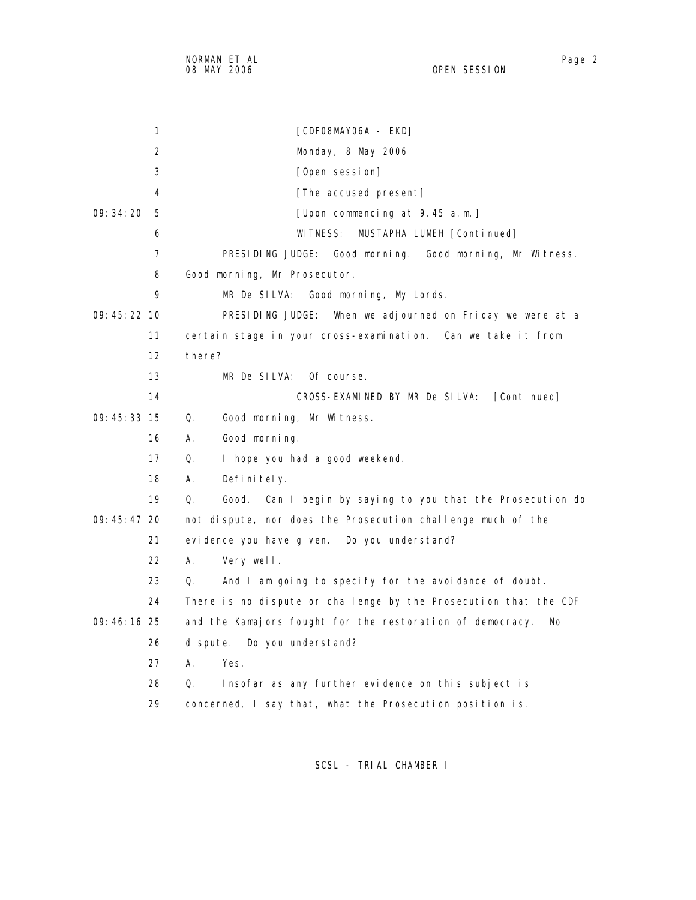[CDF08MAY06A - EKD]

Monday, 8 May 2006

[Open session]

[The accused present]

09:34:20 [Upon commencing at 9.45 a.m.]

WITNESS: MUSTAPHA LUMEH [Continued]

PRESIDING JUDGE: Good morning. Good morning, Mr Witness. Good morning, Mr Prosecutor.

MR De SILVA: Good morning, My Lords.

09:45:22 PRESIDING JUDGE: When we adjourned on Friday we were at a certain stage in your cross-examination. Can we take it from there?

MR De SILVA: Of course.

CROSS-EXAMINED BY MR De SILVA: [Continued]

09:45:33 Q. Good morning, Mr Witness.

A. Good morning.

Q. I hope you had a good weekend.

A. Definitely.

Q. Good. Can I begin by saying to you that the Prosecution do

09:45:47 not dispute, nor does the Prosecution challenge much of the evidence you have given. Do you understand?

A. Very well.

Q. And I am going to specify for the avoidance of doubt. There is no dispute or challenge by the Prosecution that the CDF

09:46:16 and the Kamajors fought for the restoration of democracy. No dispute. Do you understand?

A. Yes.

Q. Insofar as any further evidence on this subject is concerned, I say that, what the Prosecution position is.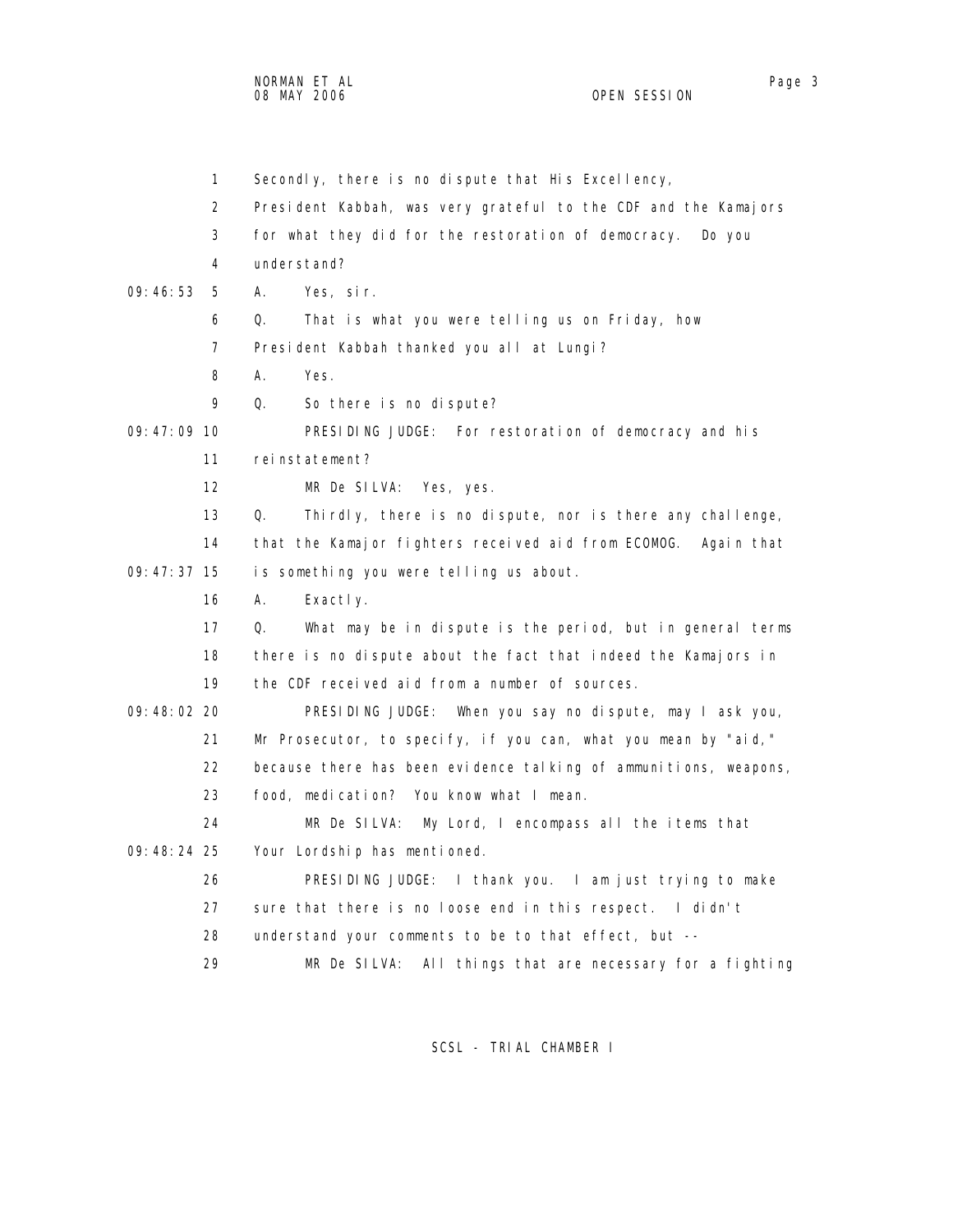1 Secondly, there is no dispute that His Excellency,
2 President Kabbah, was very grateful to the CDF and the Kamajors
3 for what they did for the restoration of democracy. Do you
4 understand?
09:46:53 5 A. Yes, sir.
6 Q. That is what you were telling us on Friday, how
7 President Kabbah thanked you all at Lungi?
8 A. Yes.
9 Q. So there is no dispute?
09:47:09 10 PRESIDING JUDGE: For restoration of democracy and his
11 reinstatement?
12 MR De SILVA: Yes, yes.
13 Q. Thirdly, there is no dispute, nor is there any challenge,
14 that the Kamajor fighters received aid from ECOMOG. Again that
09:47:37 15 is something you were telling us about.
16 A. Exactly.
17 Q. What may be in dispute is the period, but in general terms
18 there is no dispute about the fact that indeed the Kamajors in
19 the CDF received aid from a number of sources.
09:48:02 20 PRESIDING JUDGE: When you say no dispute, may I ask you,
21 Mr Prosecutor, to specify, if you can, what you mean by "aid,"
22 because there has been evidence talking of ammunitions, weapons,
23 food, medication? You know what I mean.
24 MR De SILVA: My Lord, I encompass all the items that
09:48:24 25 Your Lordship has mentioned.
26 PRESIDING JUDGE: I thank you. I am just trying to make
27 sure that there is no loose end in this respect. I didn't
28 understand your comments to be to that effect, but --
29 MR De SILVA: All things that are necessary for a fighting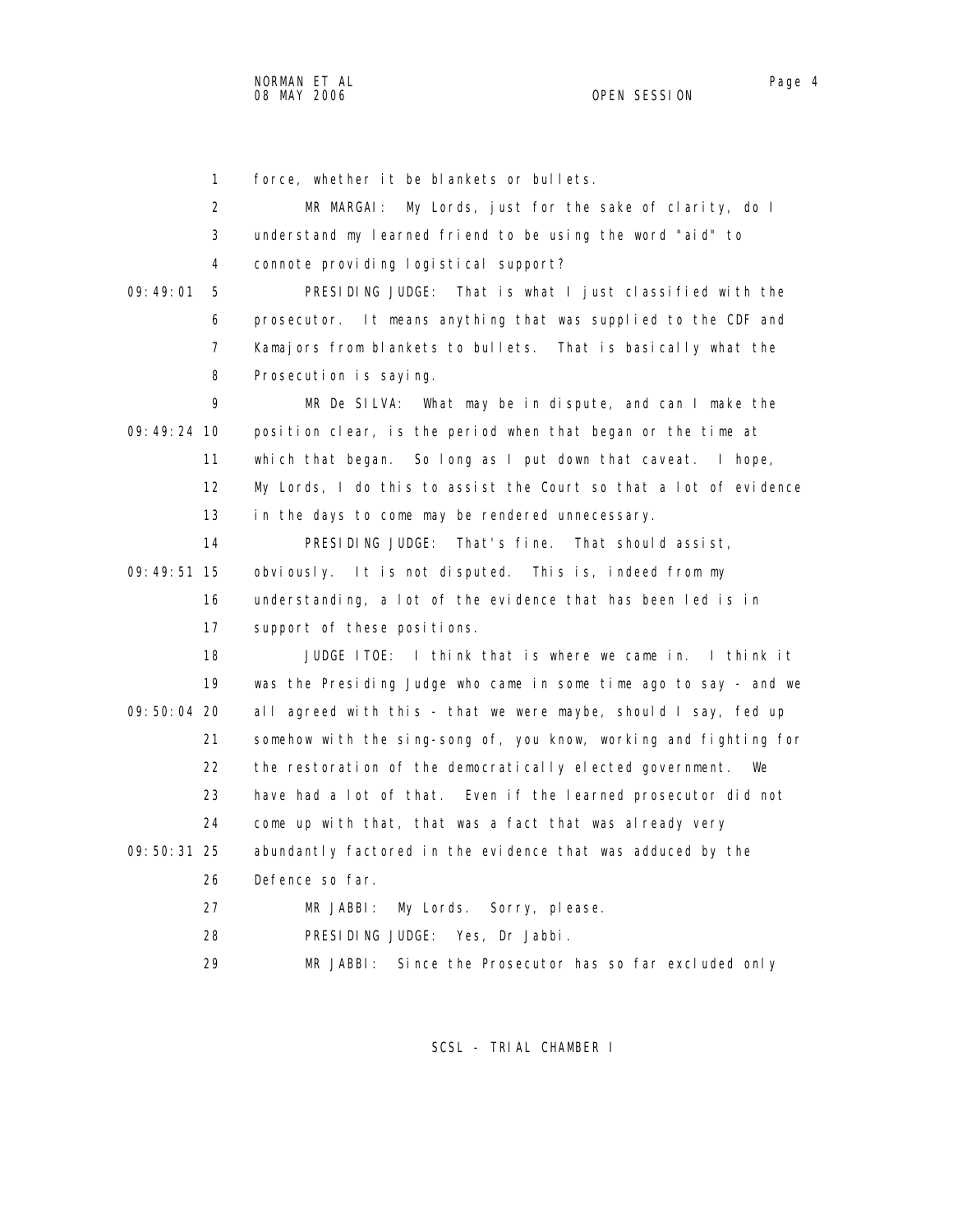1 force, whether it be blankets or bullets.

2 MR MARGAI: My Lords, just for the sake of clarity, do I

3 understand my learned friend to be using the word "aid" to

4 connote providing logistical support?

09:49:01 5 PRESIDING JUDGE: That is what I just classified with the

6 prosecutor. It means anything that was supplied to the CDF and

7 Kamajors from blankets to bullets. That is basically what the

8 Prosecution is saying.

9 MR De SILVA: What may be in dispute, and can I make the

09:49:24 10 position clear, is the period when that began or the time at

11 which that began. So long as I put down that caveat. I hope,

12 My Lords, I do this to assist the Court so that a lot of evidence

13 in the days to come may be rendered unnecessary.

14 PRESIDING JUDGE: That's fine. That should assist,

09:49:51 15 obviously. It is not disputed. This is, indeed from my

16 understanding, a lot of the evidence that has been led is in

17 support of these positions.

18 JUDGE ITOE: I think that is where we came in. I think it

19 was the Presiding Judge who came in some time ago to say - and we

09:50:04 20 all agreed with this - that we were maybe, should I say, fed up

21 somehow with the sing-song of, you know, working and fighting for

22 the restoration of the democratically elected government. We

23 have had a lot of that. Even if the learned prosecutor did not

24 come up with that, that was a fact that was already very

09:50:31 25 abundantly factored in the evidence that was adduced by the

26 Defence so far.

27 MR JABBI: My Lords. Sorry, please.

28 PRESIDING JUDGE: Yes, Dr Jabbi.

29 MR JABBI: Since the Prosecutor has so far excluded only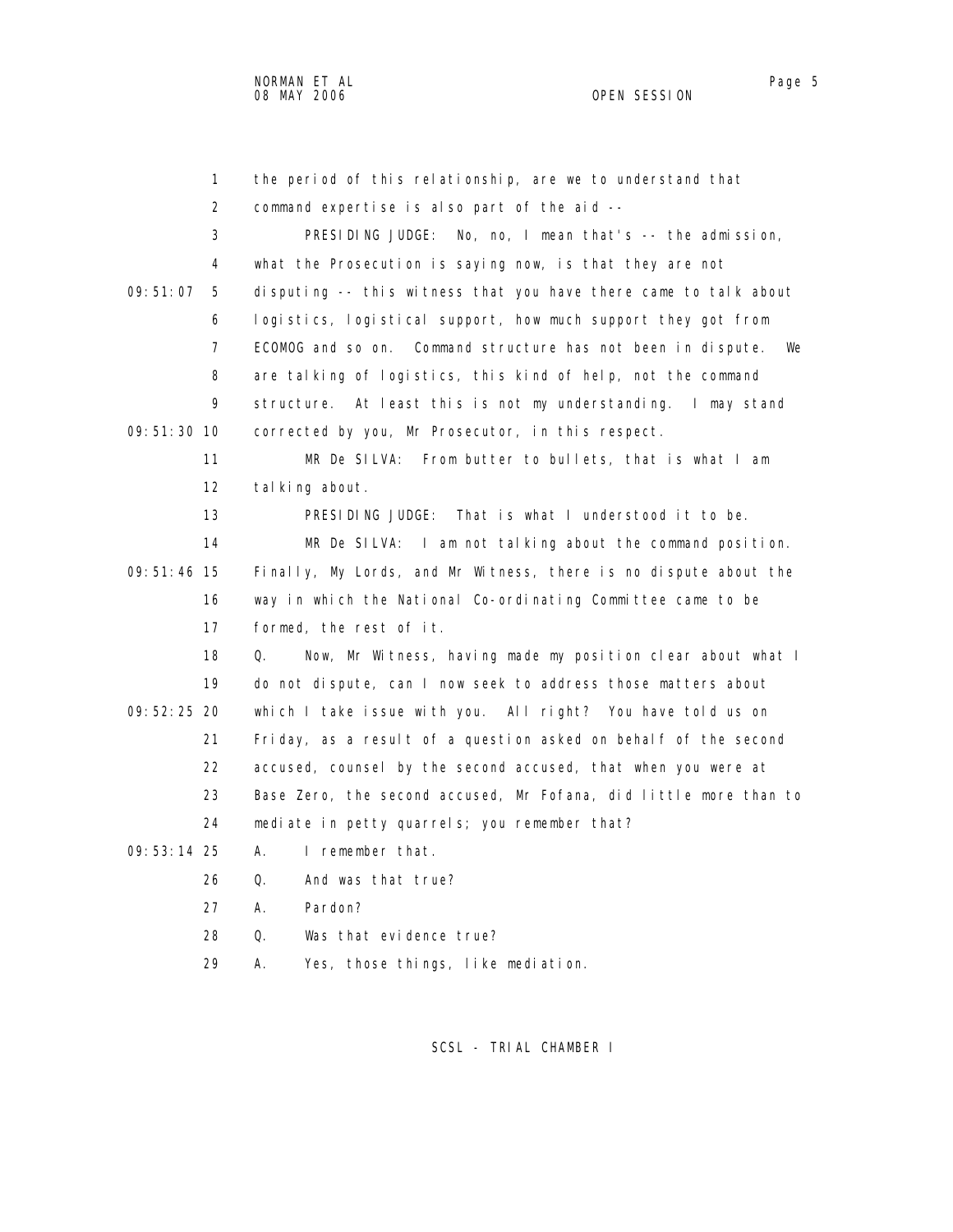1 the period of this relationship, are we to understand that
2 command expertise is also part of the aid --
3 PRESIDING JUDGE: No, no, I mean that's -- the admission,
4 what the Prosecution is saying now, is that they are not
09:51:07 5 disputing -- this witness that you have there came to talk about
6 logistics, logistical support, how much support they got from
7 ECOMOG and so on. Command structure has not been in dispute. We
8 are talking of logistics, this kind of help, not the command
9 structure. At least this is not my understanding. I may stand
09:51:30 10 corrected by you, Mr Prosecutor, in this respect.
11 MR De SILVA: From butter to bullets, that is what I am
12 talking about.
13 PRESIDING JUDGE: That is what I understood it to be.
14 MR De SILVA: I am not talking about the command position.
09:51:46 15 Finally, My Lords, and Mr Witness, there is no dispute about the
16 way in which the National Co-ordinating Committee came to be
17 formed, the rest of it.
18 Q. Now, Mr Witness, having made my position clear about what I
19 do not dispute, can I now seek to address those matters about
09:52:25 20 which I take issue with you. All right? You have told us on
21 Friday, as a result of a question asked on behalf of the second
22 accused, counsel by the second accused, that when you were at
23 Base Zero, the second accused, Mr Fofana, did little more than to
24 mediate in petty quarrels; you remember that?
09:53:14 25 A. I remember that.
26 Q. And was that true?
27 A. Pardon?
28 Q. Was that evidence true?
29 A. Yes, those things, like mediation.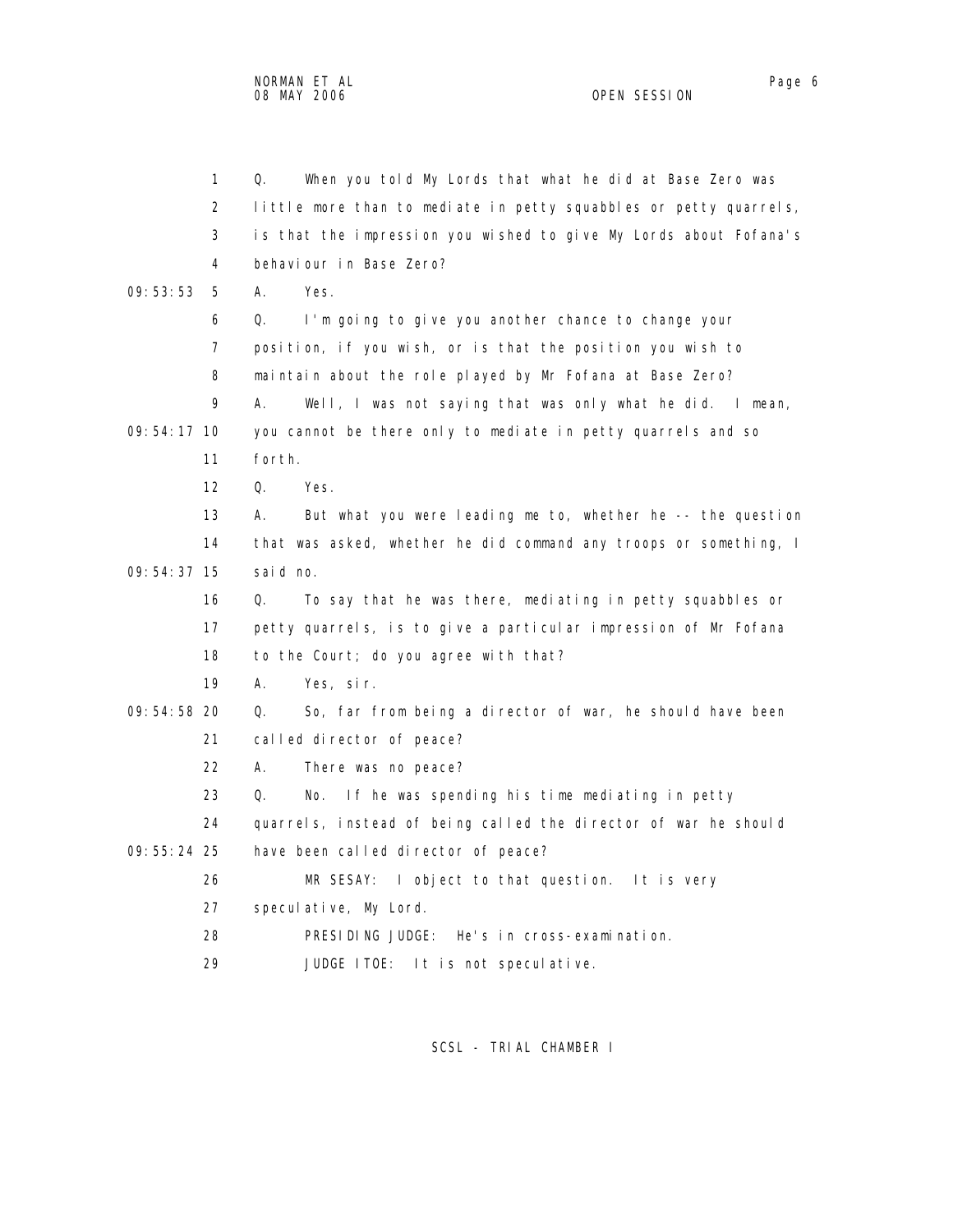Q. When you told My Lords that what he did at Base Zero was little more than to mediate in petty squabbles or petty quarrels, is that the impression you wished to give My Lords about Fofana's behaviour in Base Zero?

A. Yes.

Q. I'm going to give you another chance to change your position, if you wish, or is that the position you wish to maintain about the role played by Mr Fofana at Base Zero?

A. Well, I was not saying that was only what he did. I mean, you cannot be there only to mediate in petty quarrels and so forth.

Q. Yes.

A. But what you were leading me to, whether he -- the question that was asked, whether he did command any troops or something, I said no.

Q. To say that he was there, mediating in petty squabbles or petty quarrels, is to give a particular impression of Mr Fofana to the Court; do you agree with that?

A. Yes, sir.

Q. So, far from being a director of war, he should have been called director of peace?

A. There was no peace?

Q. No. If he was spending his time mediating in petty quarrels, instead of being called the director of war he should have been called director of peace?

MR SESAY: I object to that question. It is very speculative, My Lord.

PRESIDING JUDGE: He's in cross-examination.

JUDGE ITOE: It is not speculative.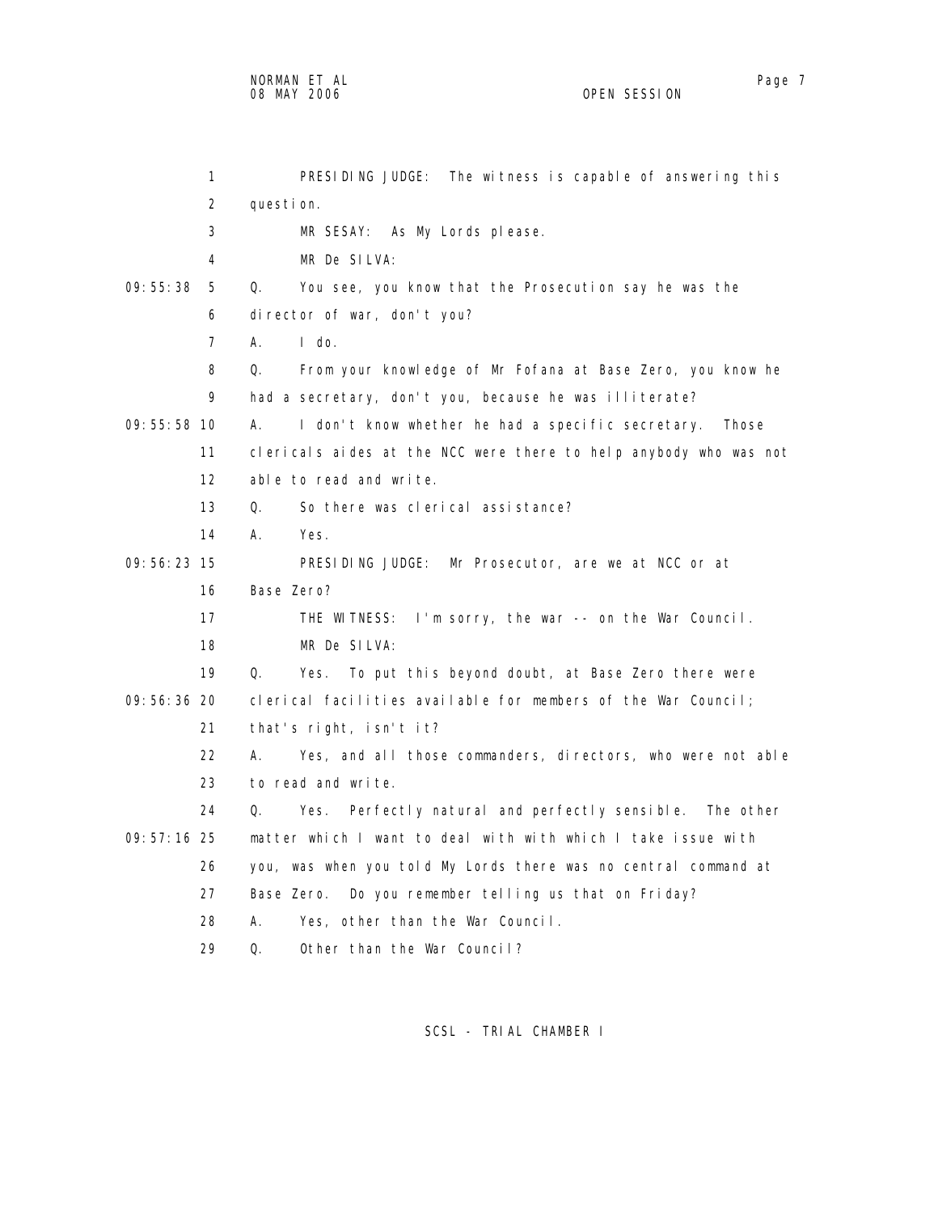PRESIDING JUDGE: The witness is capable of answering this question.

MR SESAY: As My Lords please.

MR De SILVA:

Q. You see, you know that the Prosecution say he was the director of war, don't you?

A. I do.

Q. From your knowledge of Mr Fofana at Base Zero, you know he had a secretary, don't you, because he was illiterate?

A. I don't know whether he had a specific secretary. Those clericals aides at the NCC were there to help anybody who was not able to read and write.

Q. So there was clerical assistance?

A. Yes.

PRESIDING JUDGE: Mr Prosecutor, are we at NCC or at Base Zero?

THE WITNESS: I'm sorry, the war -- on the War Council.

MR De SILVA:

Q. Yes. To put this beyond doubt, at Base Zero there were clerical facilities available for members of the War Council; that's right, isn't it?

A. Yes, and all those commanders, directors, who were not able to read and write.

Q. Yes. Perfectly natural and perfectly sensible. The other matter which I want to deal with with which I take issue with you, was when you told My Lords there was no central command at Base Zero. Do you remember telling us that on Friday?

A. Yes, other than the War Council.

Q. Other than the War Council?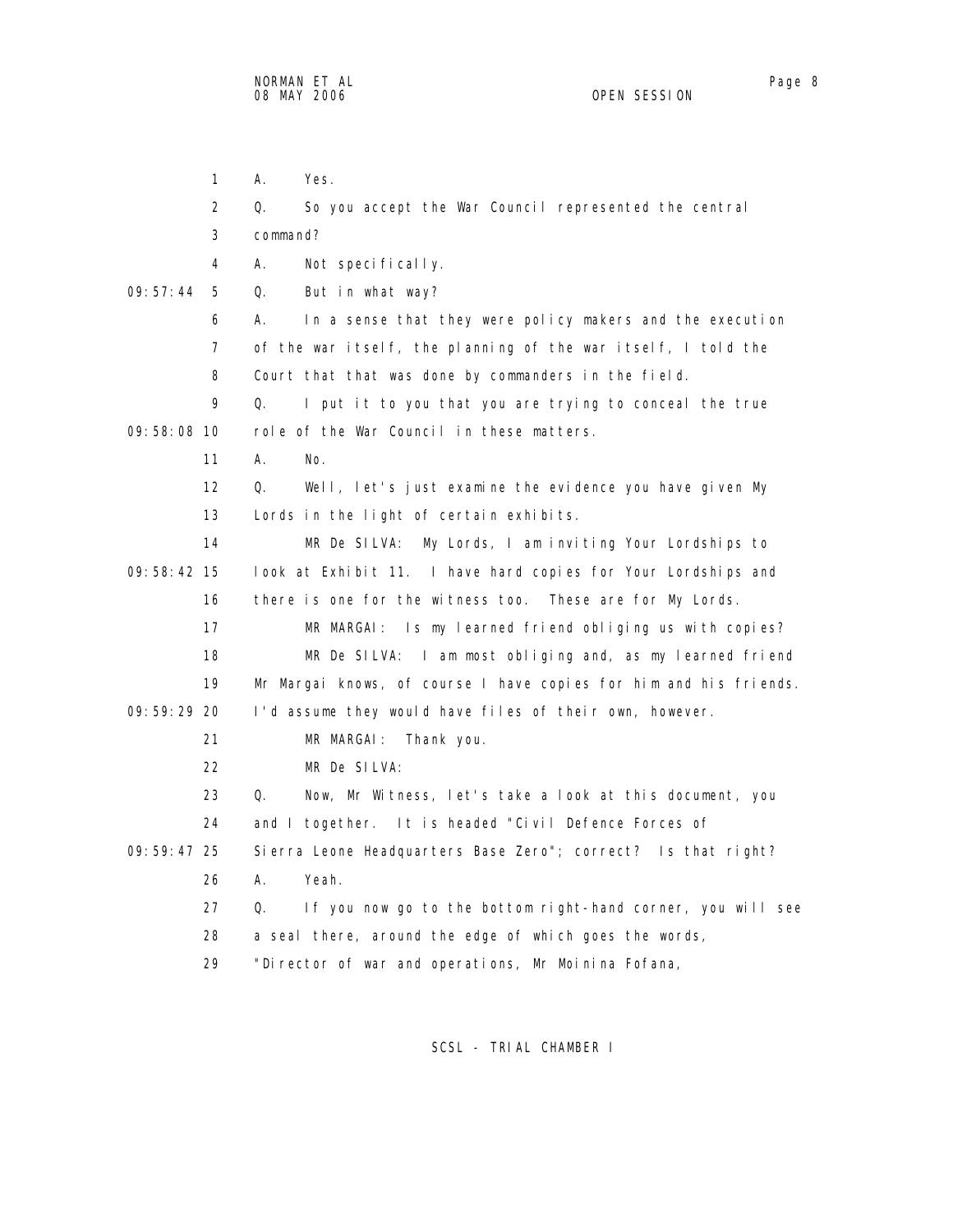A. Yes.

Q. So you accept the War Council represented the central command?

A. Not specifically.

Q. But in what way?

A. In a sense that they were policy makers and the execution of the war itself, the planning of the war itself, I told the Court that that was done by commanders in the field.

Q. I put it to you that you are trying to conceal the true role of the War Council in these matters.

A. No.

Q. Well, let's just examine the evidence you have given My Lords in the light of certain exhibits.

MR De SILVA: My Lords, I am inviting Your Lordships to look at Exhibit 11. I have hard copies for Your Lordships and there is one for the witness too. These are for My Lords.

MR MARGAI: Is my learned friend obliging us with copies?

MR De SILVA: I am most obliging and, as my learned friend Mr Margai knows, of course I have copies for him and his friends. I'd assume they would have files of their own, however.

MR MARGAI: Thank you.

MR De SILVA:

Q. Now, Mr Witness, let's take a look at this document, you and I together. It is headed "Civil Defence Forces of Sierra Leone Headquarters Base Zero"; correct? Is that right?

A. Yeah.

Q. If you now go to the bottom right-hand corner, you will see a seal there, around the edge of which goes the words, "Director of war and operations, Mr Moinina Fofana,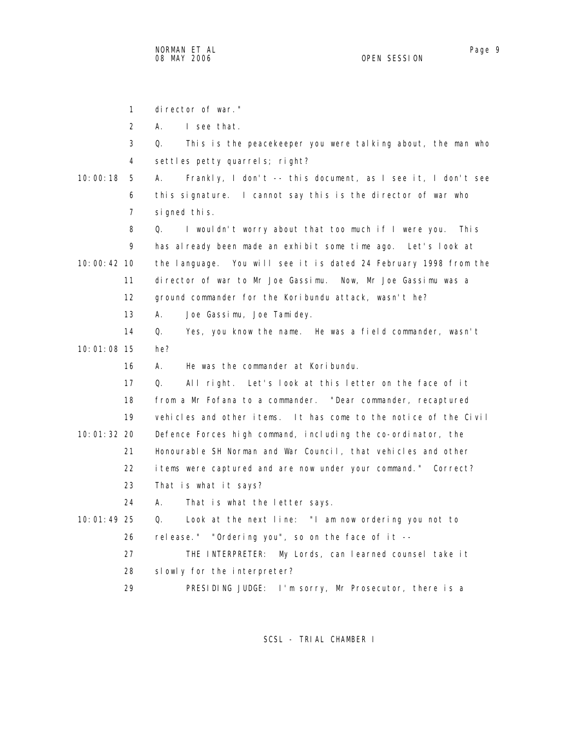director of war."

A. I see that.

Q. This is the peacekeeper you were talking about, the man who settles petty quarrels; right?

A. Frankly, I don't -- this document, as I see it, I don't see this signature. I cannot say this is the director of war who signed this.

Q. I wouldn't worry about that too much if I were you. This has already been made an exhibit some time ago. Let's look at the language. You will see it is dated 24 February 1998 from the director of war to Mr Joe Gassimu. Now, Mr Joe Gassimu was a ground commander for the Koribundu attack, wasn't he?

A. Joe Gassimu, Joe Tamidey.

Q. Yes, you know the name. He was a field commander, wasn't he?

A. He was the commander at Koribundu.

Q. All right. Let's look at this letter on the face of it from a Mr Fofana to a commander. "Dear commander, recaptured vehicles and other items. It has come to the notice of the Civil Defence Forces high command, including the co-ordinator, the Honourable SH Norman and War Council, that vehicles and other items were captured and are now under your command." Correct? That is what it says?

A. That is what the letter says.

Q. Look at the next line: "I am now ordering you not to release." "Ordering you", so on the face of it --

THE INTERPRETER: My Lords, can learned counsel take it slowly for the interpreter?

PRESIDING JUDGE: I'm sorry, Mr Prosecutor, there is a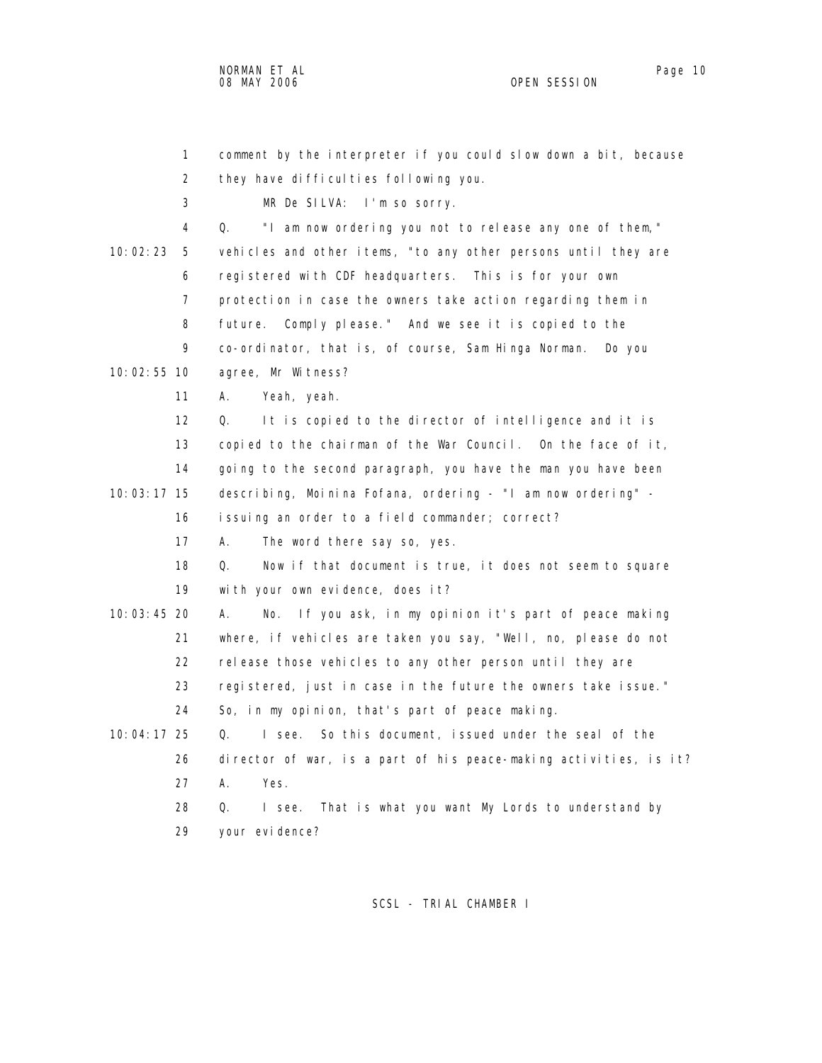comment by the interpreter if you could slow down a bit, because they have difficulties following you.

MR De SILVA: I'm so sorry.

Q. "I am now ordering you not to release any one of them," vehicles and other items, "to any other persons until they are registered with CDF headquarters. This is for your own protection in case the owners take action regarding them in future. Comply please." And we see it is copied to the co-ordinator, that is, of course, Sam Hinga Norman. Do you agree, Mr Witness?

A. Yeah, yeah.

Q. It is copied to the director of intelligence and it is copied to the chairman of the War Council. On the face of it, going to the second paragraph, you have the man you have been describing, Moinina Fofana, ordering - "I am now ordering" - issuing an order to a field commander; correct?

A. The word there say so, yes.

Q. Now if that document is true, it does not seem to square with your own evidence, does it?

A. No. If you ask, in my opinion it's part of peace making where, if vehicles are taken you say, "Well, no, please do not release those vehicles to any other person until they are registered, just in case in the future the owners take issue." So, in my opinion, that's part of peace making.

Q. I see. So this document, issued under the seal of the director of war, is a part of his peace-making activities, is it?

A. Yes.

Q. I see. That is what you want My Lords to understand by your evidence?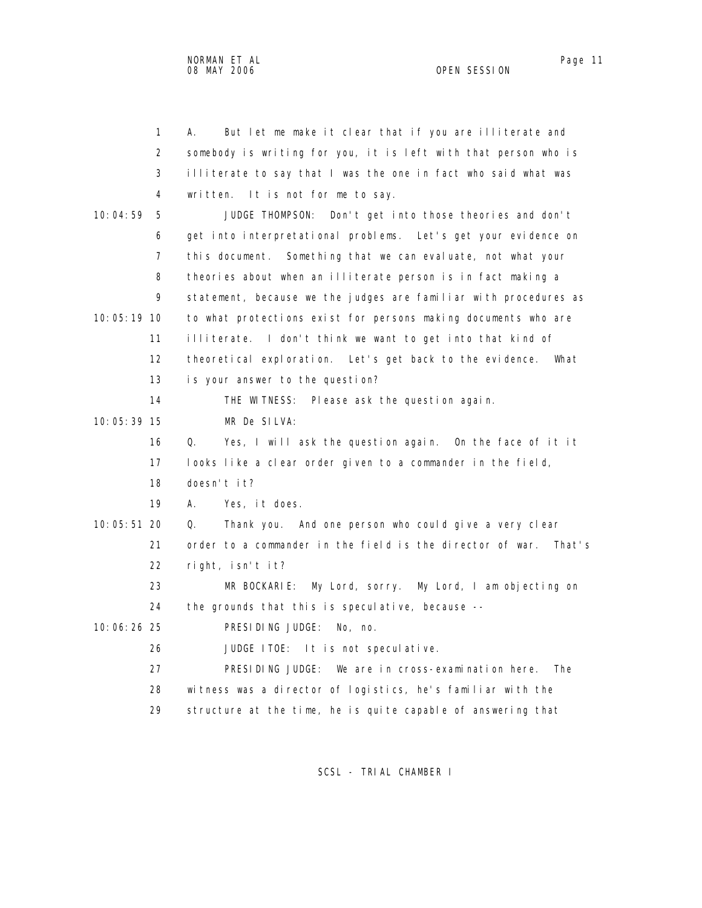1 A. But let me make it clear that if you are illiterate and
2 somebody is writing for you, it is left with that person who is
3 illiterate to say that I was the one in fact who said what was
4 written. It is not for me to say.

10:04:59 5 JUDGE THOMPSON: Don't get into those theories and don't
6 get into interpretational problems. Let's get your evidence on
7 this document. Something that we can evaluate, not what your
8 theories about when an illiterate person is in fact making a
9 statement, because we the judges are familiar with procedures as
10:05:19 10 to what protections exist for persons making documents who are
11 illiterate. I don't think we want to get into that kind of
12 theoretical exploration. Let's get back to the evidence. What
13 is your answer to the question?

14 THE WITNESS: Please ask the question again.

10:05:39 15 MR De SILVA:

16 Q. Yes, I will ask the question again. On the face of it it
17 looks like a clear order given to a commander in the field,
18 doesn't it?

19 A. Yes, it does.

10:05:51 20 Q. Thank you. And one person who could give a very clear
21 order to a commander in the field is the director of war. That's
22 right, isn't it?

23 MR BOCKARIE: My Lord, sorry. My Lord, I am objecting on
24 the grounds that this is speculative, because --

10:06:26 25 PRESIDING JUDGE: No, no.

26 JUDGE ITOE: It is not speculative.

27 PRESIDING JUDGE: We are in cross-examination here. The
28 witness was a director of logistics, he's familiar with the
29 structure at the time, he is quite capable of answering that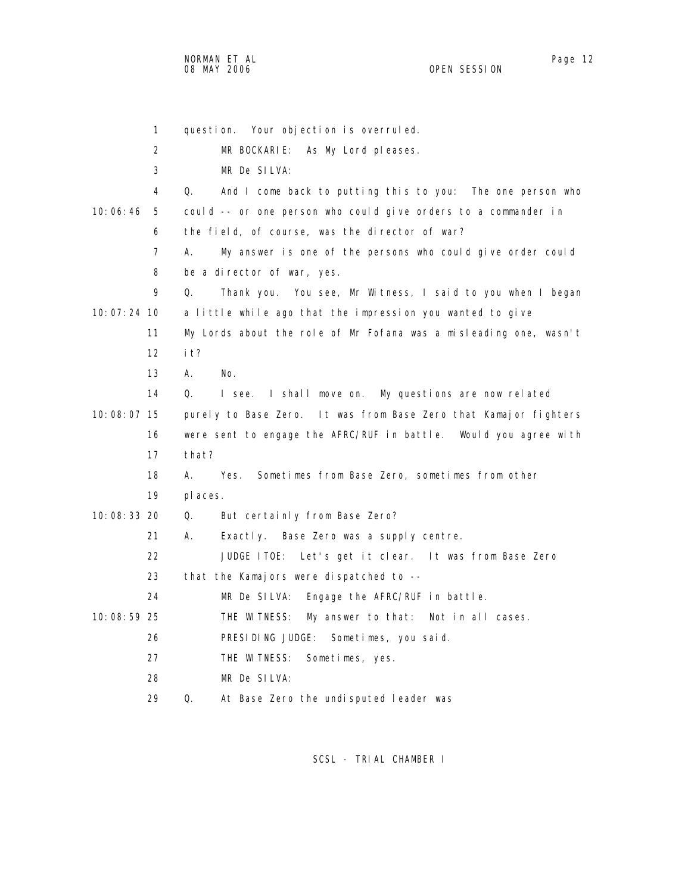question. Your objection is overruled.

MR BOCKARIE: As My Lord pleases.

MR De SILVA:

Q. And I come back to putting this to you: The one person who could -- or one person who could give orders to a commander in the field, of course, was the director of war?

A. My answer is one of the persons who could give order could be a director of war, yes.

Q. Thank you. You see, Mr Witness, I said to you when I began a little while ago that the impression you wanted to give My Lords about the role of Mr Fofana was a misleading one, wasn't it?

A. No.

Q. I see. I shall move on. My questions are now related purely to Base Zero. It was from Base Zero that Kamajor fighters were sent to engage the AFRC/RUF in battle. Would you agree with that?

A. Yes. Sometimes from Base Zero, sometimes from other places.

Q. But certainly from Base Zero?

A. Exactly. Base Zero was a supply centre.

JUDGE ITOE: Let's get it clear. It was from Base Zero that the Kamajors were dispatched to --

MR De SILVA: Engage the AFRC/RUF in battle.

THE WITNESS: My answer to that: Not in all cases.

PRESIDING JUDGE: Sometimes, you said.

THE WITNESS: Sometimes, yes.

MR De SILVA:

Q. At Base Zero the undisputed leader was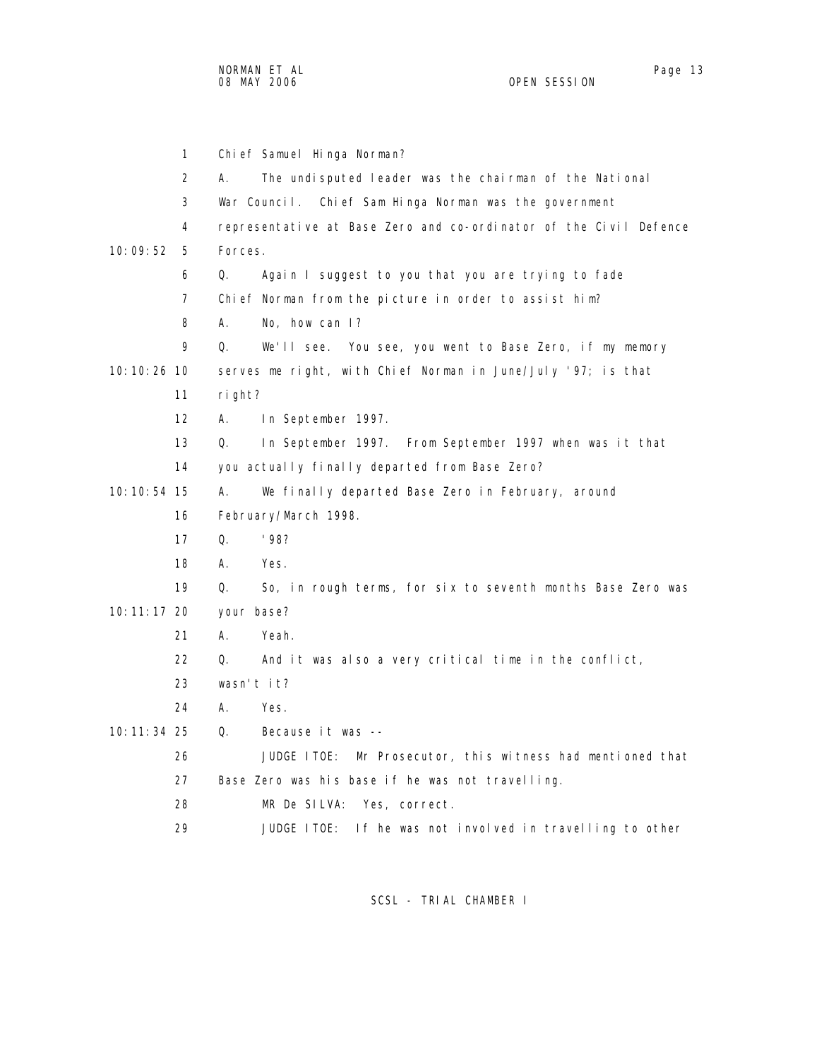1 Chief Samuel Hinga Norman?

2 A. The undisputed leader was the chairman of the National

3 War Council. Chief Sam Hinga Norman was the government

4 representative at Base Zero and co-ordinator of the Civil Defence

10:09:52 5 Forces.

6 Q. Again I suggest to you that you are trying to fade

7 Chief Norman from the picture in order to assist him?

8 A. No, how can I?

9 Q. We'll see. You see, you went to Base Zero, if my memory

10:10:26 10 serves me right, with Chief Norman in June/July '97; is that

11 right?

12 A. In September 1997.

13 Q. In September 1997. From September 1997 when was it that

14 you actually finally departed from Base Zero?

10:10:54 15 A. We finally departed Base Zero in February, around

16 February/March 1998.

17 Q. '98?

18 A. Yes.

19 Q. So, in rough terms, for six to seventh months Base Zero was

10:11:17 20 your base?

21 A. Yeah.

22 Q. And it was also a very critical time in the conflict,

23 wasn't it?

24 A. Yes.

10:11:34 25 Q. Because it was --

26 JUDGE ITOE: Mr Prosecutor, this witness had mentioned that

27 Base Zero was his base if he was not travelling.

28 MR De SILVA: Yes, correct.

29 JUDGE ITOE: If he was not involved in travelling to other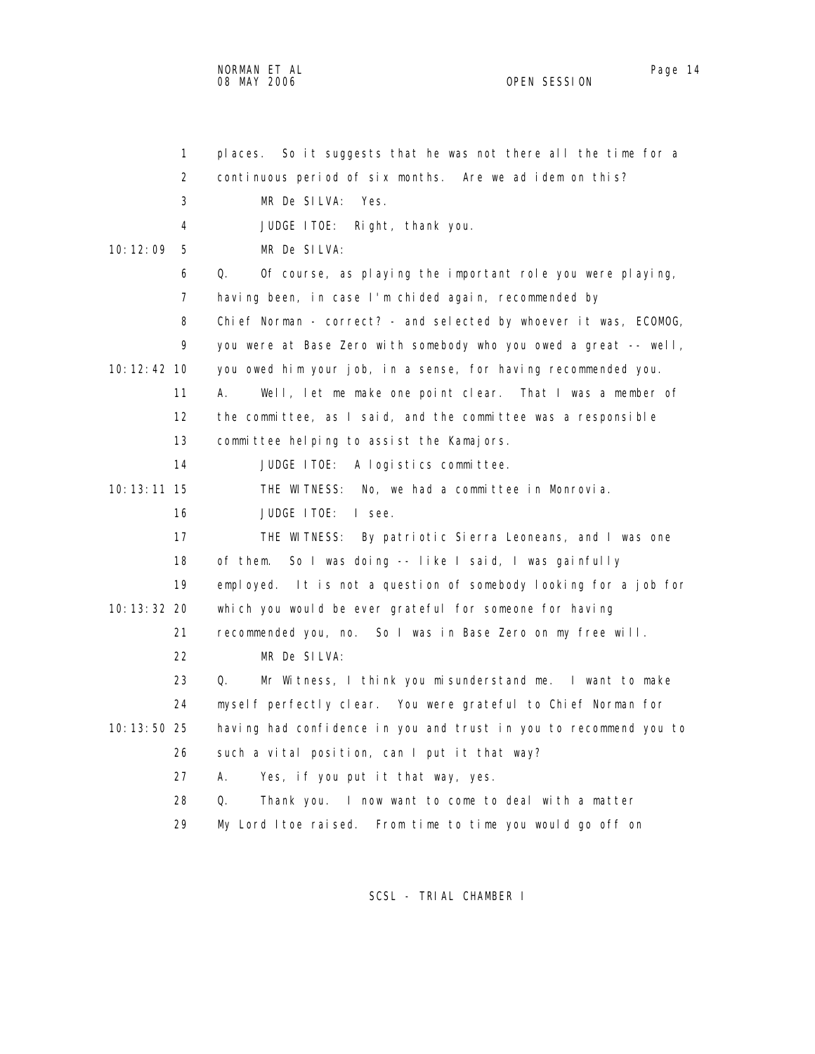places. So it suggests that he was not there all the time for a continuous period of six months. Are we ad idem on this?

MR De SILVA: Yes.

JUDGE ITOE: Right, thank you.

MR De SILVA:

Q. Of course, as playing the important role you were playing, having been, in case I'm chided again, recommended by Chief Norman - correct? - and selected by whoever it was, ECOMOG, you were at Base Zero with somebody who you owed a great -- well, you owed him your job, in a sense, for having recommended you.

A. Well, let me make one point clear. That I was a member of the committee, as I said, and the committee was a responsible committee helping to assist the Kamajors.

JUDGE ITOE: A logistics committee.

THE WITNESS: No, we had a committee in Monrovia.

JUDGE ITOE: I see.

THE WITNESS: By patriotic Sierra Leoneans, and I was one of them. So I was doing -- like I said, I was gainfully employed. It is not a question of somebody looking for a job for which you would be ever grateful for someone for having recommended you, no. So I was in Base Zero on my free will.

MR De SILVA:

Q. Mr Witness, I think you misunderstand me. I want to make myself perfectly clear. You were grateful to Chief Norman for having had confidence in you and trust in you to recommend you to such a vital position, can I put it that way?

A. Yes, if you put it that way, yes.

Q. Thank you. I now want to come to deal with a matter My Lord Itoe raised. From time to time you would go off on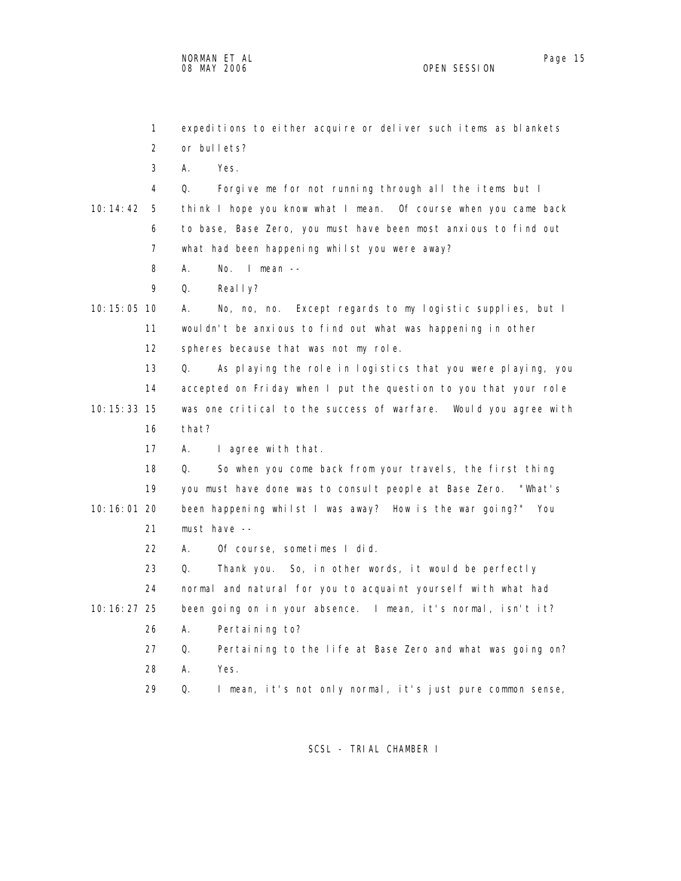expeditions to either acquire or deliver such items as blankets or bullets?

A. Yes.

Q. Forgive me for not running through all the items but I think I hope you know what I mean. Of course when you came back to base, Base Zero, you must have been most anxious to find out what had been happening whilst you were away?

A. No. I mean --

Q. Really?

A. No, no, no. Except regards to my logistic supplies, but I wouldn't be anxious to find out what was happening in other spheres because that was not my role.

Q. As playing the role in logistics that you were playing, you accepted on Friday when I put the question to you that your role was one critical to the success of warfare. Would you agree with that?

A. I agree with that.

Q. So when you come back from your travels, the first thing you must have done was to consult people at Base Zero. "What's been happening whilst I was away? How is the war going?" You must have --

A. Of course, sometimes I did.

Q. Thank you. So, in other words, it would be perfectly normal and natural for you to acquaint yourself with what had been going on in your absence. I mean, it's normal, isn't it?

A. Pertaining to?

Q. Pertaining to the life at Base Zero and what was going on?

A. Yes.

Q. I mean, it's not only normal, it's just pure common sense,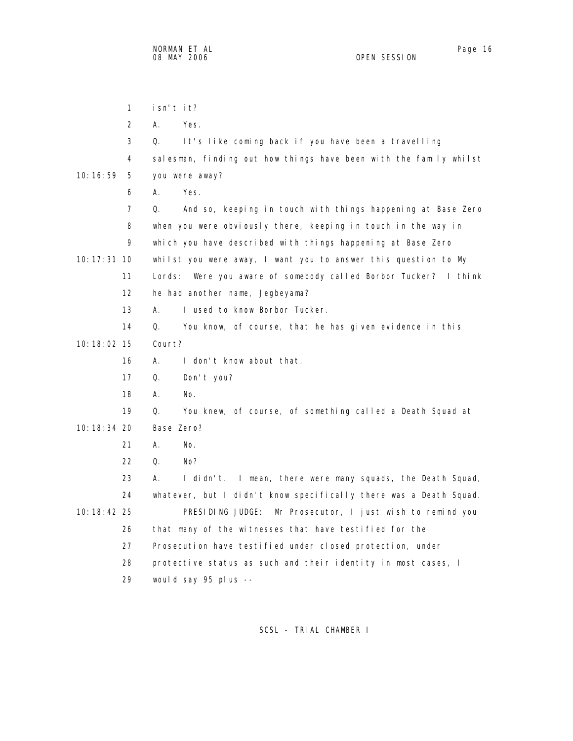1 isn't it?

2 A. Yes.

3 Q. It's like coming back if you have been a travelling

4 salesman, finding out how things have been with the family whilst

10:16:59 5 you were away?

6 A. Yes.

7 Q. And so, keeping in touch with things happening at Base Zero

8 when you were obviously there, keeping in touch in the way in

9 which you have described with things happening at Base Zero

10:17:31 10 whilst you were away, I want you to answer this question to My

11 Lords: Were you aware of somebody called Borbor Tucker? I think

12 he had another name, Jegbeyama?

13 A. I used to know Borbor Tucker.

14 Q. You know, of course, that he has given evidence in this

10:18:02 15 Court?

16 A. I don't know about that.

17 Q. Don't you?

18 A. No.

19 Q. You knew, of course, of something called a Death Squad at

10:18:34 20 Base Zero?

21 A. No.

22 Q. No?

23 A. I didn't. I mean, there were many squads, the Death Squad,

24 whatever, but I didn't know specifically there was a Death Squad.

10:18:42 25 PRESIDING JUDGE: Mr Prosecutor, I just wish to remind you

26 that many of the witnesses that have testified for the

27 Prosecution have testified under closed protection, under

28 protective status as such and their identity in most cases, I

29 would say 95 plus --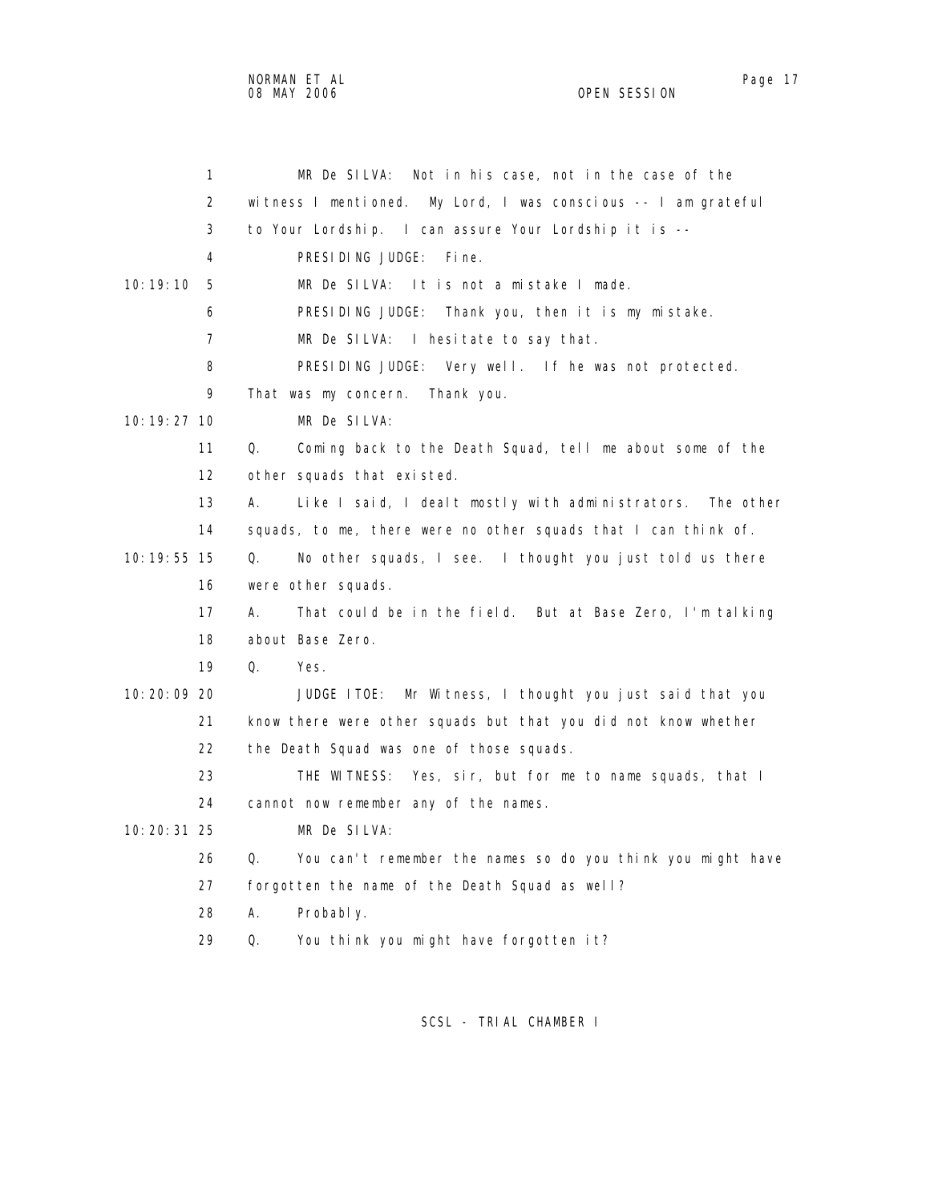MR De SILVA: Not in his case, not in the case of the witness I mentioned. My Lord, I was conscious -- I am grateful to Your Lordship. I can assure Your Lordship it is --

PRESIDING JUDGE: Fine.

MR De SILVA: It is not a mistake I made.

PRESIDING JUDGE: Thank you, then it is my mistake.

MR De SILVA: I hesitate to say that.

PRESIDING JUDGE: Very well. If he was not protected. That was my concern. Thank you.

MR De SILVA:

Q. Coming back to the Death Squad, tell me about some of the other squads that existed.

A. Like I said, I dealt mostly with administrators. The other squads, to me, there were no other squads that I can think of.

Q. No other squads, I see. I thought you just told us there were other squads.

A. That could be in the field. But at Base Zero, I'm talking about Base Zero.

Q. Yes.

JUDGE ITOE: Mr Witness, I thought you just said that you know there were other squads but that you did not know whether the Death Squad was one of those squads.

THE WITNESS: Yes, sir, but for me to name squads, that I cannot now remember any of the names.

MR De SILVA:

Q. You can't remember the names so do you think you might have forgotten the name of the Death Squad as well?

A. Probably.

Q. You think you might have forgotten it?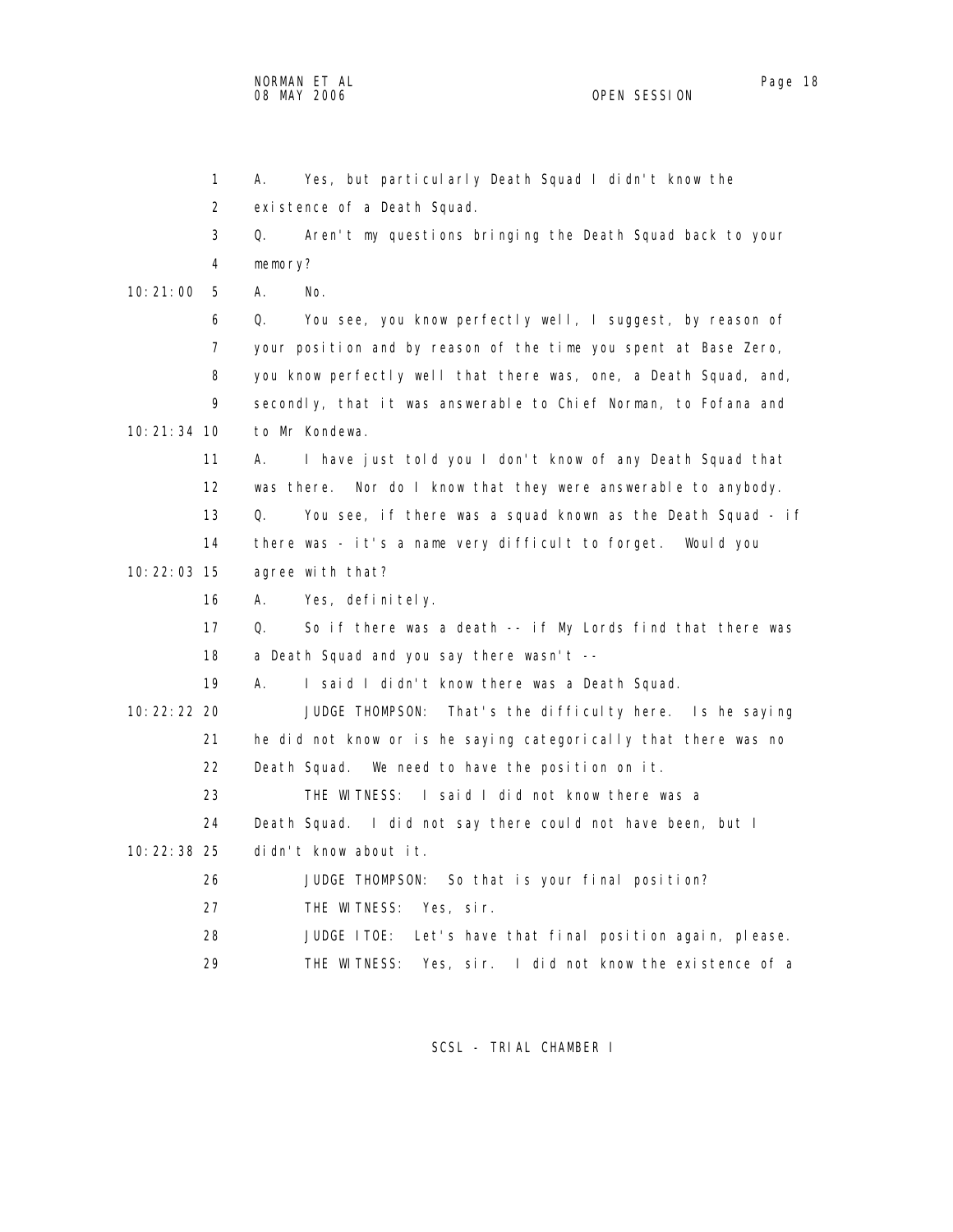A. Yes, but particularly Death Squad I didn't know the existence of a Death Squad.

Q. Aren't my questions bringing the Death Squad back to your memory?

A. No.

Q. You see, you know perfectly well, I suggest, by reason of your position and by reason of the time you spent at Base Zero, you know perfectly well that there was, one, a Death Squad, and, secondly, that it was answerable to Chief Norman, to Fofana and to Mr Kondewa.

A. I have just told you I don't know of any Death Squad that was there. Nor do I know that they were answerable to anybody.

Q. You see, if there was a squad known as the Death Squad - if there was - it's a name very difficult to forget. Would you agree with that?

A. Yes, definitely.

Q. So if there was a death -- if My Lords find that there was a Death Squad and you say there wasn't --

A. I said I didn't know there was a Death Squad.

JUDGE THOMPSON: That's the difficulty here. Is he saying he did not know or is he saying categorically that there was no Death Squad. We need to have the position on it.

THE WITNESS: I said I did not know there was a Death Squad. I did not say there could not have been, but I didn't know about it.

JUDGE THOMPSON: So that is your final position?

THE WITNESS: Yes, sir.

JUDGE ITOE: Let's have that final position again, please.

THE WITNESS: Yes, sir. I did not know the existence of a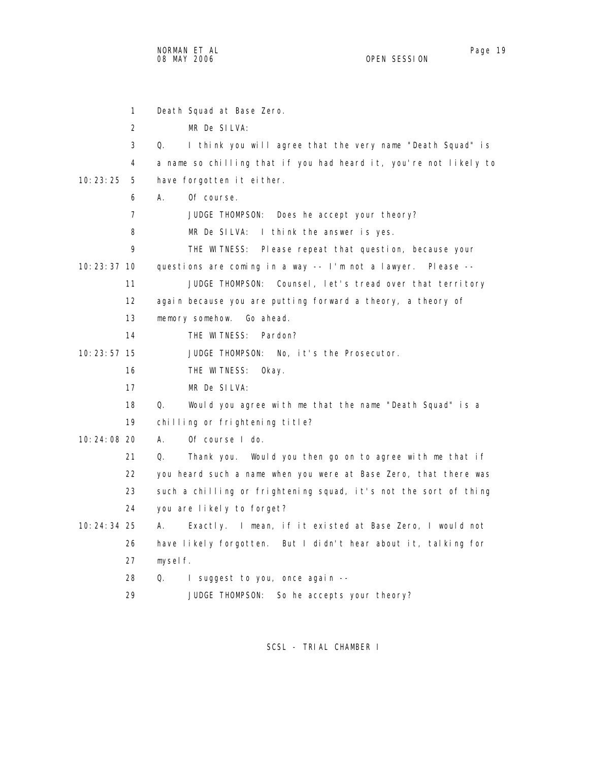1 Death Squad at Base Zero.

2 MR De SILVA:

3 Q. I think you will agree that the very name "Death Squad" is

4 a name so chilling that if you had heard it, you're not likely to

10:23:25 5 have forgotten it either.

6 A. Of course.

7 JUDGE THOMPSON: Does he accept your theory?

8 MR De SILVA: I think the answer is yes.

9 THE WITNESS: Please repeat that question, because your

10:23:37 10 questions are coming in a way -- I'm not a lawyer. Please --

11 JUDGE THOMPSON: Counsel, let's tread over that territory

12 again because you are putting forward a theory, a theory of

13 memory somehow. Go ahead.

14 THE WITNESS: Pardon?

10:23:57 15 JUDGE THOMPSON: No, it's the Prosecutor.

16 THE WITNESS: Okay.

17 MR De SILVA:

18 Q. Would you agree with me that the name "Death Squad" is a

19 chilling or frightening title?

10:24:08 20 A. Of course I do.

21 Q. Thank you. Would you then go on to agree with me that if

22 you heard such a name when you were at Base Zero, that there was

23 such a chilling or frightening squad, it's not the sort of thing

24 you are likely to forget?

10:24:34 25 A. Exactly. I mean, if it existed at Base Zero, I would not

26 have likely forgotten. But I didn't hear about it, talking for

27 myself.

28 Q. I suggest to you, once again --

29 JUDGE THOMPSON: So he accepts your theory?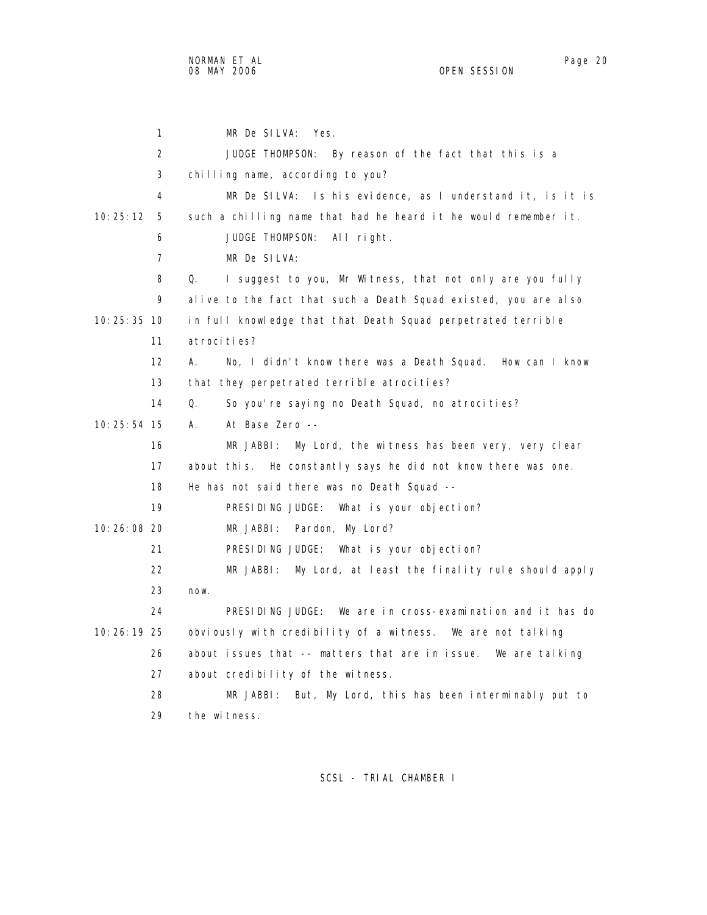MR De SILVA: Yes.

JUDGE THOMPSON: By reason of the fact that this is a chilling name, according to you?

MR De SILVA: Is his evidence, as I understand it, is it is such a chilling name that had he heard it he would remember it.

JUDGE THOMPSON: All right.

MR De SILVA:

Q. I suggest to you, Mr Witness, that not only are you fully alive to the fact that such a Death Squad existed, you are also in full knowledge that that Death Squad perpetrated terrible atrocities?

A. No, I didn't know there was a Death Squad. How can I know that they perpetrated terrible atrocities?

Q. So you're saying no Death Squad, no atrocities?

A. At Base Zero --

MR JABBI: My Lord, the witness has been very, very clear about this. He constantly says he did not know there was one. He has not said there was no Death Squad --

PRESIDING JUDGE: What is your objection?

MR JABBI: Pardon, My Lord?

PRESIDING JUDGE: What is your objection?

MR JABBI: My Lord, at least the finality rule should apply now.

PRESIDING JUDGE: We are in cross-examination and it has do obviously with credibility of a witness. We are not talking about issues that -- matters that are in issue. We are talking about credibility of the witness.

MR JABBI: But, My Lord, this has been interminably put to the witness.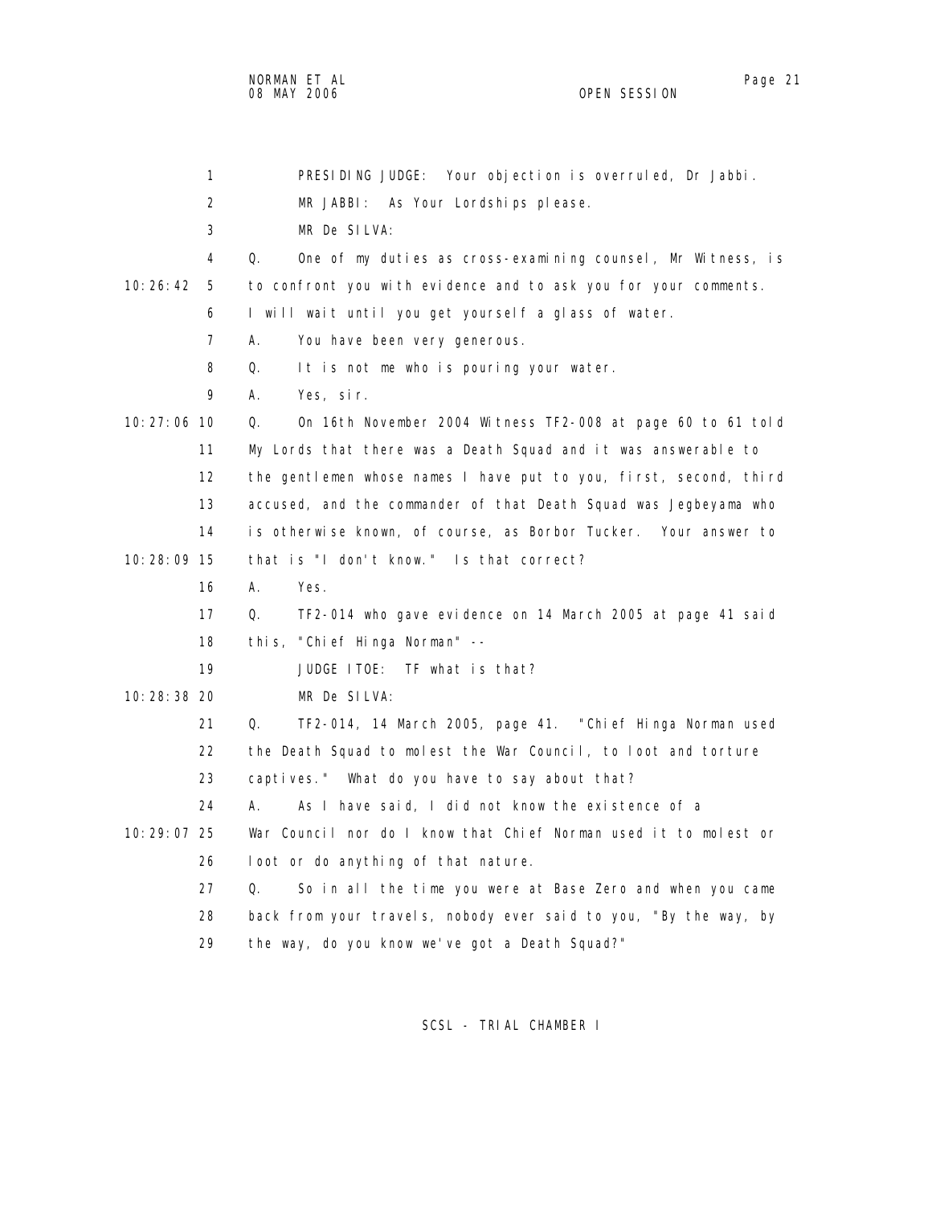PRESIDING JUDGE: Your objection is overruled, Dr Jabbi.

MR JABBI: As Your Lordships please.

MR De SILVA:

Q. One of my duties as cross-examining counsel, Mr Witness, is to confront you with evidence and to ask you for your comments. I will wait until you get yourself a glass of water.

A. You have been very generous.

Q. It is not me who is pouring your water.

A. Yes, sir.

Q. On 16th November 2004 Witness TF2-008 at page 60 to 61 told My Lords that there was a Death Squad and it was answerable to the gentlemen whose names I have put to you, first, second, third accused, and the commander of that Death Squad was Jegbeyama who is otherwise known, of course, as Borbor Tucker. Your answer to that is "I don't know." Is that correct?

A. Yes.

Q. TF2-014 who gave evidence on 14 March 2005 at page 41 said this, "Chief Hinga Norman" --

JUDGE ITOE: TF what is that?

MR De SILVA:

Q. TF2-014, 14 March 2005, page 41. "Chief Hinga Norman used the Death Squad to molest the War Council, to loot and torture captives." What do you have to say about that?

A. As I have said, I did not know the existence of a War Council nor do I know that Chief Norman used it to molest or loot or do anything of that nature.

Q. So in all the time you were at Base Zero and when you came back from your travels, nobody ever said to you, "By the way, by the way, do you know we've got a Death Squad?"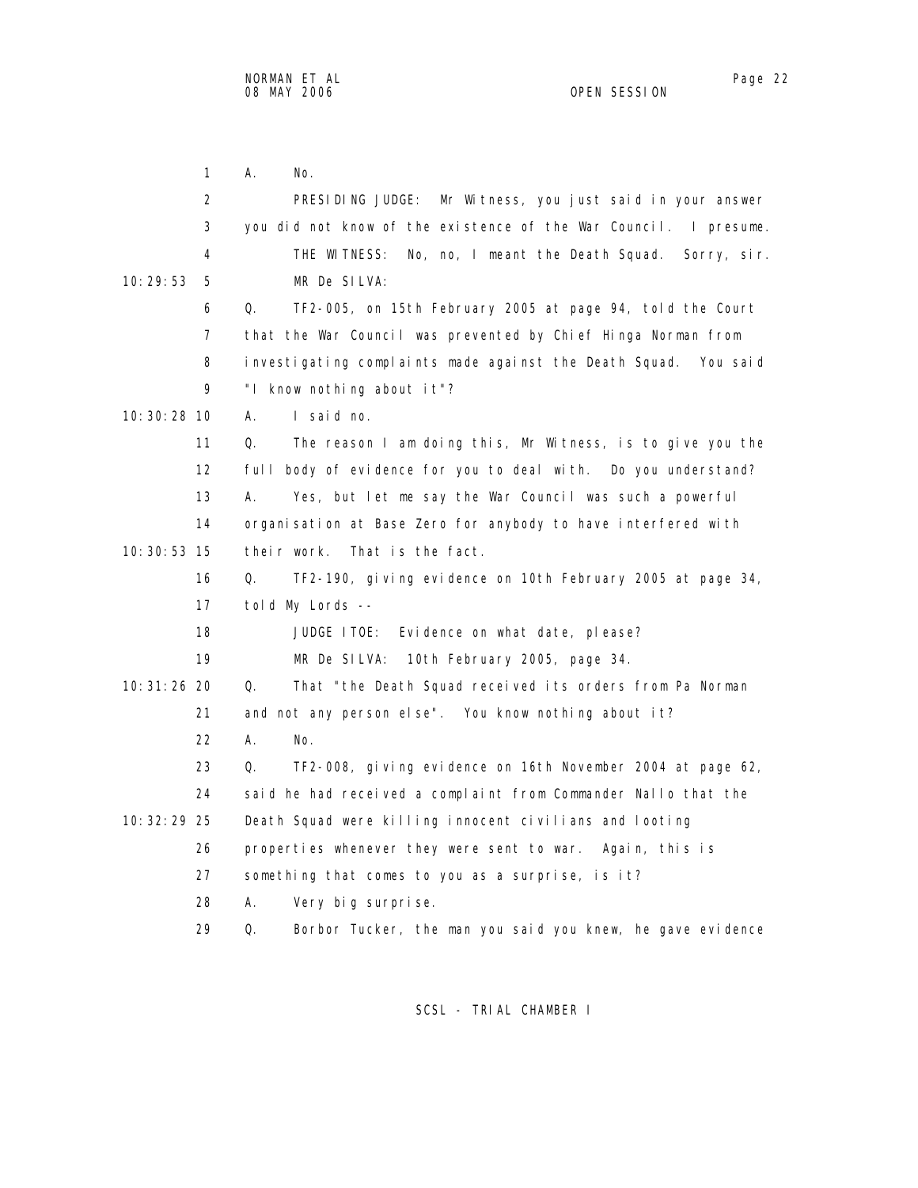A. No.

PRESIDING JUDGE: Mr Witness, you just said in your answer you did not know of the existence of the War Council. I presume.

THE WITNESS: No, no, I meant the Death Squad. Sorry, sir.

MR De SILVA:

Q. TF2-005, on 15th February 2005 at page 94, told the Court that the War Council was prevented by Chief Hinga Norman from investigating complaints made against the Death Squad. You said "I know nothing about it"?

A. I said no.

Q. The reason I am doing this, Mr Witness, is to give you the full body of evidence for you to deal with. Do you understand?

A. Yes, but let me say the War Council was such a powerful organisation at Base Zero for anybody to have interfered with their work. That is the fact.

Q. TF2-190, giving evidence on 10th February 2005 at page 34, told My Lords --

JUDGE ITOE: Evidence on what date, please?

MR De SILVA: 10th February 2005, page 34.

Q. That "the Death Squad received its orders from Pa Norman and not any person else". You know nothing about it?

A. No.

Q. TF2-008, giving evidence on 16th November 2004 at page 62, said he had received a complaint from Commander Nallo that the Death Squad were killing innocent civilians and looting properties whenever they were sent to war. Again, this is something that comes to you as a surprise, is it?

A. Very big surprise.

Q. Borbor Tucker, the man you said you knew, he gave evidence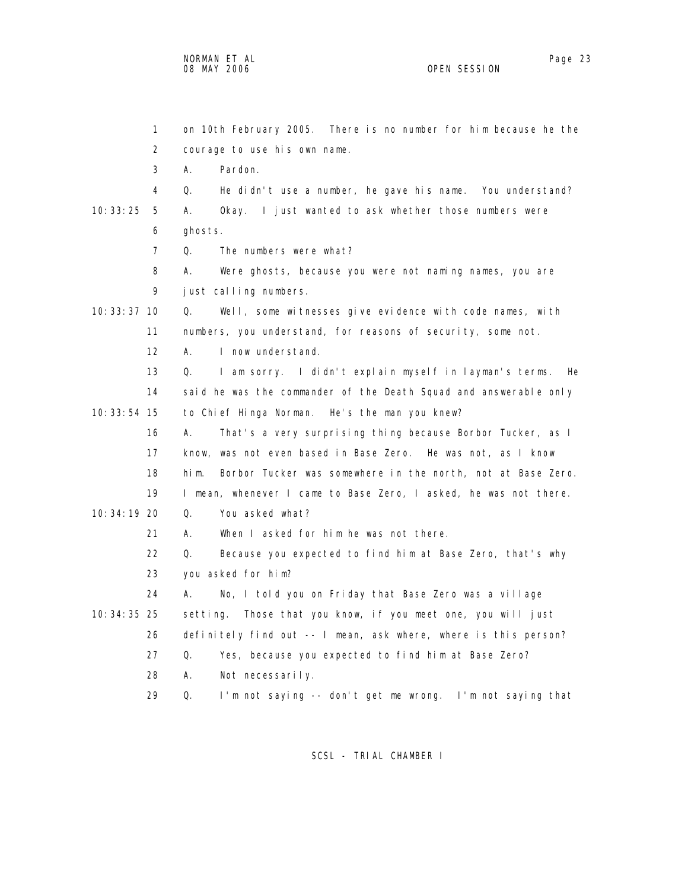1 on 10th February 2005. There is no number for him because he the
2 courage to use his own name.
3 A. Pardon.
4 Q. He didn't use a number, he gave his name. You understand?
10:33:25 5 A. Okay. I just wanted to ask whether those numbers were
6 ghosts.
7 Q. The numbers were what?
8 A. Were ghosts, because you were not naming names, you are
9 just calling numbers.
10:33:37 10 Q. Well, some witnesses give evidence with code names, with
11 numbers, you understand, for reasons of security, some not.
12 A. I now understand.
13 Q. I am sorry. I didn't explain myself in layman's terms. He
14 said he was the commander of the Death Squad and answerable only
10:33:54 15 to Chief Hinga Norman. He's the man you knew?
16 A. That's a very surprising thing because Borbor Tucker, as I
17 know, was not even based in Base Zero. He was not, as I know
18 him. Borbor Tucker was somewhere in the north, not at Base Zero.
19 I mean, whenever I came to Base Zero, I asked, he was not there.
10:34:19 20 Q. You asked what?
21 A. When I asked for him he was not there.
22 Q. Because you expected to find him at Base Zero, that's why
23 you asked for him?
24 A. No, I told you on Friday that Base Zero was a village
10:34:35 25 setting. Those that you know, if you meet one, you will just
26 definitely find out -- I mean, ask where, where is this person?
27 Q. Yes, because you expected to find him at Base Zero?
28 A. Not necessarily.
29 Q. I'm not saying -- don't get me wrong. I'm not saying that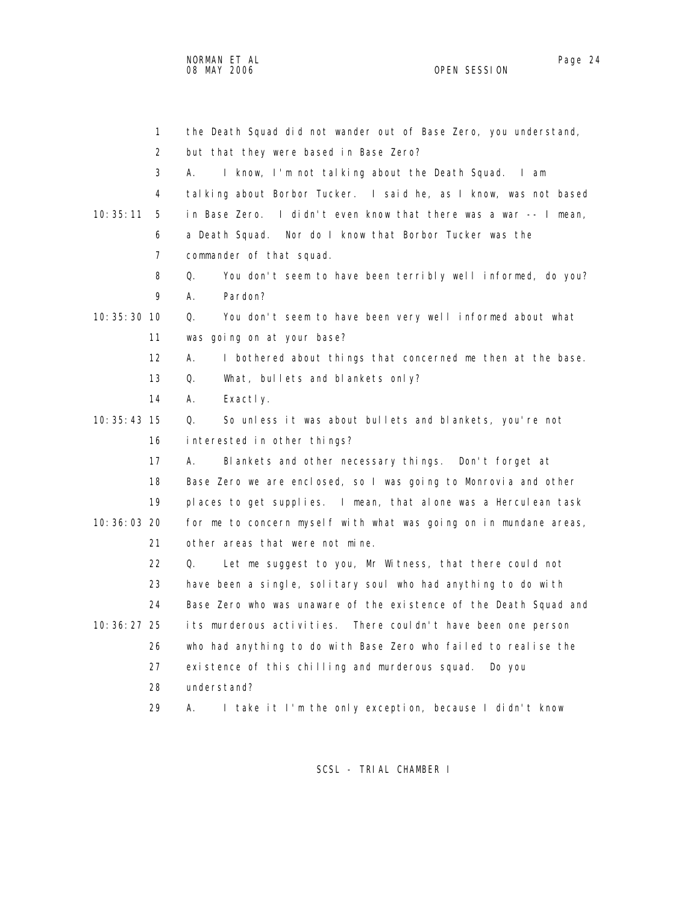1 the Death Squad did not wander out of Base Zero, you understand,
2 but that they were based in Base Zero?
3 A. I know, I'm not talking about the Death Squad. I am
4 talking about Borbor Tucker. I said he, as I know, was not based
10:35:11 5 in Base Zero. I didn't even know that there was a war -- I mean,
6 a Death Squad. Nor do I know that Borbor Tucker was the
7 commander of that squad.
8 Q. You don't seem to have been terribly well informed, do you?
9 A. Pardon?
10:35:30 10 Q. You don't seem to have been very well informed about what
11 was going on at your base?
12 A. I bothered about things that concerned me then at the base.
13 Q. What, bullets and blankets only?
14 A. Exactly.
10:35:43 15 Q. So unless it was about bullets and blankets, you're not
16 interested in other things?
17 A. Blankets and other necessary things. Don't forget at
18 Base Zero we are enclosed, so I was going to Monrovia and other
19 places to get supplies. I mean, that alone was a Herculean task
10:36:03 20 for me to concern myself with what was going on in mundane areas,
21 other areas that were not mine.
22 Q. Let me suggest to you, Mr Witness, that there could not
23 have been a single, solitary soul who had anything to do with
24 Base Zero who was unaware of the existence of the Death Squad and
10:36:27 25 its murderous activities. There couldn't have been one person
26 who had anything to do with Base Zero who failed to realise the
27 existence of this chilling and murderous squad. Do you
28 understand?
29 A. I take it I'm the only exception, because I didn't know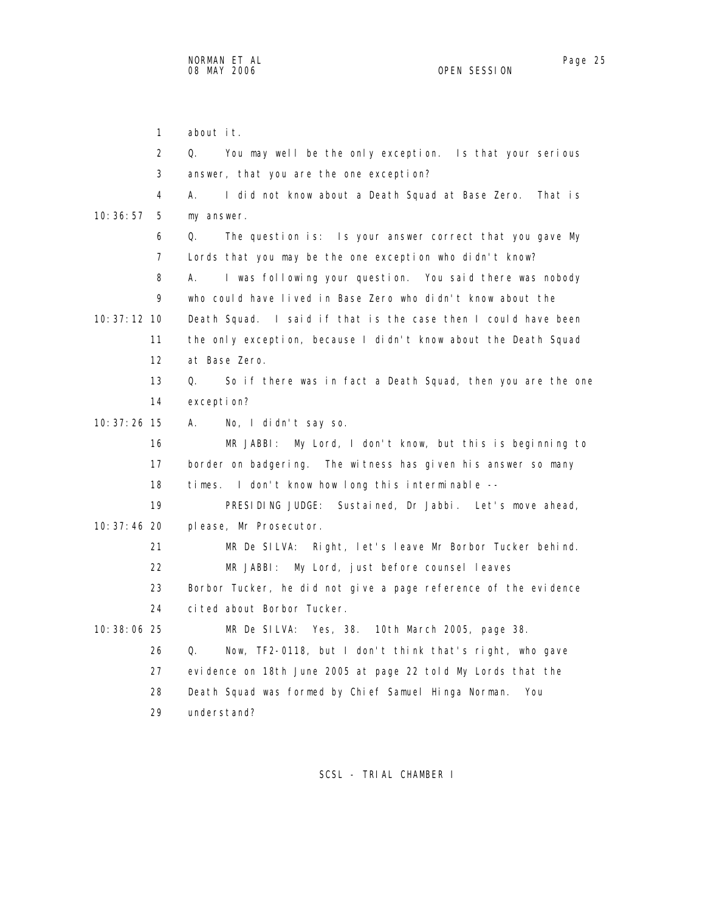about it.

Q. You may well be the only exception. Is that your serious answer, that you are the one exception?

A. I did not know about a Death Squad at Base Zero. That is my answer.

Q. The question is: Is your answer correct that you gave My Lords that you may be the one exception who didn't know?

A. I was following your question. You said there was nobody who could have lived in Base Zero who didn't know about the Death Squad. I said if that is the case then I could have been the only exception, because I didn't know about the Death Squad at Base Zero.

Q. So if there was in fact a Death Squad, then you are the one exception?

A. No, I didn't say so.

MR JABBI: My Lord, I don't know, but this is beginning to border on badgering. The witness has given his answer so many times. I don't know how long this interminable --

PRESIDING JUDGE: Sustained, Dr Jabbi. Let's move ahead, please, Mr Prosecutor.

MR De SILVA: Right, let's leave Mr Borbor Tucker behind.

MR JABBI: My Lord, just before counsel leaves Borbor Tucker, he did not give a page reference of the evidence cited about Borbor Tucker.

MR De SILVA: Yes, 38. 10th March 2005, page 38.

Q. Now, TF2-0118, but I don't think that's right, who gave evidence on 18th June 2005 at page 22 told My Lords that the Death Squad was formed by Chief Samuel Hinga Norman. You understand?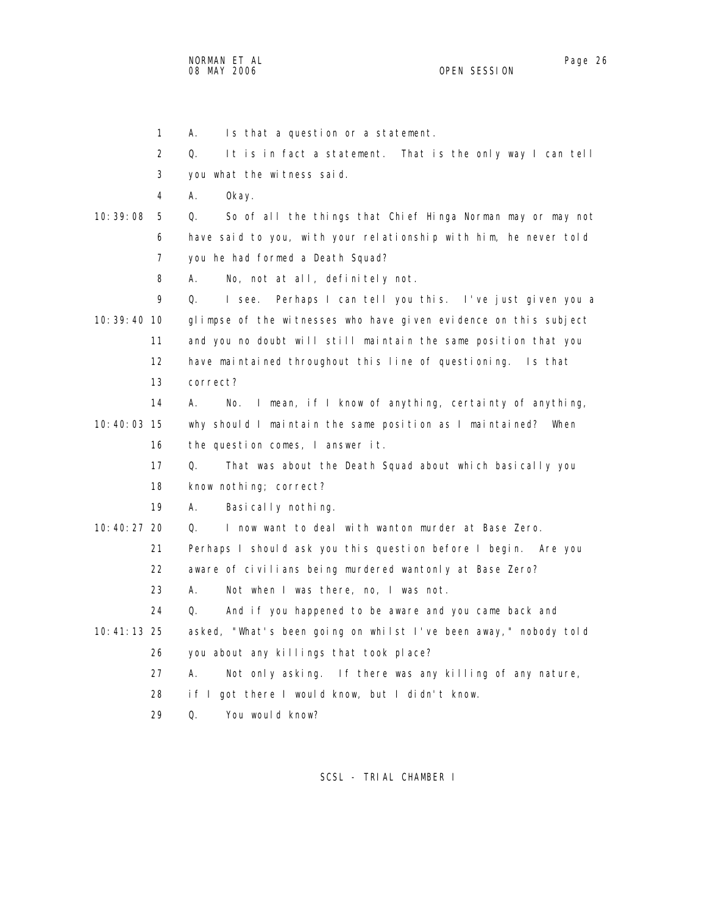1 A. Is that a question or a statement.

2 Q. It is in fact a statement. That is the only way I can tell

3 you what the witness said.

4 A. Okay.

10:39:08 5 Q. So of all the things that Chief Hinga Norman may or may not

6 have said to you, with your relationship with him, he never told

7 you he had formed a Death Squad?

8 A. No, not at all, definitely not.

9 Q. I see. Perhaps I can tell you this. I've just given you a

10:39:40 10 glimpse of the witnesses who have given evidence on this subject

11 and you no doubt will still maintain the same position that you

12 have maintained throughout this line of questioning. Is that

13 correct?

14 A. No. I mean, if I know of anything, certainty of anything,

10:40:03 15 why should I maintain the same position as I maintained? When

16 the question comes, I answer it.

17 Q. That was about the Death Squad about which basically you

18 know nothing; correct?

19 A. Basically nothing.

10:40:27 20 Q. I now want to deal with wanton murder at Base Zero.

21 Perhaps I should ask you this question before I begin. Are you

22 aware of civilians being murdered wantonly at Base Zero?

23 A. Not when I was there, no, I was not.

24 Q. And if you happened to be aware and you came back and

10:41:13 25 asked, "What's been going on whilst I've been away," nobody told

26 you about any killings that took place?

27 A. Not only asking. If there was any killing of any nature,

28 if I got there I would know, but I didn't know.

29 Q. You would know?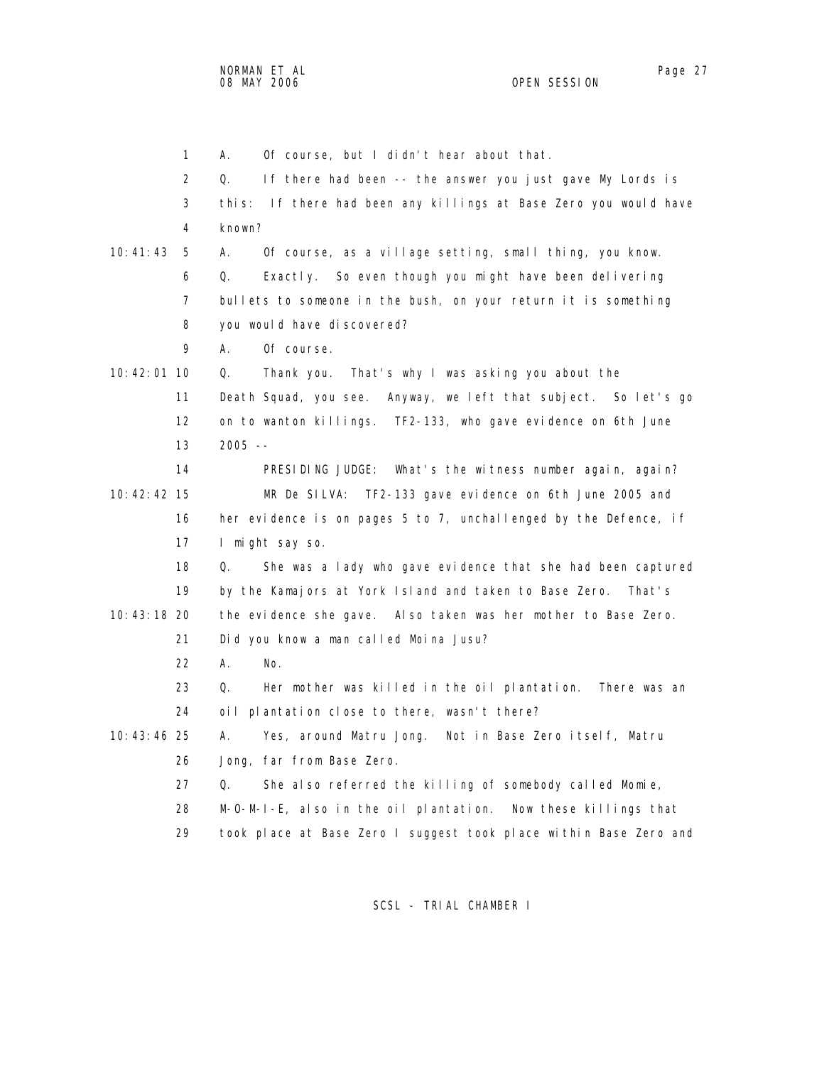A. Of course, but I didn't hear about that.

Q. If there had been -- the answer you just gave My Lords is this: If there had been any killings at Base Zero you would have known?

A. Of course, as a village setting, small thing, you know.

Q. Exactly. So even though you might have been delivering bullets to someone in the bush, on your return it is something you would have discovered?

A. Of course.

Q. Thank you. That's why I was asking you about the Death Squad, you see. Anyway, we left that subject. So let's go on to wanton killings. TF2-133, who gave evidence on 6th June 2005 --

PRESIDING JUDGE: What's the witness number again, again?

MR De SILVA: TF2-133 gave evidence on 6th June 2005 and her evidence is on pages 5 to 7, unchallenged by the Defence, if I might say so.

Q. She was a lady who gave evidence that she had been captured by the Kamajors at York Island and taken to Base Zero. That's the evidence she gave. Also taken was her mother to Base Zero. Did you know a man called Moina Jusu?

A. No.

Q. Her mother was killed in the oil plantation. There was an oil plantation close to there, wasn't there?

A. Yes, around Matru Jong. Not in Base Zero itself, Matru Jong, far from Base Zero.

Q. She also referred the killing of somebody called Momie, M-O-M-I-E, also in the oil plantation. Now these killings that took place at Base Zero I suggest took place within Base Zero and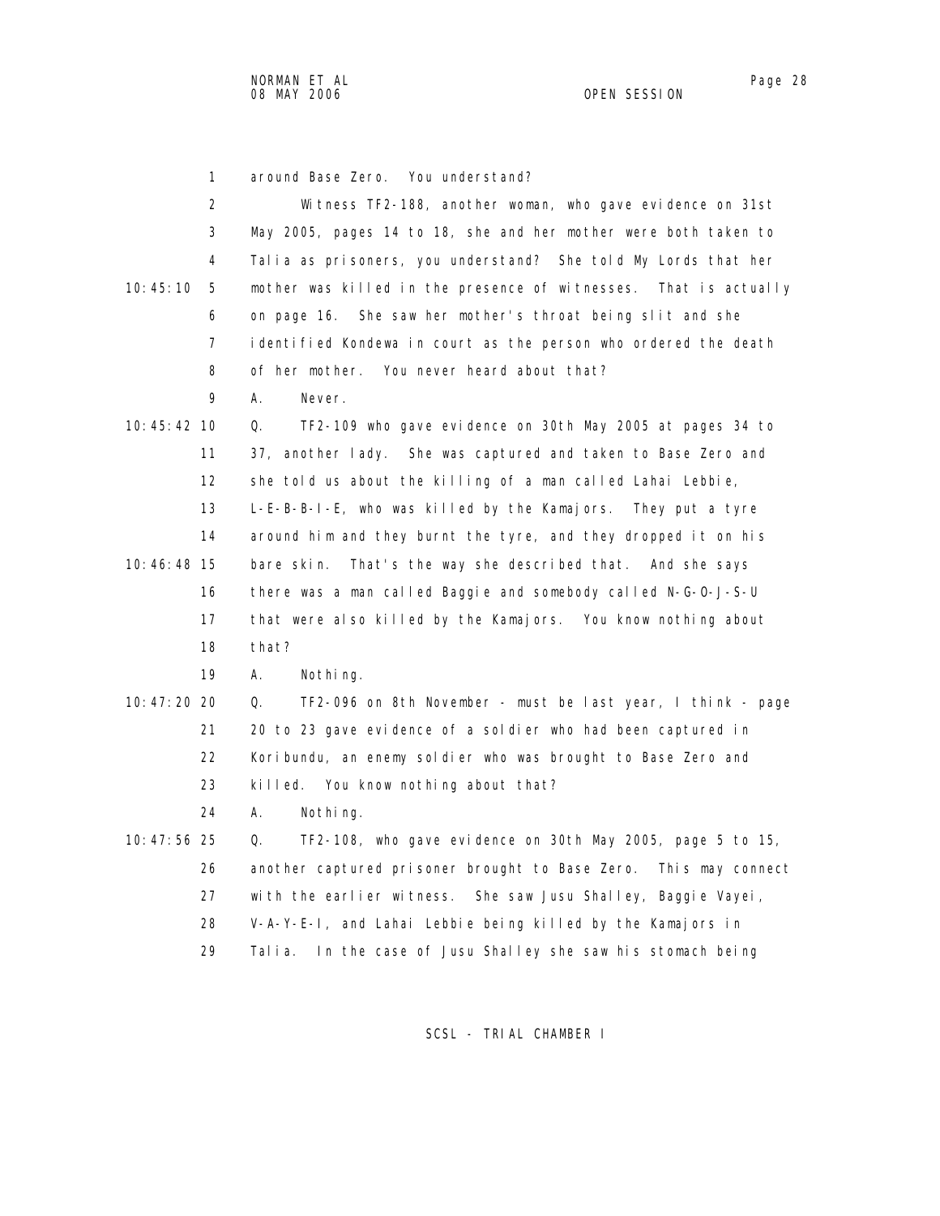around Base Zero. You understand?

Witness TF2-188, another woman, who gave evidence on 31st May 2005, pages 14 to 18, she and her mother were both taken to Talia as prisoners, you understand? She told My Lords that her mother was killed in the presence of witnesses. That is actually on page 16. She saw her mother's throat being slit and she identified Kondewa in court as the person who ordered the death of her mother. You never heard about that?

A. Never.

Q. TF2-109 who gave evidence on 30th May 2005 at pages 34 to 37, another lady. She was captured and taken to Base Zero and she told us about the killing of a man called Lahai Lebbie, L-E-B-B-I-E, who was killed by the Kamajors. They put a tyre around him and they burnt the tyre, and they dropped it on his bare skin. That's the way she described that. And she says there was a man called Baggie and somebody called N-G-O-J-S-U that were also killed by the Kamajors. You know nothing about that?

A. Nothing.

Q. TF2-096 on 8th November - must be last year, I think - page 20 to 23 gave evidence of a soldier who had been captured in Koribundu, an enemy soldier who was brought to Base Zero and killed. You know nothing about that?

A. Nothing.

Q. TF2-108, who gave evidence on 30th May 2005, page 5 to 15, another captured prisoner brought to Base Zero. This may connect with the earlier witness. She saw Jusu Shalley, Baggie Vayei, V-A-Y-E-I, and Lahai Lebbie being killed by the Kamajors in Talia. In the case of Jusu Shalley she saw his stomach being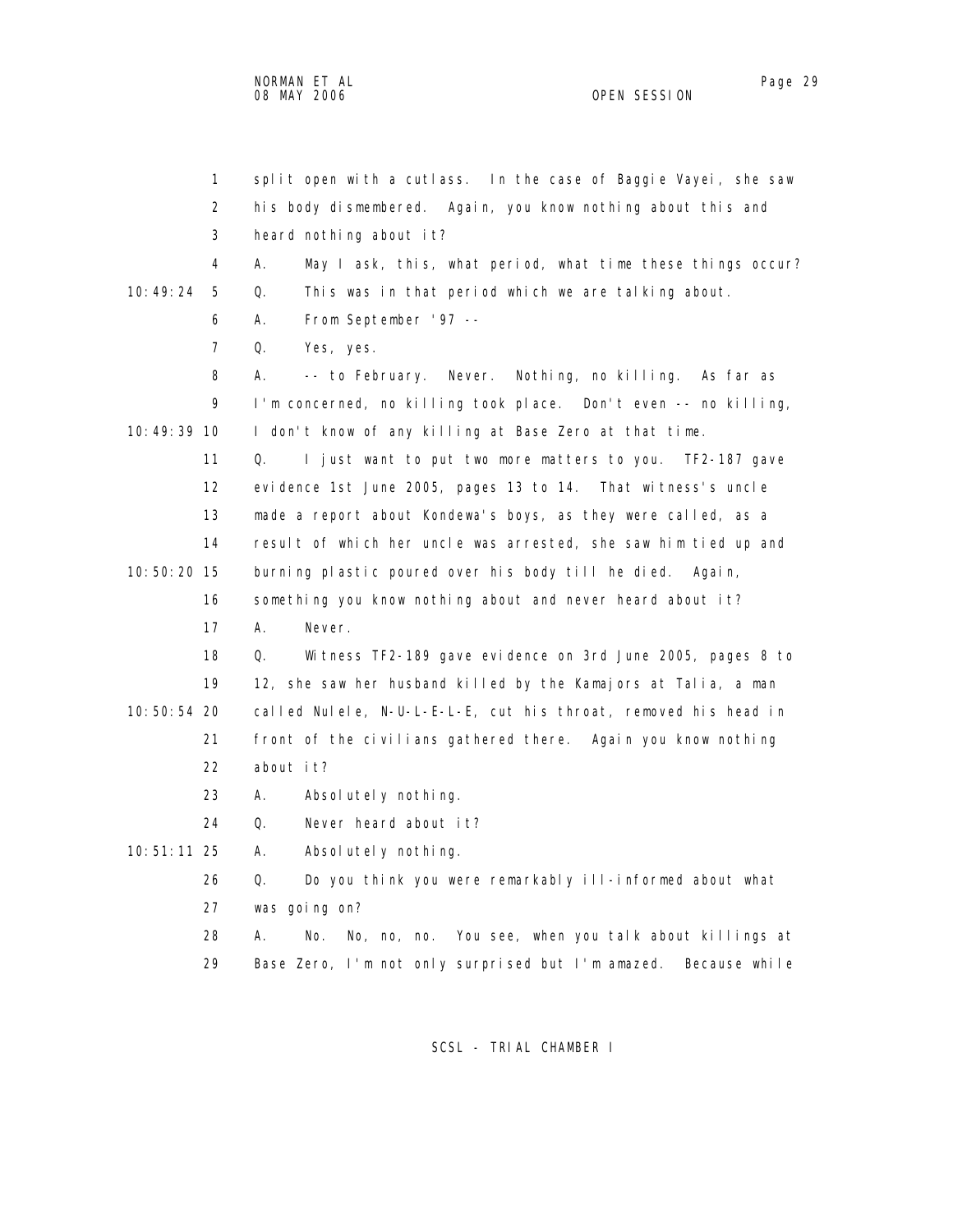split open with a cutlass. In the case of Baggie Vayei, she saw his body dismembered. Again, you know nothing about this and heard nothing about it?

A. May I ask, this, what period, what time these things occur?

Q. This was in that period which we are talking about.

A. From September '97 --

Q. Yes, yes.

A. -- to February. Never. Nothing, no killing. As far as I'm concerned, no killing took place. Don't even -- no killing, I don't know of any killing at Base Zero at that time.

Q. I just want to put two more matters to you. TF2-187 gave evidence 1st June 2005, pages 13 to 14. That witness's uncle made a report about Kondewa's boys, as they were called, as a result of which her uncle was arrested, she saw him tied up and burning plastic poured over his body till he died. Again, something you know nothing about and never heard about it?

A. Never.

Q. Witness TF2-189 gave evidence on 3rd June 2005, pages 8 to 12, she saw her husband killed by the Kamajors at Talia, a man called Nulele, N-U-L-E-L-E, cut his throat, removed his head in front of the civilians gathered there. Again you know nothing about it?

A. Absolutely nothing.

Q. Never heard about it?

A. Absolutely nothing.

Q. Do you think you were remarkably ill-informed about what was going on?

A. No. No, no, no. You see, when you talk about killings at Base Zero, I'm not only surprised but I'm amazed. Because while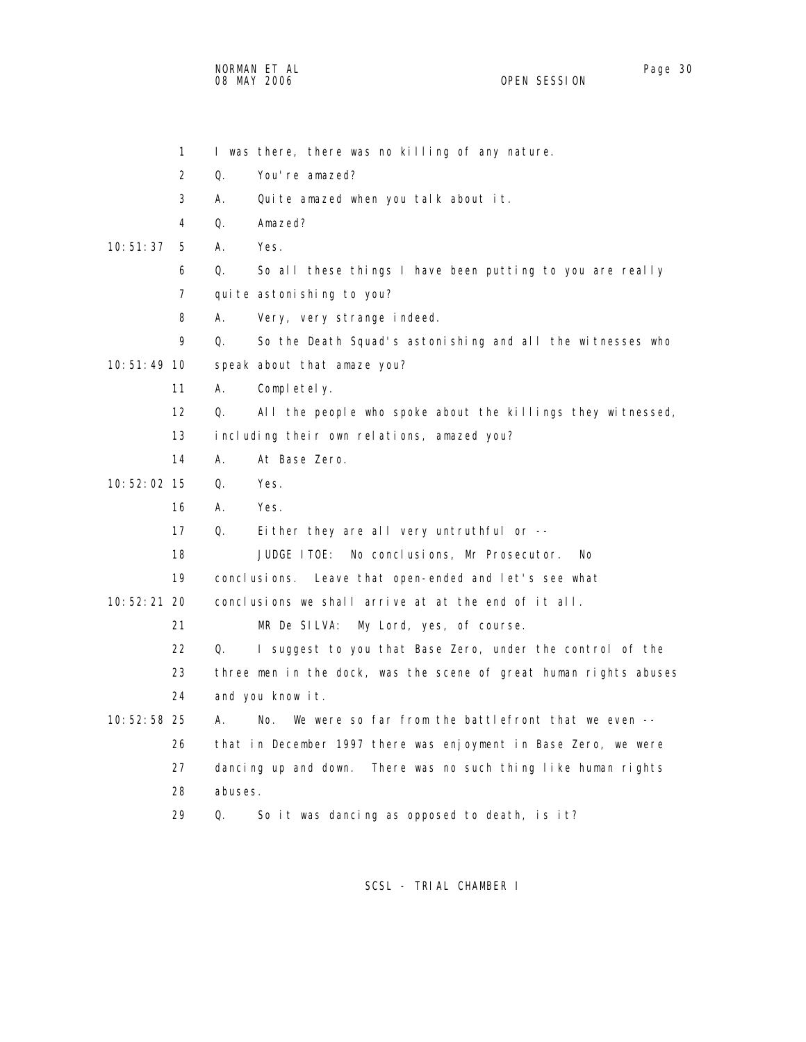I was there, there was no killing of any nature.

Q. You're amazed?

A. Quite amazed when you talk about it.

Q. Amazed?

A. Yes.

Q. So all these things I have been putting to you are really quite astonishing to you?

A. Very, very strange indeed.

Q. So the Death Squad's astonishing and all the witnesses who speak about that amaze you?

A. Completely.

Q. All the people who spoke about the killings they witnessed, including their own relations, amazed you?

A. At Base Zero.

Q. Yes.

A. Yes.

Q. Either they are all very untruthful or --

JUDGE ITOE: No conclusions, Mr Prosecutor. No conclusions. Leave that open-ended and let's see what conclusions we shall arrive at at the end of it all.

MR De SILVA: My Lord, yes, of course.

Q. I suggest to you that Base Zero, under the control of the three men in the dock, was the scene of great human rights abuses and you know it.

A. No. We were so far from the battlefront that we even -- that in December 1997 there was enjoyment in Base Zero, we were dancing up and down. There was no such thing like human rights abuses.

Q. So it was dancing as opposed to death, is it?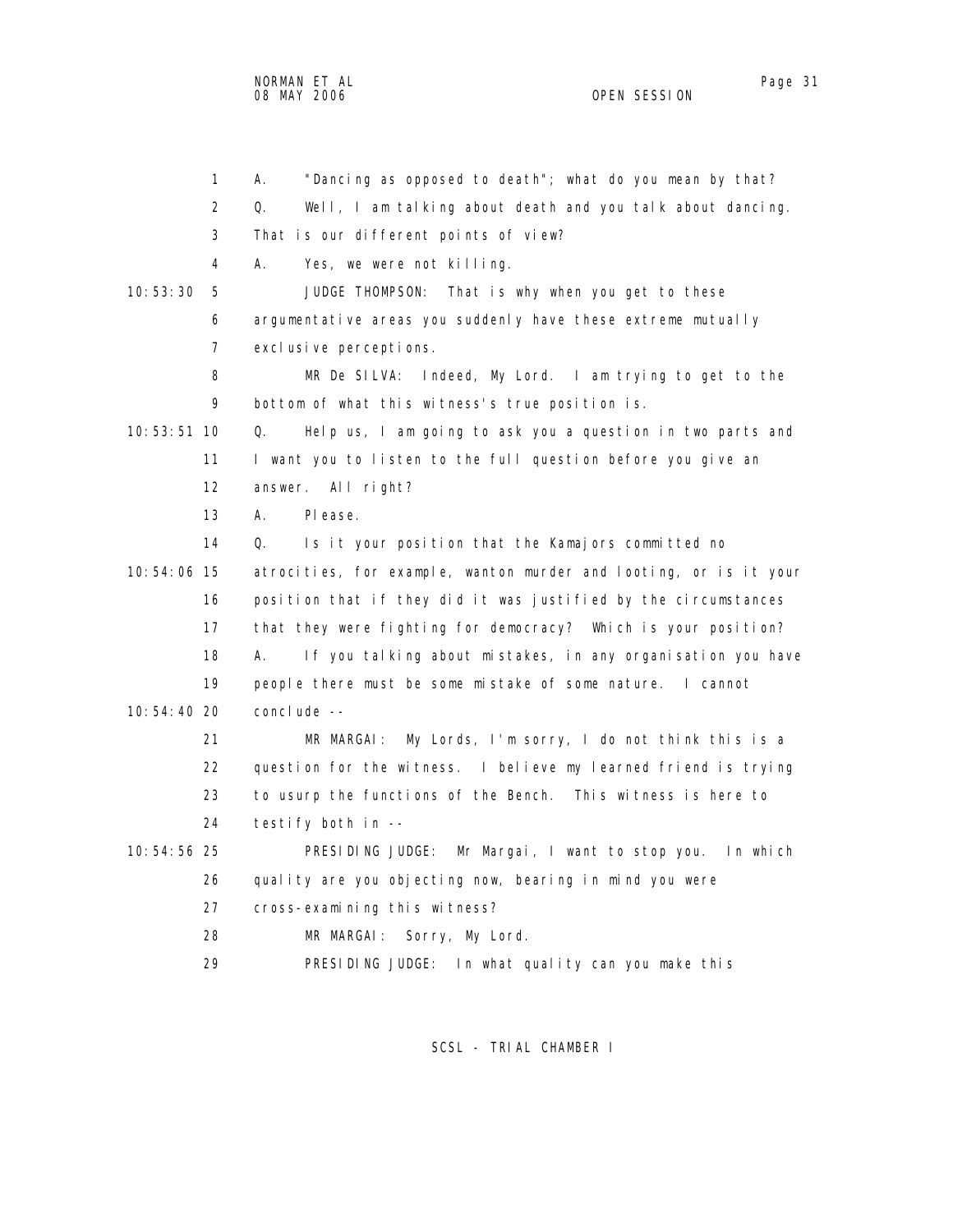A. "Dancing as opposed to death"; what do you mean by that?

Q. Well, I am talking about death and you talk about dancing. That is our different points of view?

A. Yes, we were not killing.

JUDGE THOMPSON: That is why when you get to these argumentative areas you suddenly have these extreme mutually exclusive perceptions.

MR De SILVA: Indeed, My Lord. I am trying to get to the bottom of what this witness's true position is.

Q. Help us, I am going to ask you a question in two parts and I want you to listen to the full question before you give an answer. All right?

A. Please.

Q. Is it your position that the Kamajors committed no atrocities, for example, wanton murder and looting, or is it your position that if they did it was justified by the circumstances that they were fighting for democracy? Which is your position?

A. If you talking about mistakes, in any organisation you have people there must be some mistake of some nature. I cannot conclude --

MR MARGAI: My Lords, I'm sorry, I do not think this is a question for the witness. I believe my learned friend is trying to usurp the functions of the Bench. This witness is here to testify both in --

PRESIDING JUDGE: Mr Margai, I want to stop you. In which quality are you objecting now, bearing in mind you were cross-examining this witness?

MR MARGAI: Sorry, My Lord.

PRESIDING JUDGE: In what quality can you make this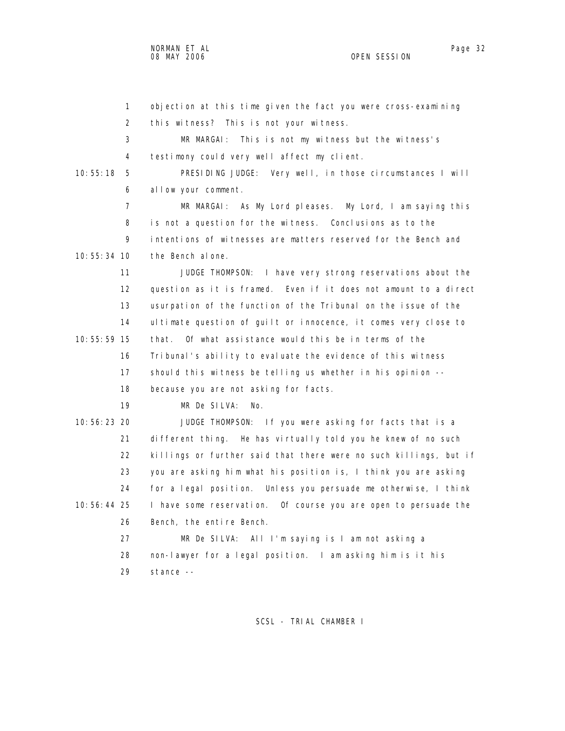objection at this time given the fact you were cross-examining this witness? This is not your witness.

MR MARGAI: This is not my witness but the witness's testimony could very well affect my client.

PRESIDING JUDGE: Very well, in those circumstances I will allow your comment.

MR MARGAI: As My Lord pleases. My Lord, I am saying this is not a question for the witness. Conclusions as to the intentions of witnesses are matters reserved for the Bench and the Bench alone.

JUDGE THOMPSON: I have very strong reservations about the question as it is framed. Even if it does not amount to a direct usurpation of the function of the Tribunal on the issue of the ultimate question of guilt or innocence, it comes very close to that. Of what assistance would this be in terms of the Tribunal's ability to evaluate the evidence of this witness should this witness be telling us whether in his opinion -- because you are not asking for facts.

MR De SILVA: No.

JUDGE THOMPSON: If you were asking for facts that is a different thing. He has virtually told you he knew of no such killings or further said that there were no such killings, but if you are asking him what his position is, I think you are asking for a legal position. Unless you persuade me otherwise, I think I have some reservation. Of course you are open to persuade the Bench, the entire Bench.

MR De SILVA: All I'm saying is I am not asking a non-lawyer for a legal position. I am asking him is it his stance --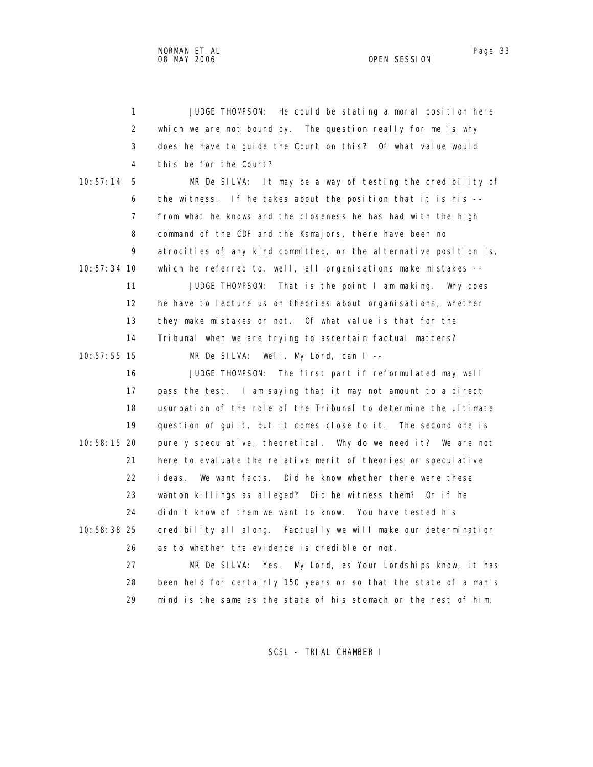JUDGE THOMPSON: He could be stating a moral position here which we are not bound by. The question really for me is why does he have to guide the Court on this? Of what value would this be for the Court?

MR De SILVA: It may be a way of testing the credibility of the witness. If he takes about the position that it is his -- from what he knows and the closeness he has had with the high command of the CDF and the Kamajors, there have been no atrocities of any kind committed, or the alternative position is, which he referred to, well, all organisations make mistakes --

JUDGE THOMPSON: That is the point I am making. Why does he have to lecture us on theories about organisations, whether they make mistakes or not. Of what value is that for the Tribunal when we are trying to ascertain factual matters?

MR De SILVA: Well, My Lord, can I --

JUDGE THOMPSON: The first part if reformulated may well pass the test. I am saying that it may not amount to a direct usurpation of the role of the Tribunal to determine the ultimate question of guilt, but it comes close to it. The second one is purely speculative, theoretical. Why do we need it? We are not here to evaluate the relative merit of theories or speculative ideas. We want facts. Did he know whether there were these wanton killings as alleged? Did he witness them? Or if he didn't know of them we want to know. You have tested his credibility all along. Factually we will make our determination as to whether the evidence is credible or not.

MR De SILVA: Yes. My Lord, as Your Lordships know, it has been held for certainly 150 years or so that the state of a man's mind is the same as the state of his stomach or the rest of him,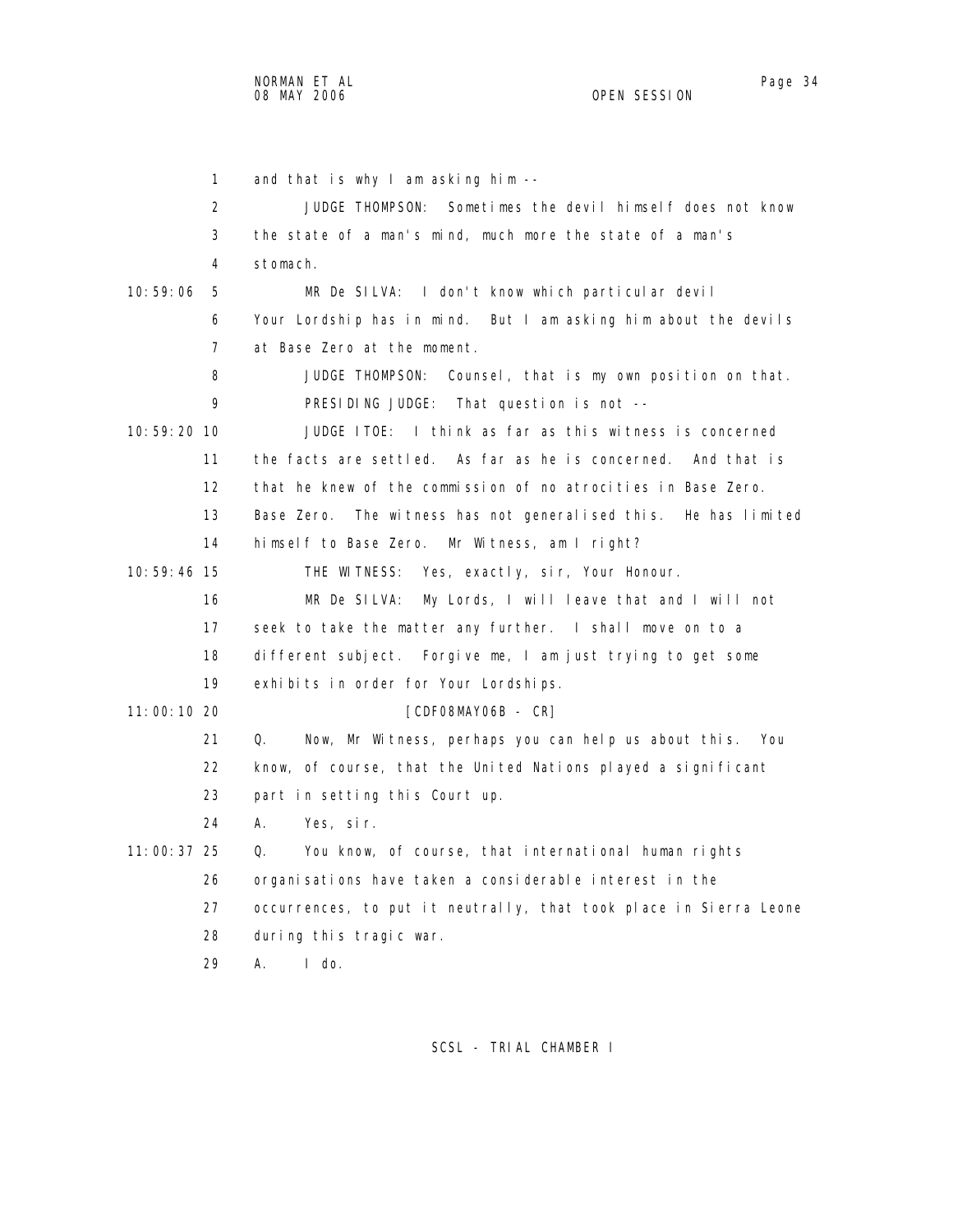1 and that is why I am asking him --

2 JUDGE THOMPSON: Sometimes the devil himself does not know

3 the state of a man's mind, much more the state of a man's

4 stomach.

10:59:06 5 MR De SILVA: I don't know which particular devil

6 Your Lordship has in mind. But I am asking him about the devils

7 at Base Zero at the moment.

8 JUDGE THOMPSON: Counsel, that is my own position on that.

9 PRESIDING JUDGE: That question is not --

10:59:20 10 JUDGE ITOE: I think as far as this witness is concerned

11 the facts are settled. As far as he is concerned. And that is

12 that he knew of the commission of no atrocities in Base Zero.

13 Base Zero. The witness has not generalised this. He has limited

14 himself to Base Zero. Mr Witness, am I right?

10:59:46 15 THE WITNESS: Yes, exactly, sir, Your Honour.

16 MR De SILVA: My Lords, I will leave that and I will not

17 seek to take the matter any further. I shall move on to a

18 different subject. Forgive me, I am just trying to get some

19 exhibits in order for Your Lordships.

11:00:10 20 [CDF08MAY06B - CR]

21 Q. Now, Mr Witness, perhaps you can help us about this. You

22 know, of course, that the United Nations played a significant

23 part in setting this Court up.

24 A. Yes, sir.

11:00:37 25 Q. You know, of course, that international human rights

26 organisations have taken a considerable interest in the

27 occurrences, to put it neutrally, that took place in Sierra Leone

28 during this tragic war.

29 A. I do.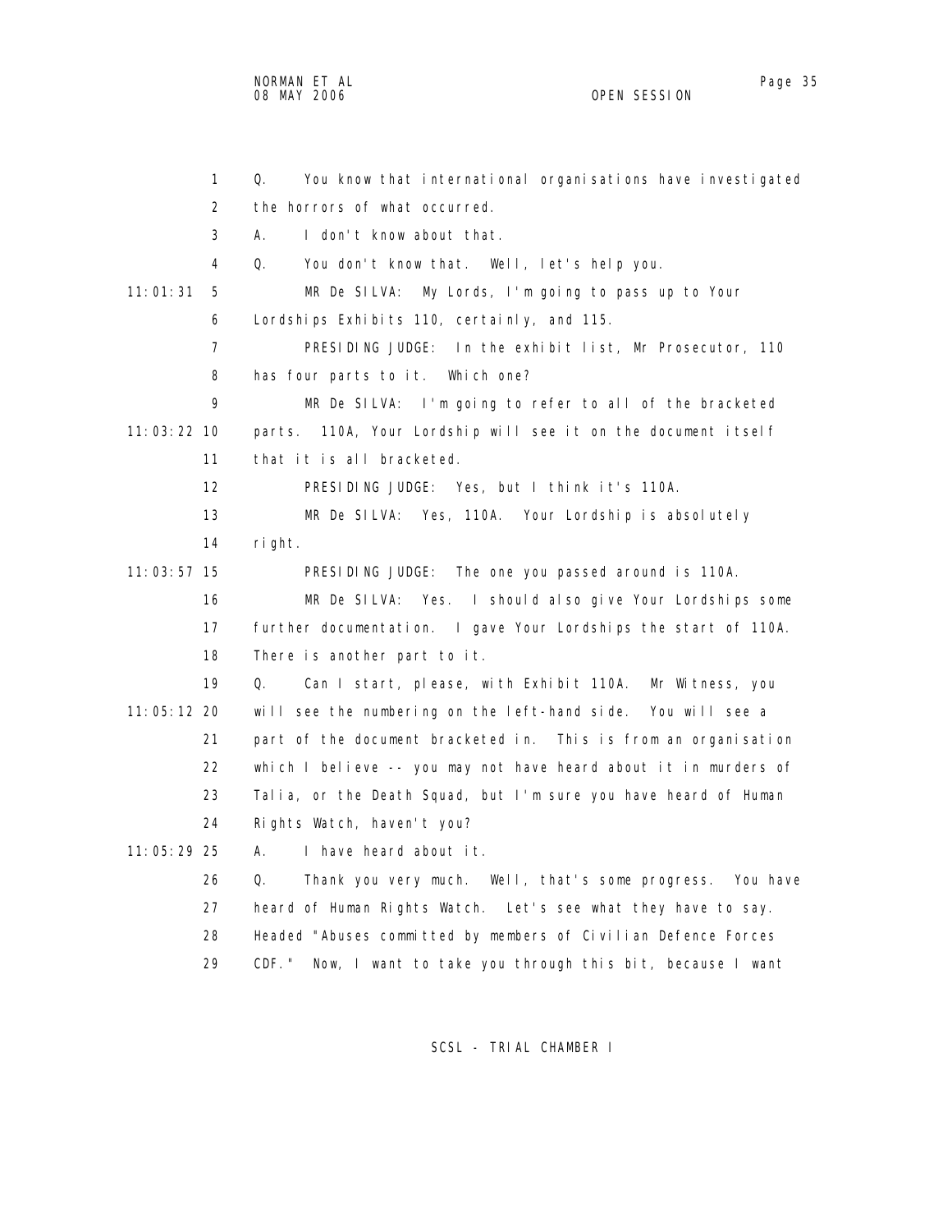1 Q. You know that international organisations have investigated
2 the horrors of what occurred.
3 A. I don't know about that.
4 Q. You don't know that. Well, let's help you.
11:01:31 5 MR De SILVA: My Lords, I'm going to pass up to Your
6 Lordships Exhibits 110, certainly, and 115.
7 PRESIDING JUDGE: In the exhibit list, Mr Prosecutor, 110
8 has four parts to it. Which one?
9 MR De SILVA: I'm going to refer to all of the bracketed
11:03:22 10 parts. 110A, Your Lordship will see it on the document itself
11 that it is all bracketed.
12 PRESIDING JUDGE: Yes, but I think it's 110A.
13 MR De SILVA: Yes, 110A. Your Lordship is absolutely
14 right.
11:03:57 15 PRESIDING JUDGE: The one you passed around is 110A.
16 MR De SILVA: Yes. I should also give Your Lordships some
17 further documentation. I gave Your Lordships the start of 110A.
18 There is another part to it.
19 Q. Can I start, please, with Exhibit 110A. Mr Witness, you
11:05:12 20 will see the numbering on the left-hand side. You will see a
21 part of the document bracketed in. This is from an organisation
22 which I believe -- you may not have heard about it in murders of
23 Talia, or the Death Squad, but I'm sure you have heard of Human
24 Rights Watch, haven't you?
11:05:29 25 A. I have heard about it.
26 Q. Thank you very much. Well, that's some progress. You have
27 heard of Human Rights Watch. Let's see what they have to say.
28 Headed "Abuses committed by members of Civilian Defence Forces
29 CDF." Now, I want to take you through this bit, because I want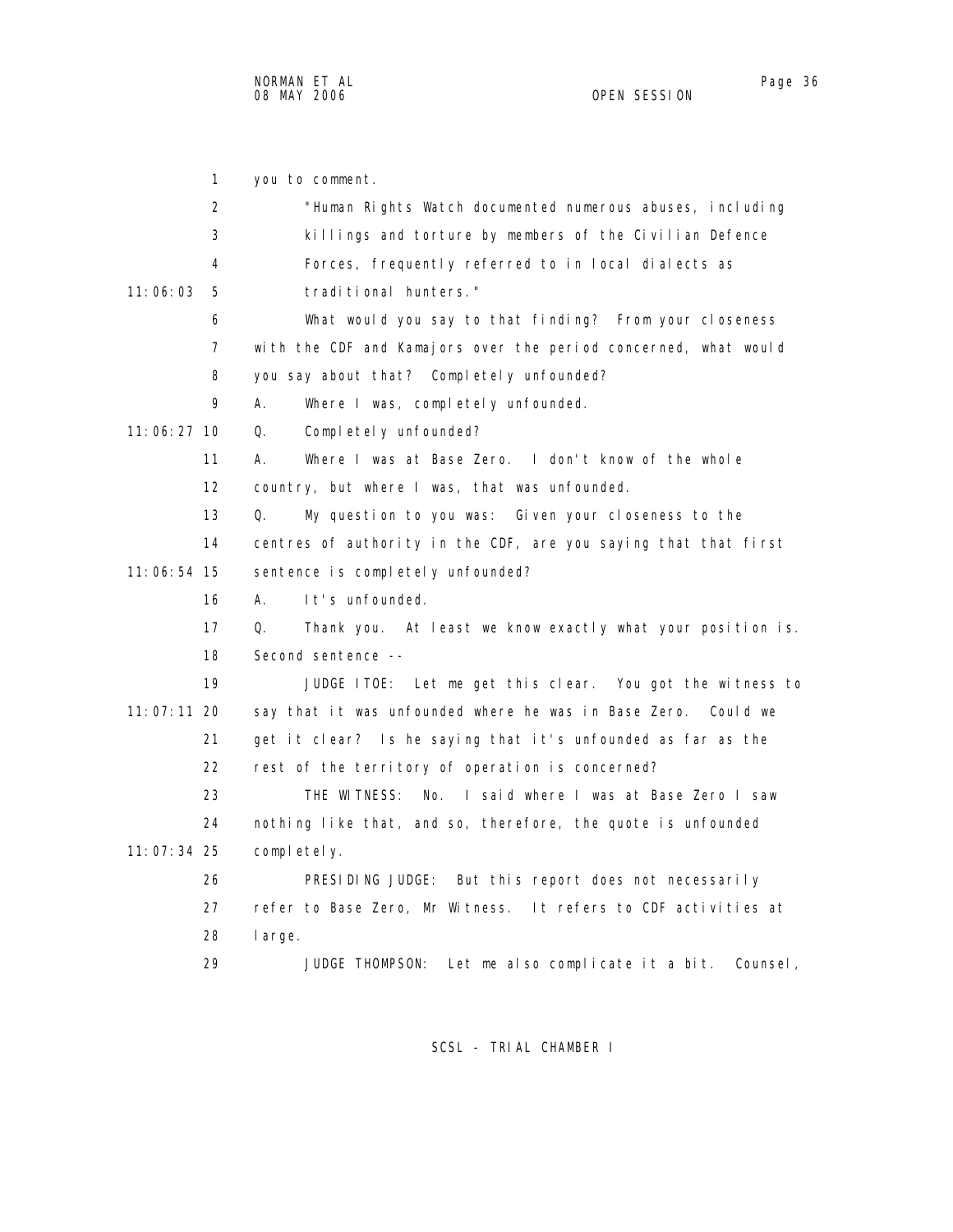you to comment.

"Human Rights Watch documented numerous abuses, including killings and torture by members of the Civilian Defence Forces, frequently referred to in local dialects as traditional hunters."

What would you say to that finding? From your closeness with the CDF and Kamajors over the period concerned, what would you say about that? Completely unfounded?

A. Where I was, completely unfounded.

Q. Completely unfounded?

A. Where I was at Base Zero. I don't know of the whole country, but where I was, that was unfounded.

Q. My question to you was: Given your closeness to the centres of authority in the CDF, are you saying that that first sentence is completely unfounded?

A. It's unfounded.

Q. Thank you. At least we know exactly what your position is. Second sentence --

JUDGE ITOE: Let me get this clear. You got the witness to say that it was unfounded where he was in Base Zero. Could we get it clear? Is he saying that it's unfounded as far as the rest of the territory of operation is concerned?

THE WITNESS: No. I said where I was at Base Zero I saw nothing like that, and so, therefore, the quote is unfounded completely.

PRESIDING JUDGE: But this report does not necessarily refer to Base Zero, Mr Witness. It refers to CDF activities at large.

JUDGE THOMPSON: Let me also complicate it a bit. Counsel,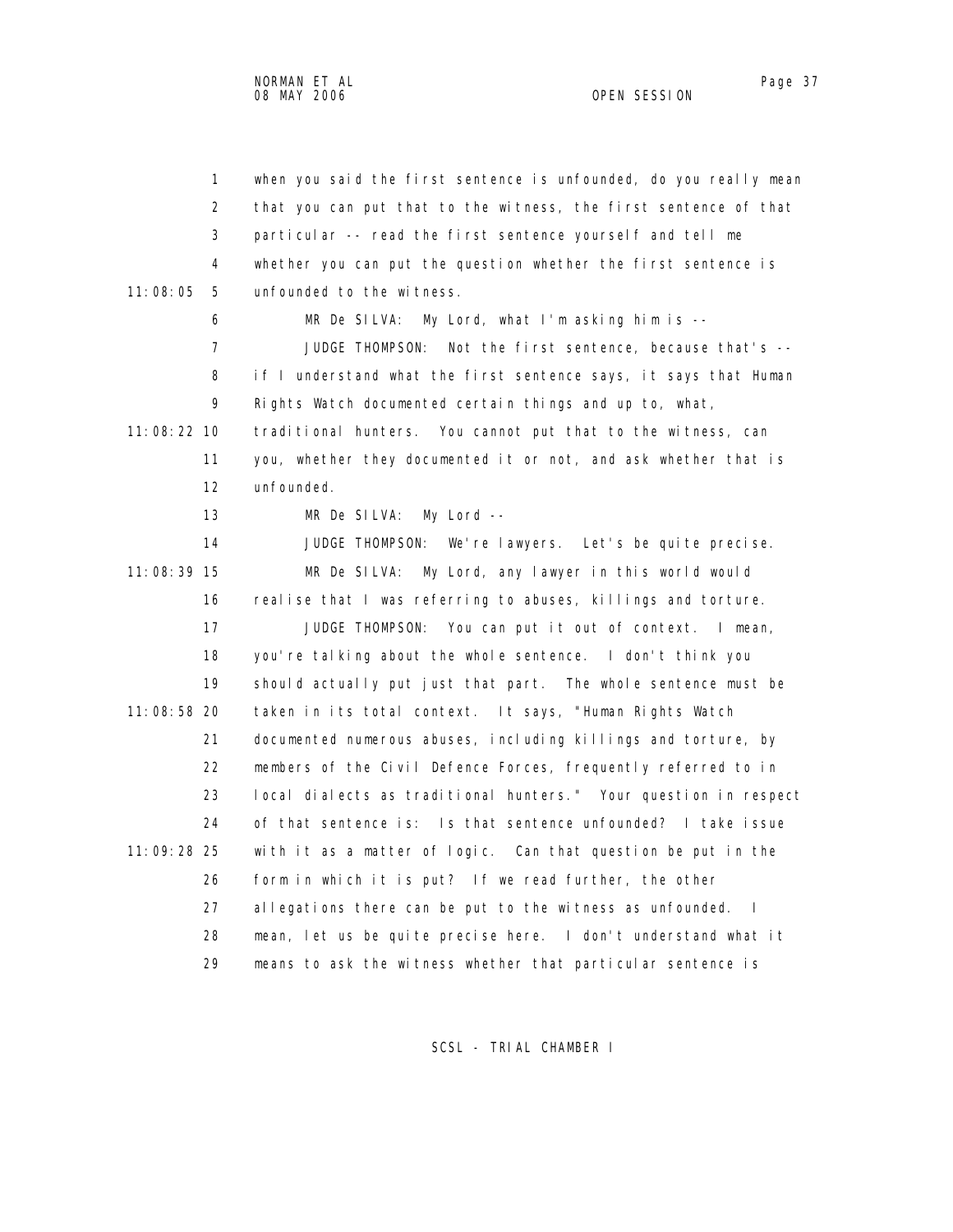1 when you said the first sentence is unfounded, do you really mean
2 that you can put that to the witness, the first sentence of that
3 particular -- read the first sentence yourself and tell me
4 whether you can put the question whether the first sentence is
11:08:05 5 unfounded to the witness.

6 MR De SILVA: My Lord, what I'm asking him is --

7 JUDGE THOMPSON: Not the first sentence, because that's --
8 if I understand what the first sentence says, it says that Human
9 Rights Watch documented certain things and up to, what,
11:08:22 10 traditional hunters. You cannot put that to the witness, can
11 you, whether they documented it or not, and ask whether that is
12 unfounded.

13 MR De SILVA: My Lord --

14 JUDGE THOMPSON: We're lawyers. Let's be quite precise.

11:08:39 15 MR De SILVA: My Lord, any lawyer in this world would
16 realise that I was referring to abuses, killings and torture.

17 JUDGE THOMPSON: You can put it out of context. I mean,
18 you're talking about the whole sentence. I don't think you
19 should actually put just that part. The whole sentence must be
11:08:58 20 taken in its total context. It says, "Human Rights Watch
21 documented numerous abuses, including killings and torture, by
22 members of the Civil Defence Forces, frequently referred to in
23 local dialects as traditional hunters." Your question in respect
24 of that sentence is: Is that sentence unfounded? I take issue
11:09:28 25 with it as a matter of logic. Can that question be put in the
26 form in which it is put? If we read further, the other
27 allegations there can be put to the witness as unfounded. I
28 mean, let us be quite precise here. I don't understand what it
29 means to ask the witness whether that particular sentence is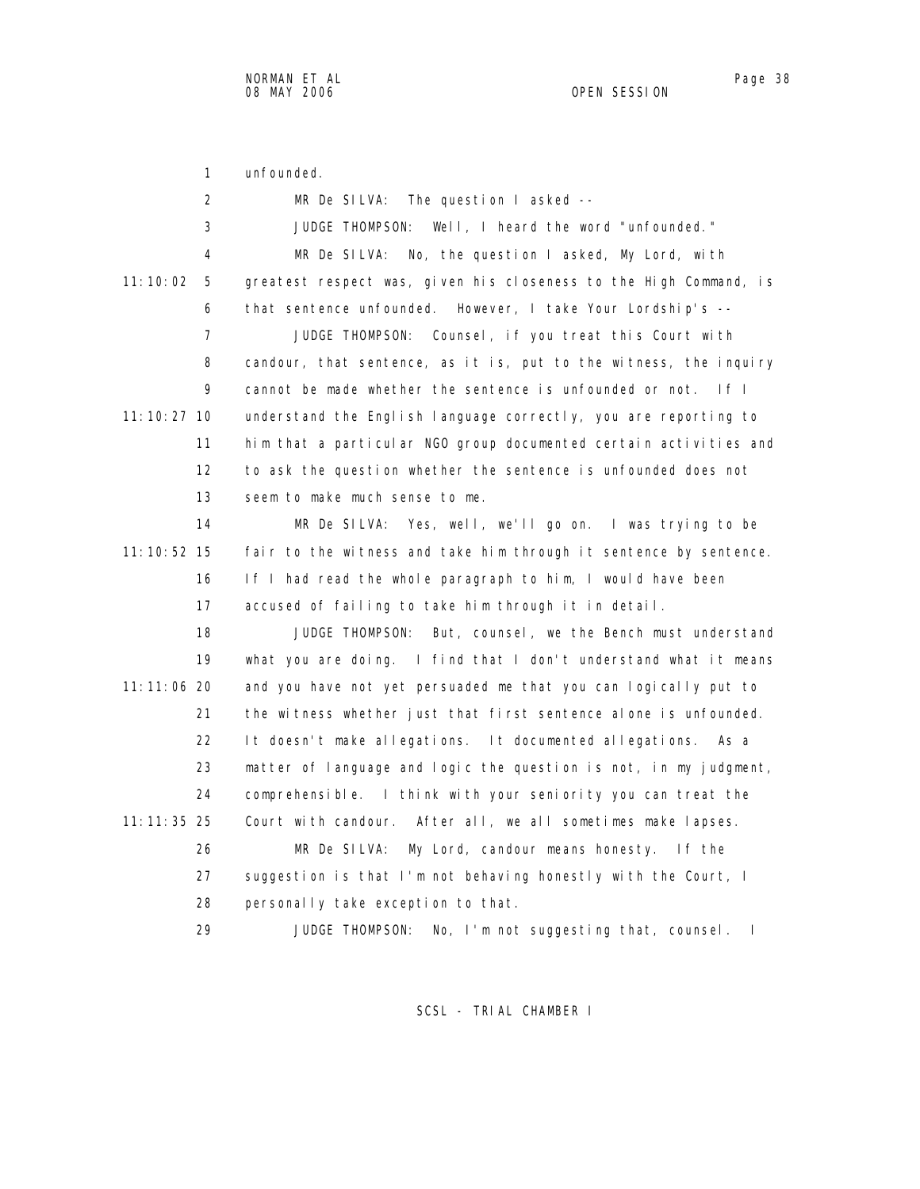unfounded.

MR De SILVA: The question I asked --

JUDGE THOMPSON: Well, I heard the word "unfounded."

MR De SILVA: No, the question I asked, My Lord, with greatest respect was, given his closeness to the High Command, is that sentence unfounded. However, I take Your Lordship's --

JUDGE THOMPSON: Counsel, if you treat this Court with candour, that sentence, as it is, put to the witness, the inquiry cannot be made whether the sentence is unfounded or not. If I understand the English language correctly, you are reporting to him that a particular NGO group documented certain activities and to ask the question whether the sentence is unfounded does not seem to make much sense to me.

MR De SILVA: Yes, well, we'll go on. I was trying to be fair to the witness and take him through it sentence by sentence. If I had read the whole paragraph to him, I would have been accused of failing to take him through it in detail.

JUDGE THOMPSON: But, counsel, we the Bench must understand what you are doing. I find that I don't understand what it means and you have not yet persuaded me that you can logically put to the witness whether just that first sentence alone is unfounded. It doesn't make allegations. It documented allegations. As a matter of language and logic the question is not, in my judgment, comprehensible. I think with your seniority you can treat the Court with candour. After all, we all sometimes make lapses.

MR De SILVA: My Lord, candour means honesty. If the suggestion is that I'm not behaving honestly with the Court, I personally take exception to that.

JUDGE THOMPSON: No, I'm not suggesting that, counsel. I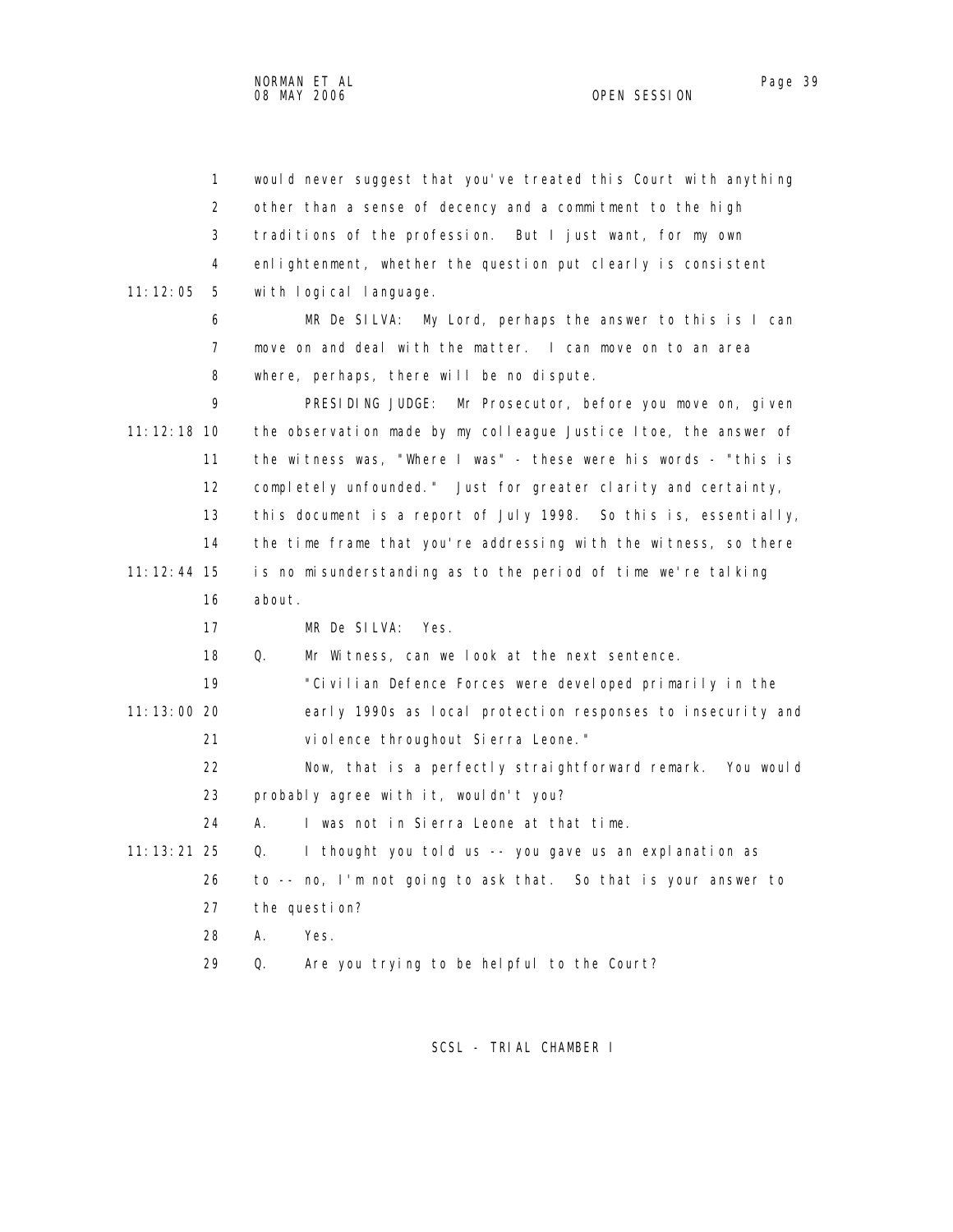1 would never suggest that you've treated this Court with anything
2 other than a sense of decency and a commitment to the high
3 traditions of the profession. But I just want, for my own
4 enlightenment, whether the question put clearly is consistent
11:12:05 5 with logical language.

6 MR De SILVA: My Lord, perhaps the answer to this is I can
7 move on and deal with the matter. I can move on to an area
8 where, perhaps, there will be no dispute.

9 PRESIDING JUDGE: Mr Prosecutor, before you move on, given
11:12:18 10 the observation made by my colleague Justice Itoe, the answer of
11 the witness was, "Where I was" - these were his words - "this is
12 completely unfounded." Just for greater clarity and certainty,
13 this document is a report of July 1998. So this is, essentially,
14 the time frame that you're addressing with the witness, so there
11:12:44 15 is no misunderstanding as to the period of time we're talking
16 about.

17 MR De SILVA: Yes.

18 Q. Mr Witness, can we look at the next sentence.

19 "Civilian Defence Forces were developed primarily in the
11:13:00 20 early 1990s as local protection responses to insecurity and
21 violence throughout Sierra Leone."

22 Now, that is a perfectly straightforward remark. You would
23 probably agree with it, wouldn't you?

24 A. I was not in Sierra Leone at that time.

11:13:21 25 Q. I thought you told us -- you gave us an explanation as
26 to -- no, I'm not going to ask that. So that is your answer to
27 the question?

28 A. Yes.

29 Q. Are you trying to be helpful to the Court?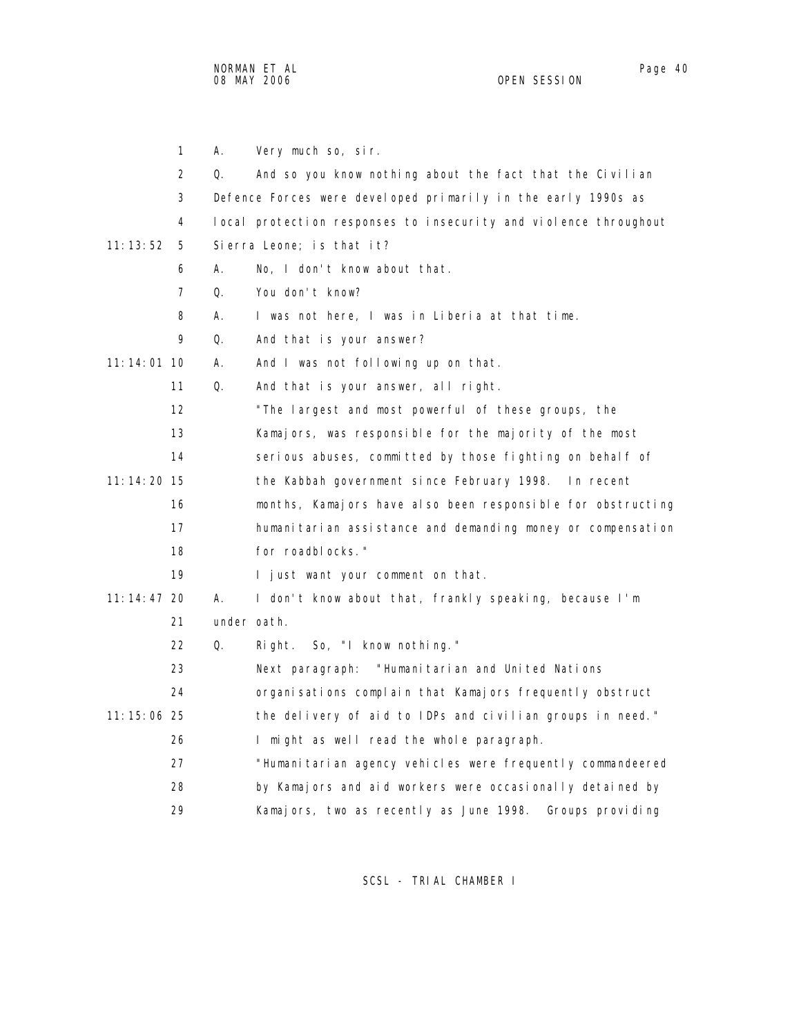1 A. Very much so, sir.

2 Q. And so you know nothing about the fact that the Civilian

3 Defence Forces were developed primarily in the early 1990s as

4 local protection responses to insecurity and violence throughout

11:13:52 5 Sierra Leone; is that it?

6 A. No, I don't know about that.

7 Q. You don't know?

8 A. I was not here, I was in Liberia at that time.

9 Q. And that is your answer?

11:14:01 10 A. And I was not following up on that.

11 Q. And that is your answer, all right.

12 "The largest and most powerful of these groups, the

13 Kamajors, was responsible for the majority of the most

14 serious abuses, committed by those fighting on behalf of

11:14:20 15 the Kabbah government since February 1998. In recent

16 months, Kamajors have also been responsible for obstructing

17 humanitarian assistance and demanding money or compensation

18 for roadblocks."

19 I just want your comment on that.

11:14:47 20 A. I don't know about that, frankly speaking, because I'm

21 under oath.

22 Q. Right. So, "I know nothing."

23 Next paragraph: "Humanitarian and United Nations

24 organisations complain that Kamajors frequently obstruct

11:15:06 25 the delivery of aid to IDPs and civilian groups in need."

26 I might as well read the whole paragraph.

27 "Humanitarian agency vehicles were frequently commandeered

28 by Kamajors and aid workers were occasionally detained by

29 Kamajors, two as recently as June 1998. Groups providing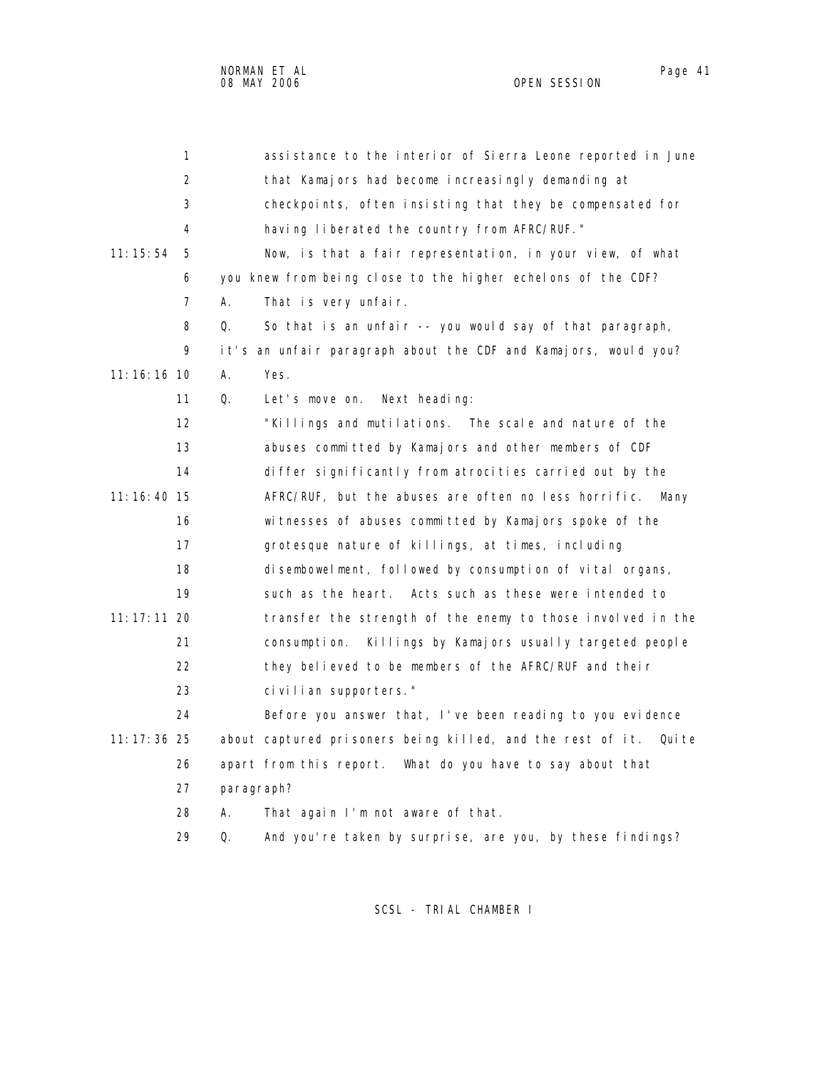assistance to the interior of Sierra Leone reported in June that Kamajors had become increasingly demanding at checkpoints, often insisting that they be compensated for having liberated the country from AFRC/RUF."

Now, is that a fair representation, in your view, of what you knew from being close to the higher echelons of the CDF?

A. That is very unfair.

Q. So that is an unfair -- you would say of that paragraph, it's an unfair paragraph about the CDF and Kamajors, would you?

A. Yes.

Q. Let's move on. Next heading:

"Killings and mutilations. The scale and nature of the abuses committed by Kamajors and other members of CDF differ significantly from atrocities carried out by the AFRC/RUF, but the abuses are often no less horrific. Many witnesses of abuses committed by Kamajors spoke of the grotesque nature of killings, at times, including disembowelment, followed by consumption of vital organs, such as the heart. Acts such as these were intended to transfer the strength of the enemy to those involved in the consumption. Killings by Kamajors usually targeted people they believed to be members of the AFRC/RUF and their civilian supporters."

Before you answer that, I've been reading to you evidence about captured prisoners being killed, and the rest of it. Quite apart from this report. What do you have to say about that paragraph?

A. That again I'm not aware of that.

Q. And you're taken by surprise, are you, by these findings?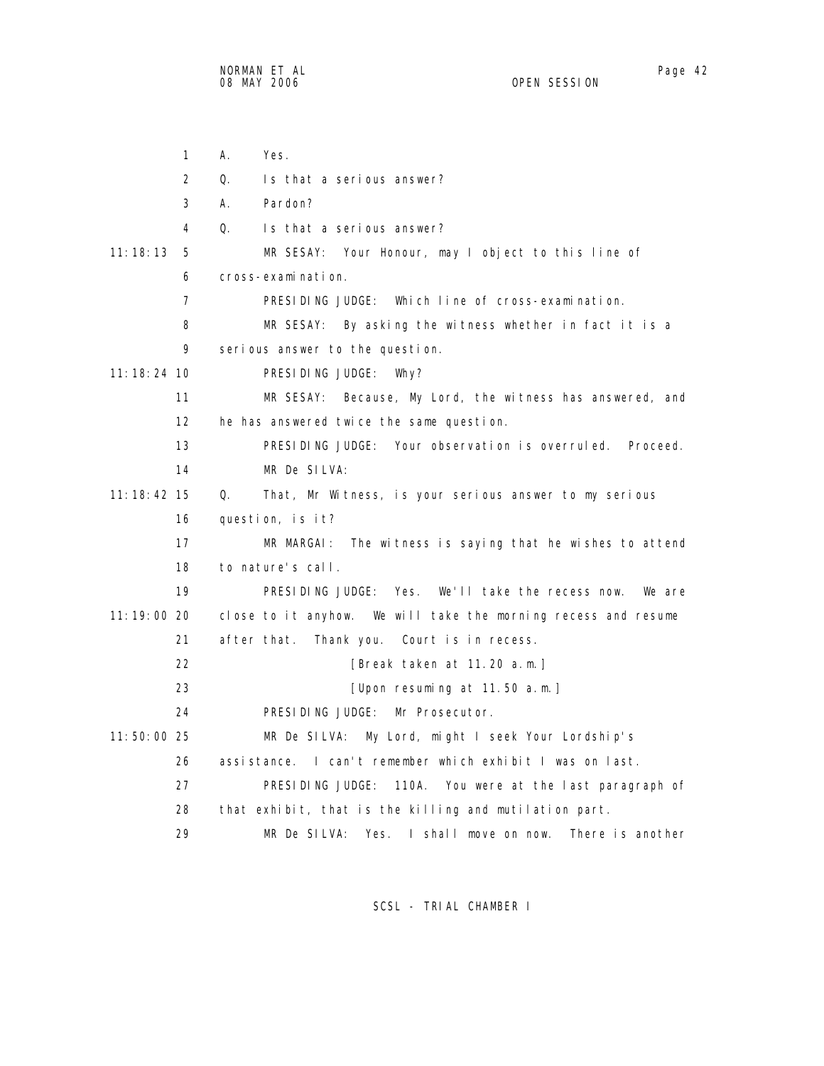1 A. Yes.

2 Q. Is that a serious answer?

3 A. Pardon?

4 Q. Is that a serious answer?

11:18:13 5 MR SESAY: Your Honour, may I object to this line of

6 cross-examination.

7 PRESIDING JUDGE: Which line of cross-examination.

8 MR SESAY: By asking the witness whether in fact it is a

9 serious answer to the question.

11:18:24 10 PRESIDING JUDGE: Why?

11 MR SESAY: Because, My Lord, the witness has answered, and

12 he has answered twice the same question.

13 PRESIDING JUDGE: Your observation is overruled. Proceed.

14 MR De SILVA:

11:18:42 15 Q. That, Mr Witness, is your serious answer to my serious

16 question, is it?

17 MR MARGAI: The witness is saying that he wishes to attend

18 to nature's call.

19 PRESIDING JUDGE: Yes. We'll take the recess now. We are

11:19:00 20 close to it anyhow. We will take the morning recess and resume

21 after that. Thank you. Court is in recess.

22 [Break taken at 11.20 a.m.]

23 [Upon resuming at 11.50 a.m.]

24 PRESIDING JUDGE: Mr Prosecutor.

11:50:00 25 MR De SILVA: My Lord, might I seek Your Lordship's

26 assistance. I can't remember which exhibit I was on last.

27 PRESIDING JUDGE: 110A. You were at the last paragraph of

28 that exhibit, that is the killing and mutilation part.

29 MR De SILVA: Yes. I shall move on now. There is another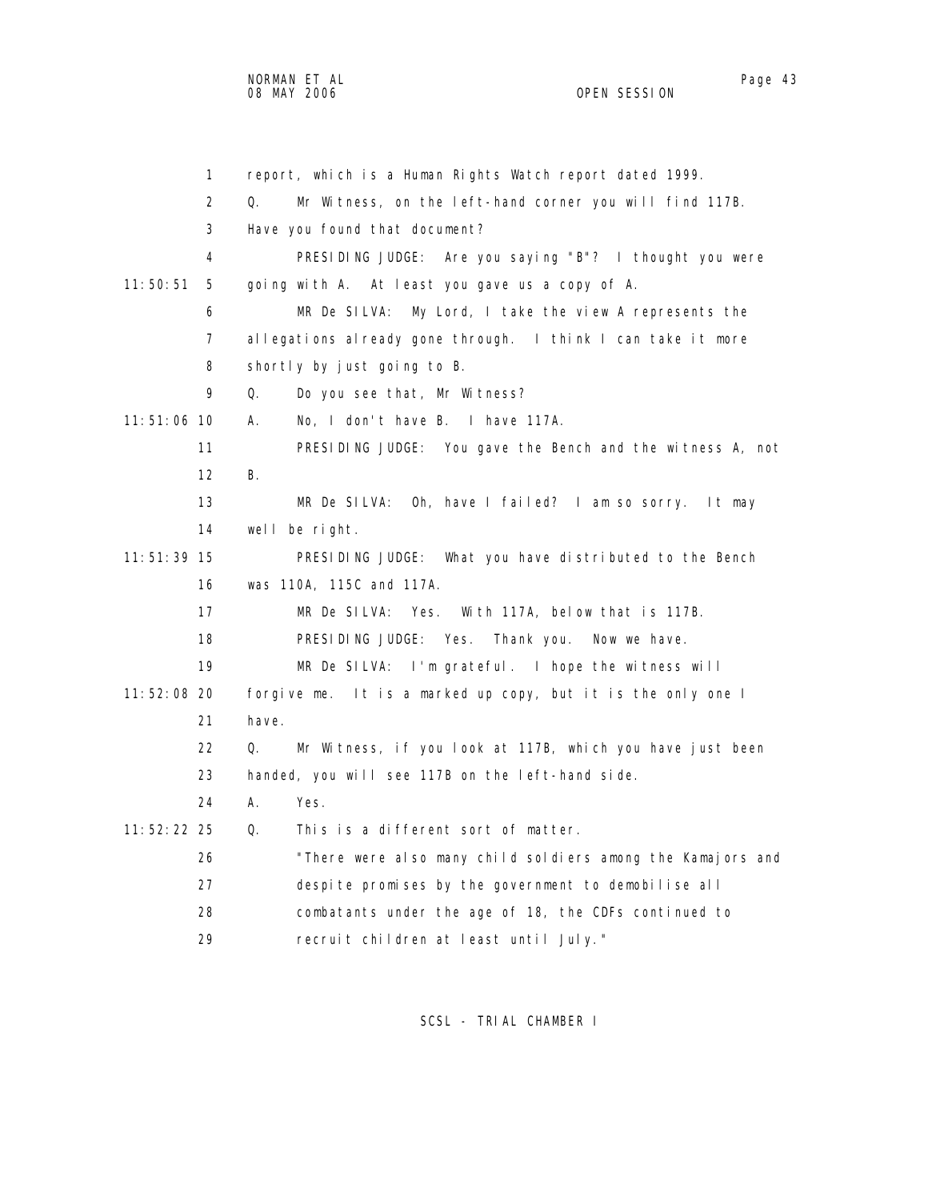1 report, which is a Human Rights Watch report dated 1999.

2 Q. Mr Witness, on the left-hand corner you will find 117B.

3 Have you found that document?

4 PRESIDING JUDGE: Are you saying "B"? I thought you were

11:50:51 5 going with A. At least you gave us a copy of A.

6 MR De SILVA: My Lord, I take the view A represents the

7 allegations already gone through. I think I can take it more

8 shortly by just going to B.

9 Q. Do you see that, Mr Witness?

11:51:06 10 A. No, I don't have B. I have 117A.

11 PRESIDING JUDGE: You gave the Bench and the witness A, not

12 B.

13 MR De SILVA: Oh, have I failed? I am so sorry. It may

14 well be right.

11:51:39 15 PRESIDING JUDGE: What you have distributed to the Bench

16 was 110A, 115C and 117A.

17 MR De SILVA: Yes. With 117A, below that is 117B.

18 PRESIDING JUDGE: Yes. Thank you. Now we have.

19 MR De SILVA: I'm grateful. I hope the witness will

11:52:08 20 forgive me. It is a marked up copy, but it is the only one I

21 have.

22 Q. Mr Witness, if you look at 117B, which you have just been

23 handed, you will see 117B on the left-hand side.

24 A. Yes.

11:52:22 25 Q. This is a different sort of matter.

26 "There were also many child soldiers among the Kamajors and

27 despite promises by the government to demobilise all

28 combatants under the age of 18, the CDFs continued to

29 recruit children at least until July."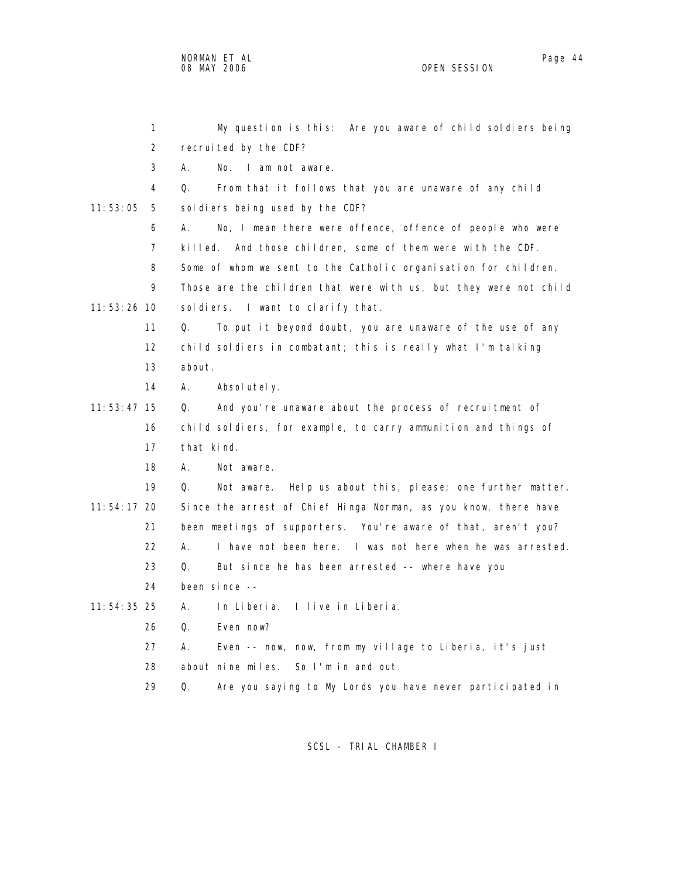1 My question is this: Are you aware of child soldiers being
2 recruited by the CDF?
3 A. No. I am not aware.
4 Q. From that it follows that you are unaware of any child
11:53:05 5 soldiers being used by the CDF?
6 A. No, I mean there were offence, offence of people who were
7 killed. And those children, some of them were with the CDF.
8 Some of whom we sent to the Catholic organisation for children.
9 Those are the children that were with us, but they were not child
11:53:26 10 soldiers. I want to clarify that.
11 Q. To put it beyond doubt, you are unaware of the use of any
12 child soldiers in combatant; this is really what I'm talking
13 about.
14 A. Absolutely.
11:53:47 15 Q. And you're unaware about the process of recruitment of
16 child soldiers, for example, to carry ammunition and things of
17 that kind.
18 A. Not aware.
19 Q. Not aware. Help us about this, please; one further matter.
11:54:17 20 Since the arrest of Chief Hinga Norman, as you know, there have
21 been meetings of supporters. You're aware of that, aren't you?
22 A. I have not been here. I was not here when he was arrested.
23 Q. But since he has been arrested -- where have you
24 been since --
11:54:35 25 A. In Liberia. I live in Liberia.
26 Q. Even now?
27 A. Even -- now, now, from my village to Liberia, it's just
28 about nine miles. So I'm in and out.
29 Q. Are you saying to My Lords you have never participated in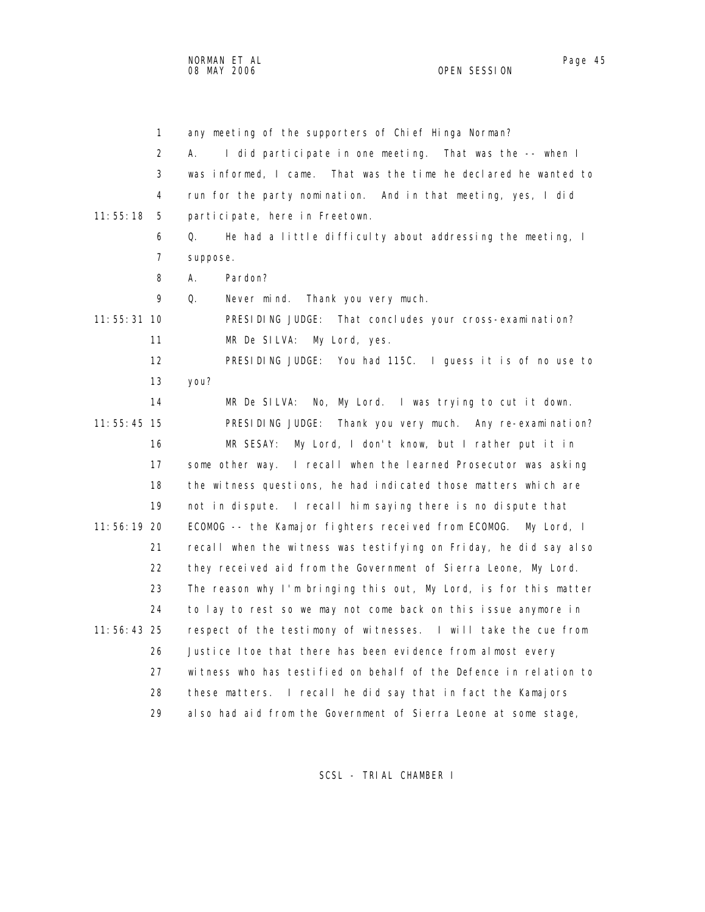any meeting of the supporters of Chief Hinga Norman?

A. I did participate in one meeting. That was the -- when I was informed, I came. That was the time he declared he wanted to run for the party nomination. And in that meeting, yes, I did participate, here in Freetown.

Q. He had a little difficulty about addressing the meeting, I suppose.

A. Pardon?

Q. Never mind. Thank you very much.

PRESIDING JUDGE: That concludes your cross-examination?

MR De SILVA: My Lord, yes.

PRESIDING JUDGE: You had 115C. I guess it is of no use to you?

MR De SILVA: No, My Lord. I was trying to cut it down.

PRESIDING JUDGE: Thank you very much. Any re-examination?

MR SESAY: My Lord, I don't know, but I rather put it in some other way. I recall when the learned Prosecutor was asking the witness questions, he had indicated those matters which are not in dispute. I recall him saying there is no dispute that ECOMOG -- the Kamajor fighters received from ECOMOG. My Lord, I recall when the witness was testifying on Friday, he did say also they received aid from the Government of Sierra Leone, My Lord. The reason why I'm bringing this out, My Lord, is for this matter to lay to rest so we may not come back on this issue anymore in respect of the testimony of witnesses. I will take the cue from Justice Itoe that there has been evidence from almost every witness who has testified on behalf of the Defence in relation to these matters. I recall he did say that in fact the Kamajors also had aid from the Government of Sierra Leone at some stage,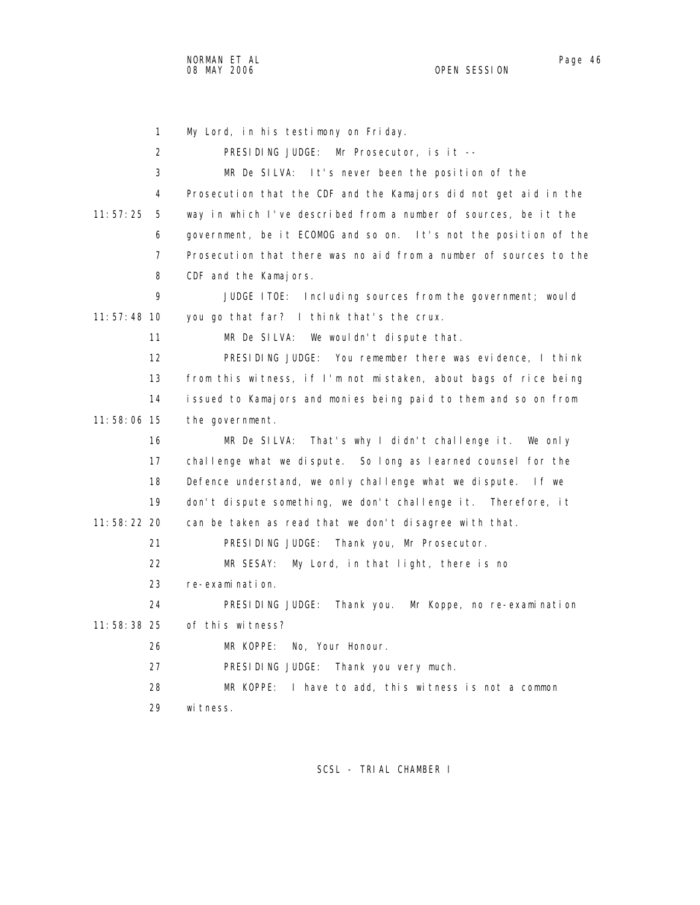My Lord, in his testimony on Friday.

PRESIDING JUDGE: Mr Prosecutor, is it --

MR De SILVA: It's never been the position of the Prosecution that the CDF and the Kamajors did not get aid in the way in which I've described from a number of sources, be it the government, be it ECOMOG and so on. It's not the position of the Prosecution that there was no aid from a number of sources to the CDF and the Kamajors.

JUDGE ITOE: Including sources from the government; would you go that far? I think that's the crux.

MR De SILVA: We wouldn't dispute that.

PRESIDING JUDGE: You remember there was evidence, I think from this witness, if I'm not mistaken, about bags of rice being issued to Kamajors and monies being paid to them and so on from the government.

MR De SILVA: That's why I didn't challenge it. We only challenge what we dispute. So long as learned counsel for the Defence understand, we only challenge what we dispute. If we don't dispute something, we don't challenge it. Therefore, it can be taken as read that we don't disagree with that.

PRESIDING JUDGE: Thank you, Mr Prosecutor.

MR SESAY: My Lord, in that light, there is no re-examination.

PRESIDING JUDGE: Thank you. Mr Koppe, no re-examination of this witness?

MR KOPPE: No, Your Honour.

PRESIDING JUDGE: Thank you very much.

MR KOPPE: I have to add, this witness is not a common witness.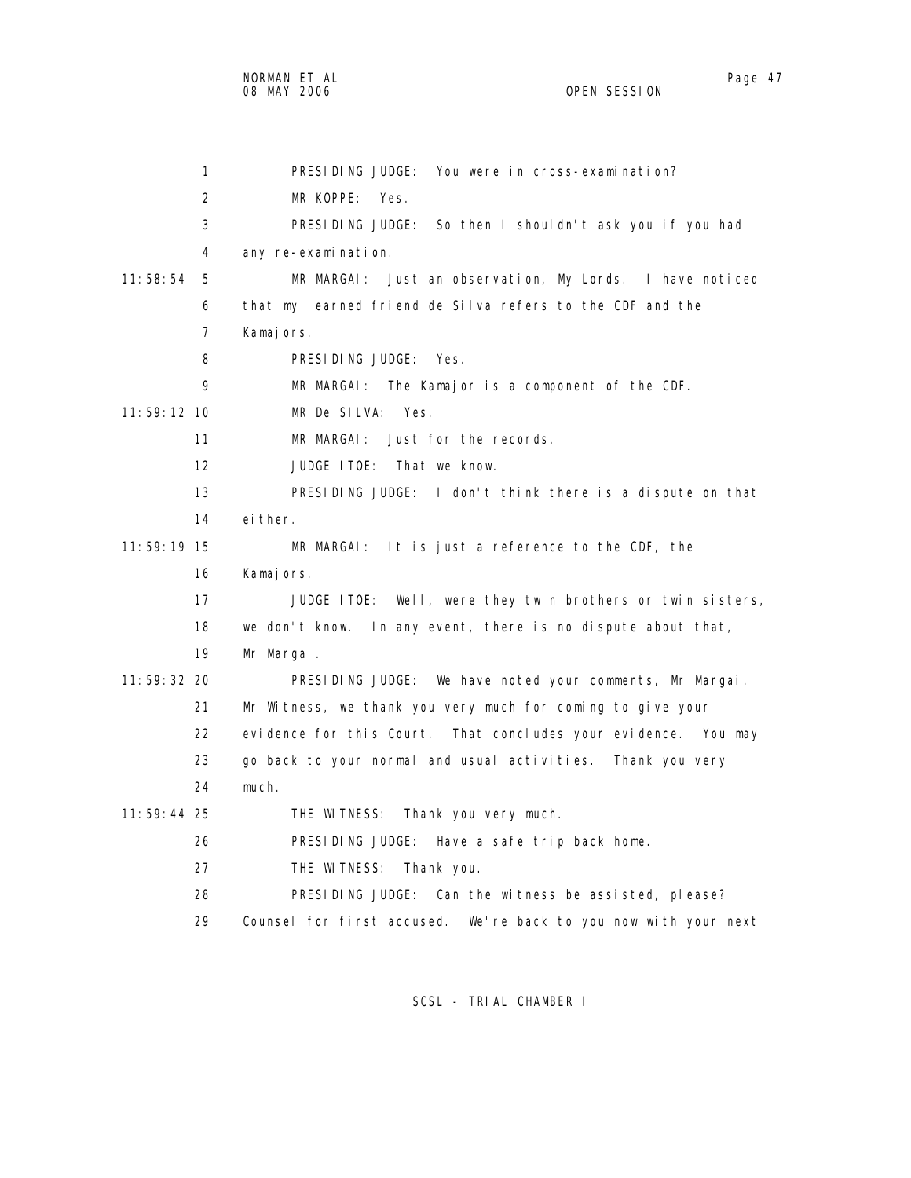1 PRESIDING JUDGE: You were in cross-examination?

2 MR KOPPE: Yes.

3 PRESIDING JUDGE: So then I shouldn't ask you if you had

4 any re-examination.

11:58:54 5 MR MARGAI: Just an observation, My Lords. I have noticed

6 that my learned friend de Silva refers to the CDF and the

7 Kamajors.

8 PRESIDING JUDGE: Yes.

9 MR MARGAI: The Kamajor is a component of the CDF.

11:59:12 10 MR De SILVA: Yes.

11 MR MARGAI: Just for the records.

12 JUDGE ITOE: That we know.

13 PRESIDING JUDGE: I don't think there is a dispute on that

14 either.

11:59:19 15 MR MARGAI: It is just a reference to the CDF, the

16 Kamajors.

17 JUDGE ITOE: Well, were they twin brothers or twin sisters,

18 we don't know. In any event, there is no dispute about that,

19 Mr Margai.

11:59:32 20 PRESIDING JUDGE: We have noted your comments, Mr Margai.

21 Mr Witness, we thank you very much for coming to give your

22 evidence for this Court. That concludes your evidence. You may

23 go back to your normal and usual activities. Thank you very

24 much.

11:59:44 25 THE WITNESS: Thank you very much.

26 PRESIDING JUDGE: Have a safe trip back home.

27 THE WITNESS: Thank you.

28 PRESIDING JUDGE: Can the witness be assisted, please?

29 Counsel for first accused. We're back to you now with your next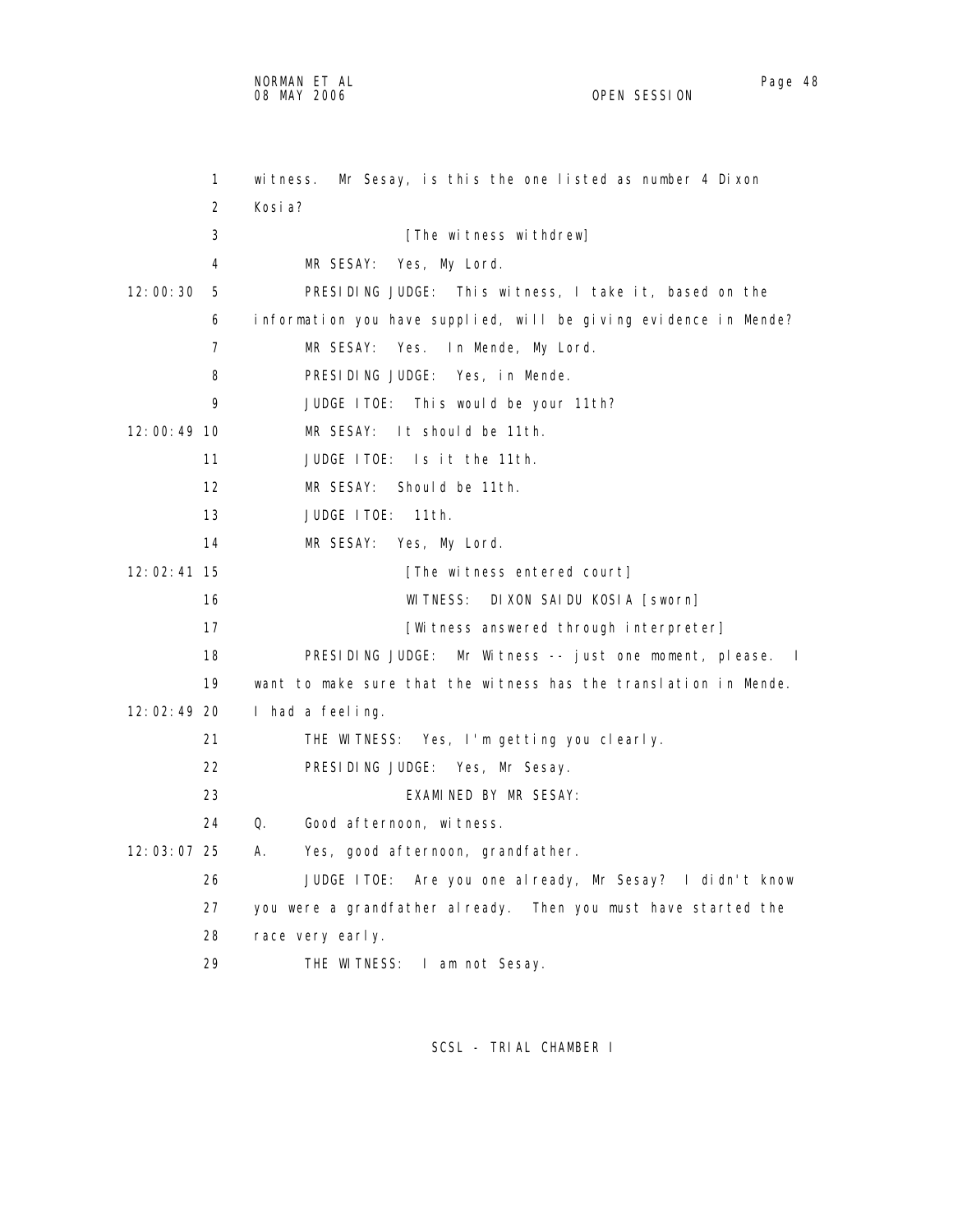1 witness. Mr Sesay, is this the one listed as number 4 Dixon
2 Kosia?
3 [The witness withdrew]
4 MR SESAY: Yes, My Lord.
12:00:30 5 PRESIDING JUDGE: This witness, I take it, based on the
6 information you have supplied, will be giving evidence in Mende?
7 MR SESAY: Yes. In Mende, My Lord.
8 PRESIDING JUDGE: Yes, in Mende.
9 JUDGE ITOE: This would be your 11th?
12:00:49 10 MR SESAY: It should be 11th.
11 JUDGE ITOE: Is it the 11th.
12 MR SESAY: Should be 11th.
13 JUDGE ITOE: 11th.
14 MR SESAY: Yes, My Lord.
12:02:41 15 [The witness entered court]
16 WITNESS: DIXON SAIDU KOSIA [sworn]
17 [Witness answered through interpreter]
18 PRESIDING JUDGE: Mr Witness -- just one moment, please. I
19 want to make sure that the witness has the translation in Mende.
12:02:49 20 I had a feeling.
21 THE WITNESS: Yes, I'm getting you clearly.
22 PRESIDING JUDGE: Yes, Mr Sesay.
23 EXAMINED BY MR SESAY:
24 Q. Good afternoon, witness.
12:03:07 25 A. Yes, good afternoon, grandfather.
26 JUDGE ITOE: Are you one already, Mr Sesay? I didn't know
27 you were a grandfather already. Then you must have started the
28 race very early.
29 THE WITNESS: I am not Sesay.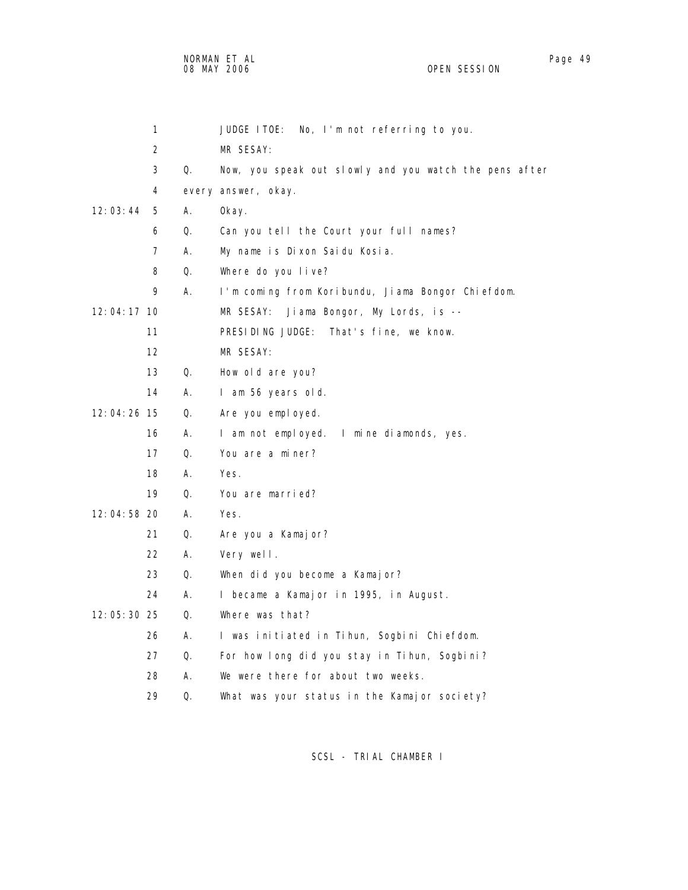1 JUDGE ITOE: No, I'm not referring to you.

2 MR SESAY:

3 Q. Now, you speak out slowly and you watch the pens after

4 every answer, okay.

12:03:44 5 A. Okay.

6 Q. Can you tell the Court your full names?

7 A. My name is Dixon Saidu Kosia.

8 Q. Where do you live?

9 A. I'm coming from Koribundu, Jiama Bongor Chiefdom.

12:04:17 10 MR SESAY: Jiama Bongor, My Lords, is --

11 PRESIDING JUDGE: That's fine, we know.

12 MR SESAY:

13 Q. How old are you?

14 A. I am 56 years old.

12:04:26 15 Q. Are you employed.

16 A. I am not employed. I mine diamonds, yes.

17 Q. You are a miner?

18 A. Yes.

19 Q. You are married?

12:04:58 20 A. Yes.

21 Q. Are you a Kamajor?

22 A. Very well.

23 Q. When did you become a Kamajor?

24 A. I became a Kamajor in 1995, in August.

12:05:30 25 Q. Where was that?

26 A. I was initiated in Tihun, Sogbini Chiefdom.

27 Q. For how long did you stay in Tihun, Sogbini?

28 A. We were there for about two weeks.

29 Q. What was your status in the Kamajor society?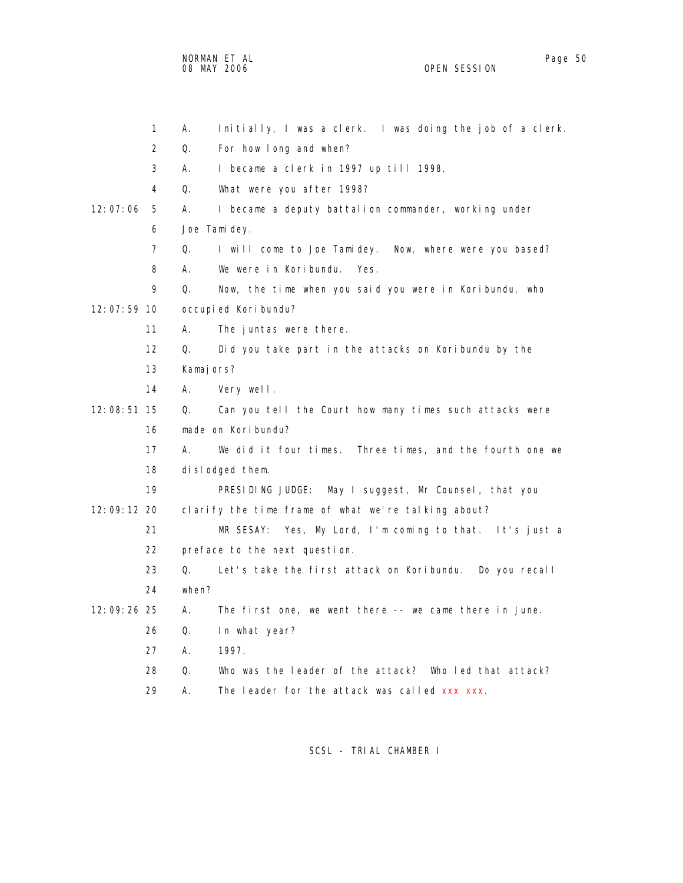1 A. Initially, I was a clerk. I was doing the job of a clerk.
2 Q. For how long and when?
3 A. I became a clerk in 1997 up till 1998.
4 Q. What were you after 1998?
12:07:06 5 A. I became a deputy battalion commander, working under
6 Joe Tamidey.
7 Q. I will come to Joe Tamidey. Now, where were you based?
8 A. We were in Koribundu. Yes.
9 Q. Now, the time when you said you were in Koribundu, who
12:07:59 10 occupied Koribundu?
11 A. The juntas were there.
12 Q. Did you take part in the attacks on Koribundu by the
13 Kamajors?
14 A. Very well.
12:08:51 15 Q. Can you tell the Court how many times such attacks were
16 made on Koribundu?
17 A. We did it four times. Three times, and the fourth one we
18 dislodged them.
19 PRESIDING JUDGE: May I suggest, Mr Counsel, that you
12:09:12 20 clarify the time frame of what we're talking about?
21 MR SESAY: Yes, My Lord, I'm coming to that. It's just a
22 preface to the next question.
23 Q. Let's take the first attack on Koribundu. Do you recall
24 when?
12:09:26 25 A. The first one, we went there -- we came there in June.
26 Q. In what year?
27 A. 1997.
28 Q. Who was the leader of the attack? Who led that attack?
29 A. The leader for the attack was called xxx xxx.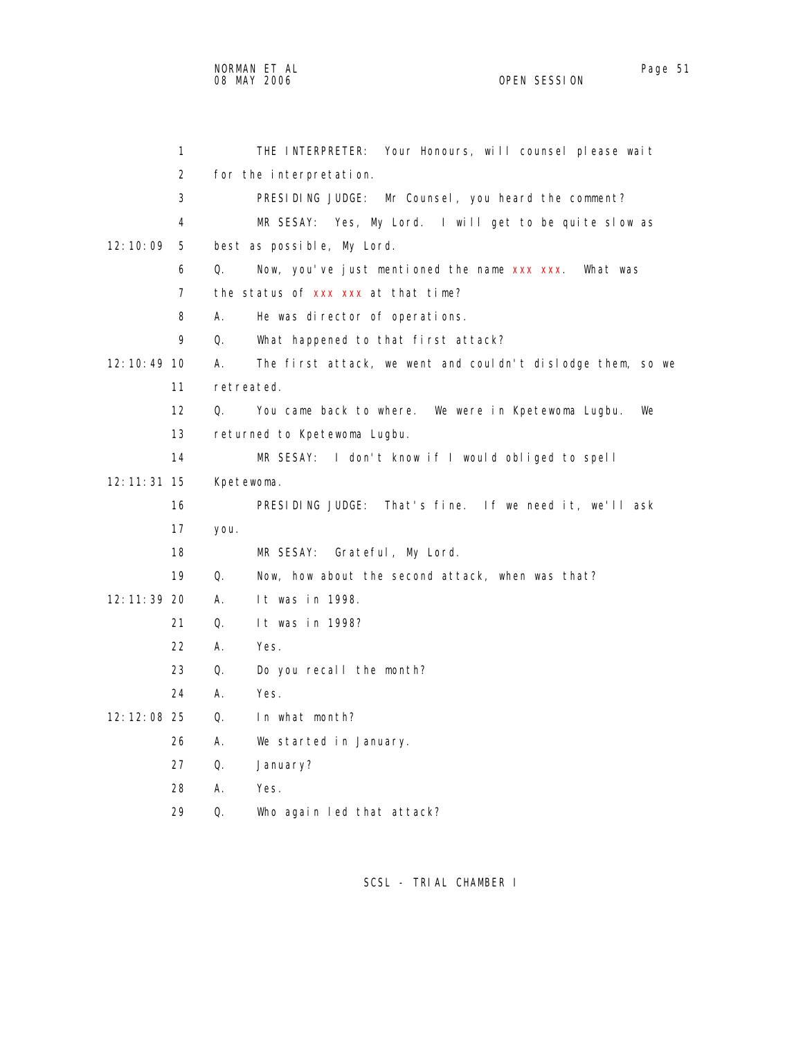1 THE INTERPRETER: Your Honours, will counsel please wait
2 for the interpretation.
3 PRESIDING JUDGE: Mr Counsel, you heard the comment?
4 MR SESAY: Yes, My Lord. I will get to be quite slow as
12:10:09 5 best as possible, My Lord.
6 Q. Now, you've just mentioned the name xxx xxx. What was
7 the status of xxx xxx at that time?
8 A. He was director of operations.
9 Q. What happened to that first attack?
12:10:49 10 A. The first attack, we went and couldn't dislodge them, so we
11 retreated.
12 Q. You came back to where. We were in Kpetewoma Lugbu. We
13 returned to Kpetewoma Lugbu.
14 MR SESAY: I don't know if I would obliged to spell
12:11:31 15 Kpetewoma.
16 PRESIDING JUDGE: That's fine. If we need it, we'll ask
17 you.
18 MR SESAY: Grateful, My Lord.
19 Q. Now, how about the second attack, when was that?
12:11:39 20 A. It was in 1998.
21 Q. It was in 1998?
22 A. Yes.
23 Q. Do you recall the month?
24 A. Yes.
12:12:08 25 Q. In what month?
26 A. We started in January.
27 Q. January?
28 A. Yes.
29 Q. Who again led that attack?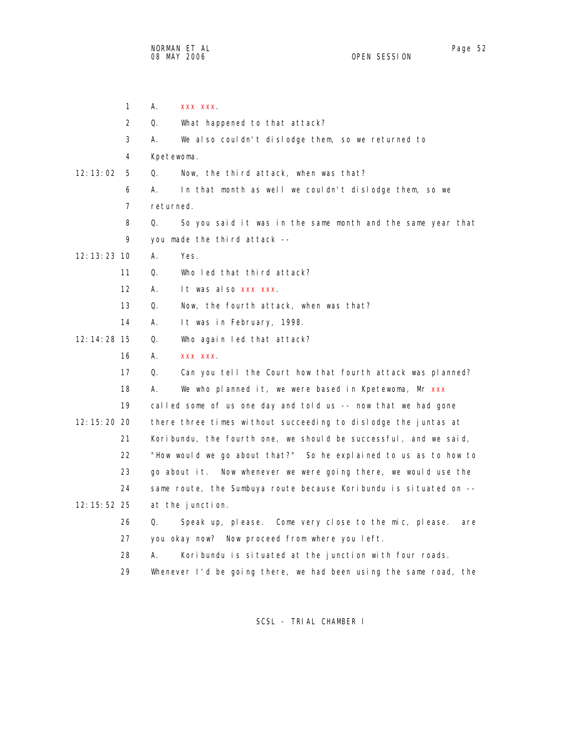1 A. xxx xxx.

2 Q. What happened to that attack?

3 A. We also couldn't dislodge them, so we returned to

4 Kpetewoma.

12:13:02 5 Q. Now, the third attack, when was that?

6 A. In that month as well we couldn't dislodge them, so we

7 returned.

8 Q. So you said it was in the same month and the same year that

9 you made the third attack --

12:13:23 10 A. Yes.

11 Q. Who led that third attack?

12 A. It was also xxx xxx.

13 Q. Now, the fourth attack, when was that?

14 A. It was in February, 1998.

12:14:28 15 Q. Who again led that attack?

16 A. xxx xxx.

17 Q. Can you tell the Court how that fourth attack was planned?

18 A. We who planned it, we were based in Kpetewoma, Mr xxx

19 called some of us one day and told us -- now that we had gone

12:15:20 20 there three times without succeeding to dislodge the juntas at

21 Koribundu, the fourth one, we should be successful, and we said,

22 "How would we go about that?" So he explained to us as to how to

23 go about it. Now whenever we were going there, we would use the

24 same route, the Sumbuya route because Koribundu is situated on --

12:15:52 25 at the junction.

26 Q. Speak up, please. Come very close to the mic, please. are

27 you okay now? Now proceed from where you left.

28 A. Koribundu is situated at the junction with four roads.

29 Whenever I'd be going there, we had been using the same road, the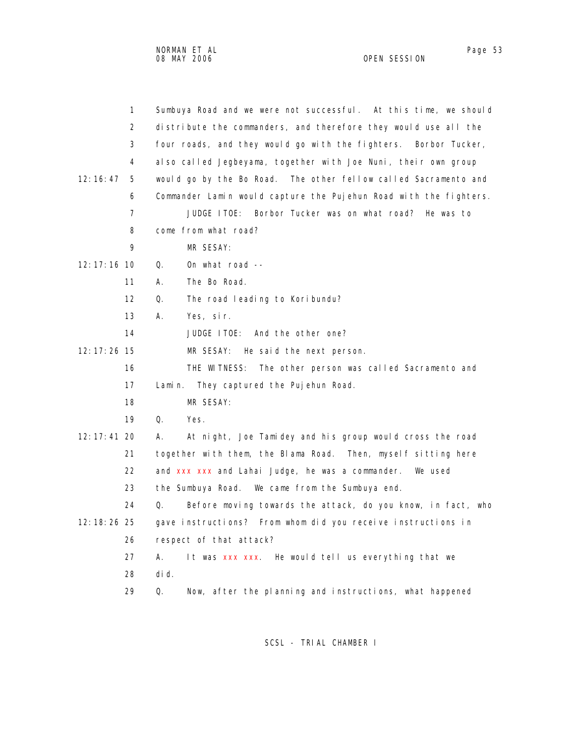1 Sumbuya Road and we were not successful. At this time, we should
2 distribute the commanders, and therefore they would use all the
3 four roads, and they would go with the fighters. Borbor Tucker,
4 also called Jegbeyama, together with Joe Nuni, their own group
12:16:47 5 would go by the Bo Road. The other fellow called Sacramento and
6 Commander Lamin would capture the Pujehun Road with the fighters.
7 JUDGE ITOE: Borbor Tucker was on what road? He was to
8 come from what road?
9 MR SESAY:
12:17:16 10 Q. On what road --
11 A. The Bo Road.
12 Q. The road leading to Koribundu?
13 A. Yes, sir.
14 JUDGE ITOE: And the other one?
12:17:26 15 MR SESAY: He said the next person.
16 THE WITNESS: The other person was called Sacramento and
17 Lamin. They captured the Pujehun Road.
18 MR SESAY:
19 Q. Yes.
12:17:41 20 A. At night, Joe Tamidey and his group would cross the road
21 together with them, the Blama Road. Then, myself sitting here
22 and xxx xxx and Lahai Judge, he was a commander. We used
23 the Sumbuya Road. We came from the Sumbuya end.
24 Q. Before moving towards the attack, do you know, in fact, who
12:18:26 25 gave instructions? From whom did you receive instructions in
26 respect of that attack?
27 A. It was xxx xxx. He would tell us everything that we
28 did.
29 Q. Now, after the planning and instructions, what happened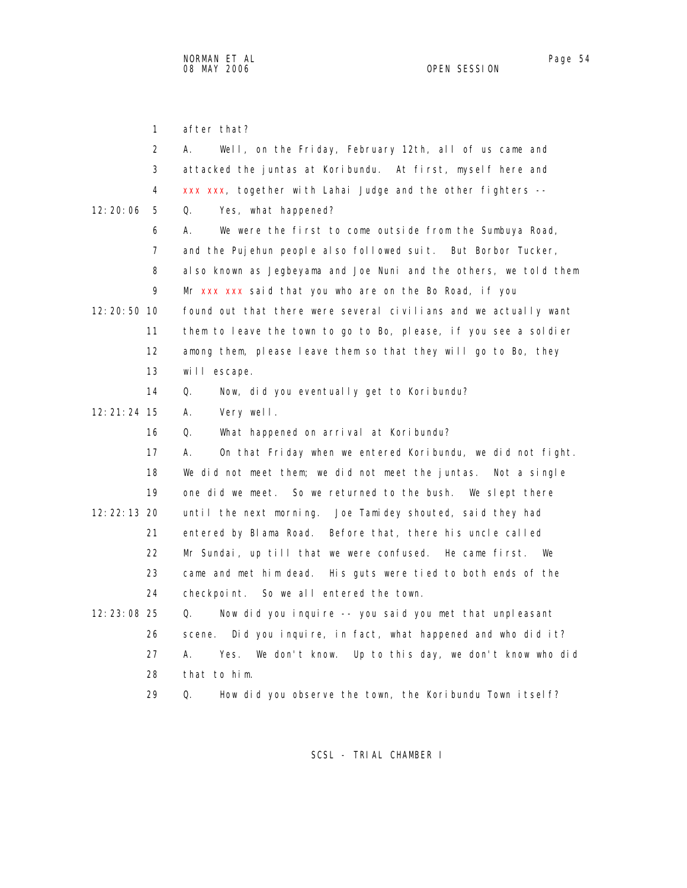1 after that?

2 A. Well, on the Friday, February 12th, all of us came and

3 attacked the juntas at Koribundu. At first, myself here and

4 xxx xxx, together with Lahai Judge and the other fighters --

12:20:06 5 Q. Yes, what happened?

6 A. We were the first to come outside from the Sumbuya Road,

7 and the Pujehun people also followed suit. But Borbor Tucker,

8 also known as Jegbeyama and Joe Nuni and the others, we told them

9 Mr xxx xxx said that you who are on the Bo Road, if you

12:20:50 10 found out that there were several civilians and we actually want

11 them to leave the town to go to Bo, please, if you see a soldier

12 among them, please leave them so that they will go to Bo, they

13 will escape.

14 Q. Now, did you eventually get to Koribundu?

12:21:24 15 A. Very well.

16 Q. What happened on arrival at Koribundu?

17 A. On that Friday when we entered Koribundu, we did not fight.

18 We did not meet them; we did not meet the juntas. Not a single

19 one did we meet. So we returned to the bush. We slept there

12:22:13 20 until the next morning. Joe Tamidey shouted, said they had

21 entered by Blama Road. Before that, there his uncle called

22 Mr Sundai, up till that we were confused. He came first. We

23 came and met him dead. His guts were tied to both ends of the

24 checkpoint. So we all entered the town.

12:23:08 25 Q. Now did you inquire -- you said you met that unpleasant

26 scene. Did you inquire, in fact, what happened and who did it?

27 A. Yes. We don't know. Up to this day, we don't know who did

28 that to him.

29 Q. How did you observe the town, the Koribundu Town itself?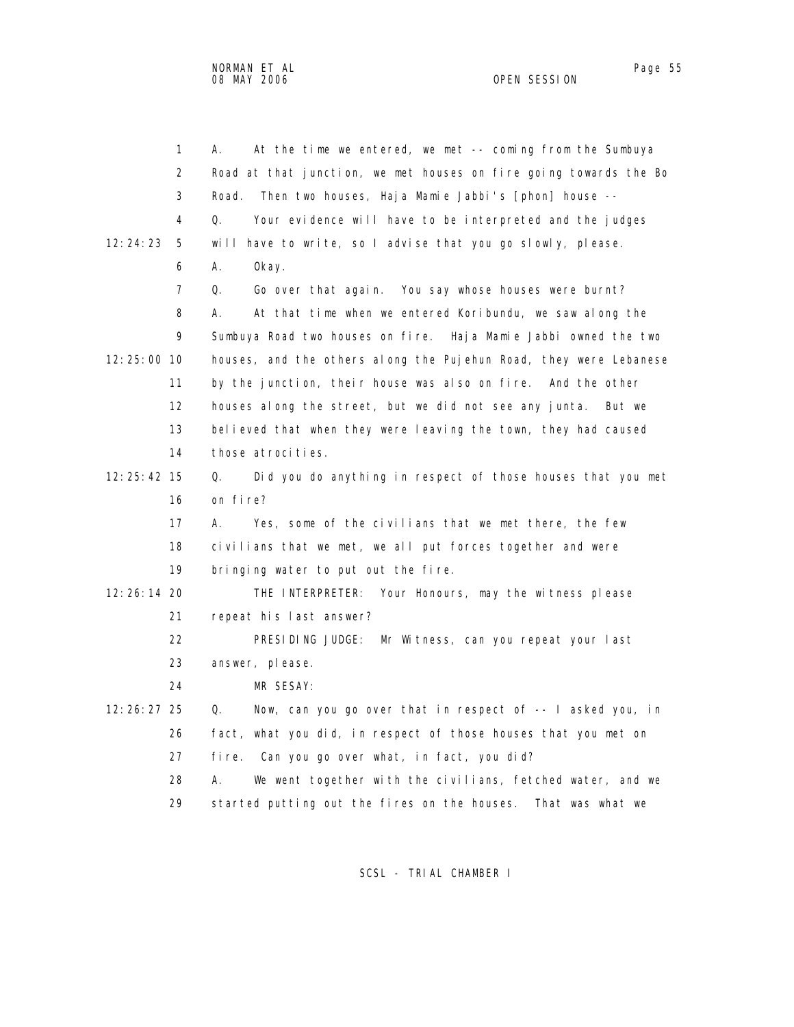A. At the time we entered, we met -- coming from the Sumbuya Road at that junction, we met houses on fire going towards the Bo Road. Then two houses, Haja Mamie Jabbi's [phon] house --

Q. Your evidence will have to be interpreted and the judges will have to write, so I advise that you go slowly, please.

A. Okay.

Q. Go over that again. You say whose houses were burnt?

A. At that time when we entered Koribundu, we saw along the Sumbuya Road two houses on fire. Haja Mamie Jabbi owned the two houses, and the others along the Pujehun Road, they were Lebanese by the junction, their house was also on fire. And the other houses along the street, but we did not see any junta. But we believed that when they were leaving the town, they had caused those atrocities.

Q. Did you do anything in respect of those houses that you met on fire?

A. Yes, some of the civilians that we met there, the few civilians that we met, we all put forces together and were bringing water to put out the fire.

THE INTERPRETER: Your Honours, may the witness please repeat his last answer?

PRESIDING JUDGE: Mr Witness, can you repeat your last answer, please.

MR SESAY:

Q. Now, can you go over that in respect of -- I asked you, in fact, what you did, in respect of those houses that you met on fire. Can you go over what, in fact, you did?

A. We went together with the civilians, fetched water, and we started putting out the fires on the houses. That was what we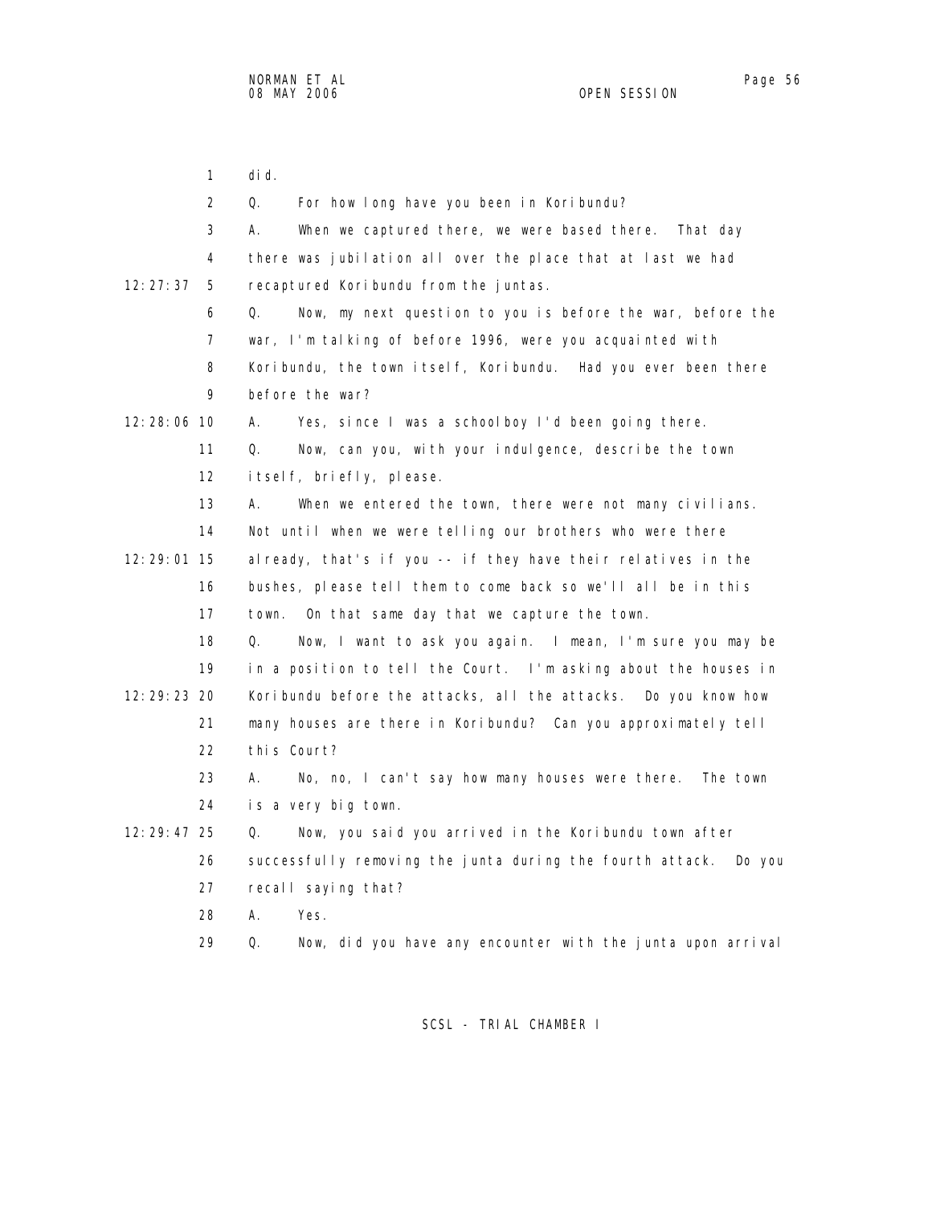1 did.

2 Q. For how long have you been in Koribundu?

3 A. When we captured there, we were based there. That day

4 there was jubilation all over the place that at last we had

12:27:37 5 recaptured Koribundu from the juntas.

6 Q. Now, my next question to you is before the war, before the

7 war, I'm talking of before 1996, were you acquainted with

8 Koribundu, the town itself, Koribundu. Had you ever been there

9 before the war?

12:28:06 10 A. Yes, since I was a schoolboy I'd been going there.

11 Q. Now, can you, with your indulgence, describe the town

12 itself, briefly, please.

13 A. When we entered the town, there were not many civilians.

14 Not until when we were telling our brothers who were there

12:29:01 15 already, that's if you -- if they have their relatives in the

16 bushes, please tell them to come back so we'll all be in this

17 town. On that same day that we capture the town.

18 Q. Now, I want to ask you again. I mean, I'm sure you may be

19 in a position to tell the Court. I'm asking about the houses in

12:29:23 20 Koribundu before the attacks, all the attacks. Do you know how

21 many houses are there in Koribundu? Can you approximately tell

22 this Court?

23 A. No, no, I can't say how many houses were there. The town

24 is a very big town.

12:29:47 25 Q. Now, you said you arrived in the Koribundu town after

26 successfully removing the junta during the fourth attack. Do you

27 recall saying that?

28 A. Yes.

29 Q. Now, did you have any encounter with the junta upon arrival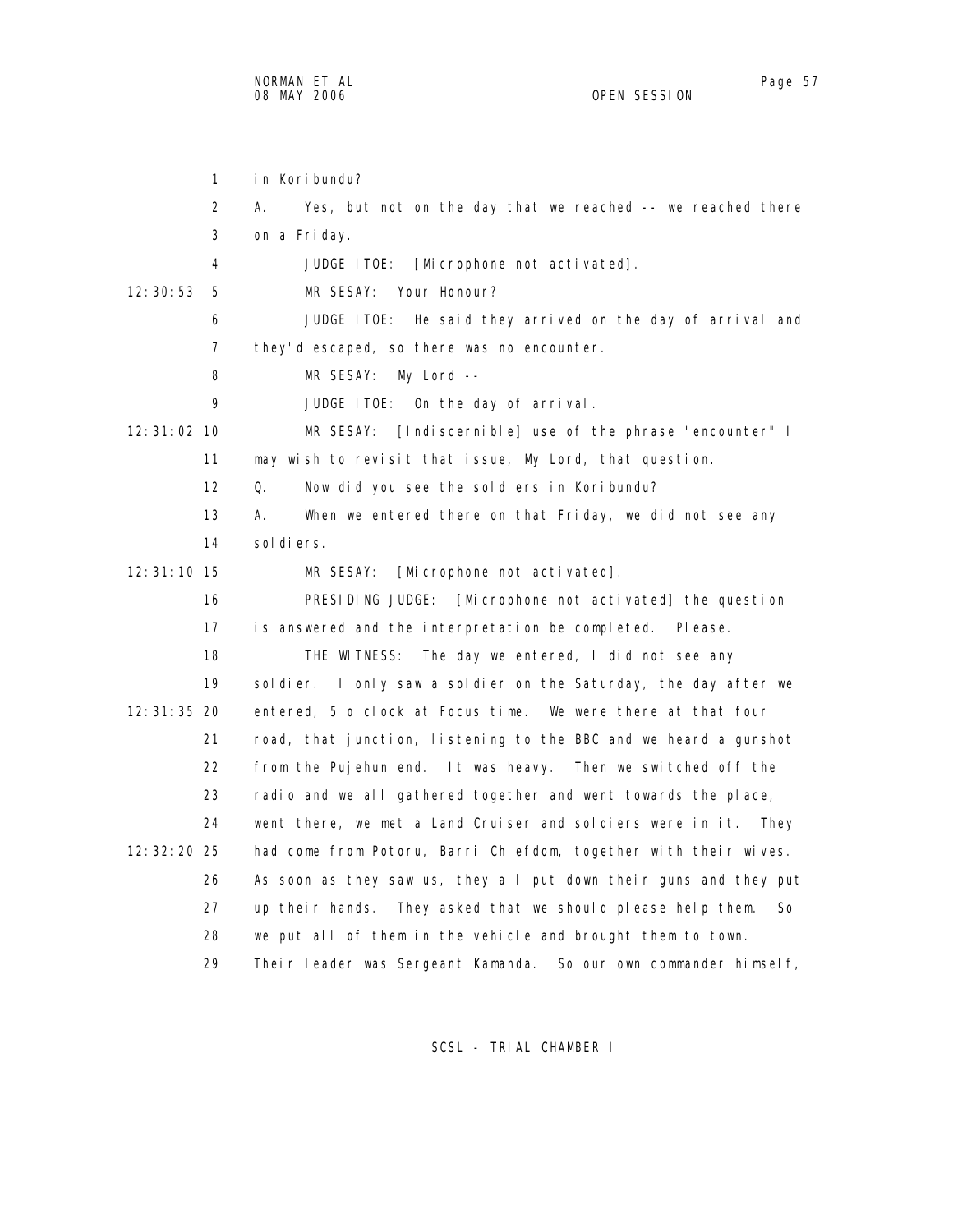1 in Koribundu?

2 A. Yes, but not on the day that we reached -- we reached there

3 on a Friday.

4 JUDGE ITOE: [Microphone not activated].

12:30:53 5 MR SESAY: Your Honour?

6 JUDGE ITOE: He said they arrived on the day of arrival and

7 they'd escaped, so there was no encounter.

8 MR SESAY: My Lord --

9 JUDGE ITOE: On the day of arrival.

12:31:02 10 MR SESAY: [Indiscernible] use of the phrase "encounter" I

11 may wish to revisit that issue, My Lord, that question.

12 Q. Now did you see the soldiers in Koribundu?

13 A. When we entered there on that Friday, we did not see any

14 soldiers.

12:31:10 15 MR SESAY: [Microphone not activated].

16 PRESIDING JUDGE: [Microphone not activated] the question

17 is answered and the interpretation be completed. Please.

18 THE WITNESS: The day we entered, I did not see any

19 soldier. I only saw a soldier on the Saturday, the day after we

12:31:35 20 entered, 5 o'clock at Focus time. We were there at that four

21 road, that junction, listening to the BBC and we heard a gunshot

22 from the Pujehun end. It was heavy. Then we switched off the

23 radio and we all gathered together and went towards the place,

24 went there, we met a Land Cruiser and soldiers were in it. They

12:32:20 25 had come from Potoru, Barri Chiefdom, together with their wives.

26 As soon as they saw us, they all put down their guns and they put

27 up their hands. They asked that we should please help them. So

28 we put all of them in the vehicle and brought them to town.

29 Their leader was Sergeant Kamanda. So our own commander himself,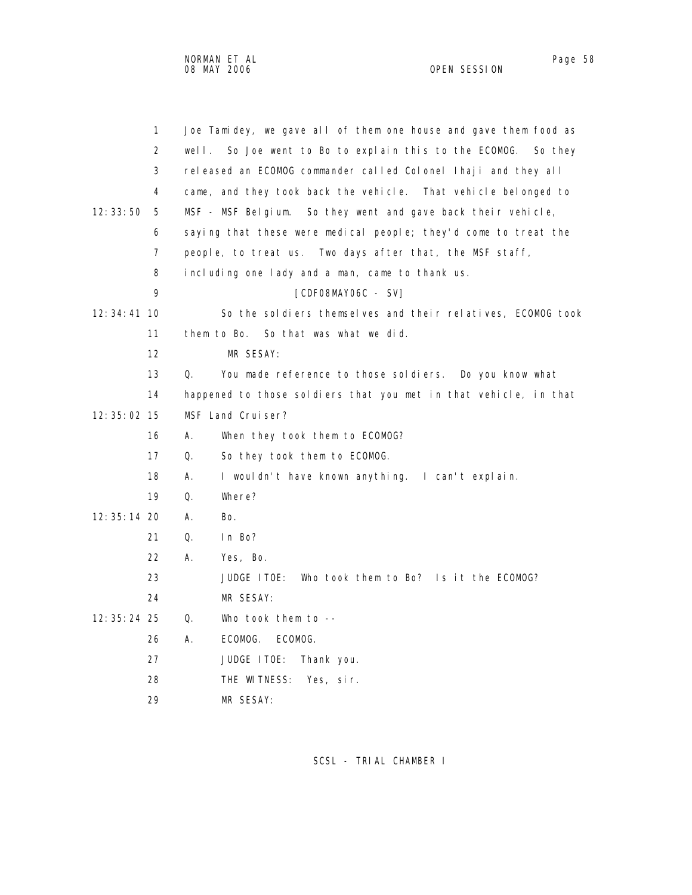1 Joe Tamidey, we gave all of them one house and gave them food as
2 well. So Joe went to Bo to explain this to the ECOMOG. So they
3 released an ECOMOG commander called Colonel Ihaji and they all
4 came, and they took back the vehicle. That vehicle belonged to
12:33:50 5 MSF - MSF Belgium. So they went and gave back their vehicle,
6 saying that these were medical people; they'd come to treat the
7 people, to treat us. Two days after that, the MSF staff,
8 including one lady and a man, came to thank us.
9 [CDF08MAY06C - SV]
12:34:41 10 So the soldiers themselves and their relatives, ECOMOG took
11 them to Bo. So that was what we did.
12 MR SESAY:
13 Q. You made reference to those soldiers. Do you know what
14 happened to those soldiers that you met in that vehicle, in that
12:35:02 15 MSF Land Cruiser?
16 A. When they took them to ECOMOG?
17 Q. So they took them to ECOMOG.
18 A. I wouldn't have known anything. I can't explain.
19 Q. Where?
12:35:14 20 A. Bo.
21 Q. In Bo?
22 A. Yes, Bo.
23 JUDGE ITOE: Who took them to Bo? Is it the ECOMOG?
24 MR SESAY:
12:35:24 25 Q. Who took them to --
26 A. ECOMOG. ECOMOG.
27 JUDGE ITOE: Thank you.
28 THE WITNESS: Yes, sir.
29 MR SESAY: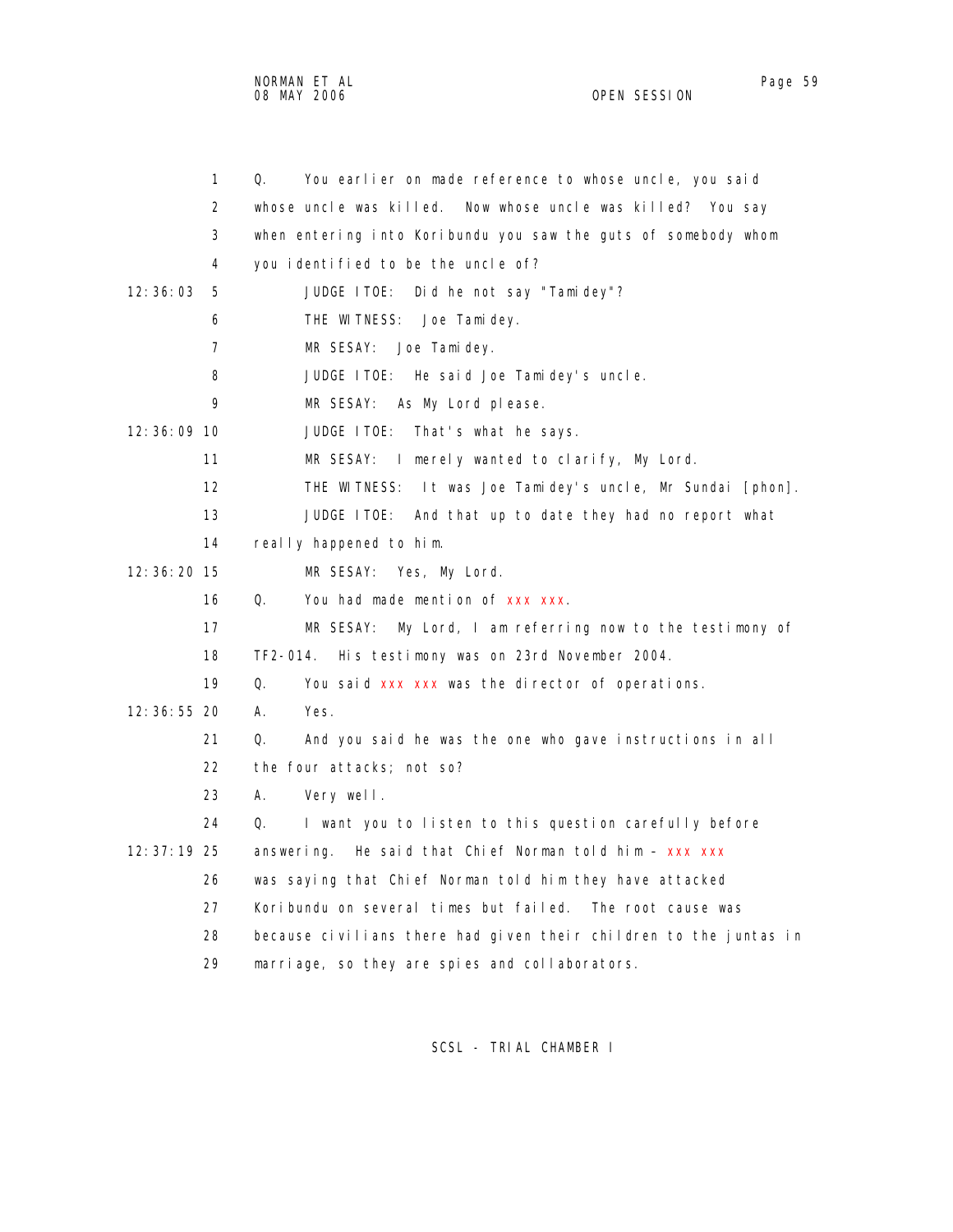1 Q. You earlier on made reference to whose uncle, you said
2 whose uncle was killed. Now whose uncle was killed? You say
3 when entering into Koribundu you saw the guts of somebody whom
4 you identified to be the uncle of?

12:36:03 5 JUDGE ITOE: Did he not say "Tamidey"?
6 THE WITNESS: Joe Tamidey.
7 MR SESAY: Joe Tamidey.
8 JUDGE ITOE: He said Joe Tamidey's uncle.
9 MR SESAY: As My Lord please.

12:36:09 10 JUDGE ITOE: That's what he says.
11 MR SESAY: I merely wanted to clarify, My Lord.
12 THE WITNESS: It was Joe Tamidey's uncle, Mr Sundai [phon].
13 JUDGE ITOE: And that up to date they had no report what
14 really happened to him.

12:36:20 15 MR SESAY: Yes, My Lord.
16 Q. You had made mention of xxx xxx.
17 MR SESAY: My Lord, I am referring now to the testimony of
18 TF2-014. His testimony was on 23rd November 2004.
19 Q. You said xxx xxx was the director of operations.

12:36:55 20 A. Yes.
21 Q. And you said he was the one who gave instructions in all
22 the four attacks; not so?
23 A. Very well.
24 Q. I want you to listen to this question carefully before

12:37:19 25 answering. He said that Chief Norman told him - xxx xxx
26 was saying that Chief Norman told him they have attacked
27 Koribundu on several times but failed. The root cause was
28 because civilians there had given their children to the juntas in
29 marriage, so they are spies and collaborators.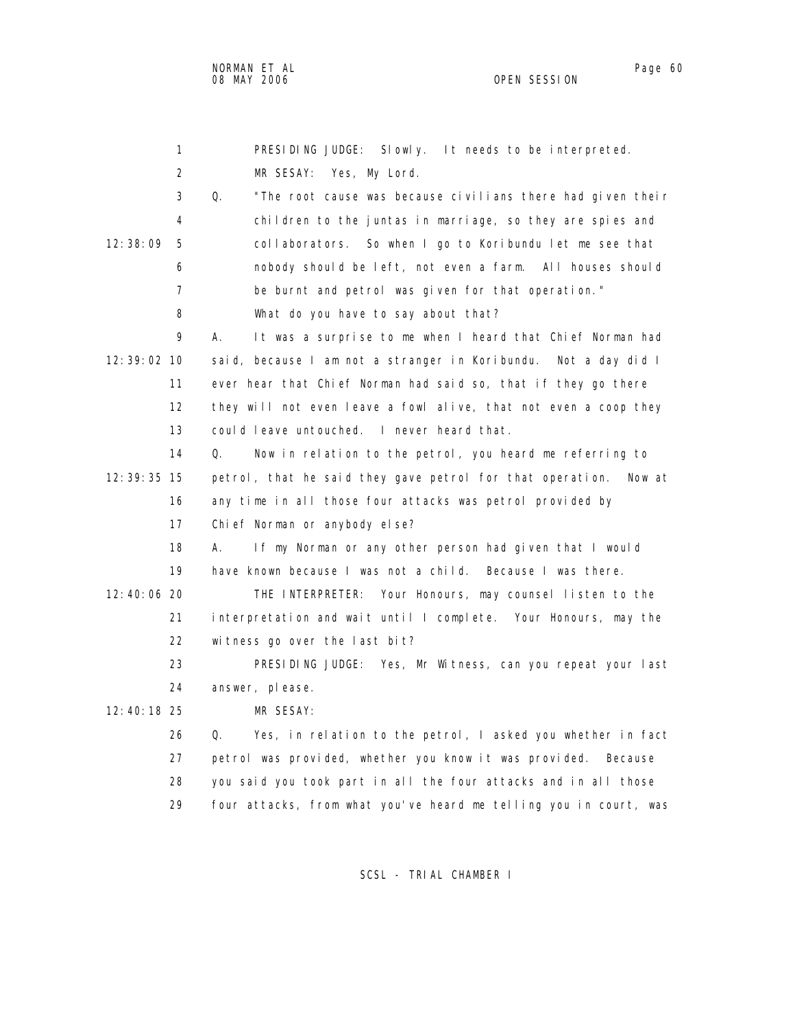PRESIDING JUDGE: Slowly. It needs to be interpreted.

MR SESAY: Yes, My Lord.

Q. "The root cause was because civilians there had given their children to the juntas in marriage, so they are spies and collaborators. So when I go to Koribundu let me see that nobody should be left, not even a farm. All houses should be burnt and petrol was given for that operation."

What do you have to say about that?

A. It was a surprise to me when I heard that Chief Norman had said, because I am not a stranger in Koribundu. Not a day did I ever hear that Chief Norman had said so, that if they go there they will not even leave a fowl alive, that not even a coop they could leave untouched. I never heard that.

Q. Now in relation to the petrol, you heard me referring to petrol, that he said they gave petrol for that operation. Now at any time in all those four attacks was petrol provided by Chief Norman or anybody else?

A. If my Norman or any other person had given that I would have known because I was not a child. Because I was there.

THE INTERPRETER: Your Honours, may counsel listen to the interpretation and wait until I complete. Your Honours, may the witness go over the last bit?

PRESIDING JUDGE: Yes, Mr Witness, can you repeat your last answer, please.

MR SESAY:

Q. Yes, in relation to the petrol, I asked you whether in fact petrol was provided, whether you know it was provided. Because you said you took part in all the four attacks and in all those four attacks, from what you've heard me telling you in court, was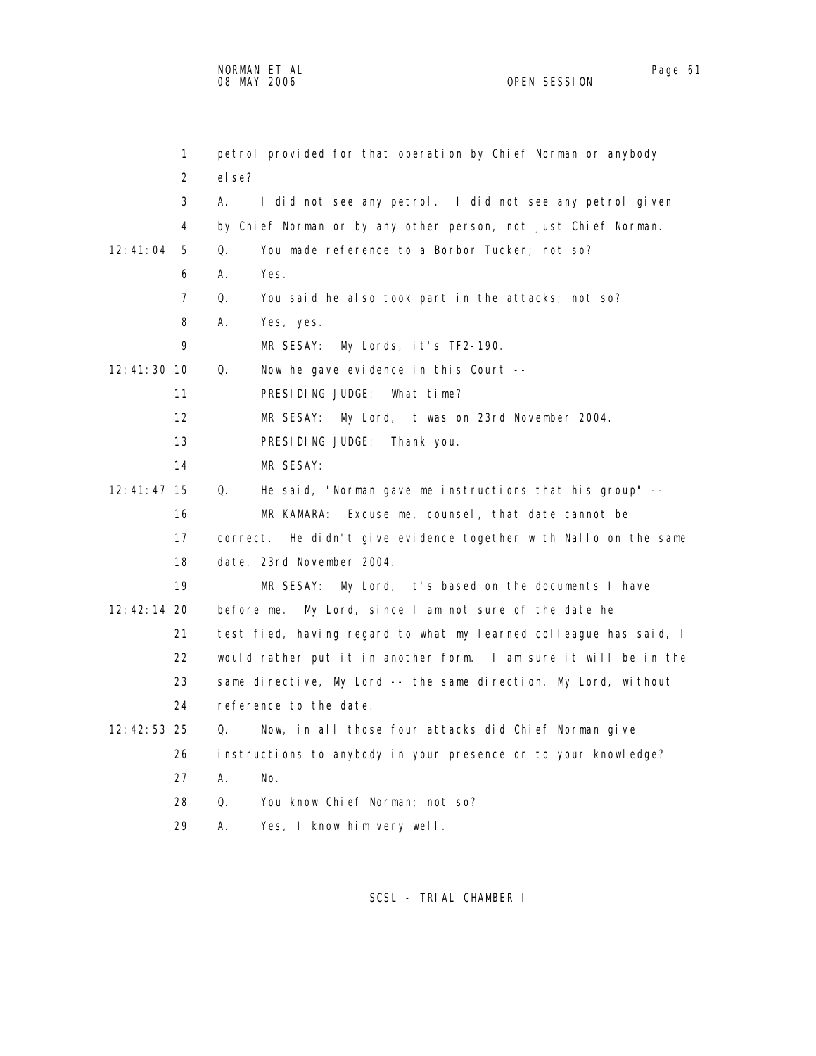1 petrol provided for that operation by Chief Norman or anybody
2 else?
3 A. I did not see any petrol. I did not see any petrol given
4 by Chief Norman or by any other person, not just Chief Norman.
12:41:04 5 Q. You made reference to a Borbor Tucker; not so?
6 A. Yes.
7 Q. You said he also took part in the attacks; not so?
8 A. Yes, yes.
9 MR SESAY: My Lords, it's TF2-190.
12:41:30 10 Q. Now he gave evidence in this Court --
11 PRESIDING JUDGE: What time?
12 MR SESAY: My Lord, it was on 23rd November 2004.
13 PRESIDING JUDGE: Thank you.
14 MR SESAY:
12:41:47 15 Q. He said, "Norman gave me instructions that his group" --
16 MR KAMARA: Excuse me, counsel, that date cannot be
17 correct. He didn't give evidence together with Nallo on the same
18 date, 23rd November 2004.
19 MR SESAY: My Lord, it's based on the documents I have
12:42:14 20 before me. My Lord, since I am not sure of the date he
21 testified, having regard to what my learned colleague has said, I
22 would rather put it in another form. I am sure it will be in the
23 same directive, My Lord -- the same direction, My Lord, without
24 reference to the date.
12:42:53 25 Q. Now, in all those four attacks did Chief Norman give
26 instructions to anybody in your presence or to your knowledge?
27 A. No.
28 Q. You know Chief Norman; not so?
29 A. Yes, I know him very well.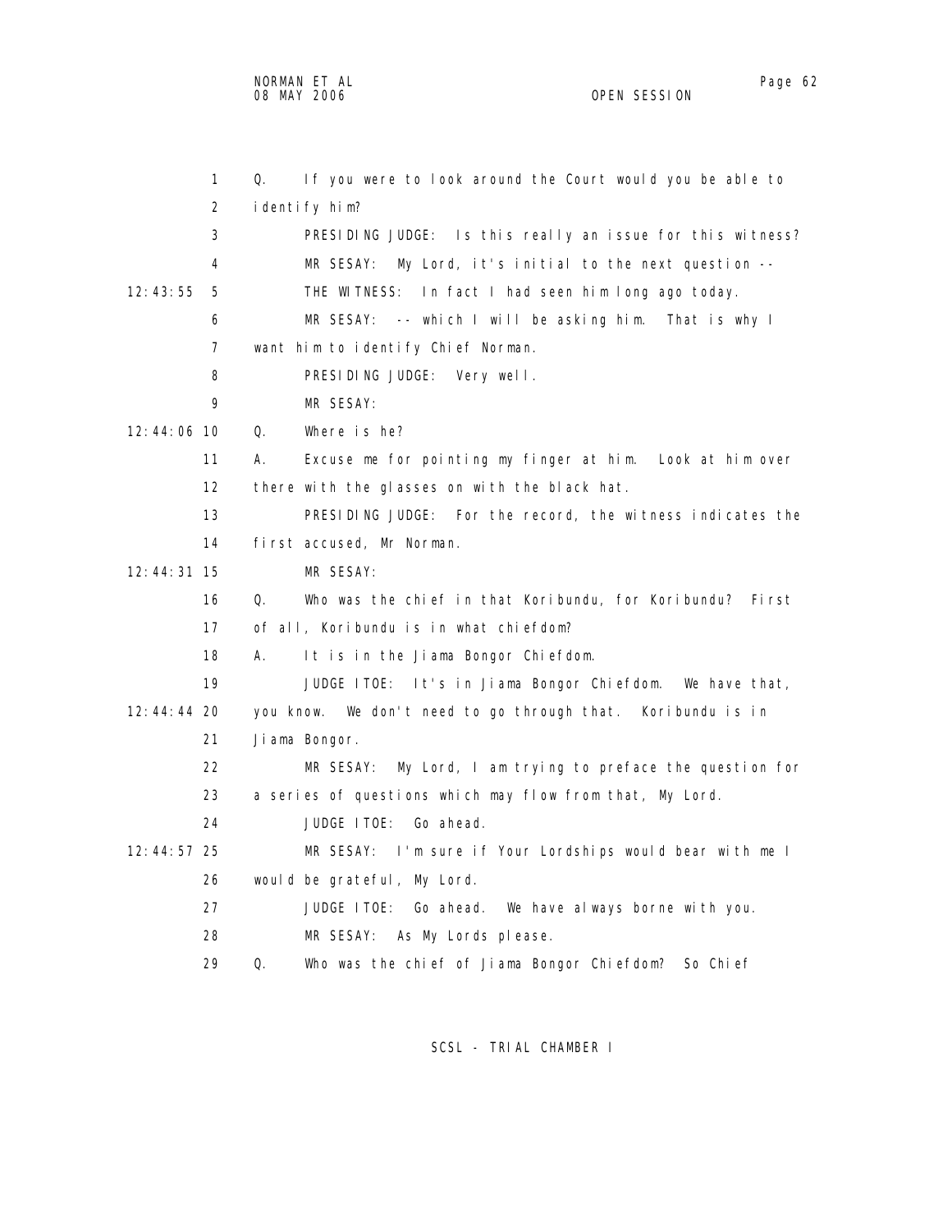1 Q. If you were to look around the Court would you be able to
2 identify him?
3 PRESIDING JUDGE: Is this really an issue for this witness?
4 MR SESAY: My Lord, it's initial to the next question --
12:43:55 5 THE WITNESS: In fact I had seen him long ago today.
6 MR SESAY: -- which I will be asking him. That is why I
7 want him to identify Chief Norman.
8 PRESIDING JUDGE: Very well.
9 MR SESAY:
12:44:06 10 Q. Where is he?
11 A. Excuse me for pointing my finger at him. Look at him over
12 there with the glasses on with the black hat.
13 PRESIDING JUDGE: For the record, the witness indicates the
14 first accused, Mr Norman.
12:44:31 15 MR SESAY:
16 Q. Who was the chief in that Koribundu, for Koribundu? First
17 of all, Koribundu is in what chiefdom?
18 A. It is in the Jiama Bongor Chiefdom.
19 JUDGE ITOE: It's in Jiama Bongor Chiefdom. We have that,
12:44:44 20 you know. We don't need to go through that. Koribundu is in
21 Jiama Bongor.
22 MR SESAY: My Lord, I am trying to preface the question for
23 a series of questions which may flow from that, My Lord.
24 JUDGE ITOE: Go ahead.
12:44:57 25 MR SESAY: I'm sure if Your Lordships would bear with me I
26 would be grateful, My Lord.
27 JUDGE ITOE: Go ahead. We have always borne with you.
28 MR SESAY: As My Lords please.
29 Q. Who was the chief of Jiama Bongor Chiefdom? So Chief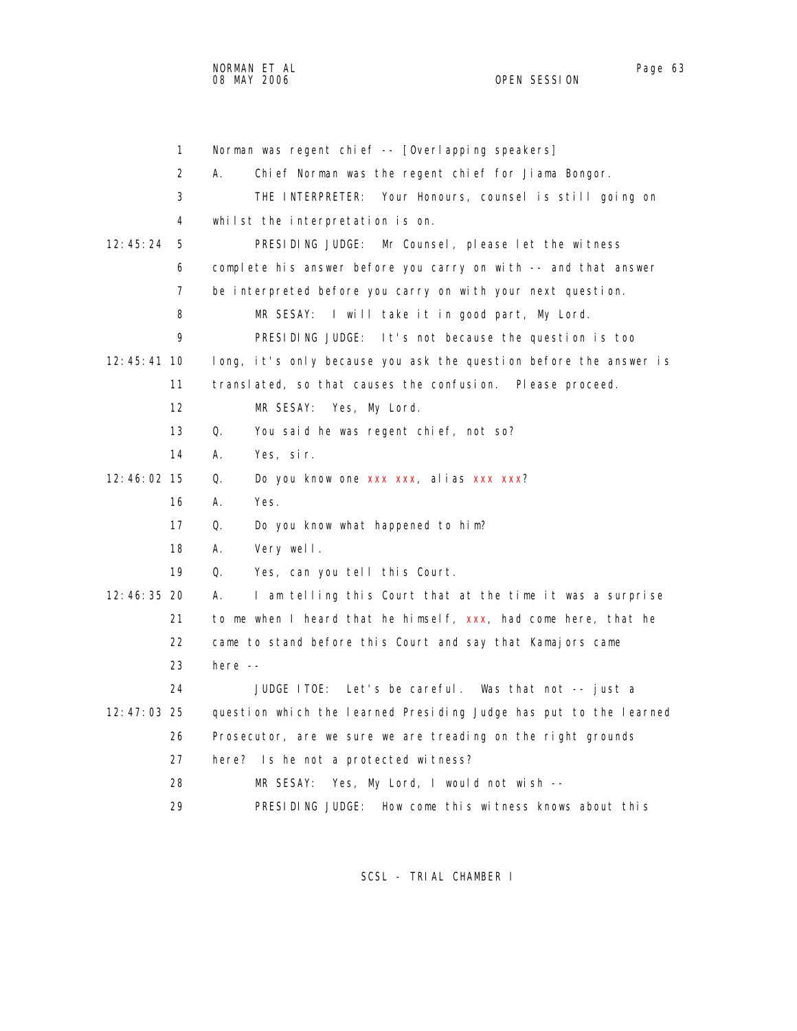1 Norman was regent chief -- [Overlapping speakers]

2 A. Chief Norman was the regent chief for Jiama Bongor.

3 THE INTERPRETER: Your Honours, counsel is still going on

4 whilst the interpretation is on.

12:45:24 5 PRESIDING JUDGE: Mr Counsel, please let the witness

6 complete his answer before you carry on with -- and that answer

7 be interpreted before you carry on with your next question.

8 MR SESAY: I will take it in good part, My Lord.

9 PRESIDING JUDGE: It's not because the question is too

12:45:41 10 long, it's only because you ask the question before the answer is

11 translated, so that causes the confusion. Please proceed.

12 MR SESAY: Yes, My Lord.

13 Q. You said he was regent chief, not so?

14 A. Yes, sir.

12:46:02 15 Q. Do you know one xxx xxx, alias xxx xxx?

16 A. Yes.

17 Q. Do you know what happened to him?

18 A. Very well.

19 Q. Yes, can you tell this Court.

12:46:35 20 A. I am telling this Court that at the time it was a surprise

21 to me when I heard that he himself, xxx, had come here, that he

22 came to stand before this Court and say that Kamajors came

23 here --

24 JUDGE ITOE: Let's be careful. Was that not -- just a

12:47:03 25 question which the learned Presiding Judge has put to the learned

26 Prosecutor, are we sure we are treading on the right grounds

27 here? Is he not a protected witness?

28 MR SESAY: Yes, My Lord, I would not wish --

29 PRESIDING JUDGE: How come this witness knows about this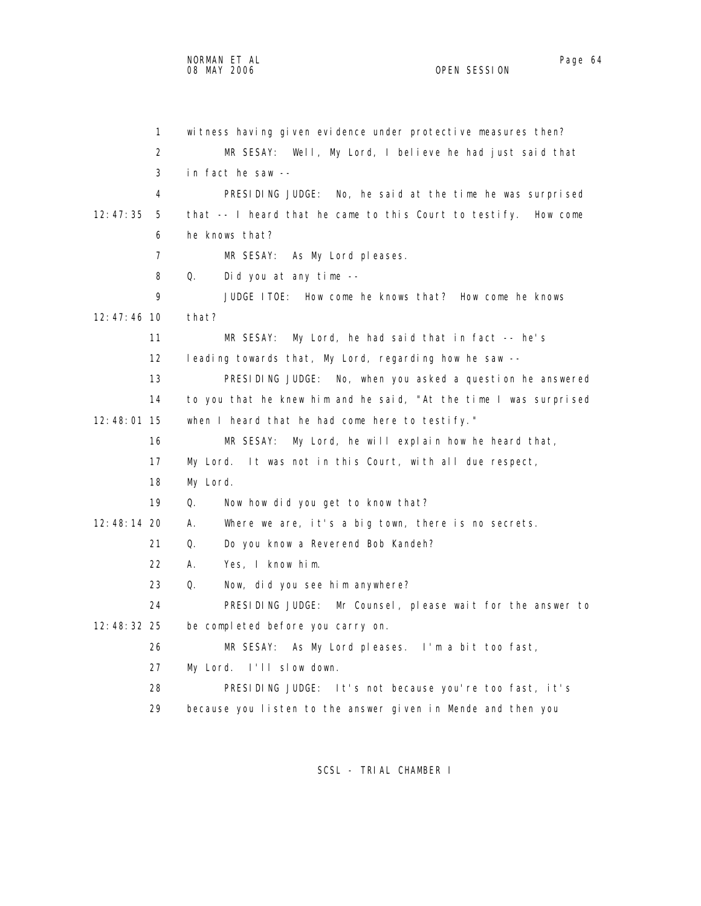1 witness having given evidence under protective measures then?

2 MR SESAY: Well, My Lord, I believe he had just said that

3 in fact he saw --

4 PRESIDING JUDGE: No, he said at the time he was surprised

12:47:35 5 that -- I heard that he came to this Court to testify. How come

6 he knows that?

7 MR SESAY: As My Lord pleases.

8 Q. Did you at any time --

9 JUDGE ITOE: How come he knows that? How come he knows

12:47:46 10 that?

11 MR SESAY: My Lord, he had said that in fact -- he's

12 leading towards that, My Lord, regarding how he saw --

13 PRESIDING JUDGE: No, when you asked a question he answered

14 to you that he knew him and he said, "At the time I was surprised

12:48:01 15 when I heard that he had come here to testify."

16 MR SESAY: My Lord, he will explain how he heard that,

17 My Lord. It was not in this Court, with all due respect,

18 My Lord.

19 Q. Now how did you get to know that?

12:48:14 20 A. Where we are, it's a big town, there is no secrets.

21 Q. Do you know a Reverend Bob Kandeh?

22 A. Yes, I know him.

23 Q. Now, did you see him anywhere?

24 PRESIDING JUDGE: Mr Counsel, please wait for the answer to

12:48:32 25 be completed before you carry on.

26 MR SESAY: As My Lord pleases. I'm a bit too fast,

27 My Lord. I'll slow down.

28 PRESIDING JUDGE: It's not because you're too fast, it's

29 because you listen to the answer given in Mende and then you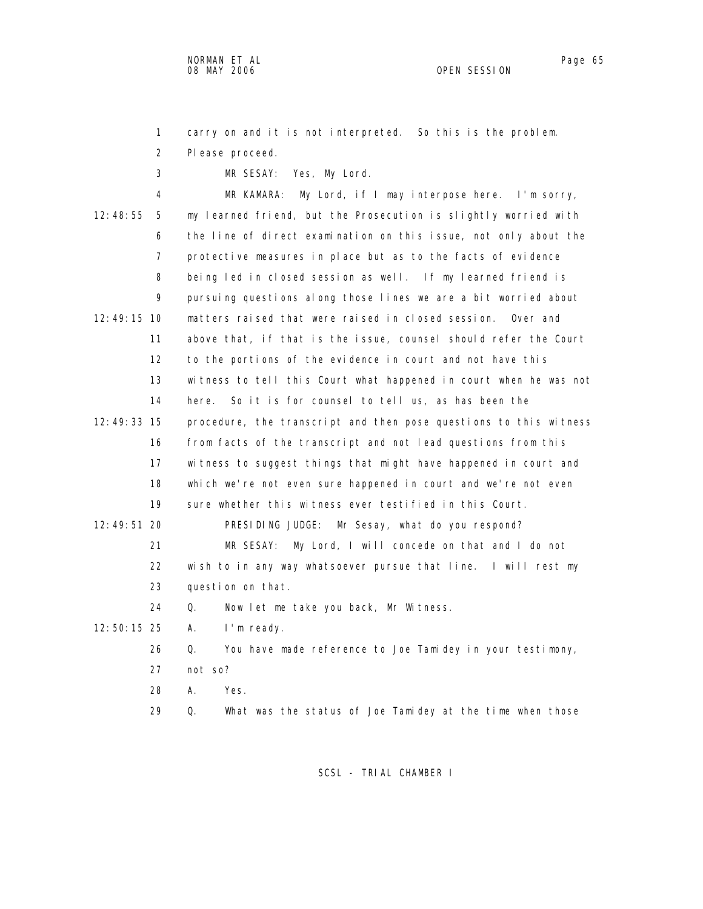carry on and it is not interpreted. So this is the problem. Please proceed.

MR SESAY: Yes, My Lord.

MR KAMARA: My Lord, if I may interpose here. I'm sorry, my learned friend, but the Prosecution is slightly worried with the line of direct examination on this issue, not only about the protective measures in place but as to the facts of evidence being led in closed session as well. If my learned friend is pursuing questions along those lines we are a bit worried about matters raised that were raised in closed session. Over and above that, if that is the issue, counsel should refer the Court to the portions of the evidence in court and not have this witness to tell this Court what happened in court when he was not here. So it is for counsel to tell us, as has been the procedure, the transcript and then pose questions to this witness from facts of the transcript and not lead questions from this witness to suggest things that might have happened in court and which we're not even sure happened in court and we're not even sure whether this witness ever testified in this Court.

PRESIDING JUDGE: Mr Sesay, what do you respond?

MR SESAY: My Lord, I will concede on that and I do not wish to in any way whatsoever pursue that line. I will rest my question on that.

Q. Now let me take you back, Mr Witness.

A. I'm ready.

Q. You have made reference to Joe Tamidey in your testimony, not so?

A. Yes.

Q. What was the status of Joe Tamidey at the time when those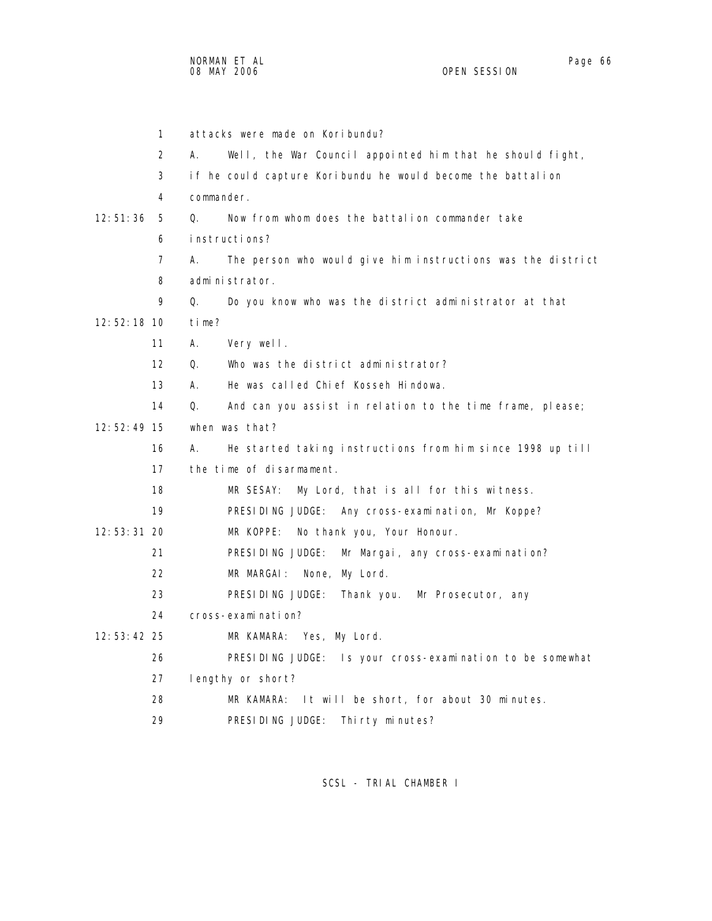attacks were made on Koribundu?

A. Well, the War Council appointed him that he should fight, if he could capture Koribundu he would become the battalion commander.

Q. Now from whom does the battalion commander take instructions?

A. The person who would give him instructions was the district administrator.

Q. Do you know who was the district administrator at that time?

A. Very well.

Q. Who was the district administrator?

A. He was called Chief Kosseh Hindowa.

Q. And can you assist in relation to the time frame, please; when was that?

A. He started taking instructions from him since 1998 up till the time of disarmament.

MR SESAY: My Lord, that is all for this witness.

PRESIDING JUDGE: Any cross-examination, Mr Koppe?

MR KOPPE: No thank you, Your Honour.

PRESIDING JUDGE: Mr Margai, any cross-examination?

MR MARGAI: None, My Lord.

PRESIDING JUDGE: Thank you. Mr Prosecutor, any cross-examination?

MR KAMARA: Yes, My Lord.

PRESIDING JUDGE: Is your cross-examination to be somewhat lengthy or short?

MR KAMARA: It will be short, for about 30 minutes.

PRESIDING JUDGE: Thirty minutes?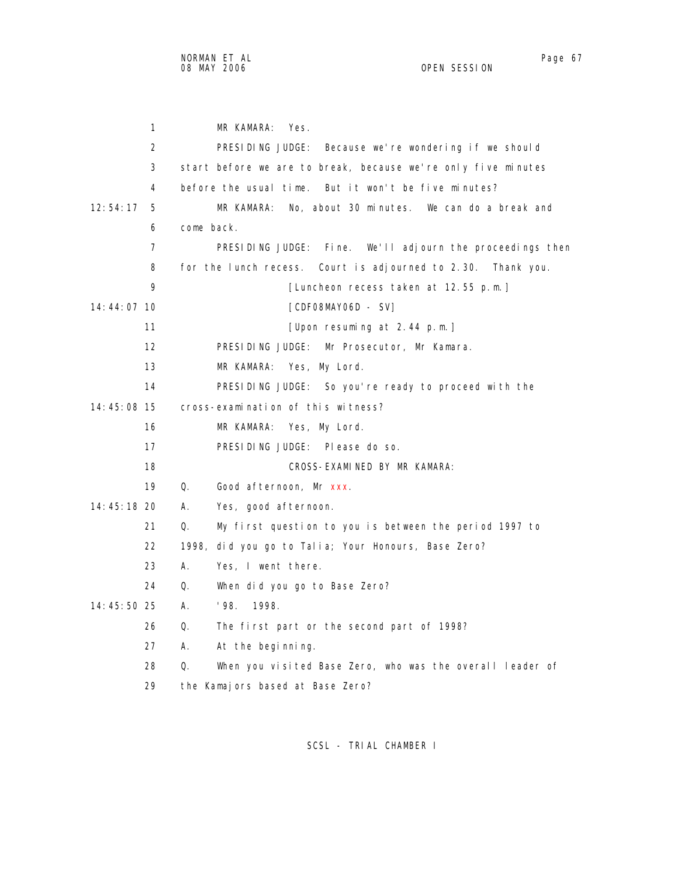1 MR KAMARA: Yes.

2 PRESIDING JUDGE: Because we're wondering if we should

3 start before we are to break, because we're only five minutes

4 before the usual time. But it won't be five minutes?

12:54:17 5 MR KAMARA: No, about 30 minutes. We can do a break and

6 come back.

7 PRESIDING JUDGE: Fine. We'll adjourn the proceedings then

8 for the lunch recess. Court is adjourned to 2.30. Thank you.

9 [Luncheon recess taken at 12.55 p.m.]

14:44:07 10 [CDF08MAY06D - SV]

11 [Upon resuming at 2.44 p.m.]

12 PRESIDING JUDGE: Mr Prosecutor, Mr Kamara.

13 MR KAMARA: Yes, My Lord.

14 PRESIDING JUDGE: So you're ready to proceed with the

14:45:08 15 cross-examination of this witness?

16 MR KAMARA: Yes, My Lord.

17 PRESIDING JUDGE: Please do so.

18 CROSS-EXAMINED BY MR KAMARA:

19 Q. Good afternoon, Mr xxx.

14:45:18 20 A. Yes, good afternoon.

21 Q. My first question to you is between the period 1997 to

22 1998, did you go to Talia; Your Honours, Base Zero?

23 A. Yes, I went there.

24 Q. When did you go to Base Zero?

14:45:50 25 A. '98. 1998.

26 Q. The first part or the second part of 1998?

27 A. At the beginning.

28 Q. When you visited Base Zero, who was the overall leader of

29 the Kamajors based at Base Zero?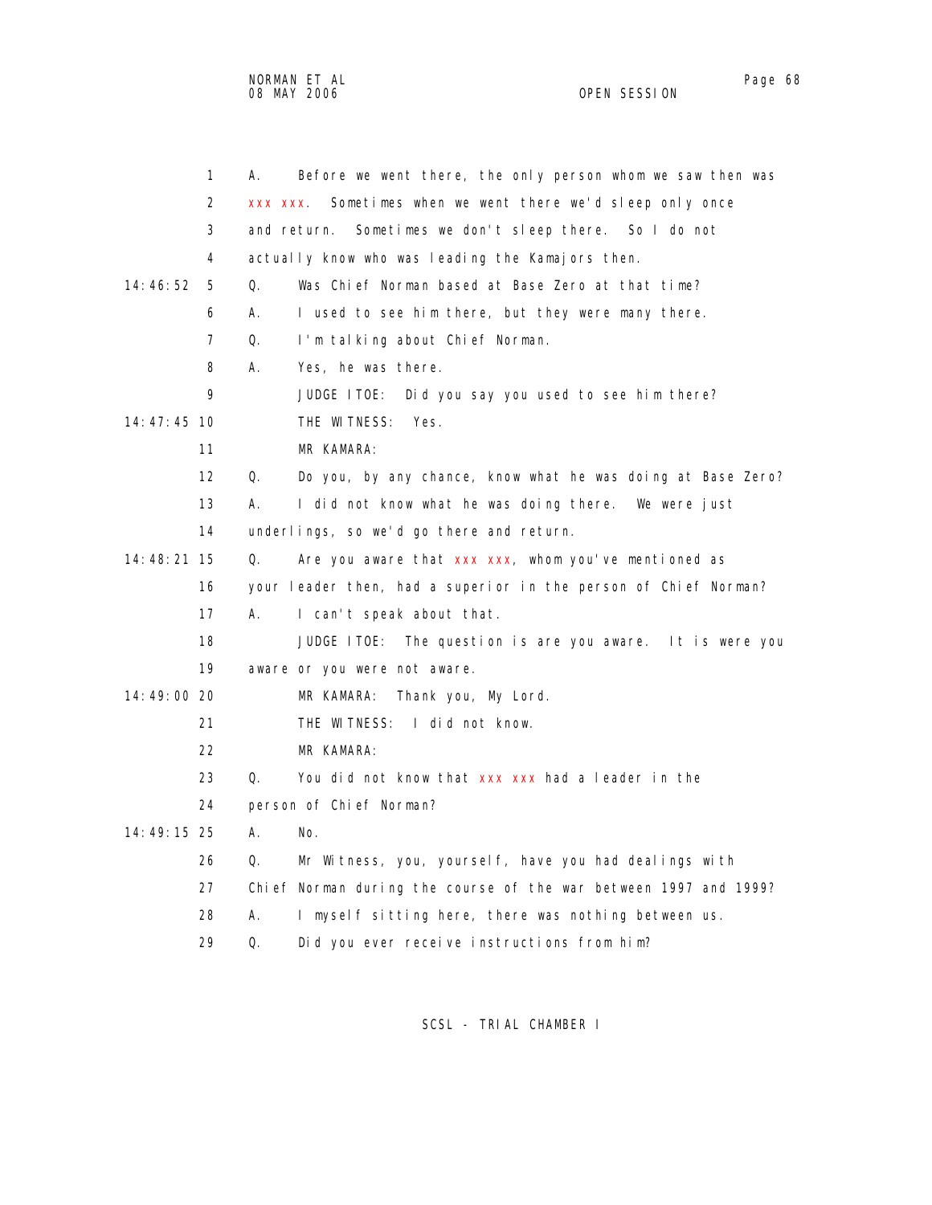1 A. Before we went there, the only person whom we saw then was
2 xxx xxx. Sometimes when we went there we'd sleep only once
3 and return. Sometimes we don't sleep there. So I do not
4 actually know who was leading the Kamajors then.
14:46:52 5 Q. Was Chief Norman based at Base Zero at that time?
6 A. I used to see him there, but they were many there.
7 Q. I'm talking about Chief Norman.
8 A. Yes, he was there.
9 JUDGE ITOE: Did you say you used to see him there?
14:47:45 10 THE WITNESS: Yes.
11 MR KAMARA:
12 Q. Do you, by any chance, know what he was doing at Base Zero?
13 A. I did not know what he was doing there. We were just
14 underlings, so we'd go there and return.
14:48:21 15 Q. Are you aware that xxx xxx, whom you've mentioned as
16 your leader then, had a superior in the person of Chief Norman?
17 A. I can't speak about that.
18 JUDGE ITOE: The question is are you aware. It is were you
19 aware or you were not aware.
14:49:00 20 MR KAMARA: Thank you, My Lord.
21 THE WITNESS: I did not know.
22 MR KAMARA:
23 Q. You did not know that xxx xxx had a leader in the
24 person of Chief Norman?
14:49:15 25 A. No.
26 Q. Mr Witness, you, yourself, have you had dealings with
27 Chief Norman during the course of the war between 1997 and 1999?
28 A. I myself sitting here, there was nothing between us.
29 Q. Did you ever receive instructions from him?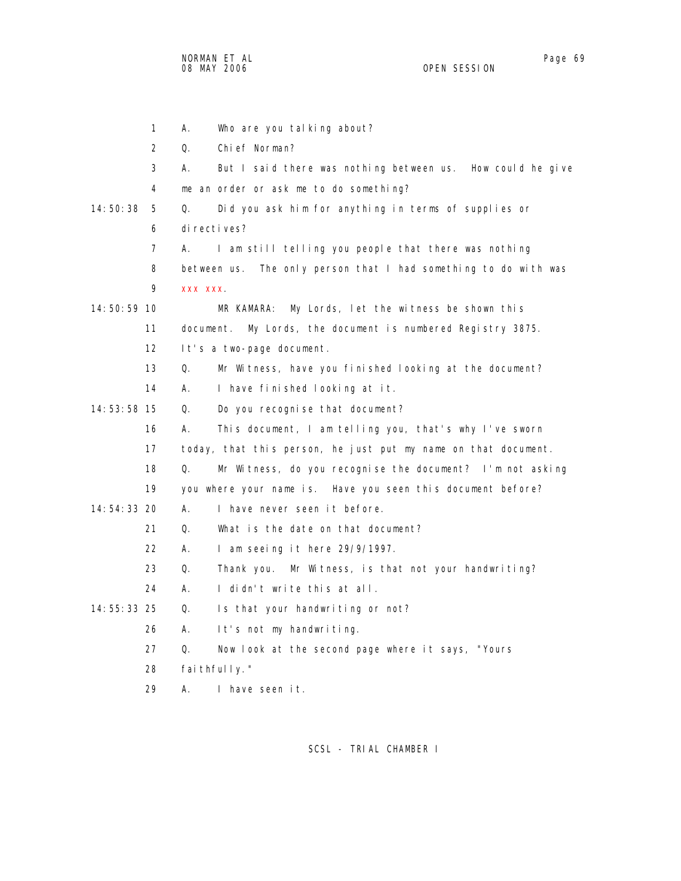1 A. Who are you talking about?

2 Q. Chief Norman?

3 A. But I said there was nothing between us. How could he give

4 me an order or ask me to do something?

14:50:38 5 Q. Did you ask him for anything in terms of supplies or

6 directives?

7 A. I am still telling you people that there was nothing

8 between us. The only person that I had something to do with was

9 xxx xxx.

14:50:59 10 MR KAMARA: My Lords, let the witness be shown this

11 document. My Lords, the document is numbered Registry 3875.

12 It's a two-page document.

13 Q. Mr Witness, have you finished looking at the document?

14 A. I have finished looking at it.

14:53:58 15 Q. Do you recognise that document?

16 A. This document, I am telling you, that's why I've sworn

17 today, that this person, he just put my name on that document.

18 Q. Mr Witness, do you recognise the document? I'm not asking

19 you where your name is. Have you seen this document before?

14:54:33 20 A. I have never seen it before.

21 Q. What is the date on that document?

22 A. I am seeing it here 29/9/1997.

23 Q. Thank you. Mr Witness, is that not your handwriting?

24 A. I didn't write this at all.

14:55:33 25 Q. Is that your handwriting or not?

26 A. It's not my handwriting.

27 Q. Now look at the second page where it says, "Yours

28 faithfully."

29 A. I have seen it.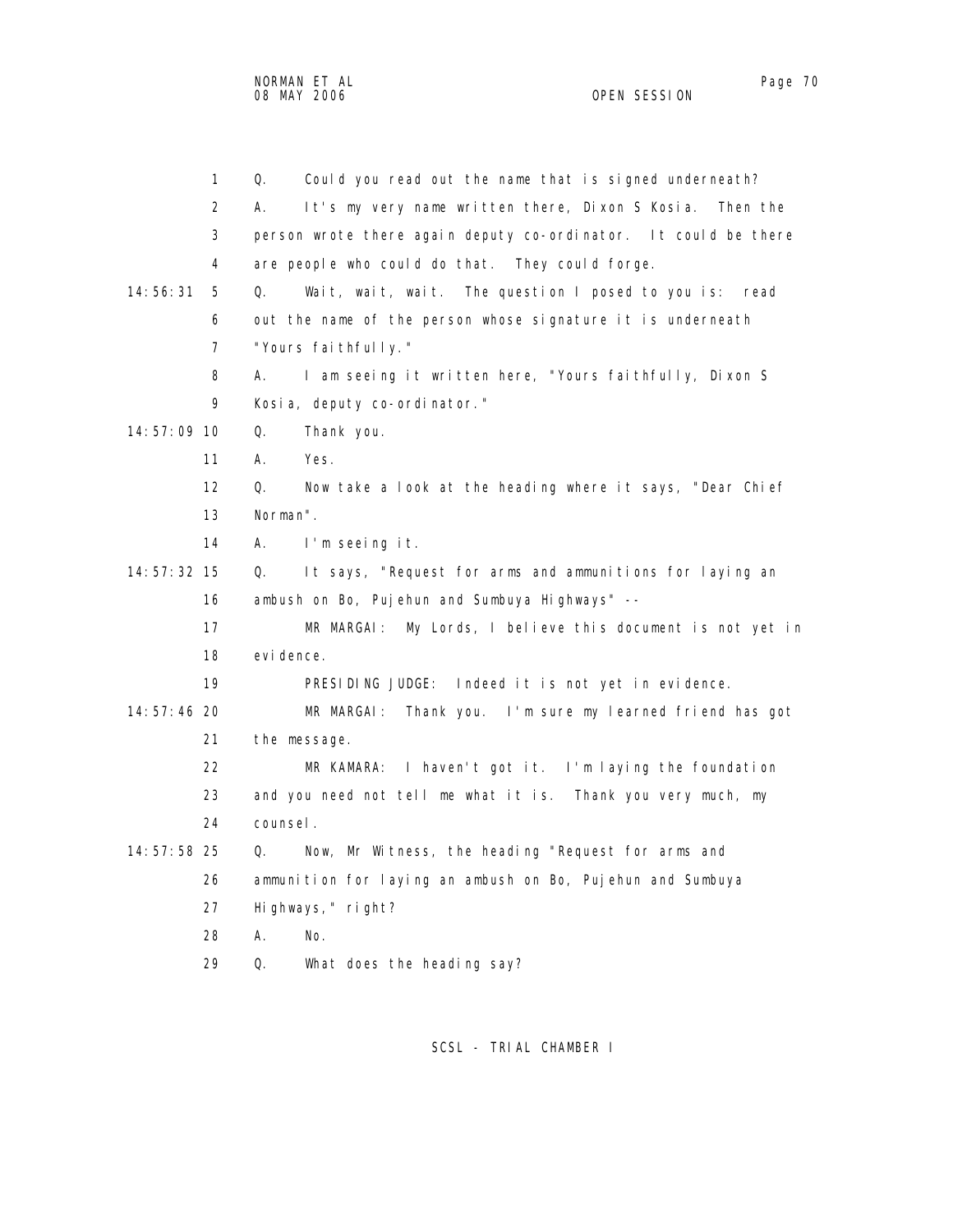1 Q. Could you read out the name that is signed underneath?

2 A. It's my very name written there, Dixon S Kosia. Then the

3 person wrote there again deputy co-ordinator. It could be there

4 are people who could do that. They could forge.

14:56:31 5 Q. Wait, wait, wait. The question I posed to you is: read

6 out the name of the person whose signature it is underneath

7 "Yours faithfully."

8 A. I am seeing it written here, "Yours faithfully, Dixon S

9 Kosia, deputy co-ordinator."

14:57:09 10 Q. Thank you.

11 A. Yes.

12 Q. Now take a look at the heading where it says, "Dear Chief

13 Norman".

14 A. I'm seeing it.

14:57:32 15 Q. It says, "Request for arms and ammunitions for laying an

16 ambush on Bo, Pujehun and Sumbuya Highways" --

17 MR MARGAI: My Lords, I believe this document is not yet in

18 evidence.

19 PRESIDING JUDGE: Indeed it is not yet in evidence.

14:57:46 20 MR MARGAI: Thank you. I'm sure my learned friend has got

21 the message.

22 MR KAMARA: I haven't got it. I'm laying the foundation

23 and you need not tell me what it is. Thank you very much, my

24 counsel.

14:57:58 25 Q. Now, Mr Witness, the heading "Request for arms and

26 ammunition for laying an ambush on Bo, Pujehun and Sumbuya

27 Highways," right?

28 A. No.

29 Q. What does the heading say?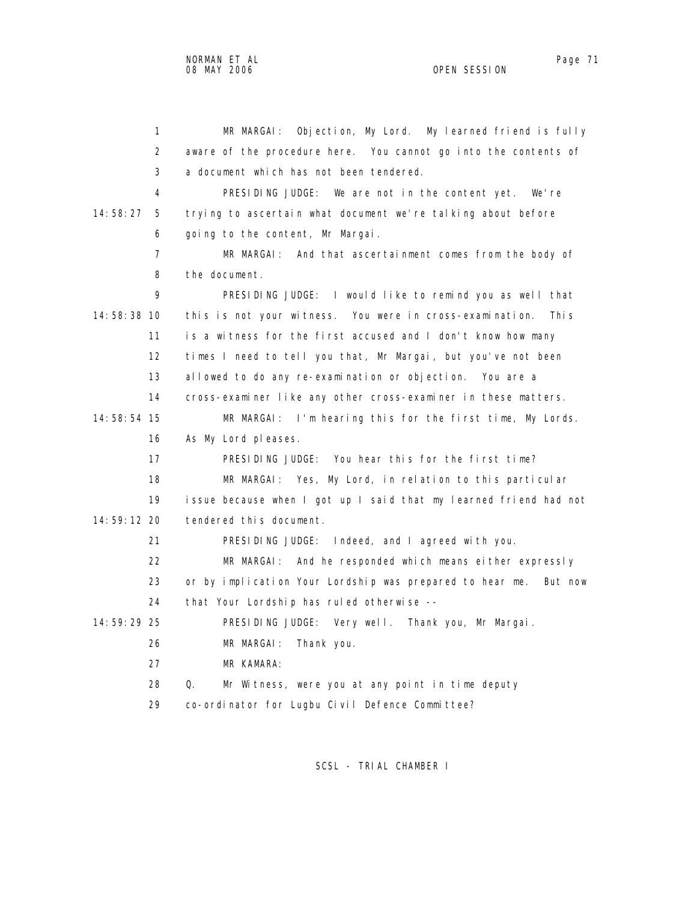MR MARGAI: Objection, My Lord. My learned friend is fully aware of the procedure here. You cannot go into the contents of a document which has not been tendered.

PRESIDING JUDGE: We are not in the content yet. We're trying to ascertain what document we're talking about before going to the content, Mr Margai.

MR MARGAI: And that ascertainment comes from the body of the document.

PRESIDING JUDGE: I would like to remind you as well that this is not your witness. You were in cross-examination. This is a witness for the first accused and I don't know how many times I need to tell you that, Mr Margai, but you've not been allowed to do any re-examination or objection. You are a cross-examiner like any other cross-examiner in these matters.

MR MARGAI: I'm hearing this for the first time, My Lords. As My Lord pleases.

PRESIDING JUDGE: You hear this for the first time?

MR MARGAI: Yes, My Lord, in relation to this particular issue because when I got up I said that my learned friend had not tendered this document.

PRESIDING JUDGE: Indeed, and I agreed with you.

MR MARGAI: And he responded which means either expressly or by implication Your Lordship was prepared to hear me. But now that Your Lordship has ruled otherwise --

PRESIDING JUDGE: Very well. Thank you, Mr Margai.

MR MARGAI: Thank you.

MR KAMARA:

Q. Mr Witness, were you at any point in time deputy co-ordinator for Lugbu Civil Defence Committee?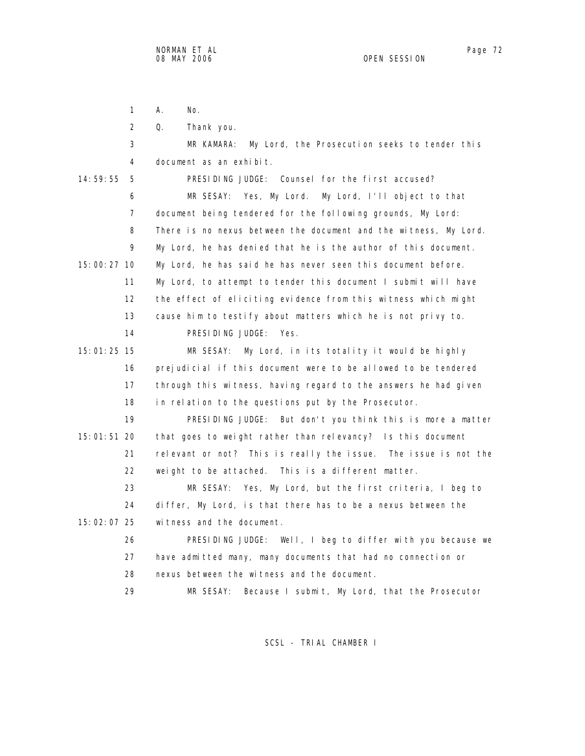A. No.

Q. Thank you.

MR KAMARA: My Lord, the Prosecution seeks to tender this document as an exhibit.

PRESIDING JUDGE: Counsel for the first accused?

MR SESAY: Yes, My Lord. My Lord, I'll object to that document being tendered for the following grounds, My Lord: There is no nexus between the document and the witness, My Lord. My Lord, he has denied that he is the author of this document. My Lord, he has said he has never seen this document before. My Lord, to attempt to tender this document I submit will have the effect of eliciting evidence from this witness which might cause him to testify about matters which he is not privy to.

PRESIDING JUDGE: Yes.

MR SESAY: My Lord, in its totality it would be highly prejudicial if this document were to be allowed to be tendered through this witness, having regard to the answers he had given in relation to the questions put by the Prosecutor.

PRESIDING JUDGE: But don't you think this is more a matter that goes to weight rather than relevancy? Is this document relevant or not? This is really the issue. The issue is not the weight to be attached. This is a different matter.

MR SESAY: Yes, My Lord, but the first criteria, I beg to differ, My Lord, is that there has to be a nexus between the witness and the document.

PRESIDING JUDGE: Well, I beg to differ with you because we have admitted many, many documents that had no connection or nexus between the witness and the document.

MR SESAY: Because I submit, My Lord, that the Prosecutor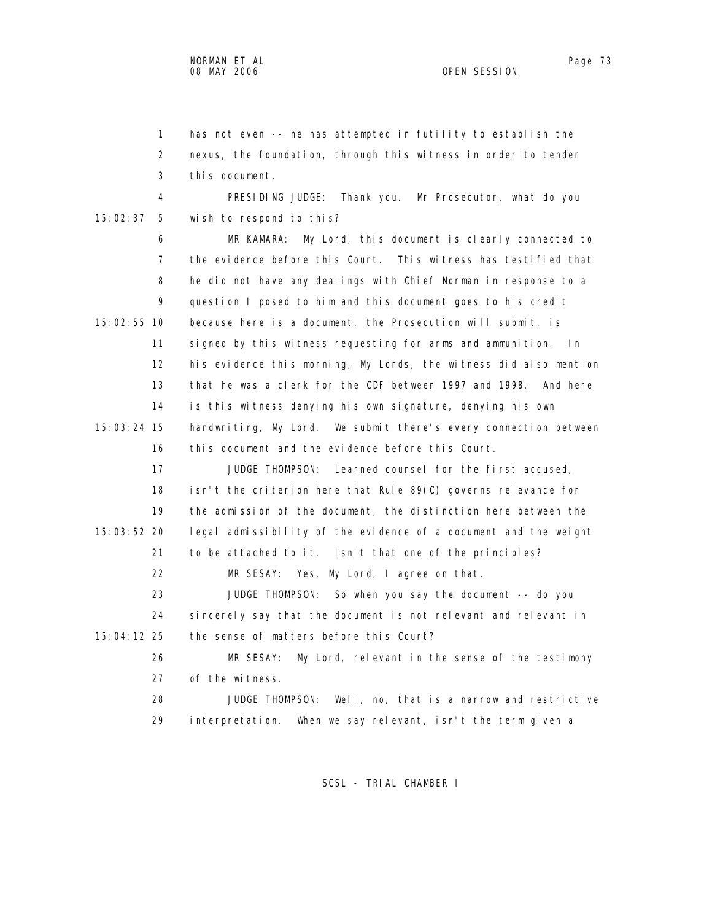has not even -- he has attempted in futility to establish the nexus, the foundation, through this witness in order to tender this document.

PRESIDING JUDGE: Thank you. Mr Prosecutor, what do you wish to respond to this?

MR KAMARA: My Lord, this document is clearly connected to the evidence before this Court. This witness has testified that he did not have any dealings with Chief Norman in response to a question I posed to him and this document goes to his credit because here is a document, the Prosecution will submit, is signed by this witness requesting for arms and ammunition. In his evidence this morning, My Lords, the witness did also mention that he was a clerk for the CDF between 1997 and 1998. And here is this witness denying his own signature, denying his own handwriting, My Lord. We submit there's every connection between this document and the evidence before this Court.

JUDGE THOMPSON: Learned counsel for the first accused, isn't the criterion here that Rule 89(C) governs relevance for the admission of the document, the distinction here between the legal admissibility of the evidence of a document and the weight to be attached to it. Isn't that one of the principles?

MR SESAY: Yes, My Lord, I agree on that.

JUDGE THOMPSON: So when you say the document -- do you sincerely say that the document is not relevant and relevant in the sense of matters before this Court?

MR SESAY: My Lord, relevant in the sense of the testimony of the witness.

JUDGE THOMPSON: Well, no, that is a narrow and restrictive interpretation. When we say relevant, isn't the term given a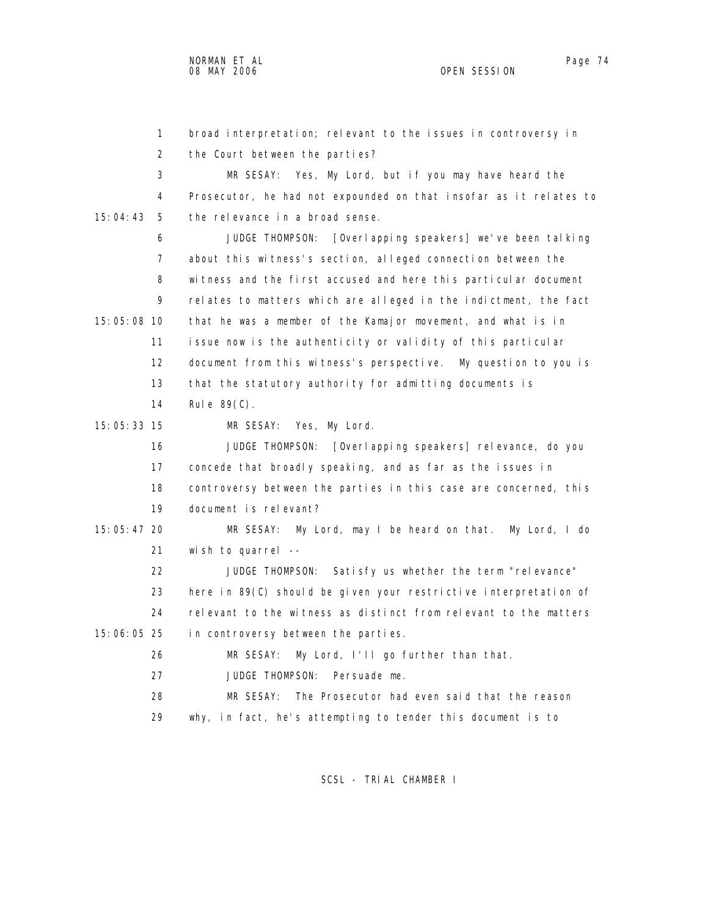1 broad interpretation; relevant to the issues in controversy in
2 the Court between the parties?
3 MR SESAY: Yes, My Lord, but if you may have heard the
4 Prosecutor, he had not expounded on that insofar as it relates to
15:04:43 5 the relevance in a broad sense.
6 JUDGE THOMPSON: [Overlapping speakers] we've been talking
7 about this witness's section, alleged connection between the
8 witness and the first accused and here this particular document
9 relates to matters which are alleged in the indictment, the fact
15:05:08 10 that he was a member of the Kamajor movement, and what is in
11 issue now is the authenticity or validity of this particular
12 document from this witness's perspective. My question to you is
13 that the statutory authority for admitting documents is
14 Rule 89(C).
15:05:33 15 MR SESAY: Yes, My Lord.
16 JUDGE THOMPSON: [Overlapping speakers] relevance, do you
17 concede that broadly speaking, and as far as the issues in
18 controversy between the parties in this case are concerned, this
19 document is relevant?
15:05:47 20 MR SESAY: My Lord, may I be heard on that. My Lord, I do
21 wish to quarrel --
22 JUDGE THOMPSON: Satisfy us whether the term "relevance"
23 here in 89(C) should be given your restrictive interpretation of
24 relevant to the witness as distinct from relevant to the matters
15:06:05 25 in controversy between the parties.
26 MR SESAY: My Lord, I'll go further than that.
27 JUDGE THOMPSON: Persuade me.
28 MR SESAY: The Prosecutor had even said that the reason
29 why, in fact, he's attempting to tender this document is to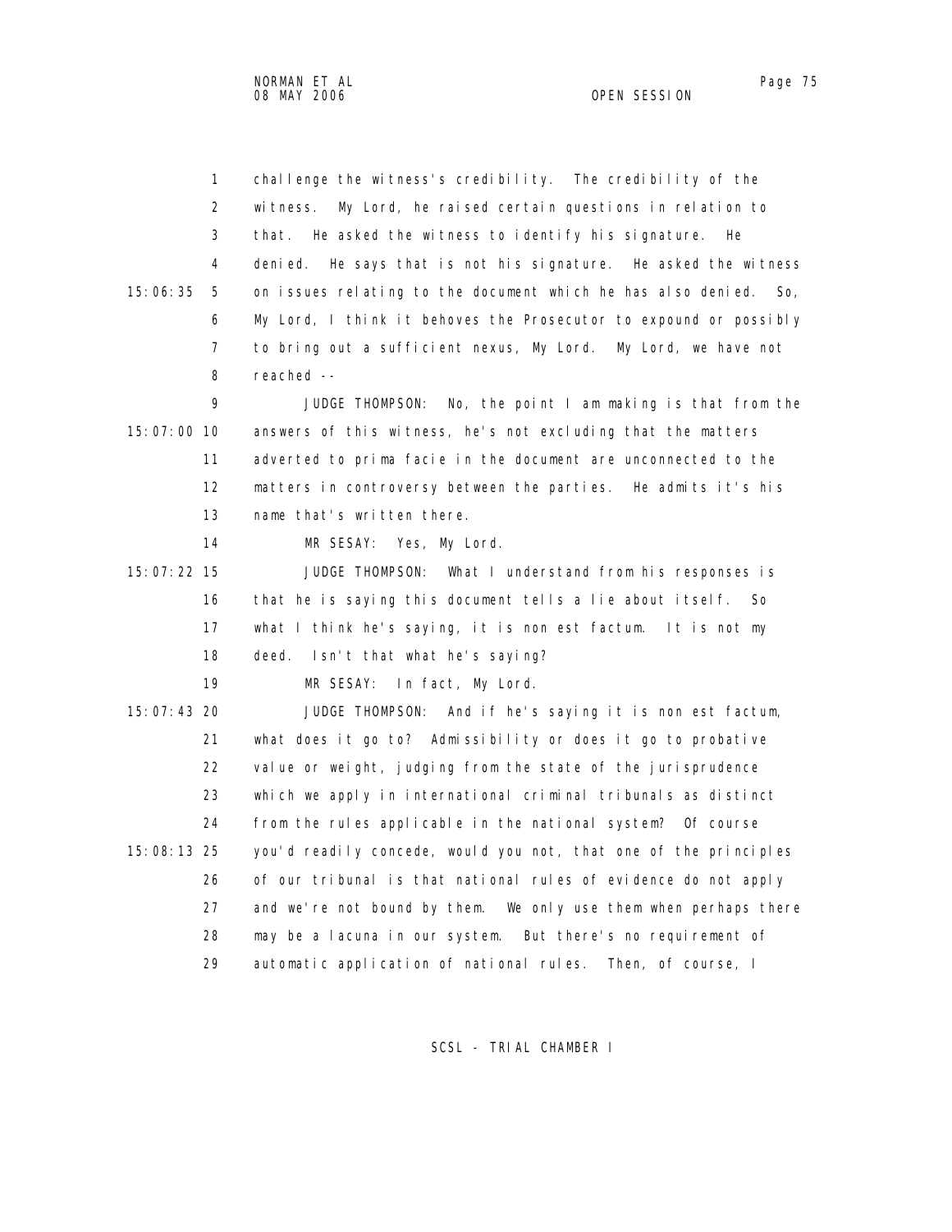challenge the witness's credibility. The credibility of the witness. My Lord, he raised certain questions in relation to that. He asked the witness to identify his signature. He denied. He says that is not his signature. He asked the witness on issues relating to the document which he has also denied. So, My Lord, I think it behoves the Prosecutor to expound or possibly to bring out a sufficient nexus, My Lord. My Lord, we have not reached --

JUDGE THOMPSON: No, the point I am making is that from the answers of this witness, he's not excluding that the matters adverted to prima facie in the document are unconnected to the matters in controversy between the parties. He admits it's his name that's written there.

MR SESAY: Yes, My Lord.

JUDGE THOMPSON: What I understand from his responses is that he is saying this document tells a lie about itself. So what I think he's saying, it is non est factum. It is not my deed. Isn't that what he's saying?

MR SESAY: In fact, My Lord.

JUDGE THOMPSON: And if he's saying it is non est factum, what does it go to? Admissibility or does it go to probative value or weight, judging from the state of the jurisprudence which we apply in international criminal tribunals as distinct from the rules applicable in the national system? Of course you'd readily concede, would you not, that one of the principles of our tribunal is that national rules of evidence do not apply and we're not bound by them. We only use them when perhaps there may be a lacuna in our system. But there's no requirement of automatic application of national rules. Then, of course, I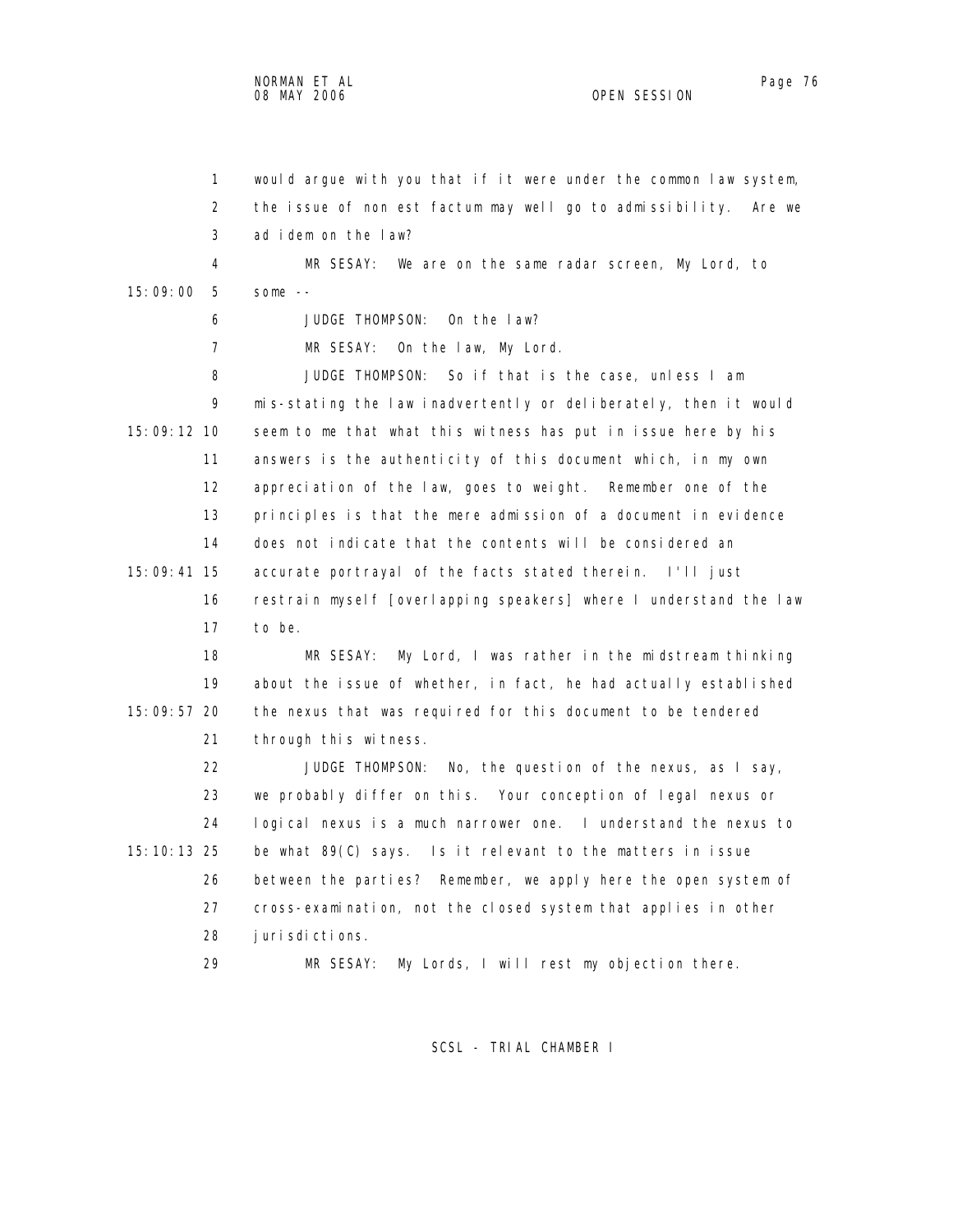would argue with you that if it were under the common law system, the issue of non est factum may well go to admissibility. Are we ad idem on the law?

MR SESAY: We are on the same radar screen, My Lord, to some --

JUDGE THOMPSON: On the law?

MR SESAY: On the law, My Lord.

JUDGE THOMPSON: So if that is the case, unless I am mis-stating the law inadvertently or deliberately, then it would seem to me that what this witness has put in issue here by his answers is the authenticity of this document which, in my own appreciation of the law, goes to weight. Remember one of the principles is that the mere admission of a document in evidence does not indicate that the contents will be considered an accurate portrayal of the facts stated therein. I'll just restrain myself [overlapping speakers] where I understand the law to be.

MR SESAY: My Lord, I was rather in the midstream thinking about the issue of whether, in fact, he had actually established the nexus that was required for this document to be tendered through this witness.

JUDGE THOMPSON: No, the question of the nexus, as I say, we probably differ on this. Your conception of legal nexus or logical nexus is a much narrower one. I understand the nexus to be what 89(C) says. Is it relevant to the matters in issue between the parties? Remember, we apply here the open system of cross-examination, not the closed system that applies in other jurisdictions.

MR SESAY: My Lords, I will rest my objection there.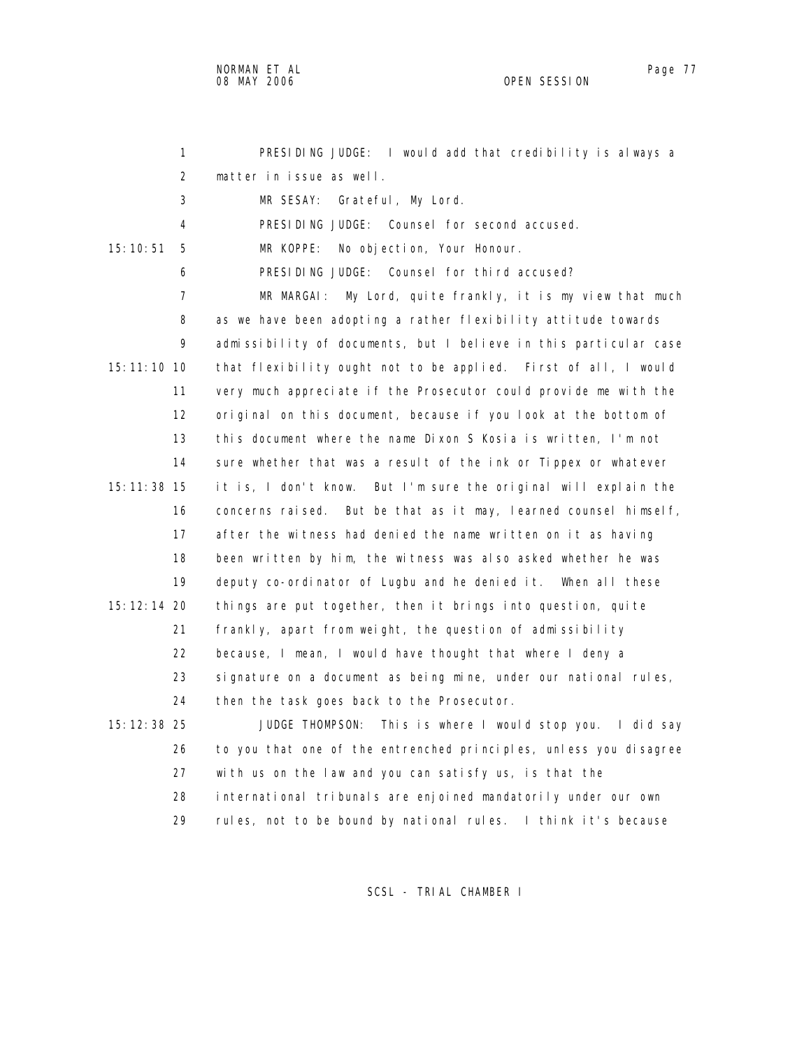PRESIDING JUDGE: I would add that credibility is always a matter in issue as well.

MR SESAY: Grateful, My Lord.

PRESIDING JUDGE: Counsel for second accused.

MR KOPPE: No objection, Your Honour.

PRESIDING JUDGE: Counsel for third accused?

MR MARGAI: My Lord, quite frankly, it is my view that much as we have been adopting a rather flexibility attitude towards admissibility of documents, but I believe in this particular case that flexibility ought not to be applied. First of all, I would very much appreciate if the Prosecutor could provide me with the original on this document, because if you look at the bottom of this document where the name Dixon S Kosia is written, I'm not sure whether that was a result of the ink or Tippex or whatever it is, I don't know. But I'm sure the original will explain the concerns raised. But be that as it may, learned counsel himself, after the witness had denied the name written on it as having been written by him, the witness was also asked whether he was deputy co-ordinator of Lugbu and he denied it. When all these things are put together, then it brings into question, quite frankly, apart from weight, the question of admissibility because, I mean, I would have thought that where I deny a signature on a document as being mine, under our national rules, then the task goes back to the Prosecutor.

JUDGE THOMPSON: This is where I would stop you. I did say to you that one of the entrenched principles, unless you disagree with us on the law and you can satisfy us, is that the international tribunals are enjoined mandatorily under our own rules, not to be bound by national rules. I think it's because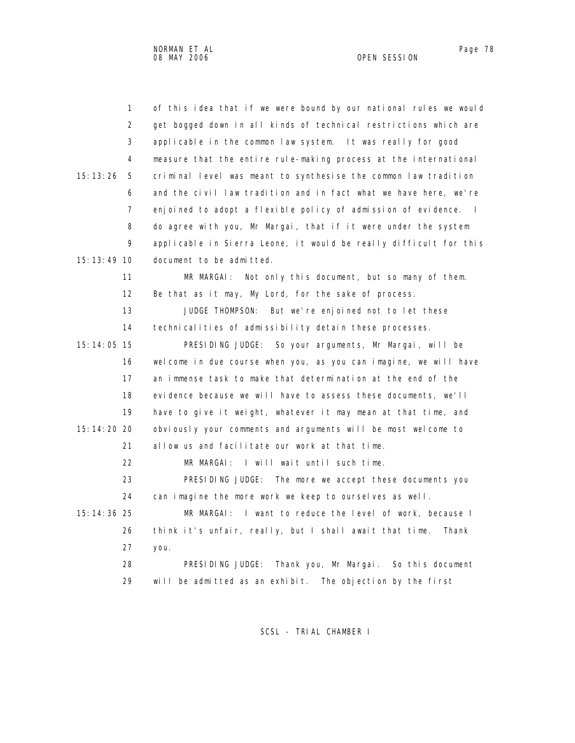of this idea that if we were bound by our national rules we would get bogged down in all kinds of technical restrictions which are applicable in the common law system. It was really for good measure that the entire rule-making process at the international criminal level was meant to synthesise the common law tradition and the civil law tradition and in fact what we have here, we're enjoined to adopt a flexible policy of admission of evidence. I do agree with you, Mr Margai, that if it were under the system applicable in Sierra Leone, it would be really difficult for this document to be admitted.

MR MARGAI: Not only this document, but so many of them. Be that as it may, My Lord, for the sake of process.

JUDGE THOMPSON: But we're enjoined not to let these technicalities of admissibility detain these processes.

PRESIDING JUDGE: So your arguments, Mr Margai, will be welcome in due course when you, as you can imagine, we will have an immense task to make that determination at the end of the evidence because we will have to assess these documents, we'll have to give it weight, whatever it may mean at that time, and obviously your comments and arguments will be most welcome to allow us and facilitate our work at that time.

MR MARGAI: I will wait until such time.

PRESIDING JUDGE: The more we accept these documents you can imagine the more work we keep to ourselves as well.

MR MARGAI: I want to reduce the level of work, because I think it's unfair, really, but I shall await that time. Thank you.

PRESIDING JUDGE: Thank you, Mr Margai. So this document will be admitted as an exhibit. The objection by the first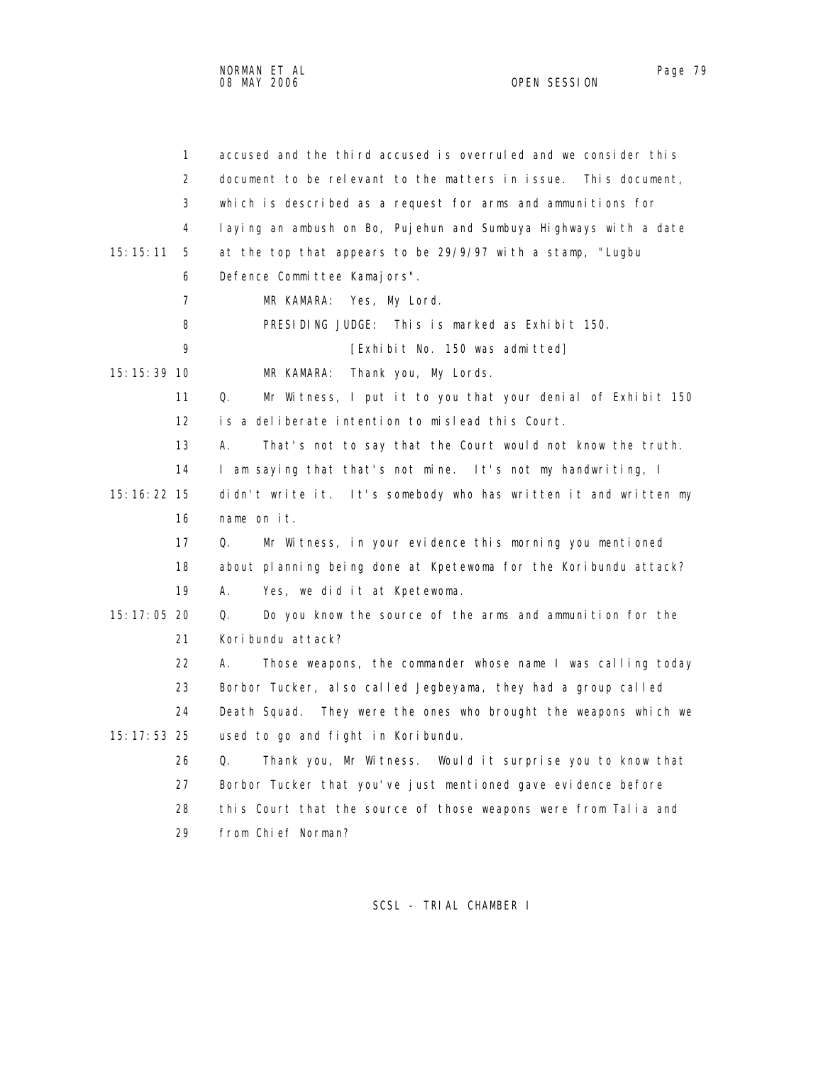accused and the third accused is overruled and we consider this document to be relevant to the matters in issue. This document, which is described as a request for arms and ammunitions for laying an ambush on Bo, Pujehun and Sumbuya Highways with a date at the top that appears to be 29/9/97 with a stamp, "Lugbu Defence Committee Kamajors".

MR KAMARA: Yes, My Lord.

PRESIDING JUDGE: This is marked as Exhibit 150.

[Exhibit No. 150 was admitted]

MR KAMARA: Thank you, My Lords.

Q. Mr Witness, I put it to you that your denial of Exhibit 150 is a deliberate intention to mislead this Court.

A. That's not to say that the Court would not know the truth. I am saying that that's not mine. It's not my handwriting, I didn't write it. It's somebody who has written it and written my name on it.

Q. Mr Witness, in your evidence this morning you mentioned about planning being done at Kpetewoma for the Koribundu attack?

A. Yes, we did it at Kpetewoma.

Q. Do you know the source of the arms and ammunition for the Koribundu attack?

A. Those weapons, the commander whose name I was calling today Borbor Tucker, also called Jegbeyama, they had a group called Death Squad. They were the ones who brought the weapons which we used to go and fight in Koribundu.

Q. Thank you, Mr Witness. Would it surprise you to know that Borbor Tucker that you've just mentioned gave evidence before this Court that the source of those weapons were from Talia and from Chief Norman?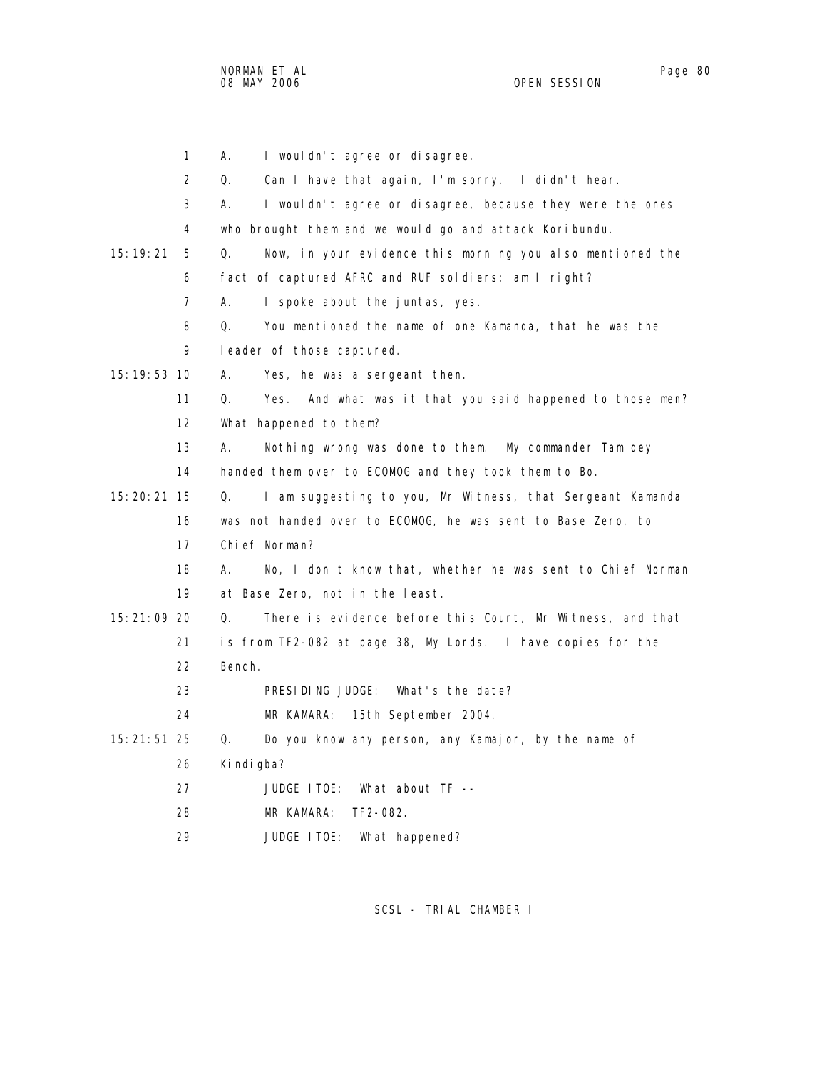1 A. I wouldn't agree or disagree.

2 Q. Can I have that again, I'm sorry. I didn't hear.

3 A. I wouldn't agree or disagree, because they were the ones

4 who brought them and we would go and attack Koribundu.

15:19:21 5 Q. Now, in your evidence this morning you also mentioned the

6 fact of captured AFRC and RUF soldiers; am I right?

7 A. I spoke about the juntas, yes.

8 Q. You mentioned the name of one Kamanda, that he was the

9 leader of those captured.

15:19:53 10 A. Yes, he was a sergeant then.

11 Q. Yes. And what was it that you said happened to those men?

12 What happened to them?

13 A. Nothing wrong was done to them. My commander Tamidey

14 handed them over to ECOMOG and they took them to Bo.

15:20:21 15 Q. I am suggesting to you, Mr Witness, that Sergeant Kamanda

16 was not handed over to ECOMOG, he was sent to Base Zero, to

17 Chief Norman?

18 A. No, I don't know that, whether he was sent to Chief Norman

19 at Base Zero, not in the least.

15:21:09 20 Q. There is evidence before this Court, Mr Witness, and that

21 is from TF2-082 at page 38, My Lords. I have copies for the

22 Bench.

23 PRESIDING JUDGE: What's the date?

24 MR KAMARA: 15th September 2004.

15:21:51 25 Q. Do you know any person, any Kamajor, by the name of

26 Kindigba?

27 JUDGE ITOE: What about TF --

28 MR KAMARA: TF2-082.

29 JUDGE ITOE: What happened?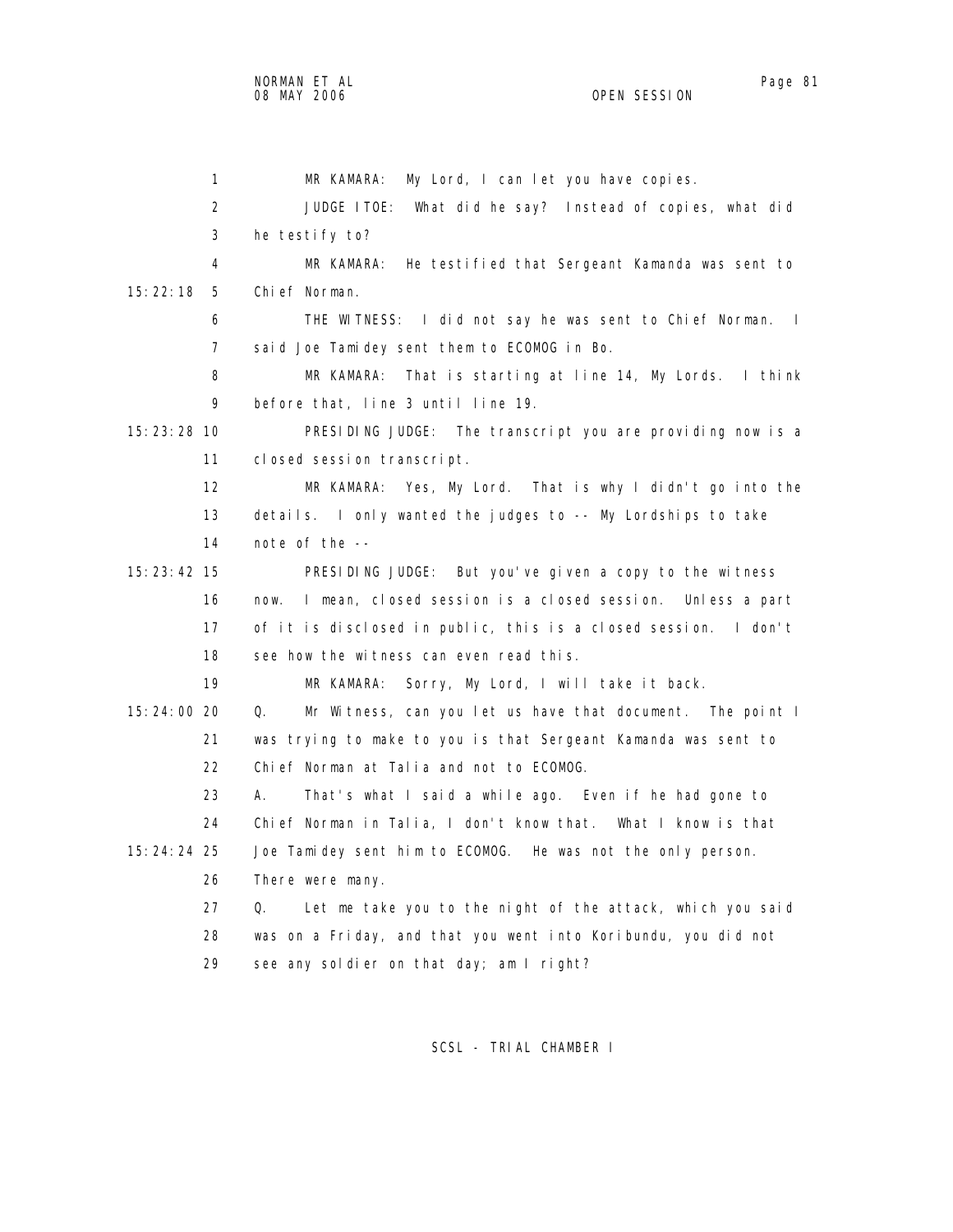MR KAMARA: My Lord, I can let you have copies.

JUDGE ITOE: What did he say? Instead of copies, what did he testify to?

MR KAMARA: He testified that Sergeant Kamanda was sent to Chief Norman.

THE WITNESS: I did not say he was sent to Chief Norman. I said Joe Tamidey sent them to ECOMOG in Bo.

MR KAMARA: That is starting at line 14, My Lords. I think before that, line 3 until line 19.

PRESIDING JUDGE: The transcript you are providing now is a closed session transcript.

MR KAMARA: Yes, My Lord. That is why I didn't go into the details. I only wanted the judges to -- My Lordships to take note of the --

PRESIDING JUDGE: But you've given a copy to the witness now. I mean, closed session is a closed session. Unless a part of it is disclosed in public, this is a closed session. I don't see how the witness can even read this.

MR KAMARA: Sorry, My Lord, I will take it back.

Q. Mr Witness, can you let us have that document. The point I was trying to make to you is that Sergeant Kamanda was sent to Chief Norman at Talia and not to ECOMOG.

A. That's what I said a while ago. Even if he had gone to Chief Norman in Talia, I don't know that. What I know is that Joe Tamidey sent him to ECOMOG. He was not the only person. There were many.

Q. Let me take you to the night of the attack, which you said was on a Friday, and that you went into Koribundu, you did not see any soldier on that day; am I right?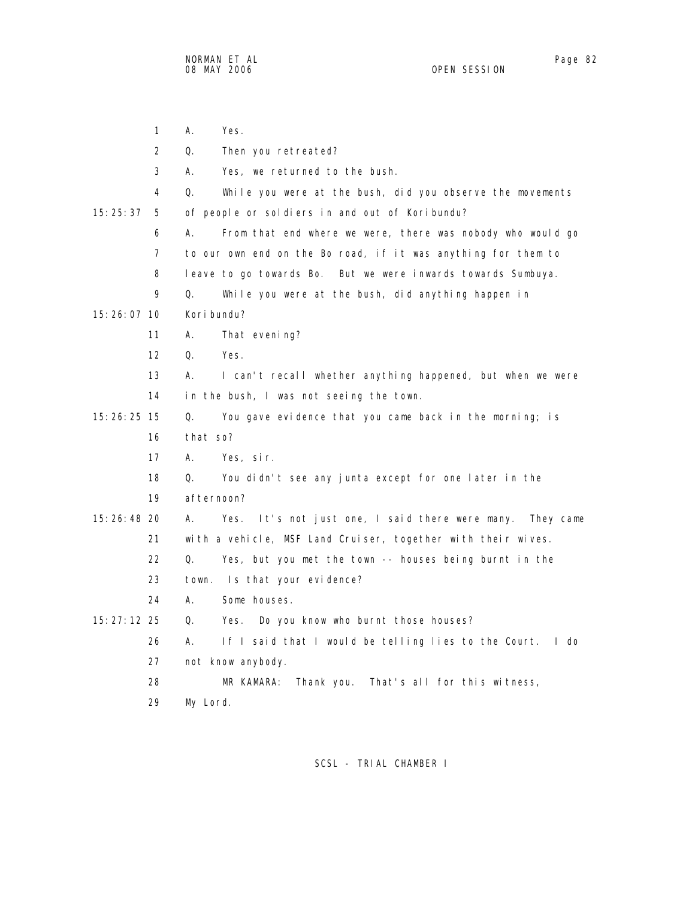A. Yes.

Q. Then you retreated?

A. Yes, we returned to the bush.

Q. While you were at the bush, did you observe the movements of people or soldiers in and out of Koribundu?

A. From that end where we were, there was nobody who would go to our own end on the Bo road, if it was anything for them to leave to go towards Bo. But we were inwards towards Sumbuya.

Q. While you were at the bush, did anything happen in Koribundu?

A. That evening?

Q. Yes.

A. I can't recall whether anything happened, but when we were in the bush, I was not seeing the town.

Q. You gave evidence that you came back in the morning; is that so?

A. Yes, sir.

Q. You didn't see any junta except for one later in the afternoon?

A. Yes. It's not just one, I said there were many. They came with a vehicle, MSF Land Cruiser, together with their wives.

Q. Yes, but you met the town -- houses being burnt in the town. Is that your evidence?

A. Some houses.

Q. Yes. Do you know who burnt those houses?

A. If I said that I would be telling lies to the Court. I do not know anybody.

MR KAMARA: Thank you. That's all for this witness, My Lord.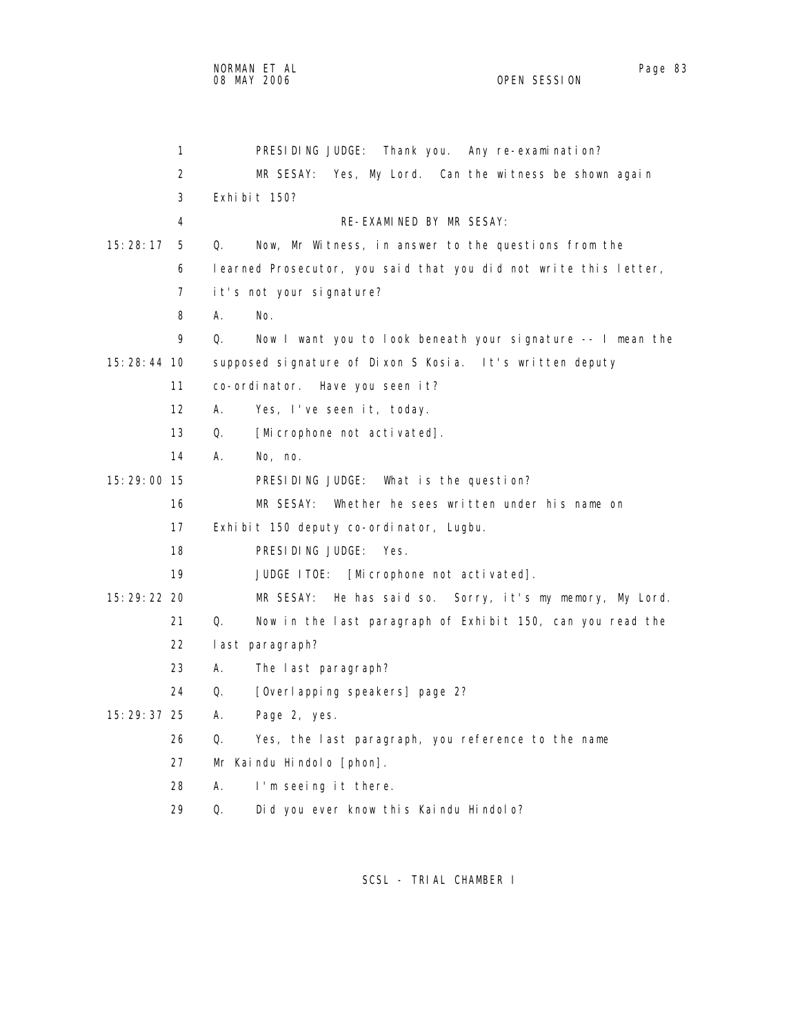PRESIDING JUDGE: Thank you. Any re-examination?

MR SESAY: Yes, My Lord. Can the witness be shown again Exhibit 150?

RE-EXAMINED BY MR SESAY:

Q. Now, Mr Witness, in answer to the questions from the learned Prosecutor, you said that you did not write this letter, it's not your signature?

A. No.

Q. Now I want you to look beneath your signature -- I mean the supposed signature of Dixon S Kosia. It's written deputy co-ordinator. Have you seen it?

A. Yes, I've seen it, today.

Q. [Microphone not activated].

A. No, no.

PRESIDING JUDGE: What is the question?

MR SESAY: Whether he sees written under his name on Exhibit 150 deputy co-ordinator, Lugbu.

PRESIDING JUDGE: Yes.

JUDGE ITOE: [Microphone not activated].

MR SESAY: He has said so. Sorry, it's my memory, My Lord.

Q. Now in the last paragraph of Exhibit 150, can you read the last paragraph?

A. The last paragraph?

Q. [Overlapping speakers] page 2?

A. Page 2, yes.

Q. Yes, the last paragraph, you reference to the name Mr Kaindu Hindolo [phon].

A. I'm seeing it there.

Q. Did you ever know this Kaindu Hindolo?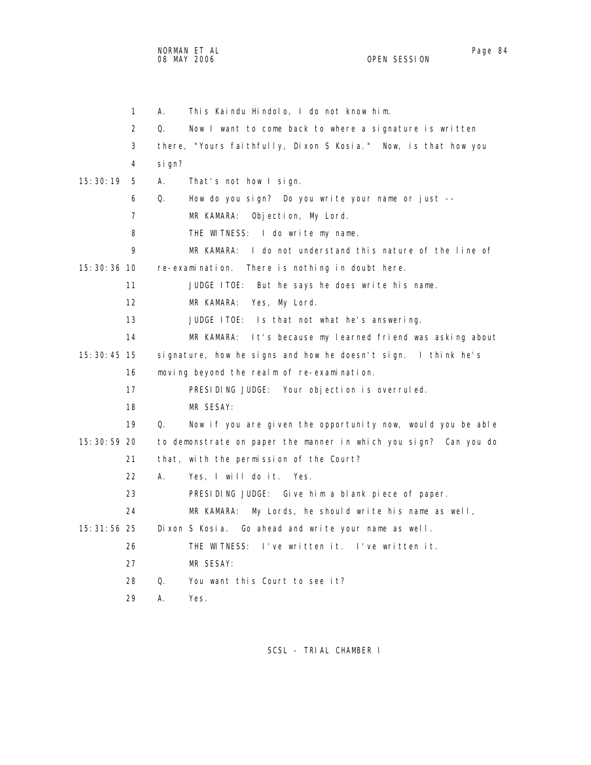1 A. This Kaindu Hindolo, I do not know him.

2 Q. Now I want to come back to where a signature is written

3 there, "Yours faithfully, Dixon S Kosia." Now, is that how you

4 sign?

15:30:19 5 A. That's not how I sign.

6 Q. How do you sign? Do you write your name or just --

7 MR KAMARA: Objection, My Lord.

8 THE WITNESS: I do write my name.

9 MR KAMARA: I do not understand this nature of the line of

15:30:36 10 re-examination. There is nothing in doubt here.

11 JUDGE ITOE: But he says he does write his name.

12 MR KAMARA: Yes, My Lord.

13 JUDGE ITOE: Is that not what he's answering.

14 MR KAMARA: It's because my learned friend was asking about

15:30:45 15 signature, how he signs and how he doesn't sign. I think he's

16 moving beyond the realm of re-examination.

17 PRESIDING JUDGE: Your objection is overruled.

18 MR SESAY:

19 Q. Now if you are given the opportunity now, would you be able

15:30:59 20 to demonstrate on paper the manner in which you sign? Can you do

21 that, with the permission of the Court?

22 A. Yes, I will do it. Yes.

23 PRESIDING JUDGE: Give him a blank piece of paper.

24 MR KAMARA: My Lords, he should write his name as well,

15:31:56 25 Dixon S Kosia. Go ahead and write your name as well.

26 THE WITNESS: I've written it. I've written it.

27 MR SESAY:

28 Q. You want this Court to see it?

29 A. Yes.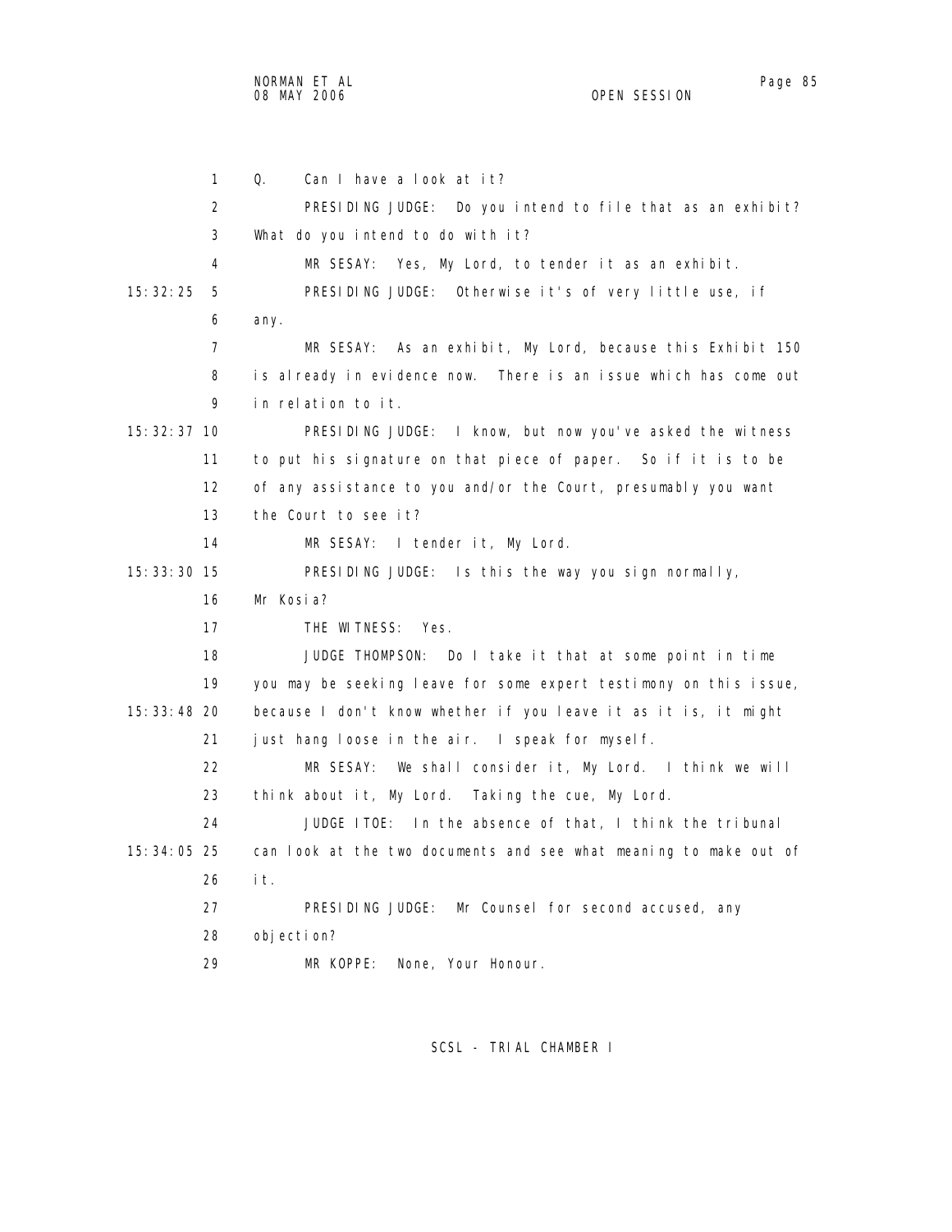Q. Can I have a look at it?

PRESIDING JUDGE: Do you intend to file that as an exhibit? What do you intend to do with it?

MR SESAY: Yes, My Lord, to tender it as an exhibit.

PRESIDING JUDGE: Otherwise it's of very little use, if any.

MR SESAY: As an exhibit, My Lord, because this Exhibit 150 is already in evidence now. There is an issue which has come out in relation to it.

PRESIDING JUDGE: I know, but now you've asked the witness to put his signature on that piece of paper. So if it is to be of any assistance to you and/or the Court, presumably you want the Court to see it?

MR SESAY: I tender it, My Lord.

PRESIDING JUDGE: Is this the way you sign normally, Mr Kosia?

THE WITNESS: Yes.

JUDGE THOMPSON: Do I take it that at some point in time you may be seeking leave for some expert testimony on this issue, because I don't know whether if you leave it as it is, it might just hang loose in the air. I speak for myself.

MR SESAY: We shall consider it, My Lord. I think we will think about it, My Lord. Taking the cue, My Lord.

JUDGE ITOE: In the absence of that, I think the tribunal can look at the two documents and see what meaning to make out of it.

PRESIDING JUDGE: Mr Counsel for second accused, any objection?

MR KOPPE: None, Your Honour.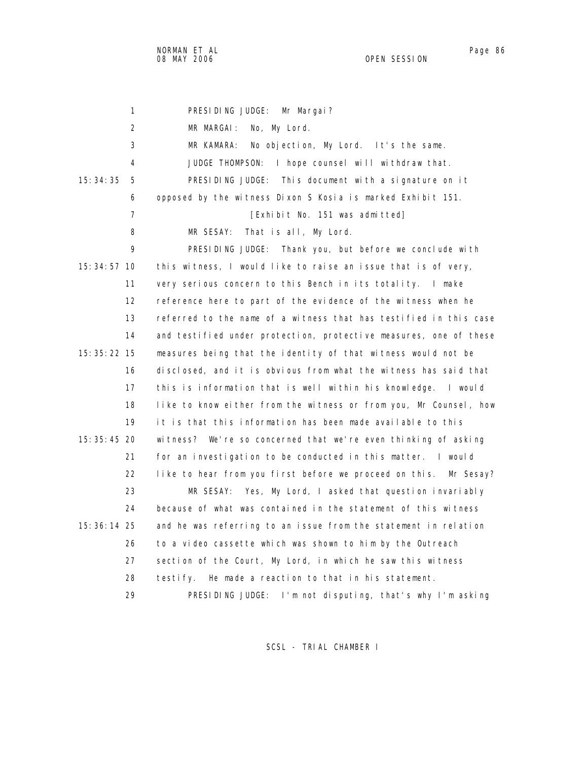1 PRESIDING JUDGE: Mr Margai?

2 MR MARGAI: No, My Lord.

3 MR KAMARA: No objection, My Lord. It's the same.

4 JUDGE THOMPSON: I hope counsel will withdraw that.

15:34:35 5 PRESIDING JUDGE: This document with a signature on it

6 opposed by the witness Dixon S Kosia is marked Exhibit 151.

7 [Exhibit No. 151 was admitted]

8 MR SESAY: That is all, My Lord.

9 PRESIDING JUDGE: Thank you, but before we conclude with

15:34:57 10 this witness, I would like to raise an issue that is of very,

11 very serious concern to this Bench in its totality. I make

12 reference here to part of the evidence of the witness when he

13 referred to the name of a witness that has testified in this case

14 and testified under protection, protective measures, one of these

15:35:22 15 measures being that the identity of that witness would not be

16 disclosed, and it is obvious from what the witness has said that

17 this is information that is well within his knowledge. I would

18 like to know either from the witness or from you, Mr Counsel, how

19 it is that this information has been made available to this

15:35:45 20 witness? We're so concerned that we're even thinking of asking

21 for an investigation to be conducted in this matter. I would

22 like to hear from you first before we proceed on this. Mr Sesay?

23 MR SESAY: Yes, My Lord, I asked that question invariably

24 because of what was contained in the statement of this witness

15:36:14 25 and he was referring to an issue from the statement in relation

26 to a video cassette which was shown to him by the Outreach

27 section of the Court, My Lord, in which he saw this witness

28 testify. He made a reaction to that in his statement.

29 PRESIDING JUDGE: I'm not disputing, that's why I'm asking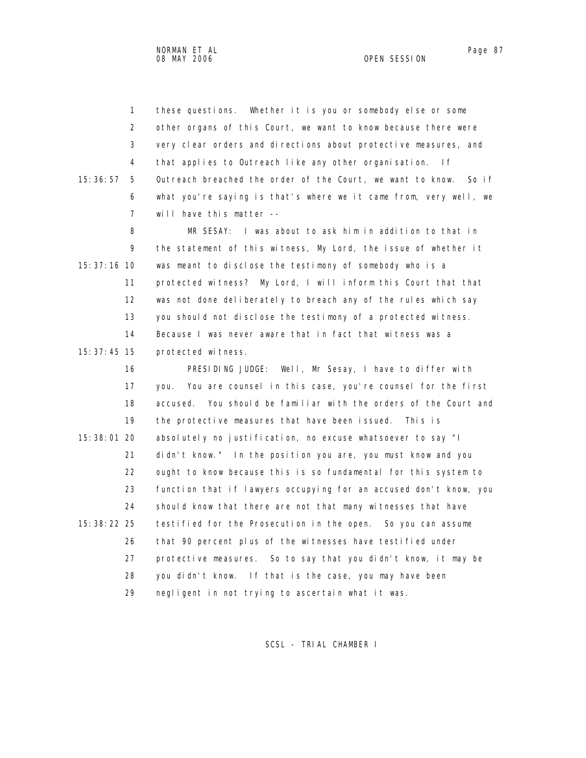these questions. Whether it is you or somebody else or some other organs of this Court, we want to know because there were very clear orders and directions about protective measures, and that applies to Outreach like any other organisation. If Outreach breached the order of the Court, we want to know. So if what you're saying is that's where we it came from, very well, we will have this matter --

MR SESAY: I was about to ask him in addition to that in the statement of this witness, My Lord, the issue of whether it was meant to disclose the testimony of somebody who is a protected witness? My Lord, I will inform this Court that that was not done deliberately to breach any of the rules which say you should not disclose the testimony of a protected witness. Because I was never aware that in fact that witness was a protected witness.

PRESIDING JUDGE: Well, Mr Sesay, I have to differ with you. You are counsel in this case, you're counsel for the first accused. You should be familiar with the orders of the Court and the protective measures that have been issued. This is absolutely no justification, no excuse whatsoever to say "I didn't know." In the position you are, you must know and you ought to know because this is so fundamental for this system to function that if lawyers occupying for an accused don't know, you should know that there are not that many witnesses that have testified for the Prosecution in the open. So you can assume that 90 percent plus of the witnesses have testified under protective measures. So to say that you didn't know, it may be you didn't know. If that is the case, you may have been negligent in not trying to ascertain what it was.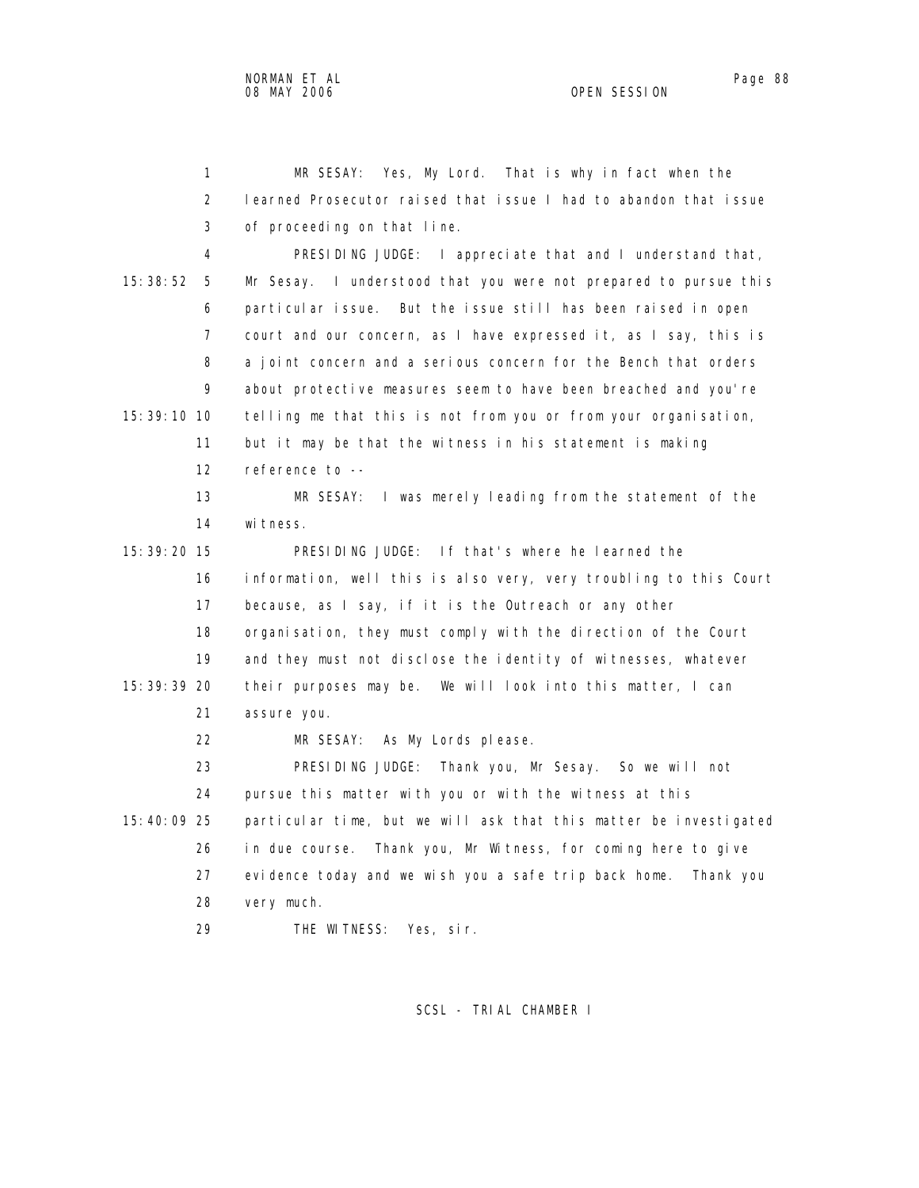1 MR SESAY: Yes, My Lord. That is why in fact when the
2 learned Prosecutor raised that issue I had to abandon that issue
3 of proceeding on that line.
4 PRESIDING JUDGE: I appreciate that and I understand that,
15:38:52 5 Mr Sesay. I understood that you were not prepared to pursue this
6 particular issue. But the issue still has been raised in open
7 court and our concern, as I have expressed it, as I say, this is
8 a joint concern and a serious concern for the Bench that orders
9 about protective measures seem to have been breached and you're
15:39:10 10 telling me that this is not from you or from your organisation,
11 but it may be that the witness in his statement is making
12 reference to --
13 MR SESAY: I was merely leading from the statement of the
14 witness.
15:39:20 15 PRESIDING JUDGE: If that's where he learned the
16 information, well this is also very, very troubling to this Court
17 because, as I say, if it is the Outreach or any other
18 organisation, they must comply with the direction of the Court
19 and they must not disclose the identity of witnesses, whatever
15:39:39 20 their purposes may be. We will look into this matter, I can
21 assure you.
22 MR SESAY: As My Lords please.
23 PRESIDING JUDGE: Thank you, Mr Sesay. So we will not
24 pursue this matter with you or with the witness at this
15:40:09 25 particular time, but we will ask that this matter be investigated
26 in due course. Thank you, Mr Witness, for coming here to give
27 evidence today and we wish you a safe trip back home. Thank you
28 very much.
29 THE WITNESS: Yes, sir.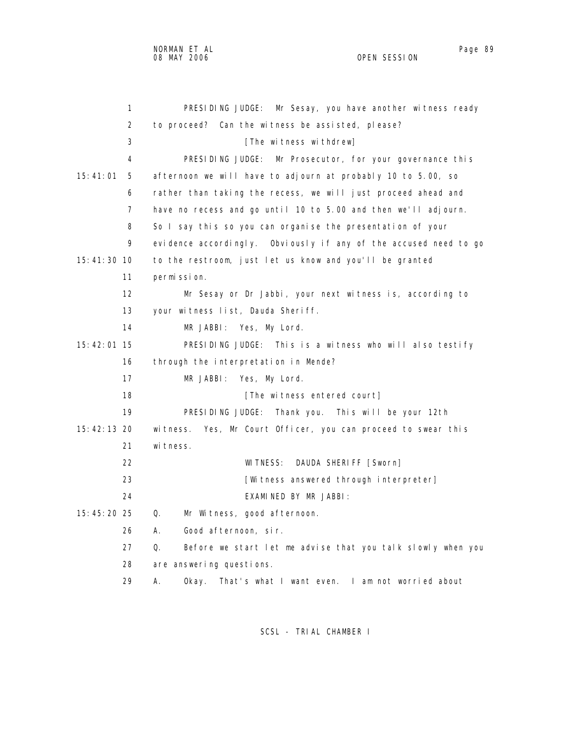PRESIDING JUDGE: Mr Sesay, you have another witness ready to proceed? Can the witness be assisted, please?

[The witness withdrew]

PRESIDING JUDGE: Mr Prosecutor, for your governance this afternoon we will have to adjourn at probably 10 to 5.00, so rather than taking the recess, we will just proceed ahead and have no recess and go until 10 to 5.00 and then we'll adjourn. So I say this so you can organise the presentation of your evidence accordingly. Obviously if any of the accused need to go to the restroom, just let us know and you'll be granted permission.

Mr Sesay or Dr Jabbi, your next witness is, according to your witness list, Dauda Sheriff.

MR JABBI: Yes, My Lord.

PRESIDING JUDGE: This is a witness who will also testify through the interpretation in Mende?

MR JABBI: Yes, My Lord.

[The witness entered court]

PRESIDING JUDGE: Thank you. This will be your 12th witness. Yes, Mr Court Officer, you can proceed to swear this witness.

WITNESS: DAUDA SHERIFF [Sworn]

[Witness answered through interpreter]

EXAMINED BY MR JABBI:

Q. Mr Witness, good afternoon.

A. Good afternoon, sir.

Q. Before we start let me advise that you talk slowly when you are answering questions.

A. Okay. That's what I want even. I am not worried about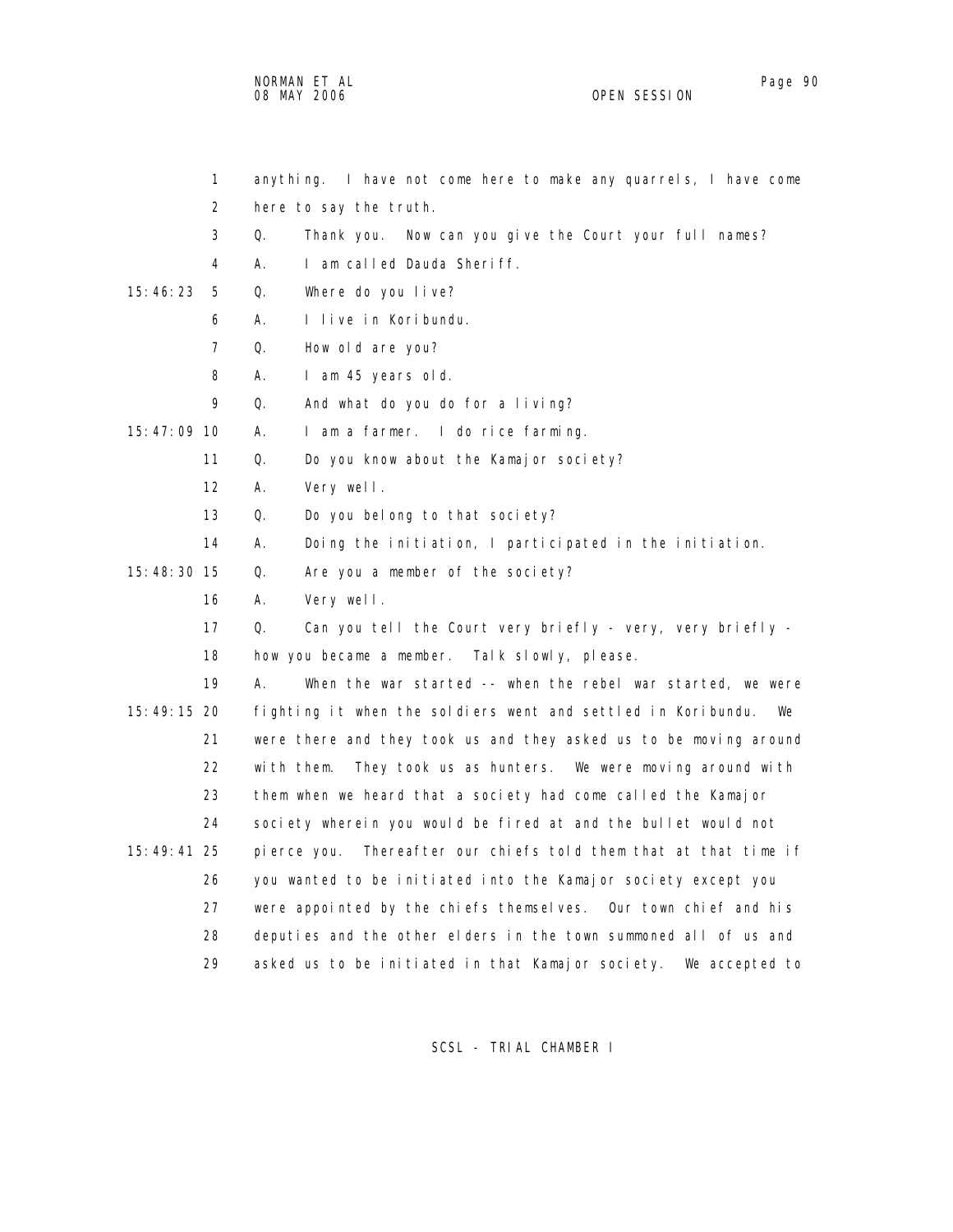anything. I have not come here to make any quarrels, I have come here to say the truth.

Q. Thank you. Now can you give the Court your full names?

A. I am called Dauda Sheriff.

Q. Where do you live?

A. I live in Koribundu.

Q. How old are you?

A. I am 45 years old.

Q. And what do you do for a living?

A. I am a farmer. I do rice farming.

Q. Do you know about the Kamajor society?

A. Very well.

Q. Do you belong to that society?

A. Doing the initiation, I participated in the initiation.

Q. Are you a member of the society?

A. Very well.

Q. Can you tell the Court very briefly - very, very briefly - how you became a member. Talk slowly, please.

A. When the war started -- when the rebel war started, we were fighting it when the soldiers went and settled in Koribundu. We were there and they took us and they asked us to be moving around with them. They took us as hunters. We were moving around with them when we heard that a society had come called the Kamajor society wherein you would be fired at and the bullet would not pierce you. Thereafter our chiefs told them that at that time if you wanted to be initiated into the Kamajor society except you were appointed by the chiefs themselves. Our town chief and his deputies and the other elders in the town summoned all of us and asked us to be initiated in that Kamajor society. We accepted to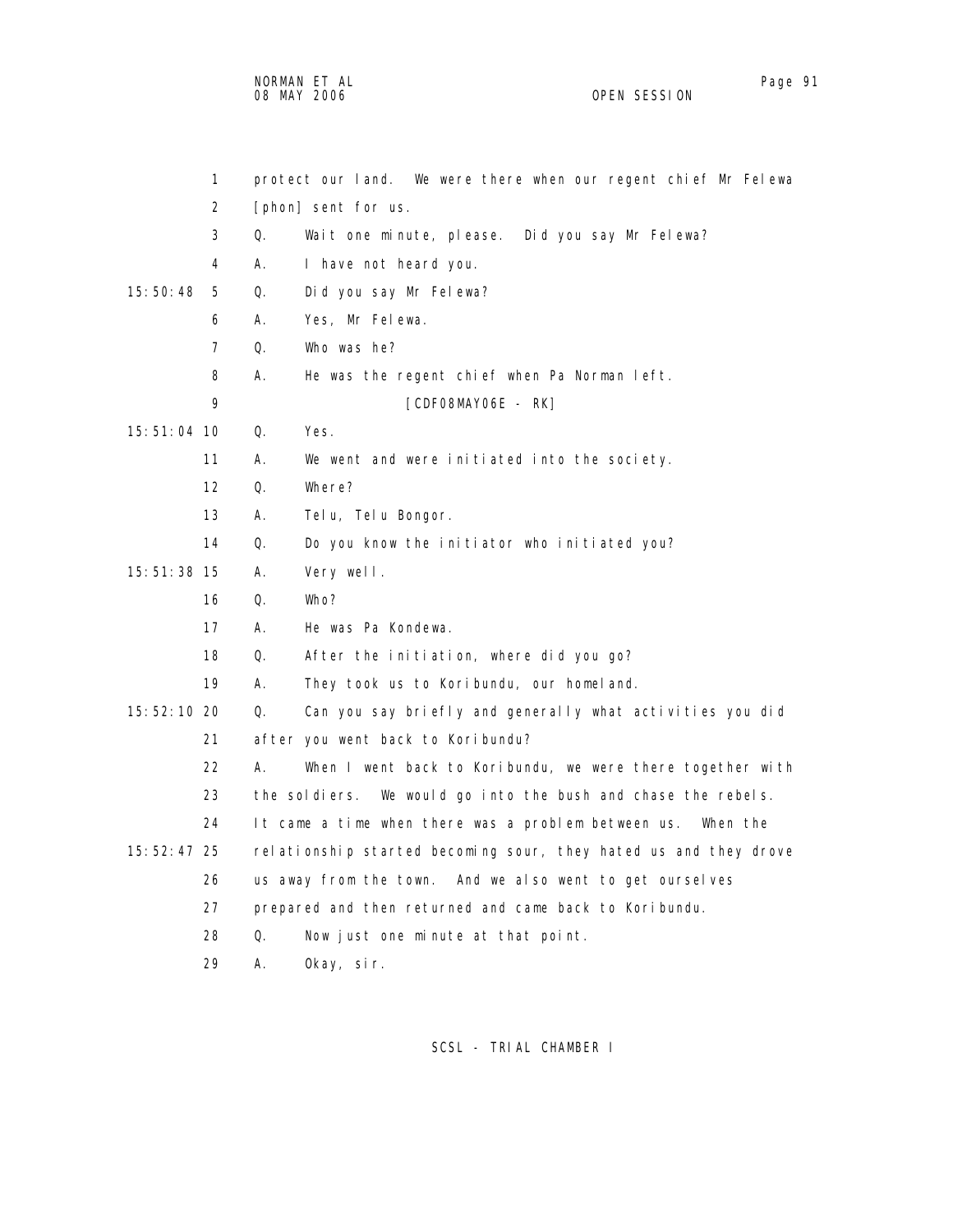1 protect our land. We were there when our regent chief Mr Felewa

2 [phon] sent for us.

3 Q. Wait one minute, please. Did you say Mr Felewa?

4 A. I have not heard you.

15:50:48 5 Q. Did you say Mr Felewa?

6 A. Yes, Mr Felewa.

7 Q. Who was he?

8 A. He was the regent chief when Pa Norman left.

9 [CDF08MAY06E - RK]

15:51:04 10 Q. Yes.

11 A. We went and were initiated into the society.

12 Q. Where?

13 A. Telu, Telu Bongor.

14 Q. Do you know the initiator who initiated you?

15:51:38 15 A. Very well.

16 Q. Who?

17 A. He was Pa Kondewa.

18 Q. After the initiation, where did you go?

19 A. They took us to Koribundu, our homeland.

15:52:10 20 Q. Can you say briefly and generally what activities you did

21 after you went back to Koribundu?

22 A. When I went back to Koribundu, we were there together with

23 the soldiers. We would go into the bush and chase the rebels.

24 It came a time when there was a problem between us. When the

15:52:47 25 relationship started becoming sour, they hated us and they drove

26 us away from the town. And we also went to get ourselves

27 prepared and then returned and came back to Koribundu.

28 Q. Now just one minute at that point.

29 A. Okay, sir.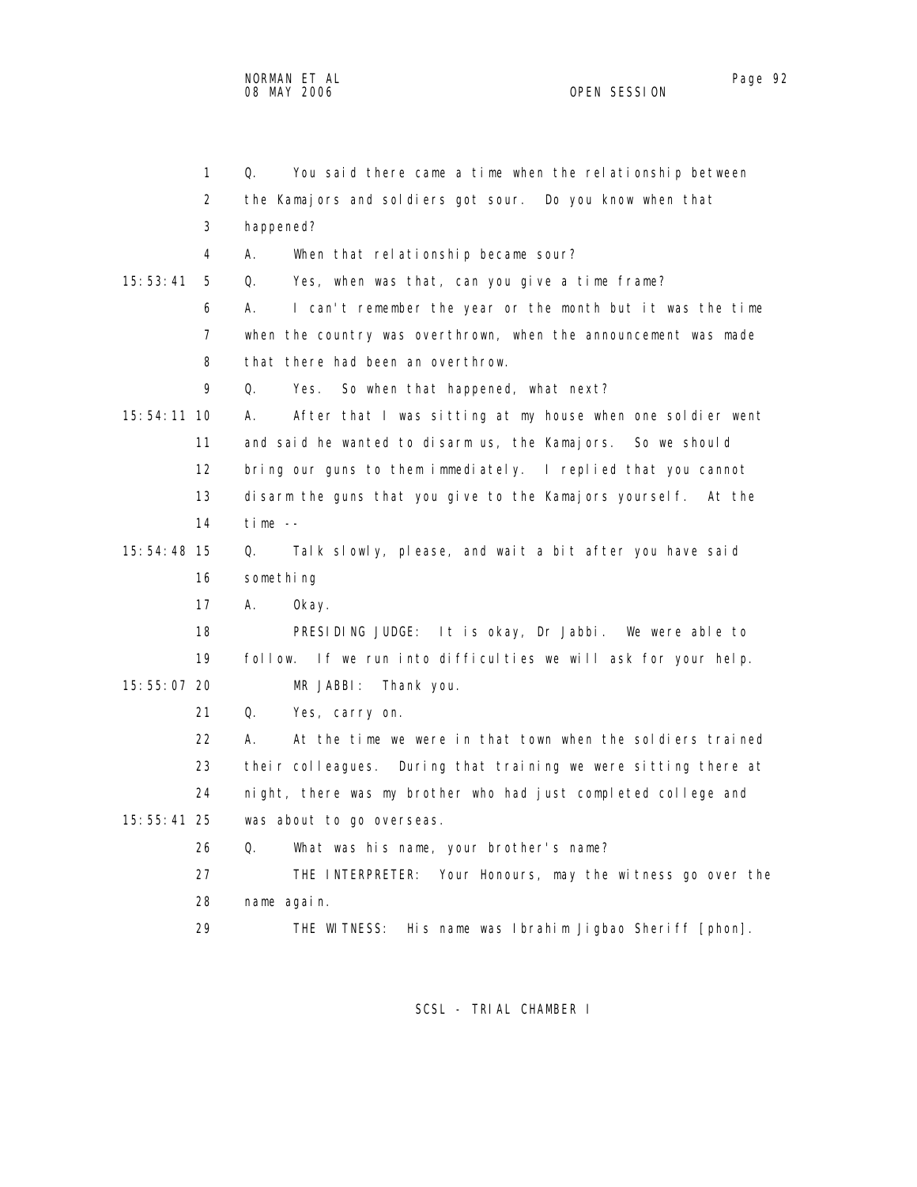Q. You said there came a time when the relationship between the Kamajors and soldiers got sour. Do you know when that happened?

A. When that relationship became sour?

15:53:41 Q. Yes, when was that, can you give a time frame?

A. I can't remember the year or the month but it was the time when the country was overthrown, when the announcement was made that there had been an overthrow.

Q. Yes. So when that happened, what next?

15:54:11 A. After that I was sitting at my house when one soldier went and said he wanted to disarm us, the Kamajors. So we should bring our guns to them immediately. I replied that you cannot disarm the guns that you give to the Kamajors yourself. At the time --

15:54:48 Q. Talk slowly, please, and wait a bit after you have said something

A. Okay.

PRESIDING JUDGE: It is okay, Dr Jabbi. We were able to follow. If we run into difficulties we will ask for your help.

15:55:07 MR JABBI: Thank you.

Q. Yes, carry on.

A. At the time we were in that town when the soldiers trained their colleagues. During that training we were sitting there at night, there was my brother who had just completed college and

15:55:41 was about to go overseas.

Q. What was his name, your brother's name?

THE INTERPRETER: Your Honours, may the witness go over the name again.

THE WITNESS: His name was Ibrahim Jigbao Sheriff [phon].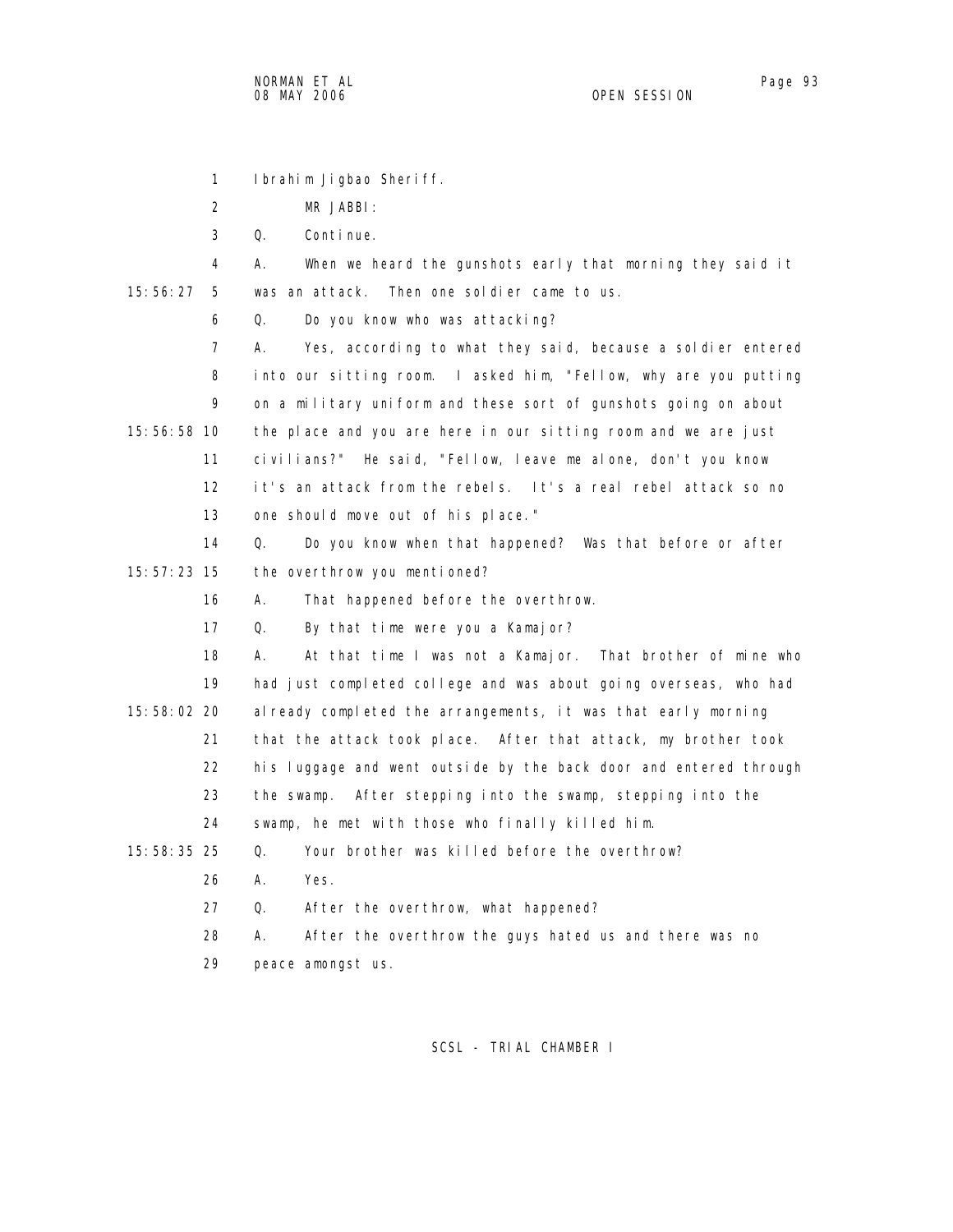Ibrahim Jigbao Sheriff.

MR JABBI:

Q. Continue.

A. When we heard the gunshots early that morning they said it was an attack. Then one soldier came to us.

Q. Do you know who was attacking?

A. Yes, according to what they said, because a soldier entered into our sitting room. I asked him, "Fellow, why are you putting on a military uniform and these sort of gunshots going on about the place and you are here in our sitting room and we are just civilians?" He said, "Fellow, leave me alone, don't you know it's an attack from the rebels. It's a real rebel attack so no one should move out of his place."

Q. Do you know when that happened? Was that before or after the overthrow you mentioned?

A. That happened before the overthrow.

Q. By that time were you a Kamajor?

A. At that time I was not a Kamajor. That brother of mine who had just completed college and was about going overseas, who had already completed the arrangements, it was that early morning that the attack took place. After that attack, my brother took his luggage and went outside by the back door and entered through the swamp. After stepping into the swamp, stepping into the swamp, he met with those who finally killed him.

Q. Your brother was killed before the overthrow?

A. Yes.

Q. After the overthrow, what happened?

A. After the overthrow the guys hated us and there was no peace amongst us.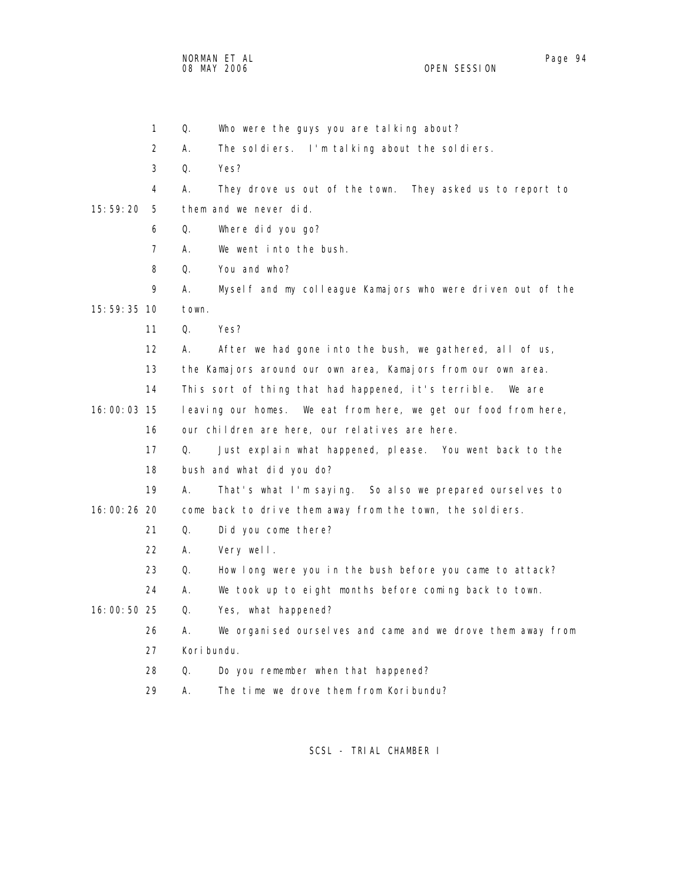1 Q. Who were the guys you are talking about?

2 A. The soldiers. I'm talking about the soldiers.

3 Q. Yes?

4 A. They drove us out of the town. They asked us to report to

15:59:20 5 them and we never did.

6 Q. Where did you go?

7 A. We went into the bush.

8 Q. You and who?

9 A. Myself and my colleague Kamajors who were driven out of the

15:59:35 10 town.

11 Q. Yes?

12 A. After we had gone into the bush, we gathered, all of us,

13 the Kamajors around our own area, Kamajors from our own area.

14 This sort of thing that had happened, it's terrible. We are

16:00:03 15 leaving our homes. We eat from here, we get our food from here,

16 our children are here, our relatives are here.

17 Q. Just explain what happened, please. You went back to the

18 bush and what did you do?

19 A. That's what I'm saying. So also we prepared ourselves to

16:00:26 20 come back to drive them away from the town, the soldiers.

21 Q. Did you come there?

22 A. Very well.

23 Q. How long were you in the bush before you came to attack?

24 A. We took up to eight months before coming back to town.

16:00:50 25 Q. Yes, what happened?

26 A. We organised ourselves and came and we drove them away from

27 Koribundu.

28 Q. Do you remember when that happened?

29 A. The time we drove them from Koribundu?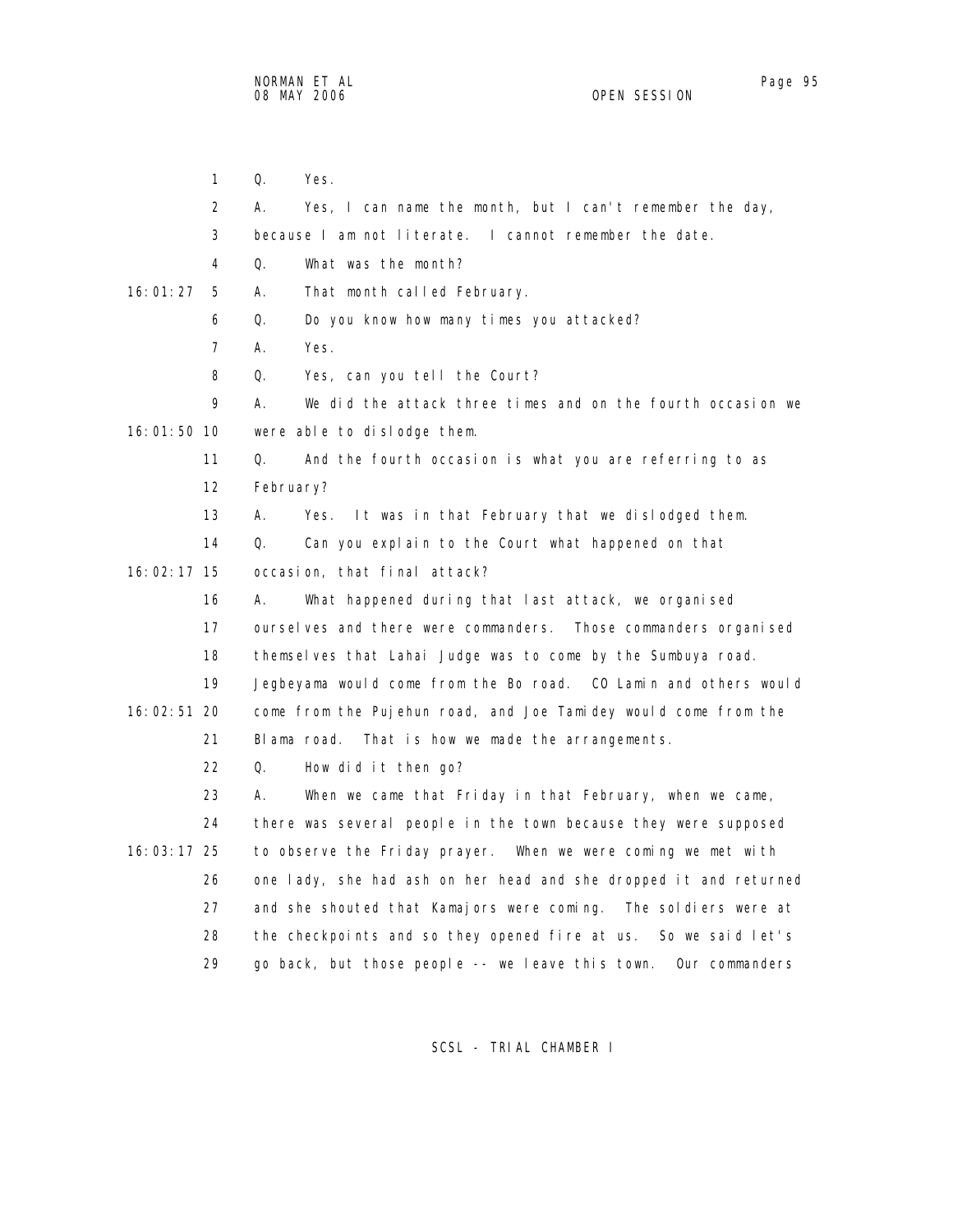1 Q. Yes.

2 A. Yes, I can name the month, but I can't remember the day,

3 because I am not literate. I cannot remember the date.

4 Q. What was the month?

16:01:27 5 A. That month called February.

6 Q. Do you know how many times you attacked?

7 A. Yes.

8 Q. Yes, can you tell the Court?

9 A. We did the attack three times and on the fourth occasion we

16:01:50 10 were able to dislodge them.

11 Q. And the fourth occasion is what you are referring to as

12 February?

13 A. Yes. It was in that February that we dislodged them.

14 Q. Can you explain to the Court what happened on that

16:02:17 15 occasion, that final attack?

16 A. What happened during that last attack, we organised

17 ourselves and there were commanders. Those commanders organised

18 themselves that Lahai Judge was to come by the Sumbuya road.

19 Jegbeyama would come from the Bo road. CO Lamin and others would

16:02:51 20 come from the Pujehun road, and Joe Tamidey would come from the

21 Blama road. That is how we made the arrangements.

22 Q. How did it then go?

23 A. When we came that Friday in that February, when we came,

24 there was several people in the town because they were supposed

16:03:17 25 to observe the Friday prayer. When we were coming we met with

26 one lady, she had ash on her head and she dropped it and returned

27 and she shouted that Kamajors were coming. The soldiers were at

28 the checkpoints and so they opened fire at us. So we said let's

29 go back, but those people -- we leave this town. Our commanders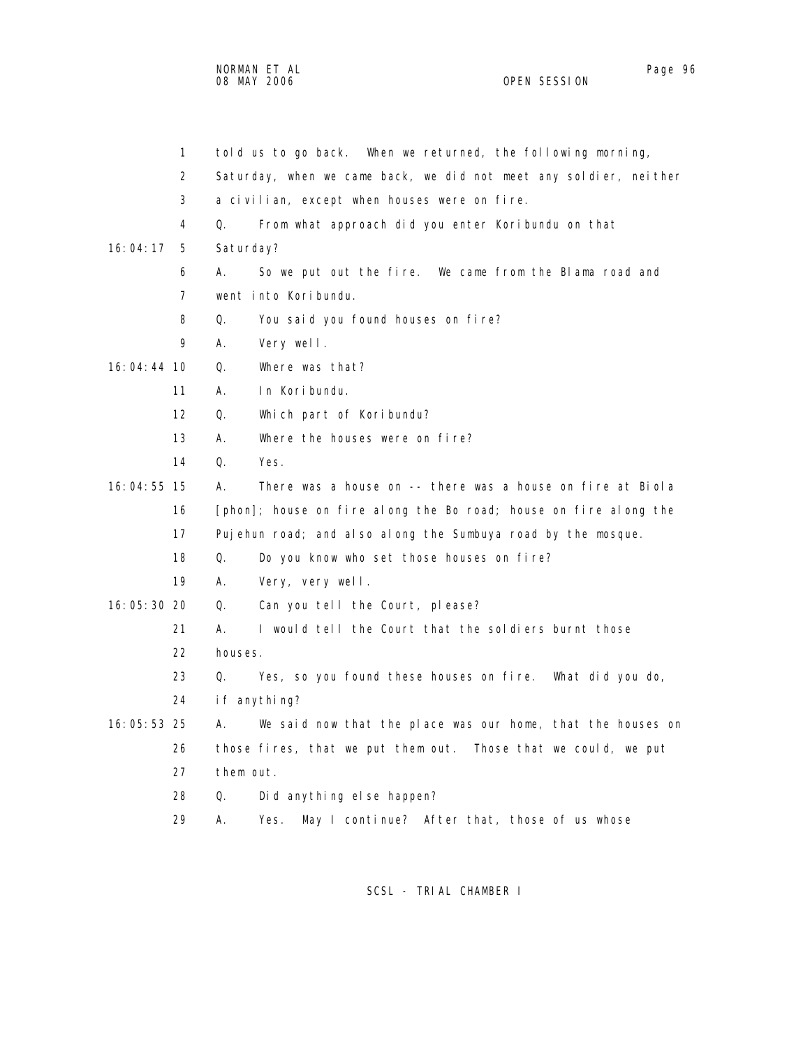1 told us to go back. When we returned, the following morning,
2 Saturday, when we came back, we did not meet any soldier, neither
3 a civilian, except when houses were on fire.
4 Q. From what approach did you enter Koribundu on that
16:04:17 5 Saturday?
6 A. So we put out the fire. We came from the Blama road and
7 went into Koribundu.
8 Q. You said you found houses on fire?
9 A. Very well.
16:04:44 10 Q. Where was that?
11 A. In Koribundu.
12 Q. Which part of Koribundu?
13 A. Where the houses were on fire?
14 Q. Yes.
16:04:55 15 A. There was a house on -- there was a house on fire at Biola
16 [phon]; house on fire along the Bo road; house on fire along the
17 Pujehun road; and also along the Sumbuya road by the mosque.
18 Q. Do you know who set those houses on fire?
19 A. Very, very well.
16:05:30 20 Q. Can you tell the Court, please?
21 A. I would tell the Court that the soldiers burnt those
22 houses.
23 Q. Yes, so you found these houses on fire. What did you do,
24 if anything?
16:05:53 25 A. We said now that the place was our home, that the houses on
26 those fires, that we put them out. Those that we could, we put
27 them out.
28 Q. Did anything else happen?
29 A. Yes. May I continue? After that, those of us whose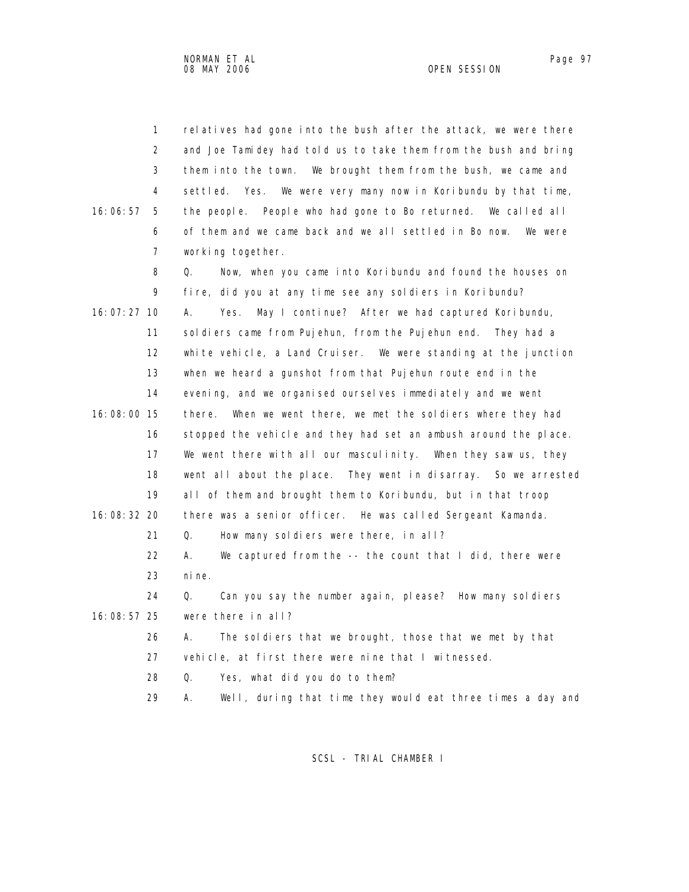relatives had gone into the bush after the attack, we were there and Joe Tamidey had told us to take them from the bush and bring them into the town. We brought them from the bush, we came and settled. Yes. We were very many now in Koribundu by that time, the people. People who had gone to Bo returned. We called all of them and we came back and we all settled in Bo now. We were working together.

Q. Now, when you came into Koribundu and found the houses on fire, did you at any time see any soldiers in Koribundu?

A. Yes. May I continue? After we had captured Koribundu, soldiers came from Pujehun, from the Pujehun end. They had a white vehicle, a Land Cruiser. We were standing at the junction when we heard a gunshot from that Pujehun route end in the evening, and we organised ourselves immediately and we went there. When we went there, we met the soldiers where they had stopped the vehicle and they had set an ambush around the place. We went there with all our masculinity. When they saw us, they went all about the place. They went in disarray. So we arrested all of them and brought them to Koribundu, but in that troop there was a senior officer. He was called Sergeant Kamanda.

Q. How many soldiers were there, in all?

A. We captured from the -- the count that I did, there were nine.

Q. Can you say the number again, please? How many soldiers were there in all?

A. The soldiers that we brought, those that we met by that vehicle, at first there were nine that I witnessed.

Q. Yes, what did you do to them?

A. Well, during that time they would eat three times a day and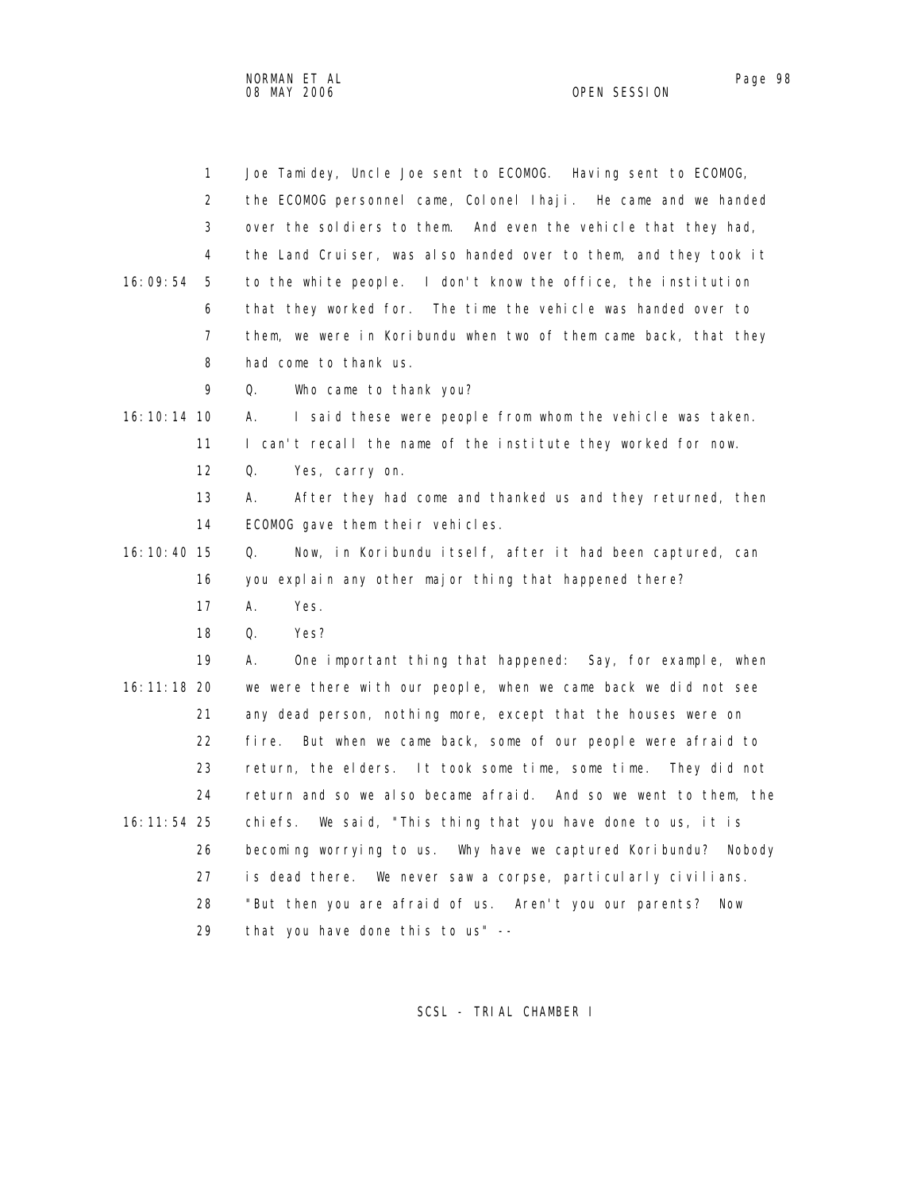1 Joe Tamidey, Uncle Joe sent to ECOMOG. Having sent to ECOMOG,
2 the ECOMOG personnel came, Colonel Ihaji. He came and we handed
3 over the soldiers to them. And even the vehicle that they had,
4 the Land Cruiser, was also handed over to them, and they took it
16:09:54 5 to the white people. I don't know the office, the institution
6 that they worked for. The time the vehicle was handed over to
7 them, we were in Koribundu when two of them came back, that they
8 had come to thank us.
9 Q. Who came to thank you?
16:10:14 10 A. I said these were people from whom the vehicle was taken.
11 I can't recall the name of the institute they worked for now.
12 Q. Yes, carry on.
13 A. After they had come and thanked us and they returned, then
14 ECOMOG gave them their vehicles.
16:10:40 15 Q. Now, in Koribundu itself, after it had been captured, can
16 you explain any other major thing that happened there?
17 A. Yes.
18 Q. Yes?
19 A. One important thing that happened: Say, for example, when
16:11:18 20 we were there with our people, when we came back we did not see
21 any dead person, nothing more, except that the houses were on
22 fire. But when we came back, some of our people were afraid to
23 return, the elders. It took some time, some time. They did not
24 return and so we also became afraid. And so we went to them, the
16:11:54 25 chiefs. We said, "This thing that you have done to us, it is
26 becoming worrying to us. Why have we captured Koribundu? Nobody
27 is dead there. We never saw a corpse, particularly civilians.
28 "But then you are afraid of us. Aren't you our parents? Now
29 that you have done this to us" --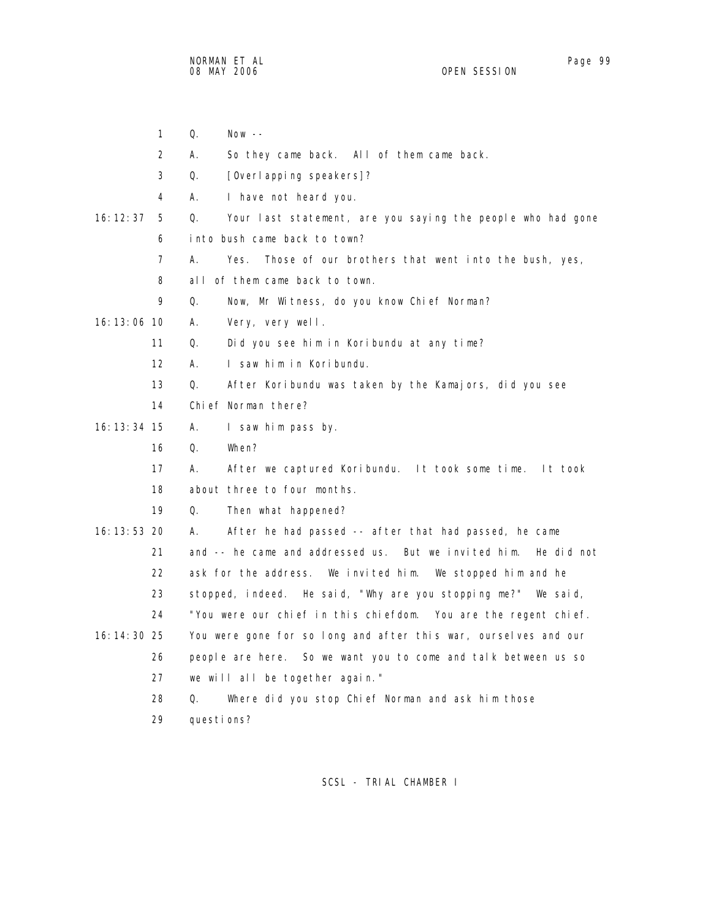1 Q. Now --

2 A. So they came back. All of them came back.

3 Q. [Overlapping speakers]?

4 A. I have not heard you.

16:12:37 5 Q. Your last statement, are you saying the people who had gone

6 into bush came back to town?

7 A. Yes. Those of our brothers that went into the bush, yes,

8 all of them came back to town.

9 Q. Now, Mr Witness, do you know Chief Norman?

16:13:06 10 A. Very, very well.

11 Q. Did you see him in Koribundu at any time?

12 A. I saw him in Koribundu.

13 Q. After Koribundu was taken by the Kamajors, did you see

14 Chief Norman there?

16:13:34 15 A. I saw him pass by.

16 Q. When?

17 A. After we captured Koribundu. It took some time. It took

18 about three to four months.

19 Q. Then what happened?

16:13:53 20 A. After he had passed -- after that had passed, he came

21 and -- he came and addressed us. But we invited him. He did not

22 ask for the address. We invited him. We stopped him and he

23 stopped, indeed. He said, "Why are you stopping me?" We said,

24 "You were our chief in this chiefdom. You are the regent chief.

16:14:30 25 You were gone for so long and after this war, ourselves and our

26 people are here. So we want you to come and talk between us so

27 we will all be together again."

28 Q. Where did you stop Chief Norman and ask him those

29 questions?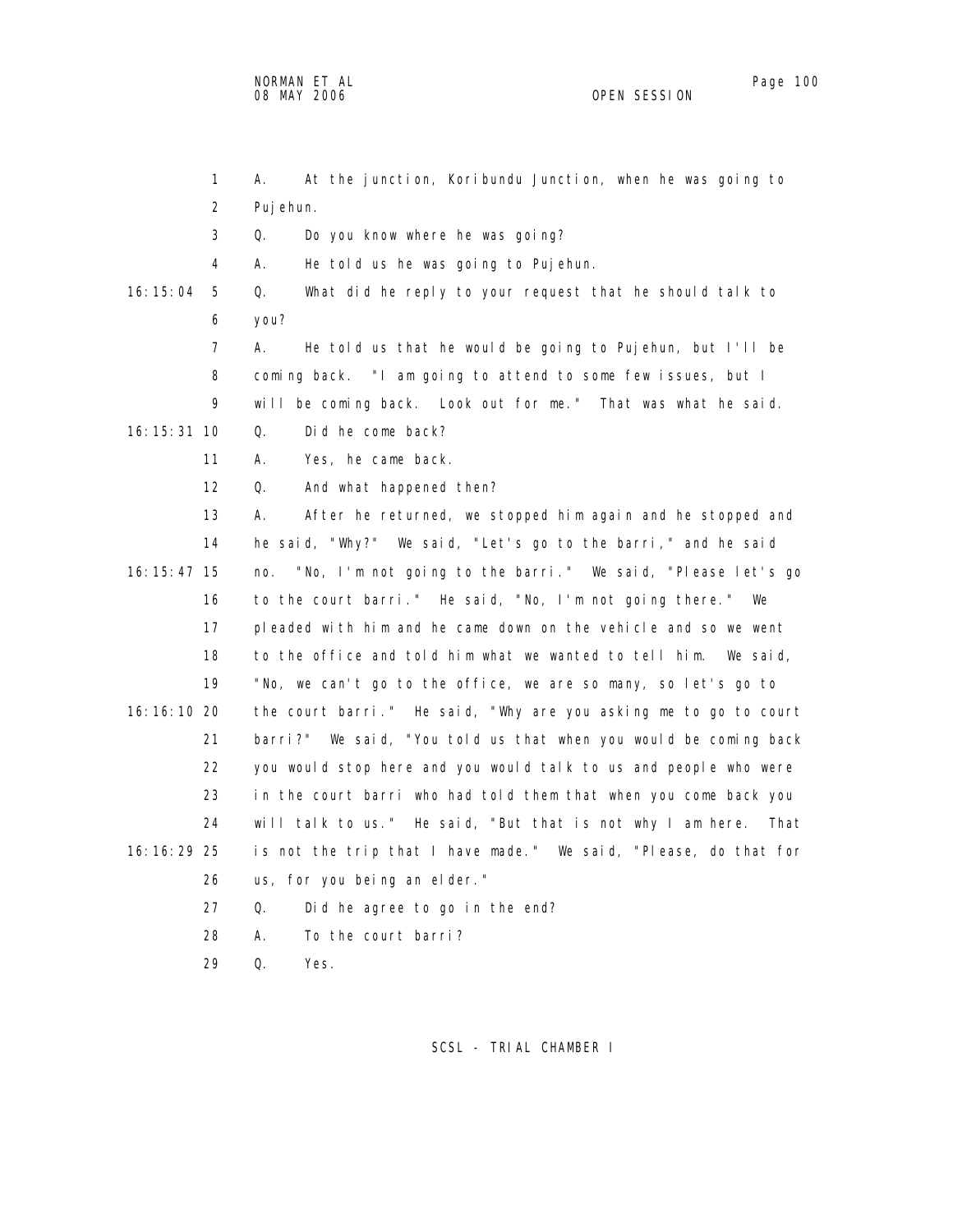1 A. At the junction, Koribundu Junction, when he was going to
2 Pujehun.
3 Q. Do you know where he was going?
4 A. He told us he was going to Pujehun.
16:15:04 5 Q. What did he reply to your request that he should talk to
6 you?
7 A. He told us that he would be going to Pujehun, but I'll be
8 coming back. "I am going to attend to some few issues, but I
9 will be coming back. Look out for me." That was what he said.
16:15:31 10 Q. Did he come back?
11 A. Yes, he came back.
12 Q. And what happened then?
13 A. After he returned, we stopped him again and he stopped and
14 he said, "Why?" We said, "Let's go to the barri," and he said
16:15:47 15 no. "No, I'm not going to the barri." We said, "Please let's go
16 to the court barri." He said, "No, I'm not going there." We
17 pleaded with him and he came down on the vehicle and so we went
18 to the office and told him what we wanted to tell him. We said,
19 "No, we can't go to the office, we are so many, so let's go to
16:16:10 20 the court barri." He said, "Why are you asking me to go to court
21 barri?" We said, "You told us that when you would be coming back
22 you would stop here and you would talk to us and people who were
23 in the court barri who had told them that when you come back you
24 will talk to us." He said, "But that is not why I am here. That
16:16:29 25 is not the trip that I have made." We said, "Please, do that for
26 us, for you being an elder."
27 Q. Did he agree to go in the end?
28 A. To the court barri?
29 Q. Yes.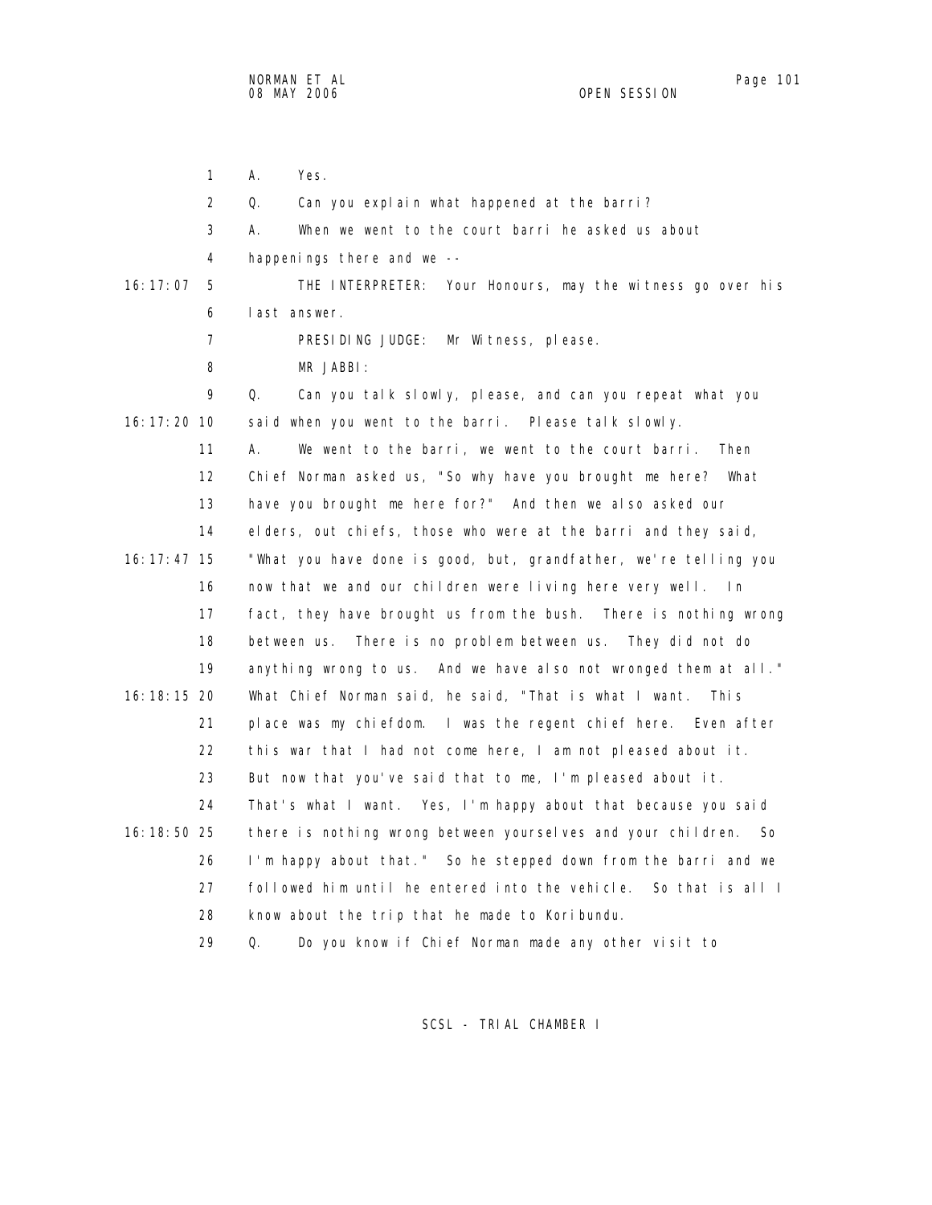1 A. Yes.

2 Q. Can you explain what happened at the barri?

3 A. When we went to the court barri he asked us about

4 happenings there and we --

16:17:07 5 THE INTERPRETER: Your Honours, may the witness go over his

6 last answer.

7 PRESIDING JUDGE: Mr Witness, please.

8 MR JABBI:

9 Q. Can you talk slowly, please, and can you repeat what you

16:17:20 10 said when you went to the barri. Please talk slowly.

11 A. We went to the barri, we went to the court barri. Then

12 Chief Norman asked us, "So why have you brought me here? What

13 have you brought me here for?" And then we also asked our

14 elders, out chiefs, those who were at the barri and they said,

16:17:47 15 "What you have done is good, but, grandfather, we're telling you

16 now that we and our children were living here very well. In

17 fact, they have brought us from the bush. There is nothing wrong

18 between us. There is no problem between us. They did not do

19 anything wrong to us. And we have also not wronged them at all."

16:18:15 20 What Chief Norman said, he said, "That is what I want. This

21 place was my chiefdom. I was the regent chief here. Even after

22 this war that I had not come here, I am not pleased about it.

23 But now that you've said that to me, I'm pleased about it.

24 That's what I want. Yes, I'm happy about that because you said

16:18:50 25 there is nothing wrong between yourselves and your children. So

26 I'm happy about that." So he stepped down from the barri and we

27 followed him until he entered into the vehicle. So that is all I

28 know about the trip that he made to Koribundu.

29 Q. Do you know if Chief Norman made any other visit to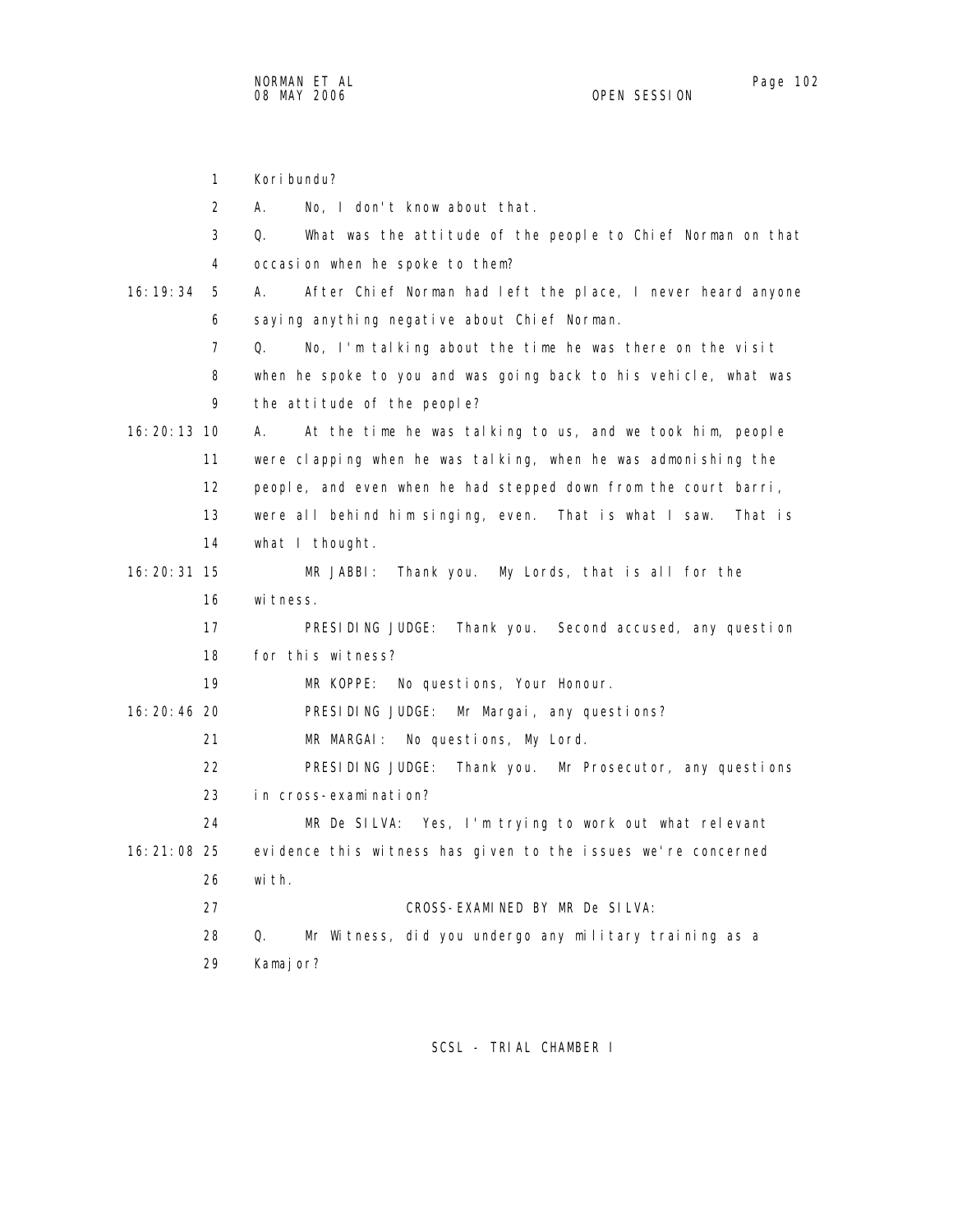1 Koribundu?

2 A. No, I don't know about that.

3 Q. What was the attitude of the people to Chief Norman on that

4 occasion when he spoke to them?

16:19:34 5 A. After Chief Norman had left the place, I never heard anyone

6 saying anything negative about Chief Norman.

7 Q. No, I'm talking about the time he was there on the visit

8 when he spoke to you and was going back to his vehicle, what was

9 the attitude of the people?

16:20:13 10 A. At the time he was talking to us, and we took him, people

11 were clapping when he was talking, when he was admonishing the

12 people, and even when he had stepped down from the court barri,

13 were all behind him singing, even. That is what I saw. That is

14 what I thought.

16:20:31 15 MR JABBI: Thank you. My Lords, that is all for the

16 witness.

17 PRESIDING JUDGE: Thank you. Second accused, any question

18 for this witness?

19 MR KOPPE: No questions, Your Honour.

16:20:46 20 PRESIDING JUDGE: Mr Margai, any questions?

21 MR MARGAI: No questions, My Lord.

22 PRESIDING JUDGE: Thank you. Mr Prosecutor, any questions

23 in cross-examination?

24 MR De SILVA: Yes, I'm trying to work out what relevant

16:21:08 25 evidence this witness has given to the issues we're concerned

26 with.

27 CROSS-EXAMINED BY MR De SILVA:

28 Q. Mr Witness, did you undergo any military training as a

29 Kamajor?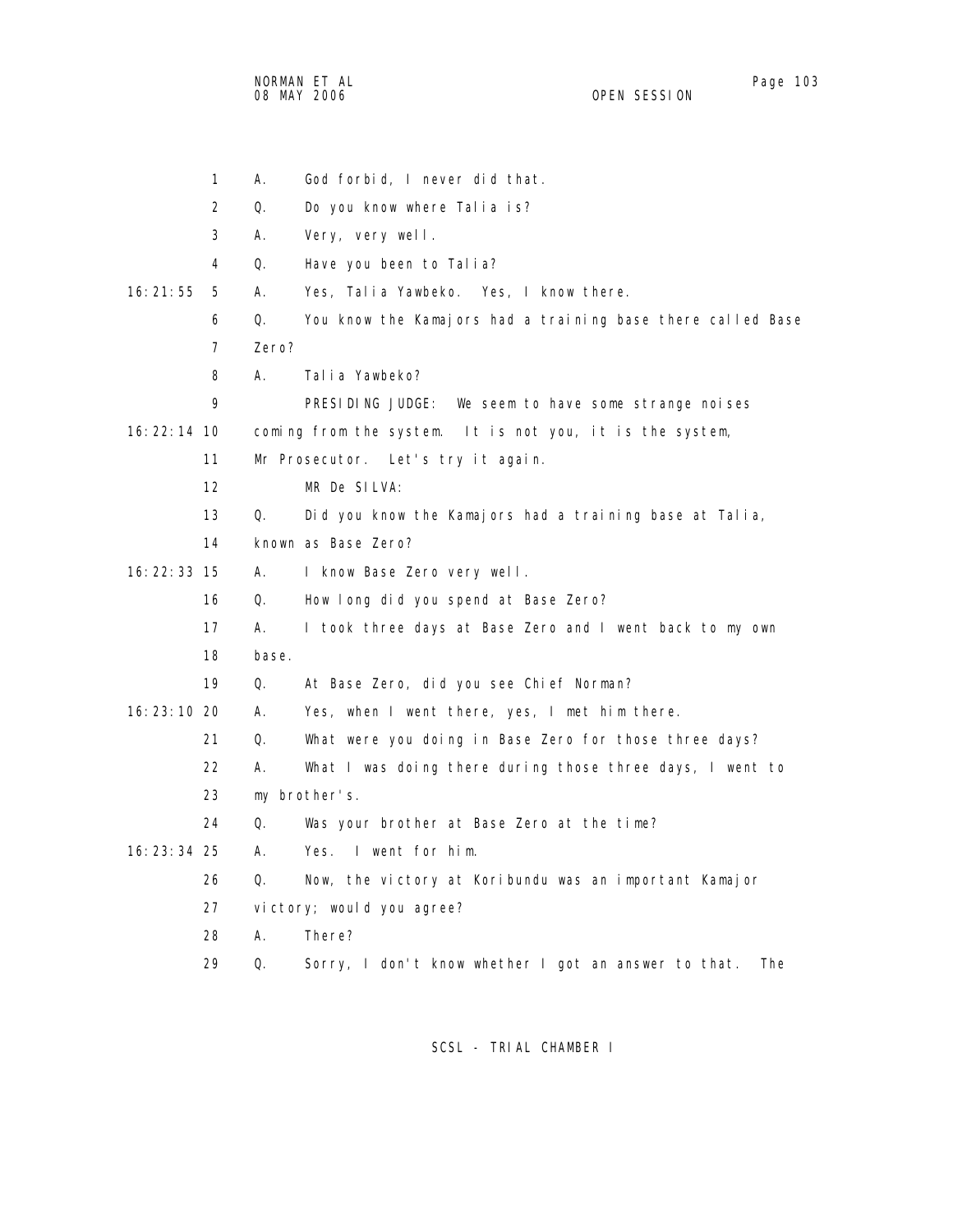1 A. God forbid, I never did that.

2 Q. Do you know where Talia is?

3 A. Very, very well.

4 Q. Have you been to Talia?

16:21:55 5 A. Yes, Talia Yawbeko. Yes, I know there.

6 Q. You know the Kamajors had a training base there called Base

7 Zero?

8 A. Talia Yawbeko?

9 PRESIDING JUDGE: We seem to have some strange noises

16:22:14 10 coming from the system. It is not you, it is the system,

11 Mr Prosecutor. Let's try it again.

12 MR De SILVA:

13 Q. Did you know the Kamajors had a training base at Talia,

14 known as Base Zero?

16:22:33 15 A. I know Base Zero very well.

16 Q. How long did you spend at Base Zero?

17 A. I took three days at Base Zero and I went back to my own

18 base.

19 Q. At Base Zero, did you see Chief Norman?

16:23:10 20 A. Yes, when I went there, yes, I met him there.

21 Q. What were you doing in Base Zero for those three days?

22 A. What I was doing there during those three days, I went to

23 my brother's.

24 Q. Was your brother at Base Zero at the time?

16:23:34 25 A. Yes. I went for him.

26 Q. Now, the victory at Koribundu was an important Kamajor

27 victory; would you agree?

28 A. There?

29 Q. Sorry, I don't know whether I got an answer to that. The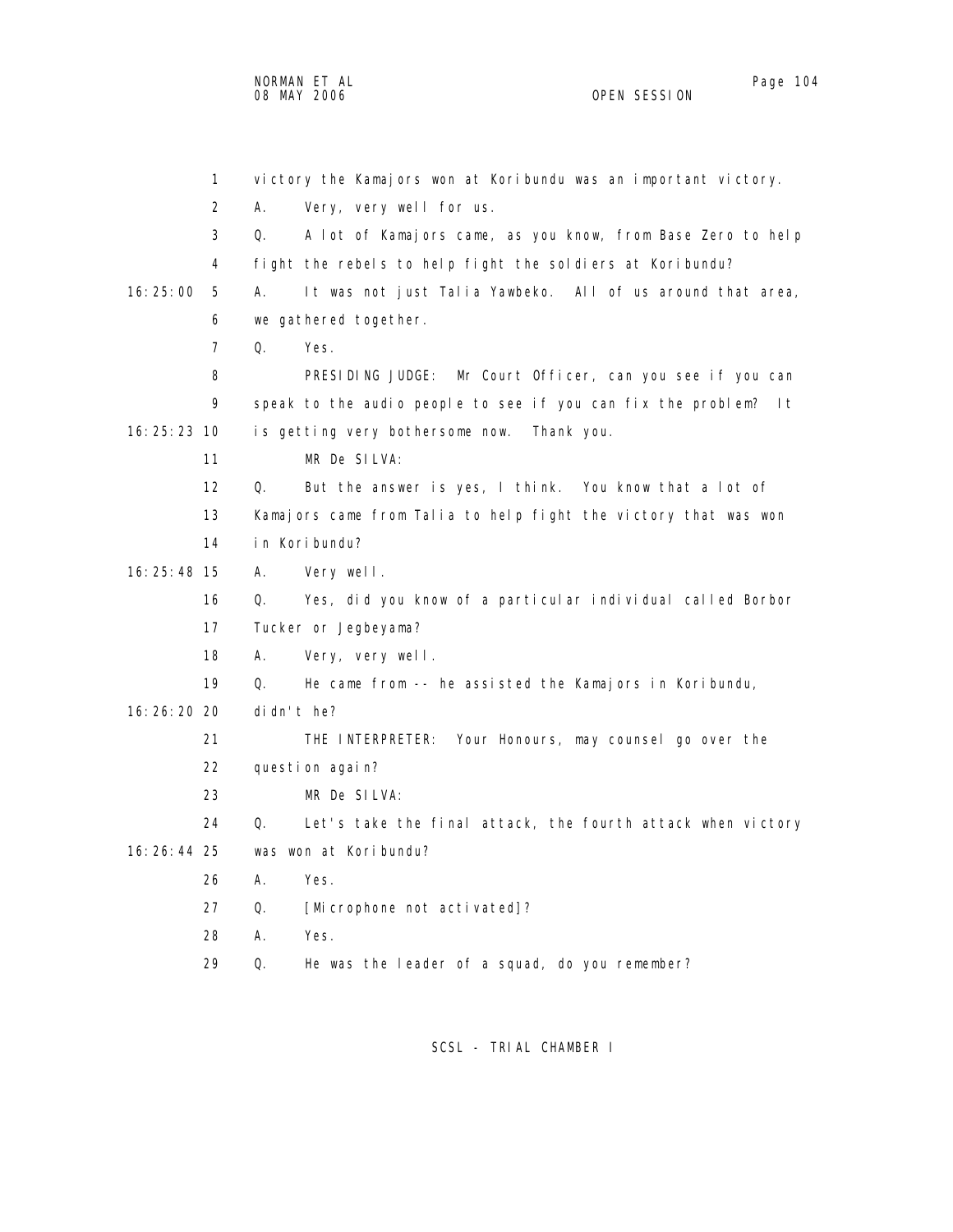1 victory the Kamajors won at Koribundu was an important victory.

2 A. Very, very well for us.

3 Q. A lot of Kamajors came, as you know, from Base Zero to help

4 fight the rebels to help fight the soldiers at Koribundu?

16:25:00 5 A. It was not just Talia Yawbeko. All of us around that area,

6 we gathered together.

7 Q. Yes.

8 PRESIDING JUDGE: Mr Court Officer, can you see if you can

9 speak to the audio people to see if you can fix the problem? It

16:25:23 10 is getting very bothersome now. Thank you.

11 MR De SILVA:

12 Q. But the answer is yes, I think. You know that a lot of

13 Kamajors came from Talia to help fight the victory that was won

14 in Koribundu?

16:25:48 15 A. Very well.

16 Q. Yes, did you know of a particular individual called Borbor

17 Tucker or Jegbeyama?

18 A. Very, very well.

19 Q. He came from -- he assisted the Kamajors in Koribundu,

16:26:20 20 didn't he?

21 THE INTERPRETER: Your Honours, may counsel go over the

22 question again?

23 MR De SILVA:

24 Q. Let's take the final attack, the fourth attack when victory

16:26:44 25 was won at Koribundu?

26 A. Yes.

27 Q. [Microphone not activated]?

28 A. Yes.

29 Q. He was the leader of a squad, do you remember?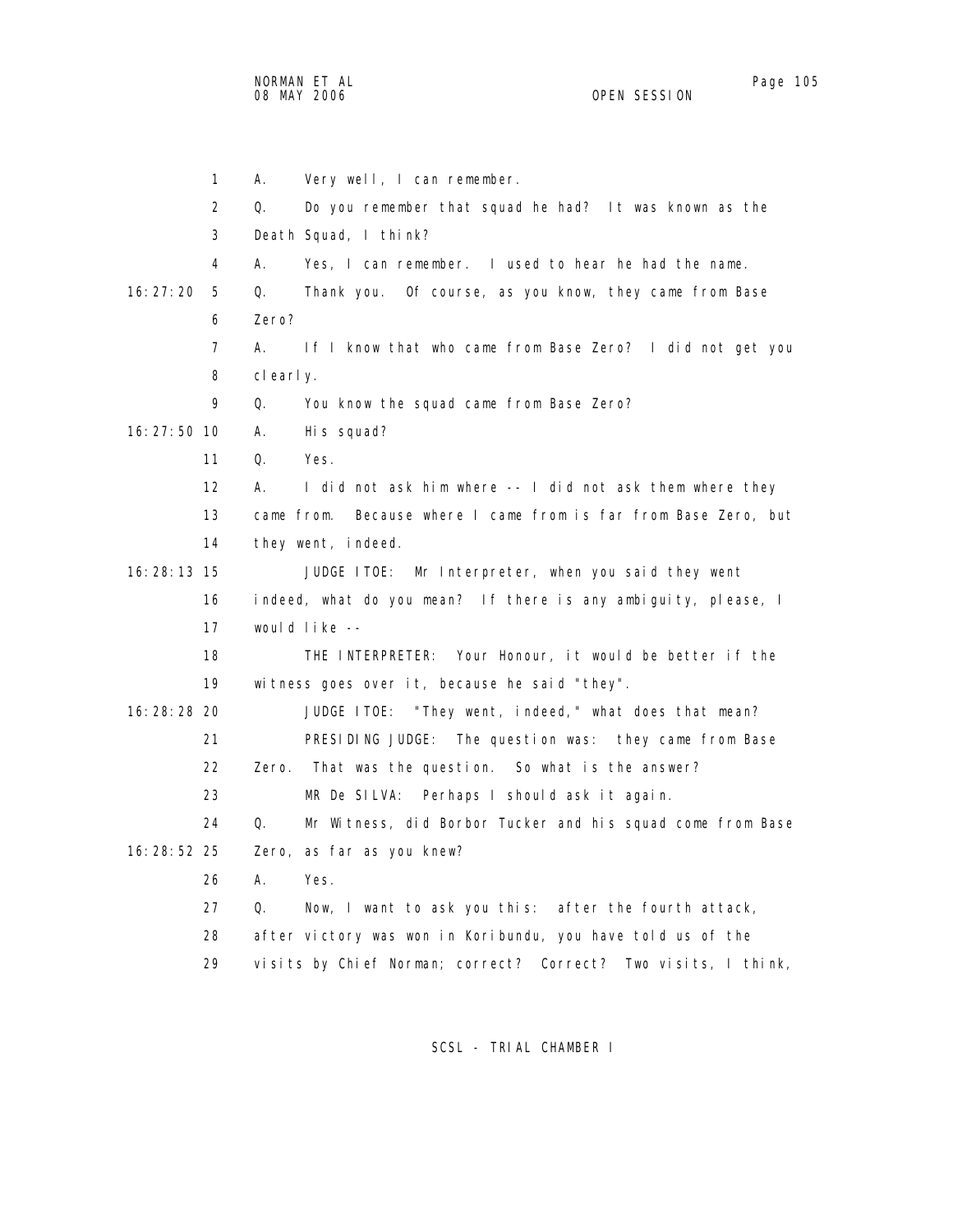1 A. Very well, I can remember.

2 Q. Do you remember that squad he had? It was known as the

3 Death Squad, I think?

4 A. Yes, I can remember. I used to hear he had the name.

16:27:20 5 Q. Thank you. Of course, as you know, they came from Base

6 Zero?

7 A. If I know that who came from Base Zero? I did not get you

8 clearly.

9 Q. You know the squad came from Base Zero?

16:27:50 10 A. His squad?

11 Q. Yes.

12 A. I did not ask him where -- I did not ask them where they

13 came from. Because where I came from is far from Base Zero, but

14 they went, indeed.

16:28:13 15 JUDGE ITOE: Mr Interpreter, when you said they went

16 indeed, what do you mean? If there is any ambiguity, please, I

17 would like --

18 THE INTERPRETER: Your Honour, it would be better if the

19 witness goes over it, because he said "they".

16:28:28 20 JUDGE ITOE: "They went, indeed," what does that mean?

21 PRESIDING JUDGE: The question was: they came from Base

22 Zero. That was the question. So what is the answer?

23 MR De SILVA: Perhaps I should ask it again.

24 Q. Mr Witness, did Borbor Tucker and his squad come from Base

16:28:52 25 Zero, as far as you knew?

26 A. Yes.

27 Q. Now, I want to ask you this: after the fourth attack,

28 after victory was won in Koribundu, you have told us of the

29 visits by Chief Norman; correct? Correct? Two visits, I think,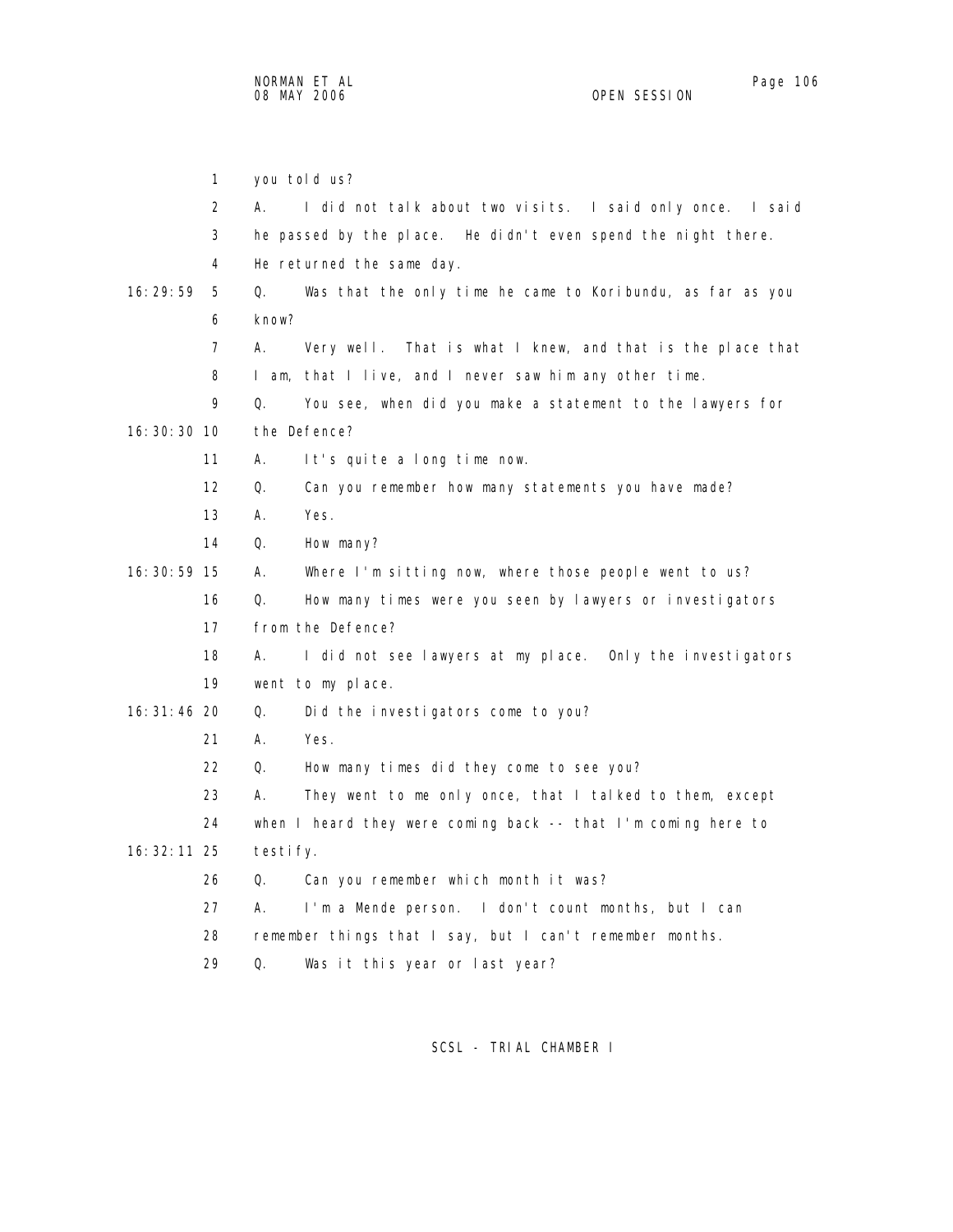1 you told us?

2 A. I did not talk about two visits. I said only once. I said

3 he passed by the place. He didn't even spend the night there.

4 He returned the same day.

16:29:59 5 Q. Was that the only time he came to Koribundu, as far as you

6 know?

7 A. Very well. That is what I knew, and that is the place that

8 I am, that I live, and I never saw him any other time.

9 Q. You see, when did you make a statement to the lawyers for

16:30:30 10 the Defence?

11 A. It's quite a long time now.

12 Q. Can you remember how many statements you have made?

13 A. Yes.

14 Q. How many?

16:30:59 15 A. Where I'm sitting now, where those people went to us?

16 Q. How many times were you seen by lawyers or investigators

17 from the Defence?

18 A. I did not see lawyers at my place. Only the investigators

19 went to my place.

16:31:46 20 Q. Did the investigators come to you?

21 A. Yes.

22 Q. How many times did they come to see you?

23 A. They went to me only once, that I talked to them, except

24 when I heard they were coming back -- that I'm coming here to

16:32:11 25 testify.

26 Q. Can you remember which month it was?

27 A. I'm a Mende person. I don't count months, but I can

28 remember things that I say, but I can't remember months.

29 Q. Was it this year or last year?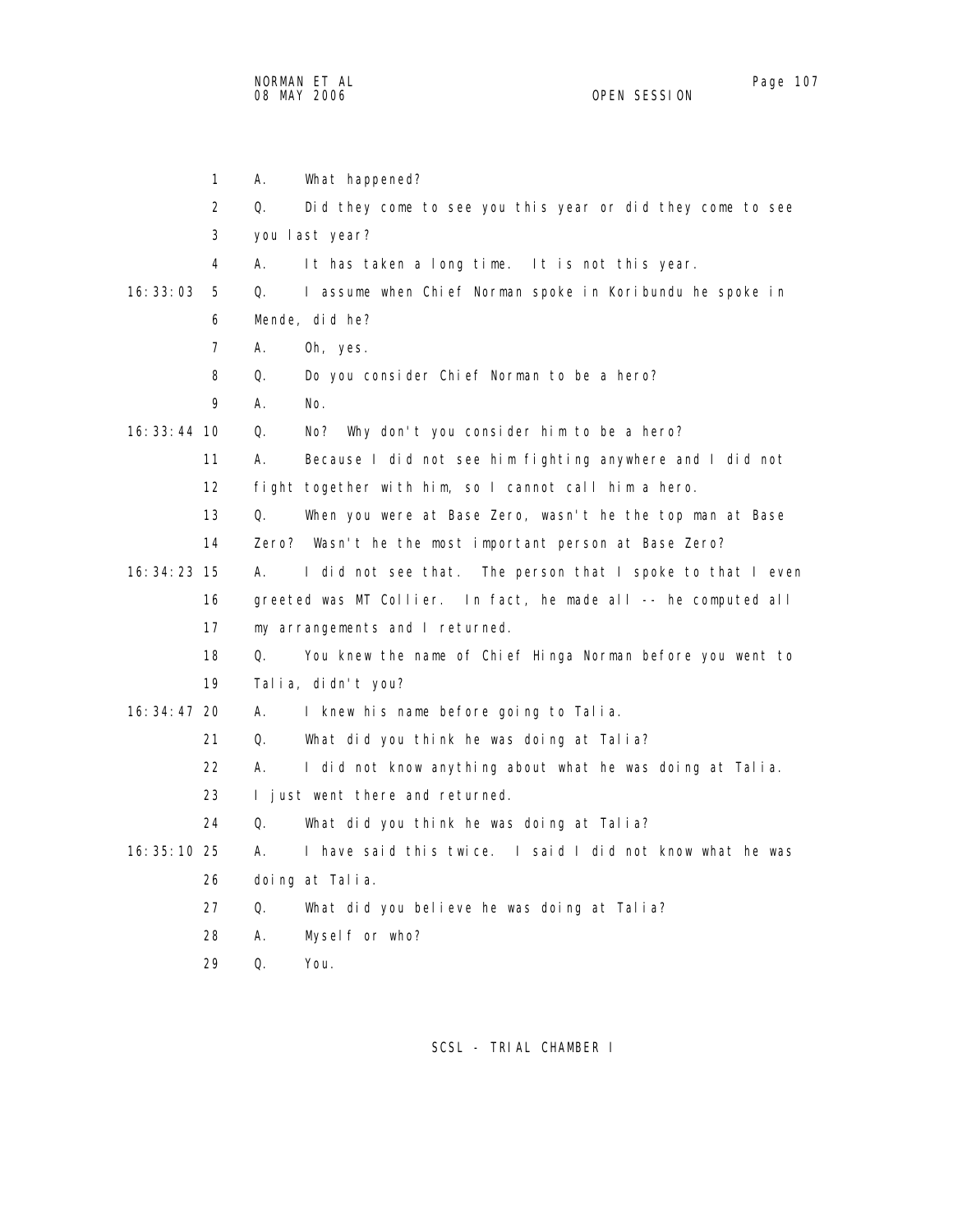1 A. What happened?

2 Q. Did they come to see you this year or did they come to see

3 you last year?

4 A. It has taken a long time. It is not this year.

16:33:03 5 Q. I assume when Chief Norman spoke in Koribundu he spoke in

6 Mende, did he?

7 A. Oh, yes.

8 Q. Do you consider Chief Norman to be a hero?

9 A. No.

16:33:44 10 Q. No? Why don't you consider him to be a hero?

11 A. Because I did not see him fighting anywhere and I did not

12 fight together with him, so I cannot call him a hero.

13 Q. When you were at Base Zero, wasn't he the top man at Base

14 Zero? Wasn't he the most important person at Base Zero?

16:34:23 15 A. I did not see that. The person that I spoke to that I even

16 greeted was MT Collier. In fact, he made all -- he computed all

17 my arrangements and I returned.

18 Q. You knew the name of Chief Hinga Norman before you went to

19 Talia, didn't you?

16:34:47 20 A. I knew his name before going to Talia.

21 Q. What did you think he was doing at Talia?

22 A. I did not know anything about what he was doing at Talia.

23 I just went there and returned.

24 Q. What did you think he was doing at Talia?

16:35:10 25 A. I have said this twice. I said I did not know what he was

26 doing at Talia.

27 Q. What did you believe he was doing at Talia?

28 A. Myself or who?

29 Q. You.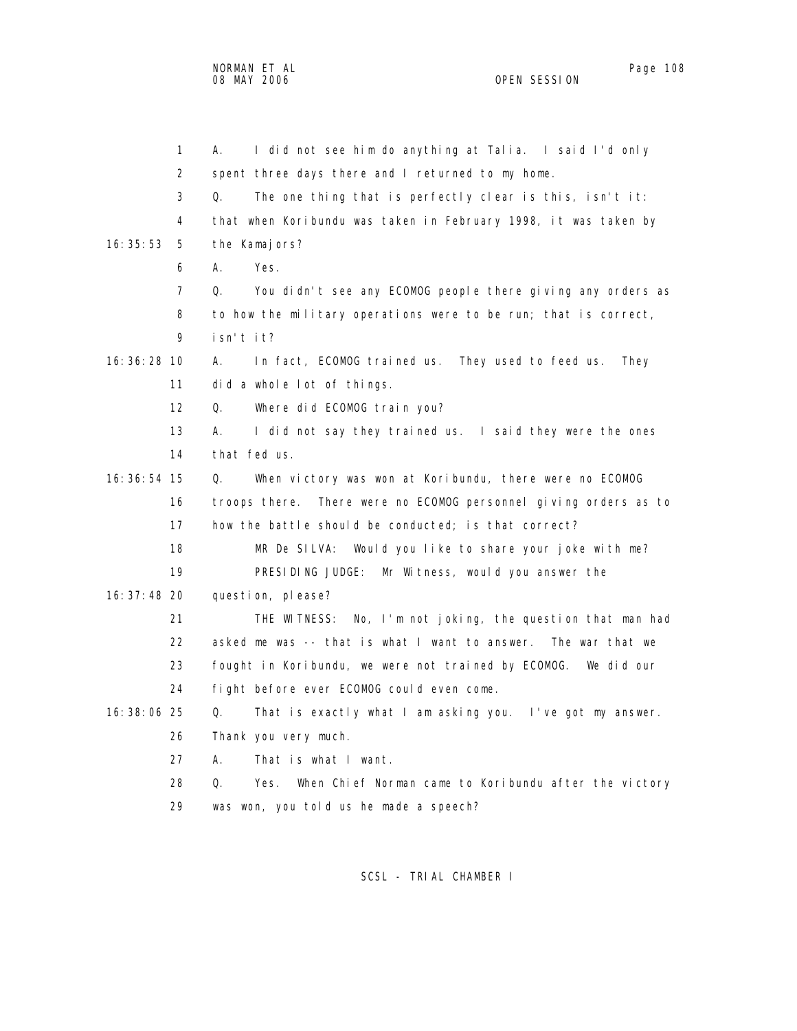1 A. I did not see him do anything at Talia. I said I'd only
2 spent three days there and I returned to my home.
3 Q. The one thing that is perfectly clear is this, isn't it:
4 that when Koribundu was taken in February 1998, it was taken by
16:35:53 5 the Kamajors?
6 A. Yes.
7 Q. You didn't see any ECOMOG people there giving any orders as
8 to how the military operations were to be run; that is correct,
9 isn't it?
16:36:28 10 A. In fact, ECOMOG trained us. They used to feed us. They
11 did a whole lot of things.
12 Q. Where did ECOMOG train you?
13 A. I did not say they trained us. I said they were the ones
14 that fed us.
16:36:54 15 Q. When victory was won at Koribundu, there were no ECOMOG
16 troops there. There were no ECOMOG personnel giving orders as to
17 how the battle should be conducted; is that correct?
18 MR De SILVA: Would you like to share your joke with me?
19 PRESIDING JUDGE: Mr Witness, would you answer the
16:37:48 20 question, please?
21 THE WITNESS: No, I'm not joking, the question that man had
22 asked me was -- that is what I want to answer. The war that we
23 fought in Koribundu, we were not trained by ECOMOG. We did our
24 fight before ever ECOMOG could even come.
16:38:06 25 Q. That is exactly what I am asking you. I've got my answer.
26 Thank you very much.
27 A. That is what I want.
28 Q. Yes. When Chief Norman came to Koribundu after the victory
29 was won, you told us he made a speech?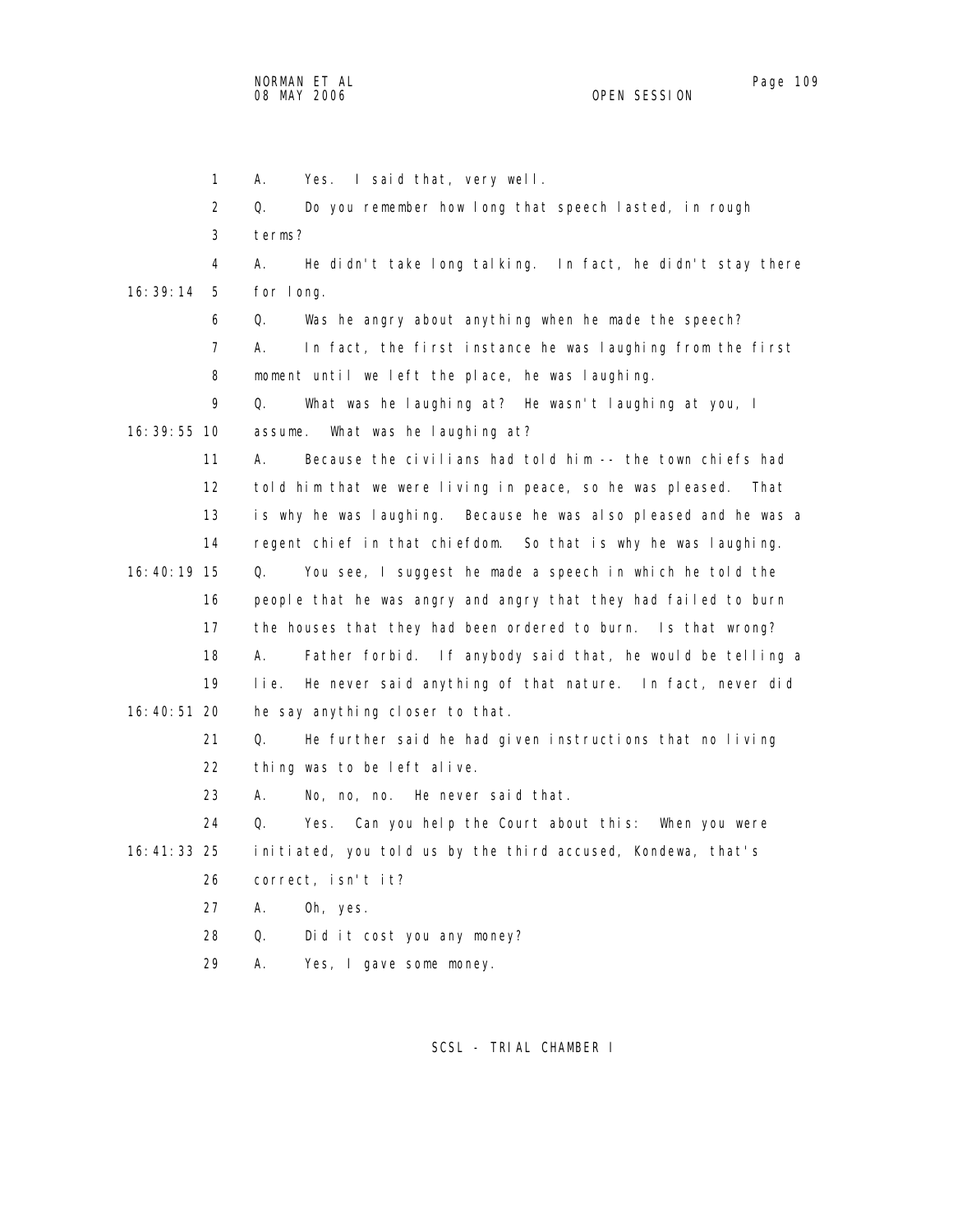1 A. Yes. I said that, very well.

2 Q. Do you remember how long that speech lasted, in rough

3 terms?

4 A. He didn't take long talking. In fact, he didn't stay there

16:39:14 5 for long.

6 Q. Was he angry about anything when he made the speech?

7 A. In fact, the first instance he was laughing from the first

8 moment until we left the place, he was laughing.

9 Q. What was he laughing at? He wasn't laughing at you, I

16:39:55 10 assume. What was he laughing at?

11 A. Because the civilians had told him -- the town chiefs had

12 told him that we were living in peace, so he was pleased. That

13 is why he was laughing. Because he was also pleased and he was a

14 regent chief in that chiefdom. So that is why he was laughing.

16:40:19 15 Q. You see, I suggest he made a speech in which he told the

16 people that he was angry and angry that they had failed to burn

17 the houses that they had been ordered to burn. Is that wrong?

18 A. Father forbid. If anybody said that, he would be telling a

19 lie. He never said anything of that nature. In fact, never did

16:40:51 20 he say anything closer to that.

21 Q. He further said he had given instructions that no living

22 thing was to be left alive.

23 A. No, no, no. He never said that.

24 Q. Yes. Can you help the Court about this: When you were

16:41:33 25 initiated, you told us by the third accused, Kondewa, that's

26 correct, isn't it?

27 A. Oh, yes.

28 Q. Did it cost you any money?

29 A. Yes, I gave some money.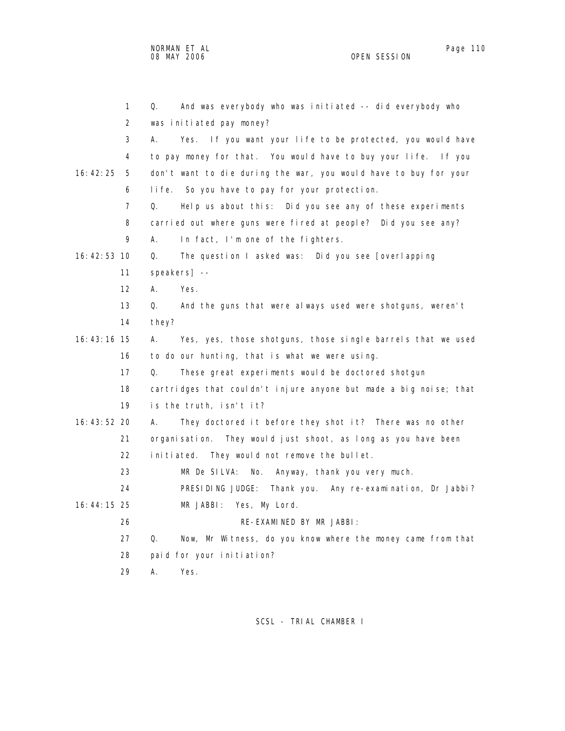Q. And was everybody who was initiated -- did everybody who was initiated pay money?

A. Yes. If you want your life to be protected, you would have to pay money for that. You would have to buy your life. If you don't want to die during the war, you would have to buy for your life. So you have to pay for your protection.

Q. Help us about this: Did you see any of these experiments carried out where guns were fired at people? Did you see any?

A. In fact, I'm one of the fighters.

Q. The question I asked was: Did you see [overlapping speakers] --

A. Yes.

Q. And the guns that were always used were shotguns, weren't they?

A. Yes, yes, those shotguns, those single barrels that we used to do our hunting, that is what we were using.

Q. These great experiments would be doctored shotgun cartridges that couldn't injure anyone but made a big noise; that is the truth, isn't it?

A. They doctored it before they shot it? There was no other organisation. They would just shoot, as long as you have been initiated. They would not remove the bullet.

MR De SILVA: No. Anyway, thank you very much.

PRESIDING JUDGE: Thank you. Any re-examination, Dr Jabbi?

MR JABBI: Yes, My Lord.

RE-EXAMINED BY MR JABBI:

Q. Now, Mr Witness, do you know where the money came from that paid for your initiation?

A. Yes.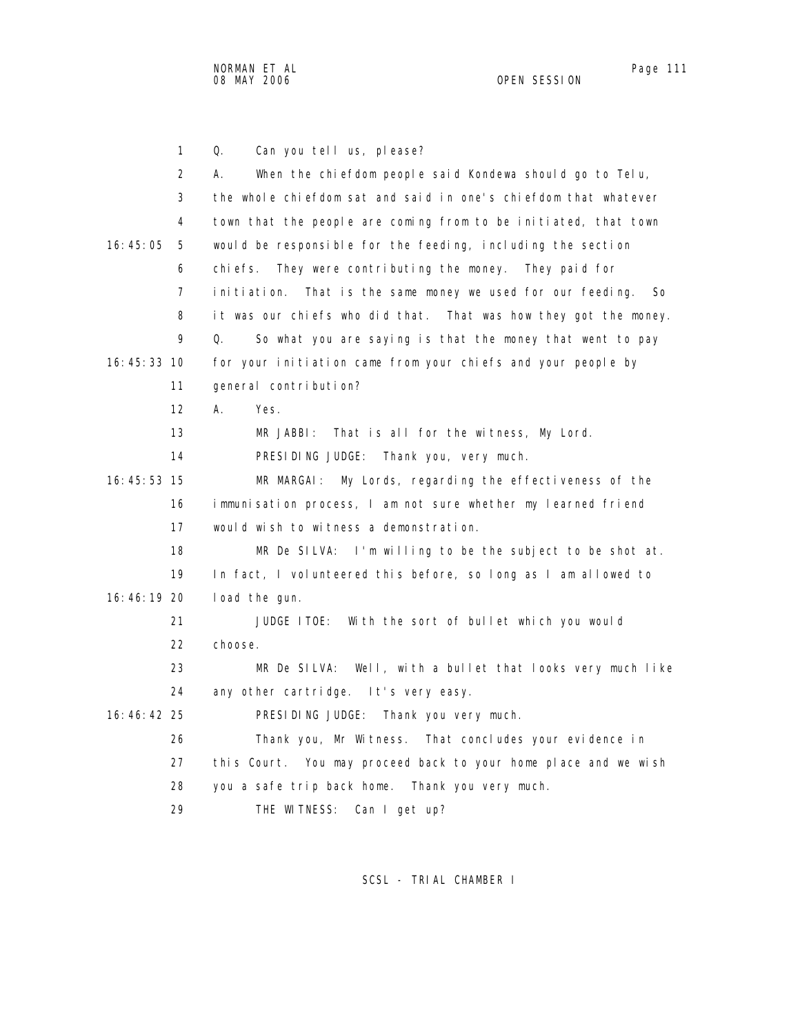1 Q. Can you tell us, please?

2 A. When the chiefdom people said Kondewa should go to Telu,
3 the whole chiefdom sat and said in one's chiefdom that whatever
4 town that the people are coming from to be initiated, that town
16:45:05 5 would be responsible for the feeding, including the section
6 chiefs. They were contributing the money. They paid for
7 initiation. That is the same money we used for our feeding. So
8 it was our chiefs who did that. That was how they got the money.

9 Q. So what you are saying is that the money that went to pay
16:45:33 10 for your initiation came from your chiefs and your people by
11 general contribution?

12 A. Yes.

13 MR JABBI: That is all for the witness, My Lord.

14 PRESIDING JUDGE: Thank you, very much.

16:45:53 15 MR MARGAI: My Lords, regarding the effectiveness of the
16 immunisation process, I am not sure whether my learned friend
17 would wish to witness a demonstration.

18 MR De SILVA: I'm willing to be the subject to be shot at.
19 In fact, I volunteered this before, so long as I am allowed to
16:46:19 20 load the gun.

21 JUDGE ITOE: With the sort of bullet which you would
22 choose.

23 MR De SILVA: Well, with a bullet that looks very much like
24 any other cartridge. It's very easy.

16:46:42 25 PRESIDING JUDGE: Thank you very much.
26 Thank you, Mr Witness. That concludes your evidence in
27 this Court. You may proceed back to your home place and we wish
28 you a safe trip back home. Thank you very much.

29 THE WITNESS: Can I get up?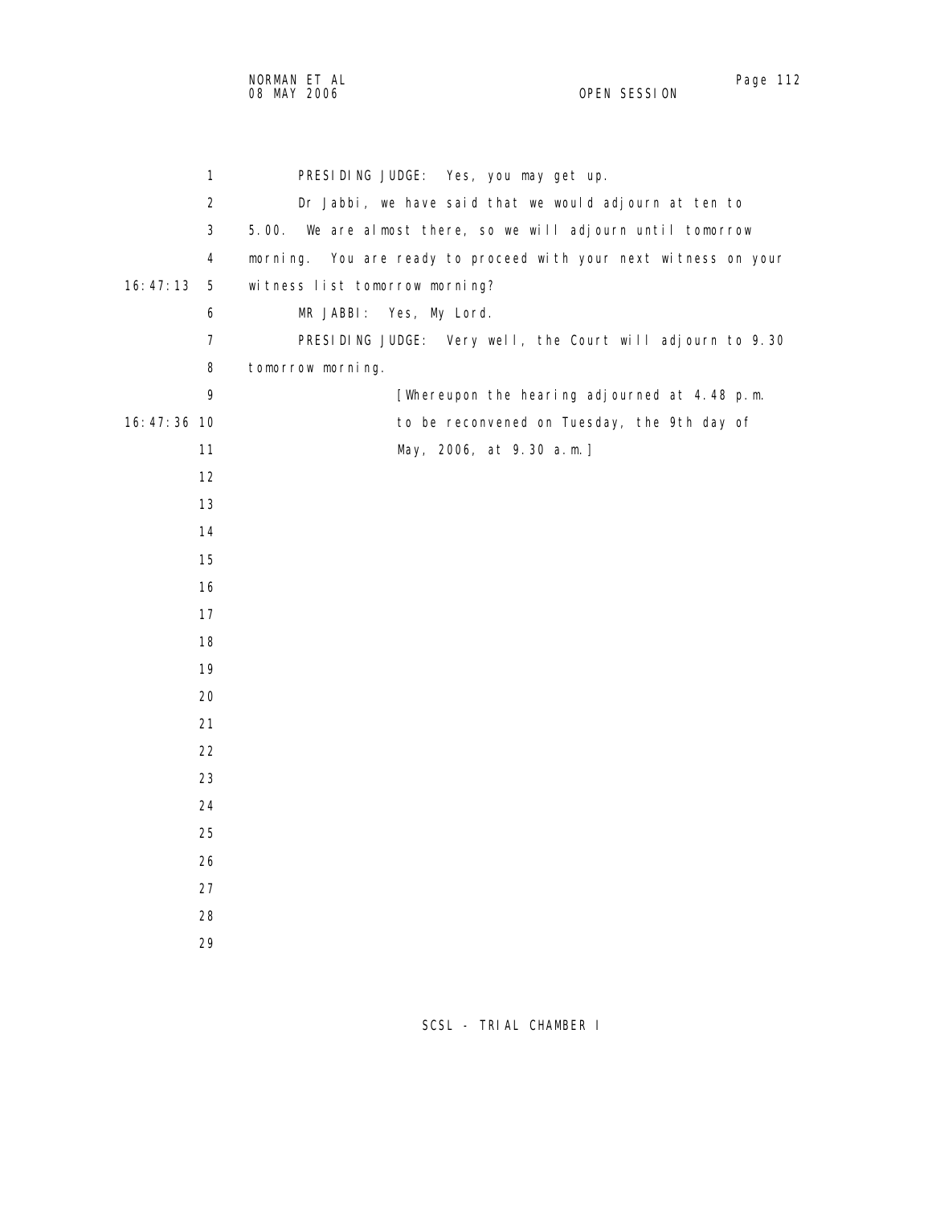PRESIDING JUDGE: Yes, you may get up.

Dr Jabbi, we have said that we would adjourn at ten to 5.00. We are almost there, so we will adjourn until tomorrow morning. You are ready to proceed with your next witness on your witness list tomorrow morning?

MR JABBI: Yes, My Lord.

PRESIDING JUDGE: Very well, the Court will adjourn to 9.30 tomorrow morning.

[Whereupon the hearing adjourned at 4.48 p.m. to be reconvened on Tuesday, the 9th day of May, 2006, at 9.30 a.m.]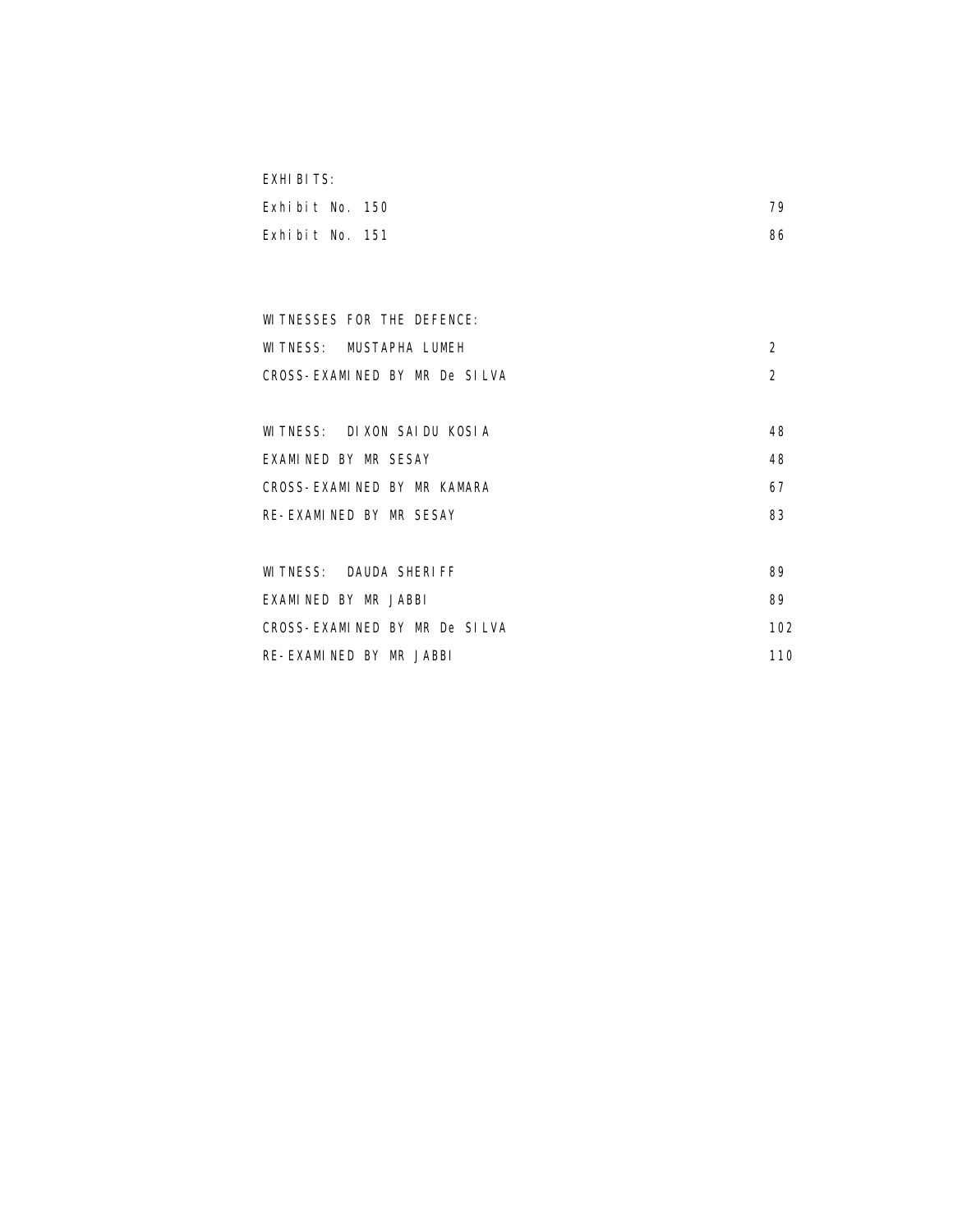EXHIBITS:

| | |
|---|---|
| Exhibit No. 150 | 79 |
| Exhibit No. 151 | 86 |

WITNESSES FOR THE DEFENCE:

| | |
|---|---|
| WITNESS: MUSTAPHA LUMEH | 2 |
| CROSS-EXAMINED BY MR De SILVA | 2 |
| | |
| WITNESS: DIXON SAIDU KOSIA | 48 |
| EXAMINED BY MR SESAY | 48 |
| CROSS-EXAMINED BY MR KAMARA | 67 |
| RE-EXAMINED BY MR SESAY | 83 |
| | |
| WITNESS: DAUDA SHERIFF | 89 |
| EXAMINED BY MR JABBI | 89 |
| CROSS-EXAMINED BY MR De SILVA | 102 |
| RE-EXAMINED BY MR JABBI | 110 |